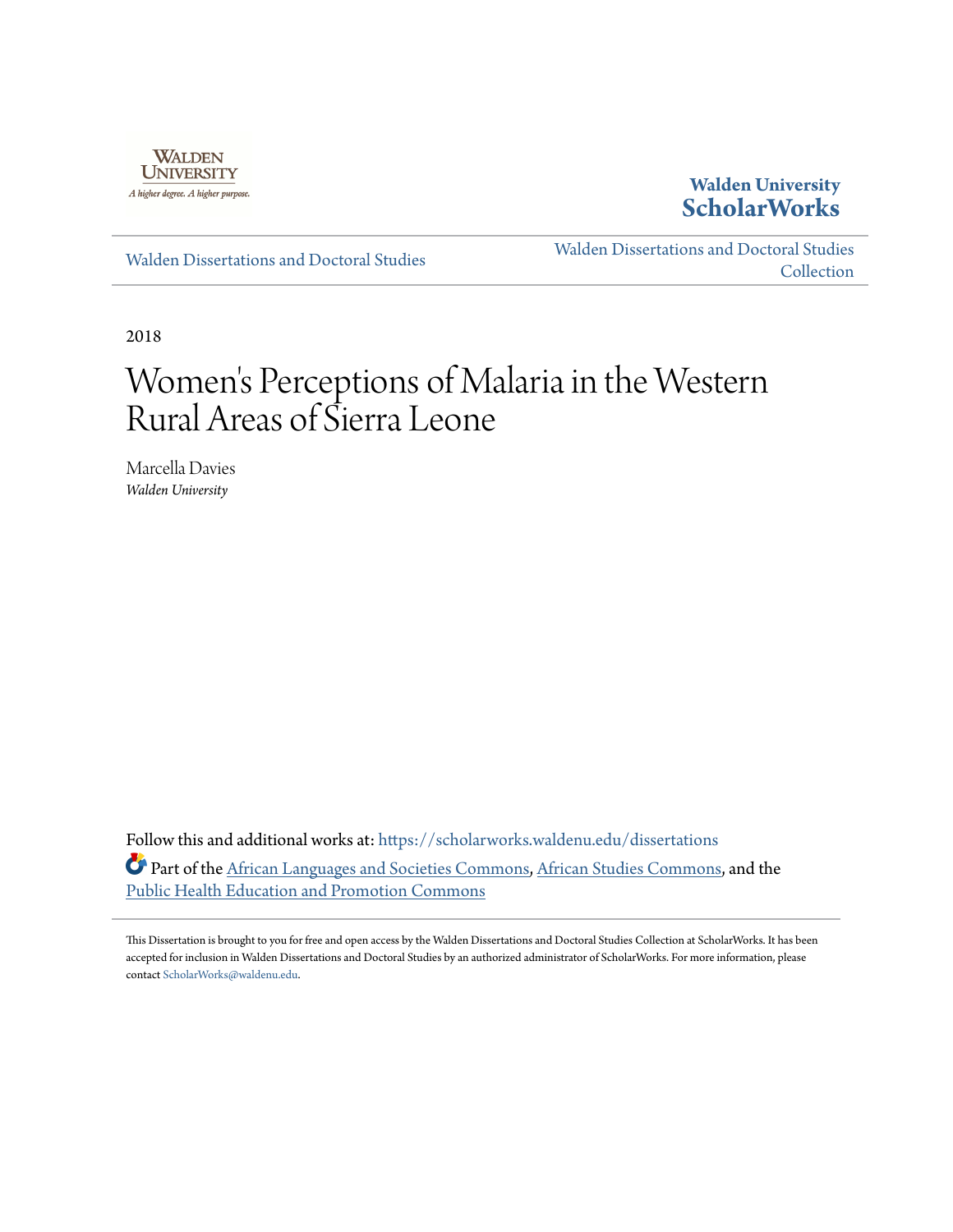Walden University

A higher degree. A higher purpose.

**Walden University ScholarWorks**

Walden Dissertations and Doctoral Studies

Walden Dissertations and Doctoral Studies Collection

2018

# Women's Perceptions of Malaria in the Western Rural Areas of Sierra Leone

Marcella Davies
*Walden University*

Follow this and additional works at: https://scholarworks.waldenu.edu/dissertations

Part of the African Languages and Societies Commons, African Studies Commons, and the Public Health Education and Promotion Commons

This Dissertation is brought to you for free and open access by the Walden Dissertations and Doctoral Studies Collection at ScholarWorks. It has been accepted for inclusion in Walden Dissertations and Doctoral Studies by an authorized administrator of ScholarWorks. For more information, please contact ScholarWorks@waldenu.edu.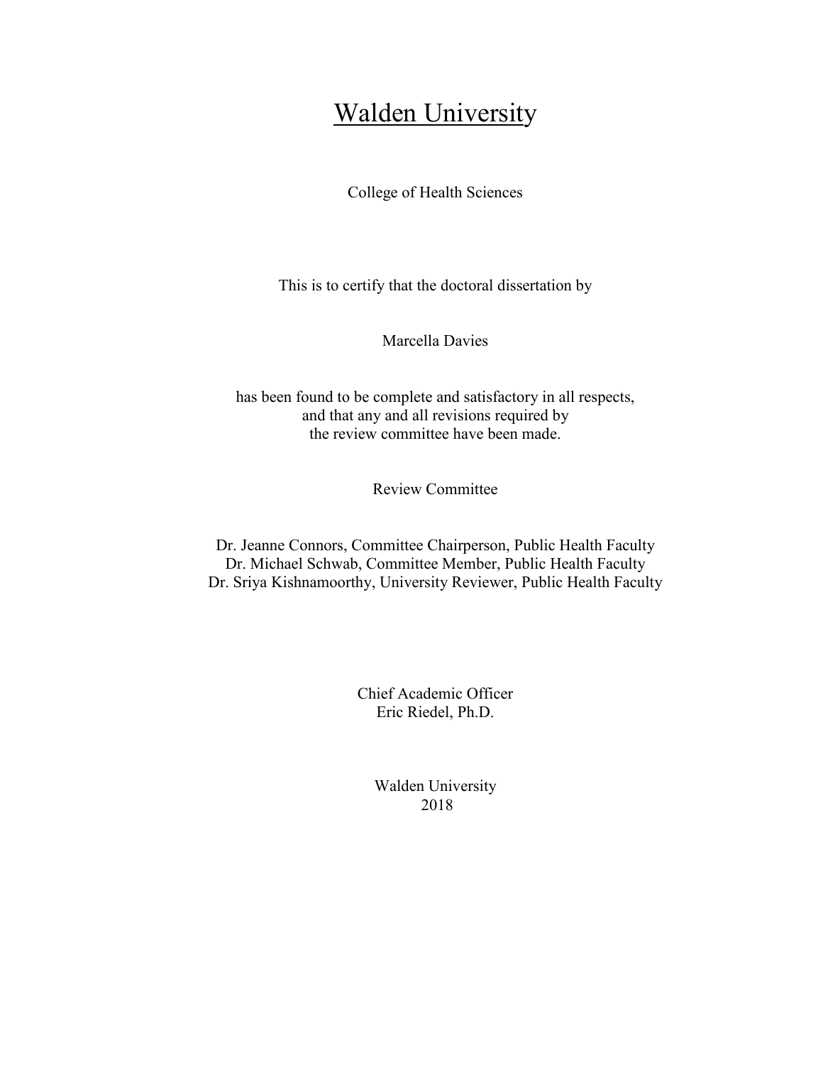# Walden University

College of Health Sciences

This is to certify that the doctoral dissertation by

Marcella Davies

has been found to be complete and satisfactory in all respects,
and that any and all revisions required by
the review committee have been made.

Review Committee

Dr. Jeanne Connors, Committee Chairperson, Public Health Faculty
Dr. Michael Schwab, Committee Member, Public Health Faculty
Dr. Sriya Kishnamoorthy, University Reviewer, Public Health Faculty

Chief Academic Officer
Eric Riedel, Ph.D.

Walden University
2018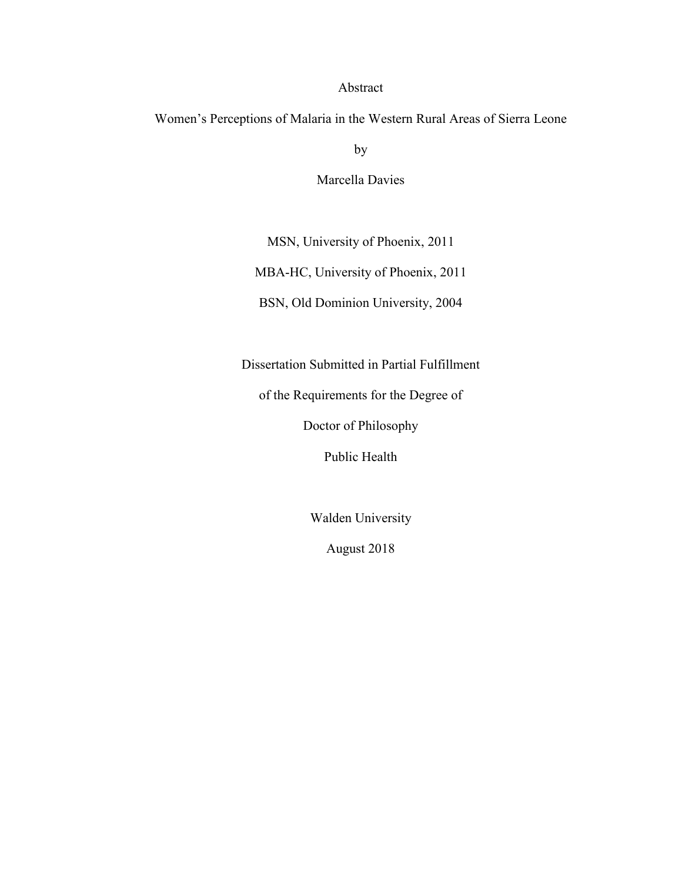Abstract

Women's Perceptions of Malaria in the Western Rural Areas of Sierra Leone

by

Marcella Davies

MSN, University of Phoenix, 2011

MBA-HC, University of Phoenix, 2011

BSN, Old Dominion University, 2004

Dissertation Submitted in Partial Fulfillment

of the Requirements for the Degree of

Doctor of Philosophy

Public Health

Walden University

August 2018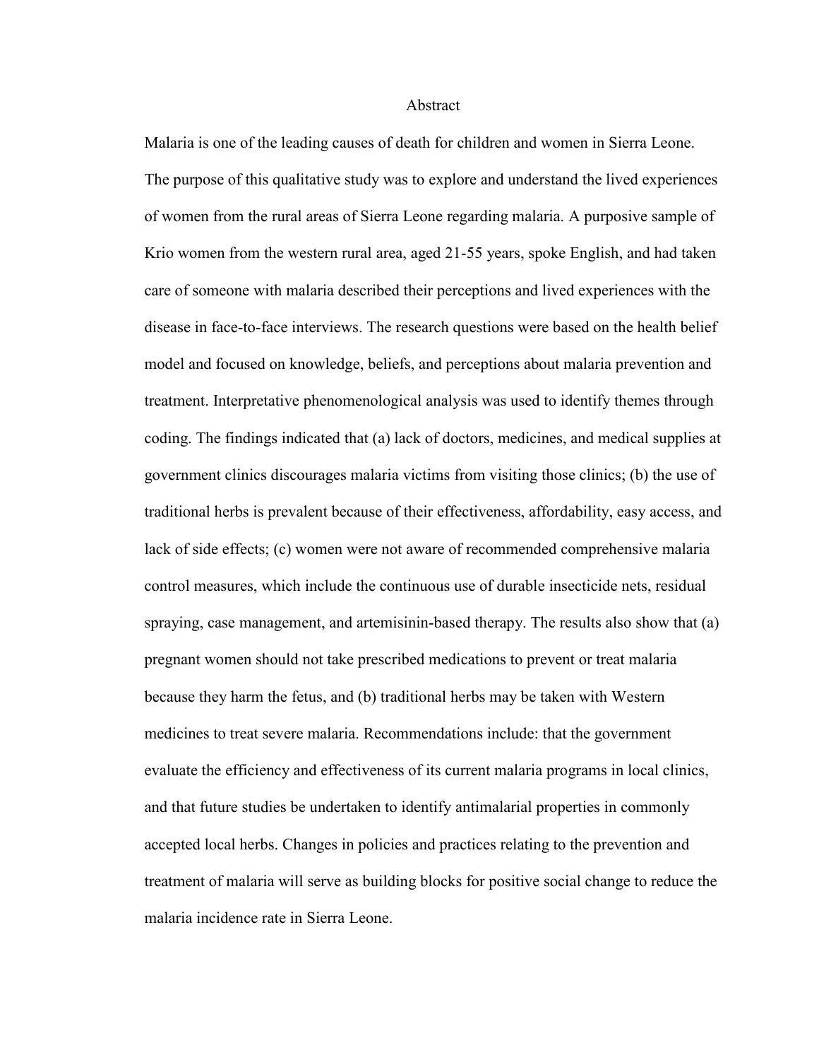# Abstract

Malaria is one of the leading causes of death for children and women in Sierra Leone. The purpose of this qualitative study was to explore and understand the lived experiences of women from the rural areas of Sierra Leone regarding malaria. A purposive sample of Krio women from the western rural area, aged 21-55 years, spoke English, and had taken care of someone with malaria described their perceptions and lived experiences with the disease in face-to-face interviews. The research questions were based on the health belief model and focused on knowledge, beliefs, and perceptions about malaria prevention and treatment. Interpretative phenomenological analysis was used to identify themes through coding. The findings indicated that (a) lack of doctors, medicines, and medical supplies at government clinics discourages malaria victims from visiting those clinics; (b) the use of traditional herbs is prevalent because of their effectiveness, affordability, easy access, and lack of side effects; (c) women were not aware of recommended comprehensive malaria control measures, which include the continuous use of durable insecticide nets, residual spraying, case management, and artemisinin-based therapy. The results also show that (a) pregnant women should not take prescribed medications to prevent or treat malaria because they harm the fetus, and (b) traditional herbs may be taken with Western medicines to treat severe malaria. Recommendations include: that the government evaluate the efficiency and effectiveness of its current malaria programs in local clinics, and that future studies be undertaken to identify antimalarial properties in commonly accepted local herbs. Changes in policies and practices relating to the prevention and treatment of malaria will serve as building blocks for positive social change to reduce the malaria incidence rate in Sierra Leone.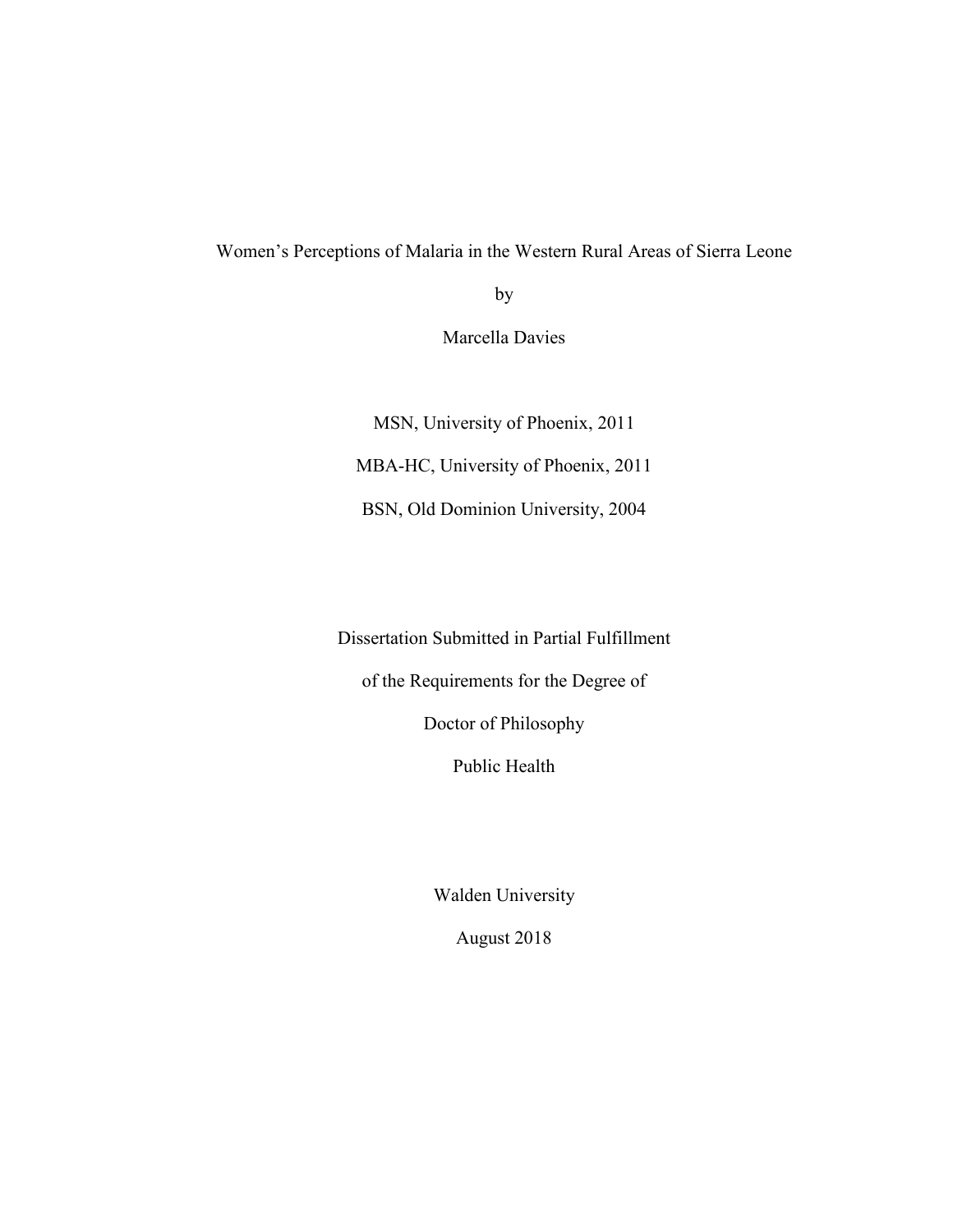Women's Perceptions of Malaria in the Western Rural Areas of Sierra Leone

by

Marcella Davies

MSN, University of Phoenix, 2011

MBA-HC, University of Phoenix, 2011

BSN, Old Dominion University, 2004

Dissertation Submitted in Partial Fulfillment

of the Requirements for the Degree of

Doctor of Philosophy

Public Health

Walden University

August 2018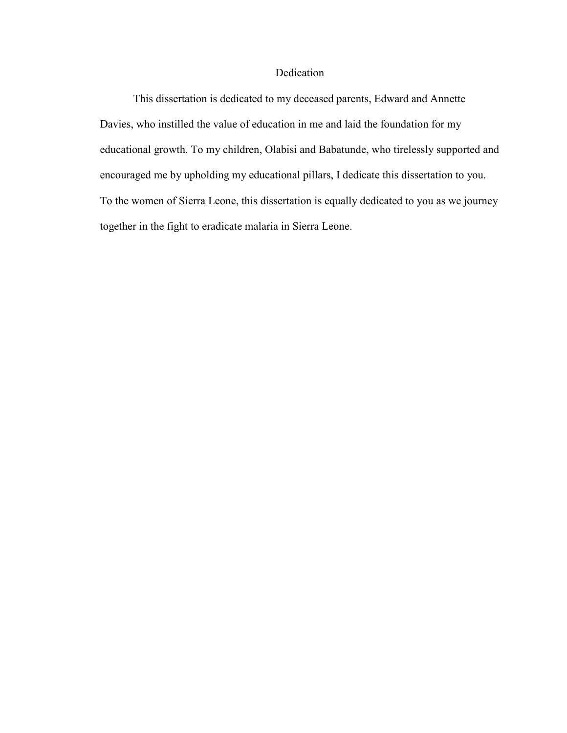# Dedication

This dissertation is dedicated to my deceased parents, Edward and Annette Davies, who instilled the value of education in me and laid the foundation for my educational growth. To my children, Olabisi and Babatunde, who tirelessly supported and encouraged me by upholding my educational pillars, I dedicate this dissertation to you. To the women of Sierra Leone, this dissertation is equally dedicated to you as we journey together in the fight to eradicate malaria in Sierra Leone.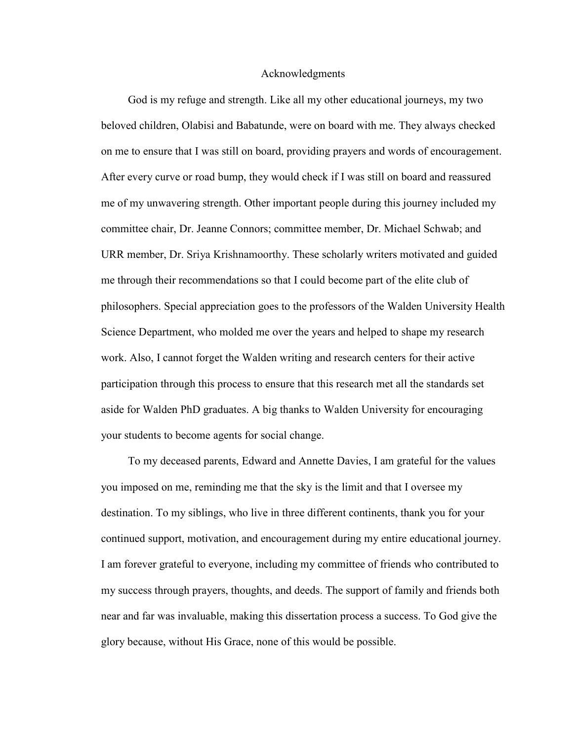# Acknowledgments

God is my refuge and strength. Like all my other educational journeys, my two beloved children, Olabisi and Babatunde, were on board with me. They always checked on me to ensure that I was still on board, providing prayers and words of encouragement. After every curve or road bump, they would check if I was still on board and reassured me of my unwavering strength. Other important people during this journey included my committee chair, Dr. Jeanne Connors; committee member, Dr. Michael Schwab; and URR member, Dr. Sriya Krishnamoorthy. These scholarly writers motivated and guided me through their recommendations so that I could become part of the elite club of philosophers. Special appreciation goes to the professors of the Walden University Health Science Department, who molded me over the years and helped to shape my research work. Also, I cannot forget the Walden writing and research centers for their active participation through this process to ensure that this research met all the standards set aside for Walden PhD graduates. A big thanks to Walden University for encouraging your students to become agents for social change.

To my deceased parents, Edward and Annette Davies, I am grateful for the values you imposed on me, reminding me that the sky is the limit and that I oversee my destination. To my siblings, who live in three different continents, thank you for your continued support, motivation, and encouragement during my entire educational journey. I am forever grateful to everyone, including my committee of friends who contributed to my success through prayers, thoughts, and deeds. The support of family and friends both near and far was invaluable, making this dissertation process a success. To God give the glory because, without His Grace, none of this would be possible.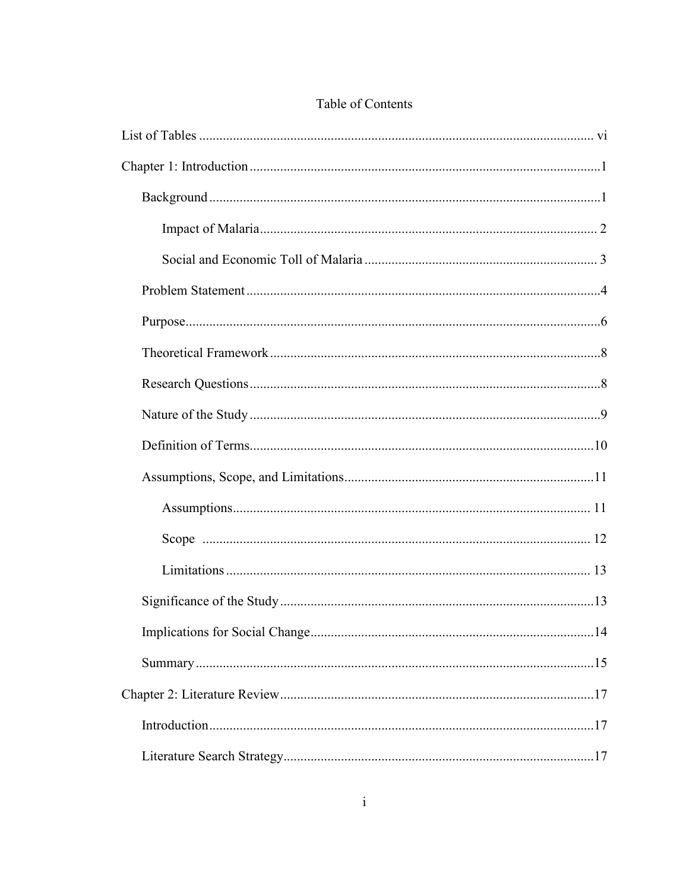# Table of Contents

List of Tables ..................................................................................................................... vi

Chapter 1: Introduction .......................................................................................................1

  Background ...................................................................................................................1

    Impact of Malaria.................................................................................................... 2

    Social and Economic Toll of Malaria ..................................................................... 3

  Problem Statement ........................................................................................................4

  Purpose...........................................................................................................................6

  Theoretical Framework ..................................................................................................8

  Research Questions ........................................................................................................8

  Nature of the Study ........................................................................................................9

  Definition of Terms......................................................................................................10

  Assumptions, Scope, and Limitations..........................................................................11

    Assumptions.......................................................................................................... 11

    Scope .................................................................................................................. 12

    Limitations ............................................................................................................ 13

  Significance of the Study .............................................................................................13

  Implications for Social Change...................................................................................14

  Summary .....................................................................................................................15

Chapter 2: Literature Review.............................................................................................17

  Introduction..................................................................................................................17

  Literature Search Strategy............................................................................................17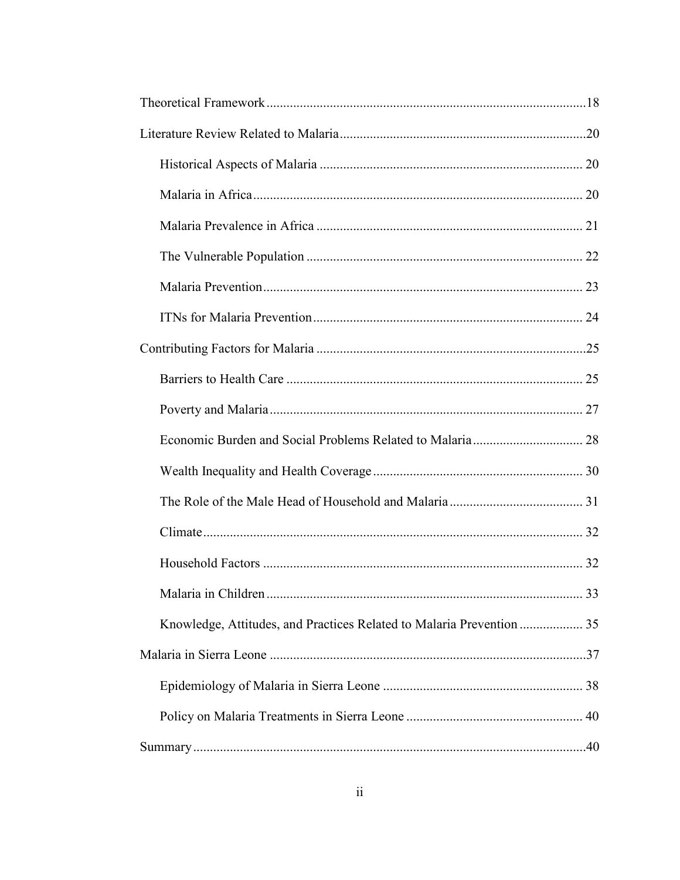Theoretical Framework ....................................................................................................18

Literature Review Related to Malaria ..........................................................................20

- Historical Aspects of Malaria ............................................................................... 20
- Malaria in Africa .................................................................................................. 20
- Malaria Prevalence in Africa ............................................................................... 21
- The Vulnerable Population .................................................................................. 22
- Malaria Prevention ............................................................................................... 23
- ITNs for Malaria Prevention ................................................................................ 24

Contributing Factors for Malaria .................................................................................25

- Barriers to Health Care ........................................................................................ 25
- Poverty and Malaria ............................................................................................. 27
- Economic Burden and Social Problems Related to Malaria ................................. 28
- Wealth Inequality and Health Coverage .............................................................. 30
- The Role of the Male Head of Household and Malaria ........................................ 31
- Climate ................................................................................................................. 32
- Household Factors ................................................................................................ 32
- Malaria in Children .............................................................................................. 33
- Knowledge, Attitudes, and Practices Related to Malaria Prevention ................... 35

Malaria in Sierra Leone ...............................................................................................37

- Epidemiology of Malaria in Sierra Leone ............................................................ 38
- Policy on Malaria Treatments in Sierra Leone ..................................................... 40

Summary .....................................................................................................................40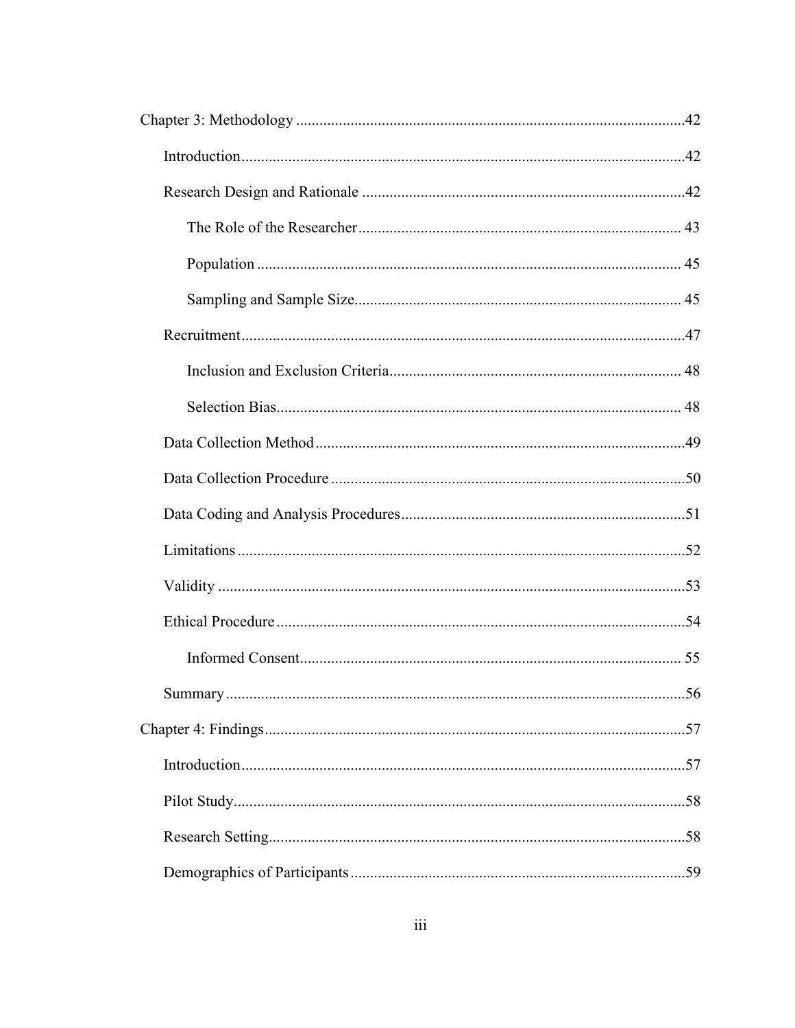Chapter 3: Methodology ....................................................................................................42

Introduction..................................................................................................................42

Research Design and Rationale ...................................................................................42

The Role of the Researcher.................................................................................. 43

Population ............................................................................................................ 45

Sampling and Sample Size................................................................................... 45

Recruitment..................................................................................................................47

Inclusion and Exclusion Criteria.......................................................................... 48

Selection Bias....................................................................................................... 48

Data Collection Method ..............................................................................................49

Data Collection Procedure ...........................................................................................50

Data Coding and Analysis Procedures.........................................................................51

Limitations ...................................................................................................................52

Validity ........................................................................................................................53

Ethical Procedure .........................................................................................................54

Informed Consent................................................................................................. 55

Summary ......................................................................................................................56

Chapter 4: Findings ............................................................................................................57

Introduction..................................................................................................................57

Pilot Study....................................................................................................................58

Research Setting...........................................................................................................58

Demographics of Participants ......................................................................................59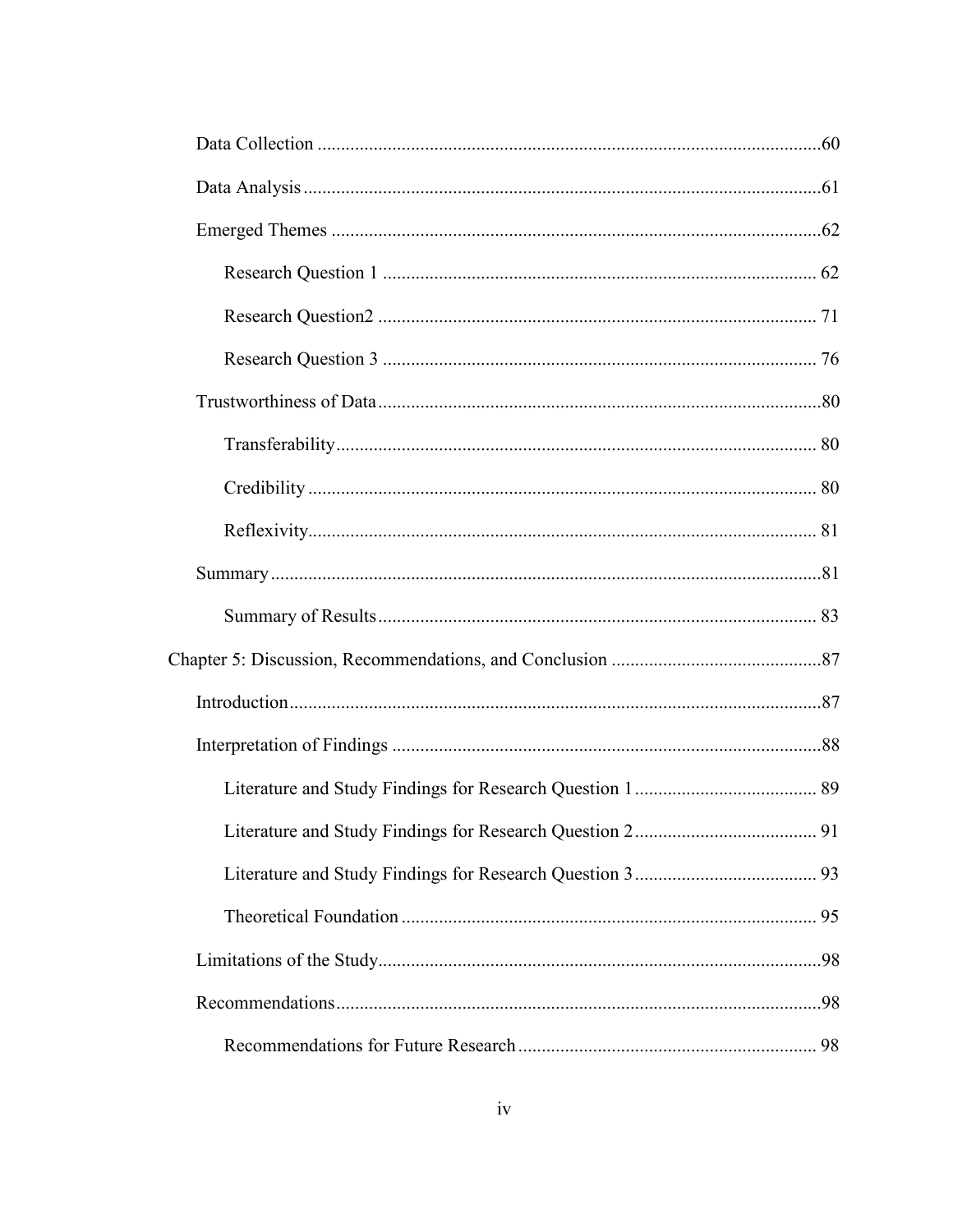Data Collection ....................................................................................................60

Data Analysis.........................................................................................................61

Emerged Themes ...................................................................................................62

Research Question 1 ....................................................................................... 62

Research Question2 ........................................................................................ 71

Research Question 3 ....................................................................................... 76

Trustworthiness of Data.........................................................................................80

Transferability................................................................................................. 80

Credibility ....................................................................................................... 80

Reflexivity....................................................................................................... 81

Summary ...............................................................................................................81

Summary of Results........................................................................................ 83

Chapter 5: Discussion, Recommendations, and Conclusion .........................................87

Introduction...........................................................................................................87

Interpretation of Findings ......................................................................................88

Literature and Study Findings for Research Question 1.................................. 89

Literature and Study Findings for Research Question 2.................................. 91

Literature and Study Findings for Research Question 3.................................. 93

Theoretical Foundation ................................................................................... 95

Limitations of the Study........................................................................................98

Recommendations..................................................................................................98

Recommendations for Future Research .......................................................... 98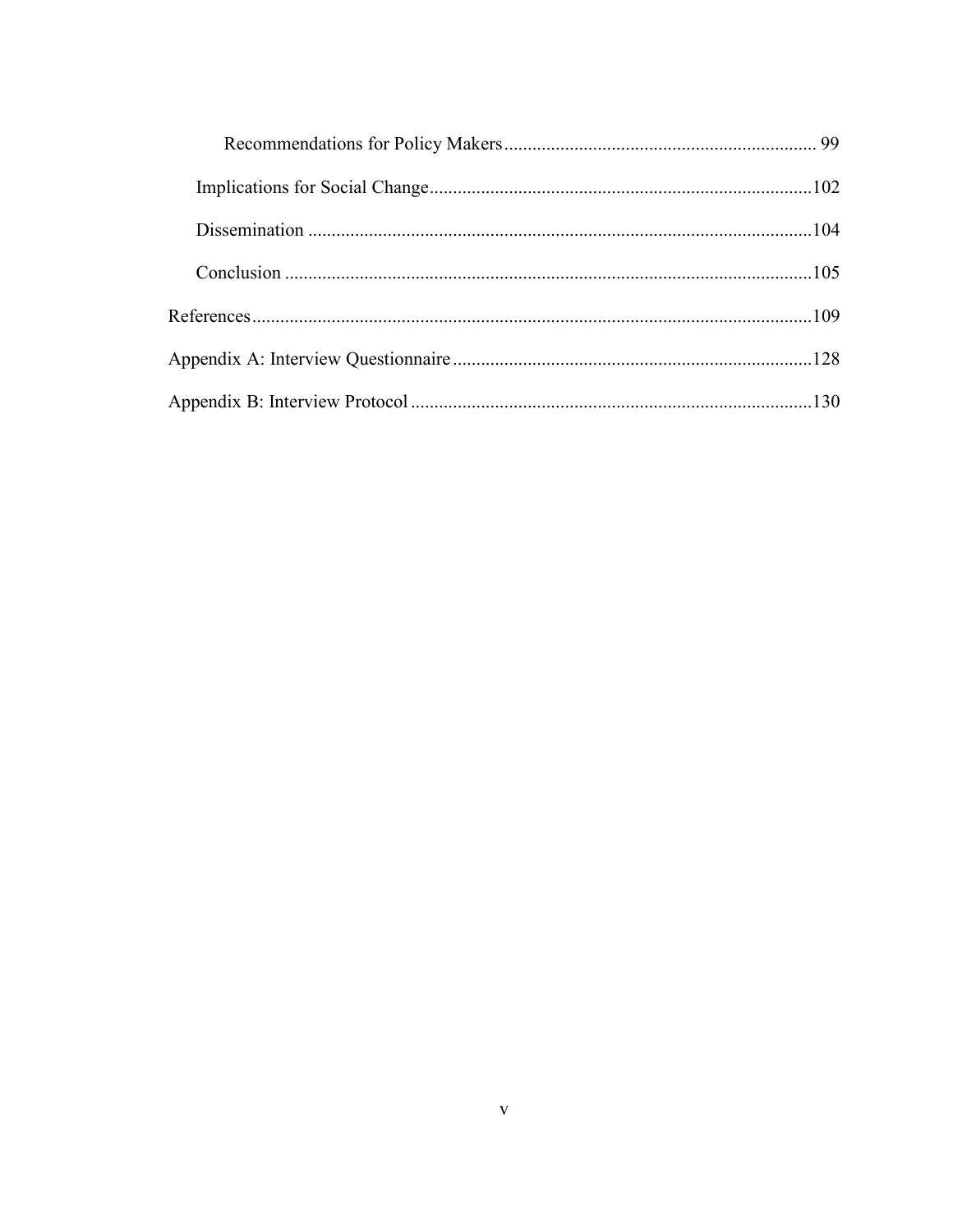Recommendations for Policy Makers ..................................................................... 99

Implications for Social Change.................................................................................102

Dissemination ...........................................................................................................104

Conclusion ................................................................................................................105

References.......................................................................................................................109

Appendix A: Interview Questionnaire ............................................................................128

Appendix B: Interview Protocol .....................................................................................130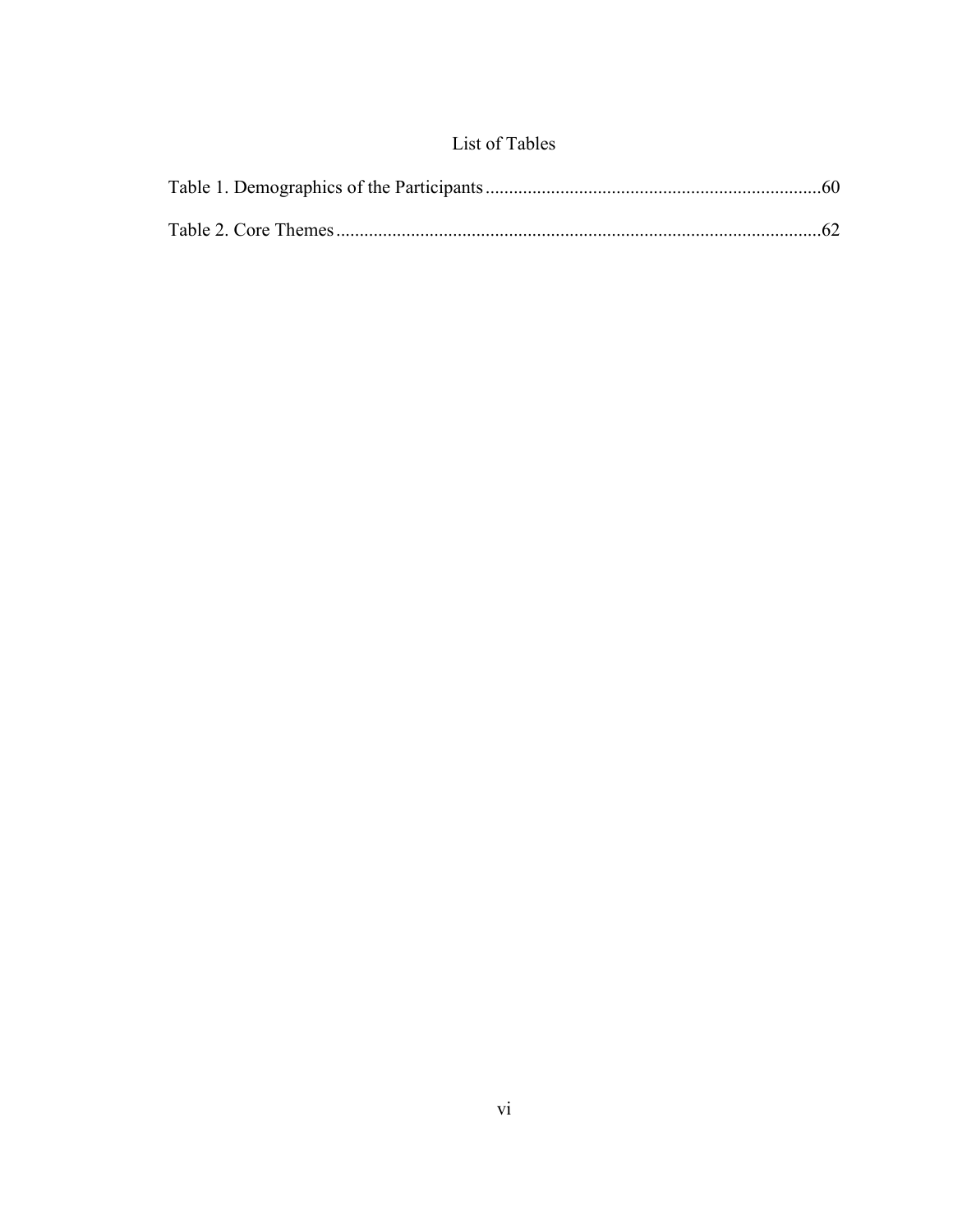# List of Tables

Table 1. Demographics of the Participants ....................................................................60

Table 2. Core Themes .....................................................................................................62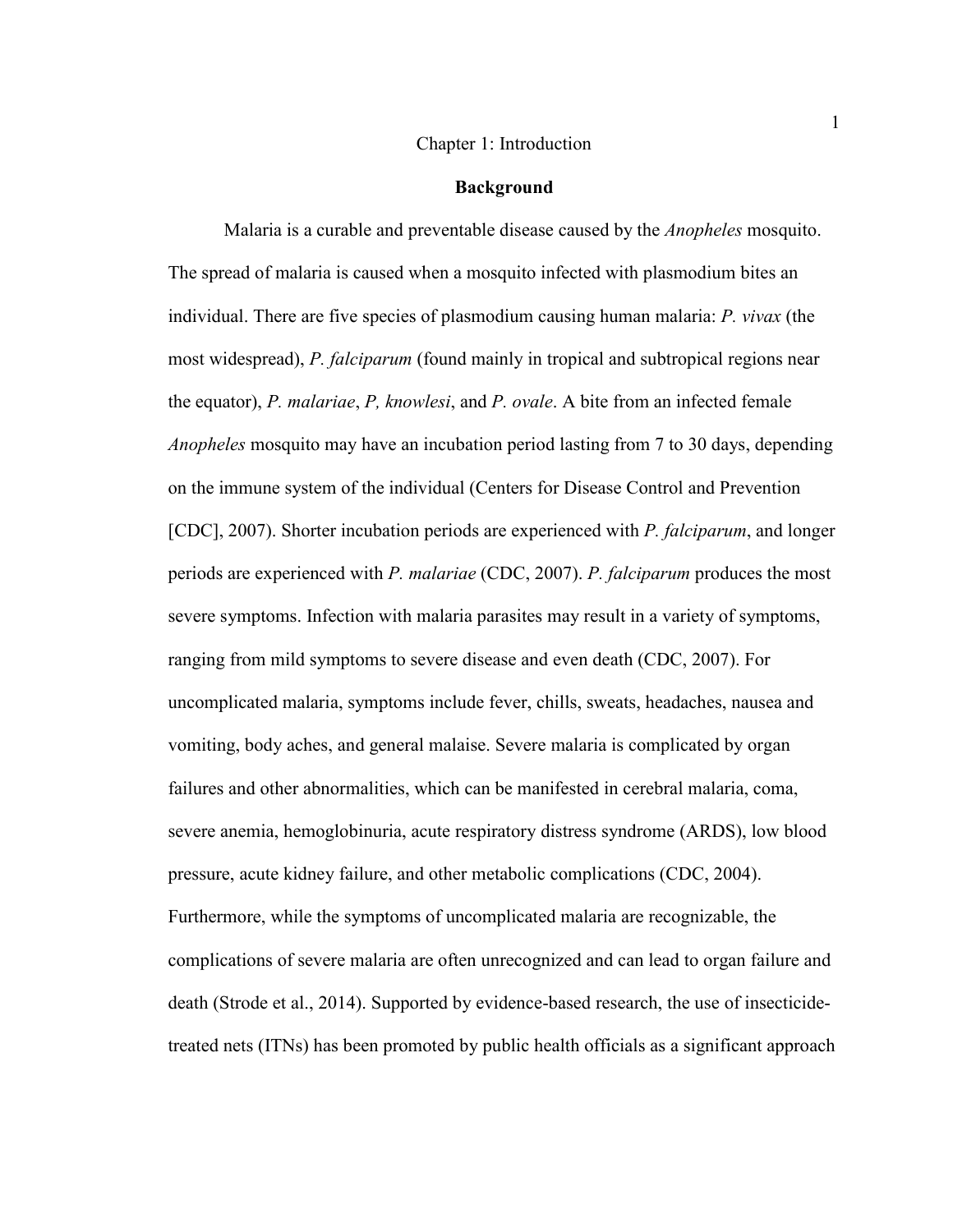# Chapter 1: Introduction

## Background

Malaria is a curable and preventable disease caused by the *Anopheles* mosquito. The spread of malaria is caused when a mosquito infected with plasmodium bites an individual. There are five species of plasmodium causing human malaria: *P. vivax* (the most widespread), *P. falciparum* (found mainly in tropical and subtropical regions near the equator), *P. malariae*, *P, knowlesi*, and *P. ovale*. A bite from an infected female *Anopheles* mosquito may have an incubation period lasting from 7 to 30 days, depending on the immune system of the individual (Centers for Disease Control and Prevention [CDC], 2007). Shorter incubation periods are experienced with *P. falciparum*, and longer periods are experienced with *P. malariae* (CDC, 2007). *P. falciparum* produces the most severe symptoms. Infection with malaria parasites may result in a variety of symptoms, ranging from mild symptoms to severe disease and even death (CDC, 2007). For uncomplicated malaria, symptoms include fever, chills, sweats, headaches, nausea and vomiting, body aches, and general malaise. Severe malaria is complicated by organ failures and other abnormalities, which can be manifested in cerebral malaria, coma, severe anemia, hemoglobinuria, acute respiratory distress syndrome (ARDS), low blood pressure, acute kidney failure, and other metabolic complications (CDC, 2004). Furthermore, while the symptoms of uncomplicated malaria are recognizable, the complications of severe malaria are often unrecognized and can lead to organ failure and death (Strode et al., 2014). Supported by evidence-based research, the use of insecticide-treated nets (ITNs) has been promoted by public health officials as a significant approach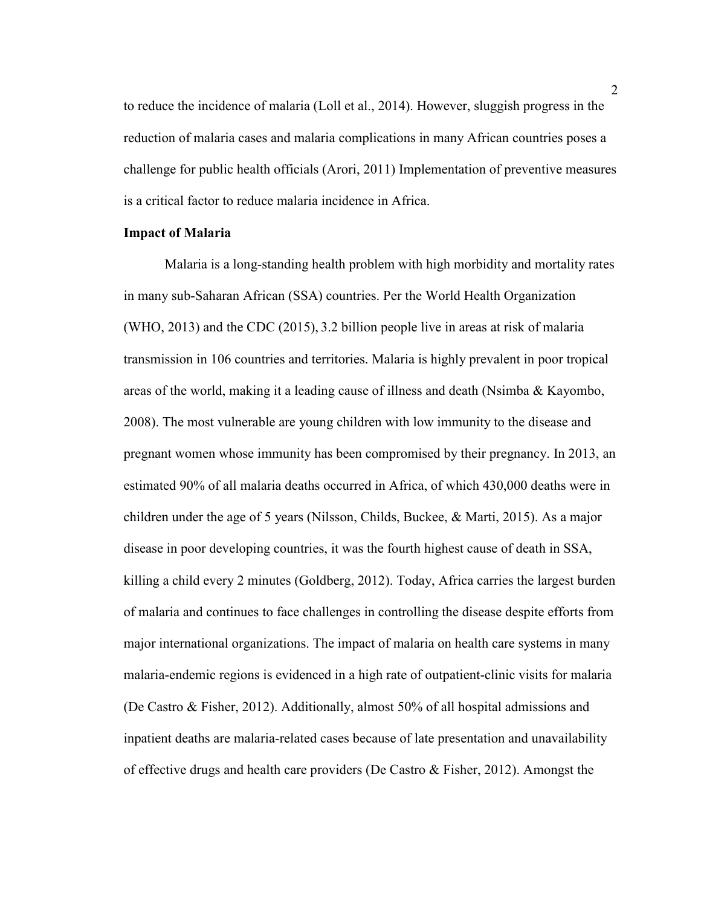to reduce the incidence of malaria (Loll et al., 2014). However, sluggish progress in the reduction of malaria cases and malaria complications in many African countries poses a challenge for public health officials (Arori, 2011) Implementation of preventive measures is a critical factor to reduce malaria incidence in Africa.

### Impact of Malaria

Malaria is a long-standing health problem with high morbidity and mortality rates in many sub-Saharan African (SSA) countries. Per the World Health Organization (WHO, 2013) and the CDC (2015), 3.2 billion people live in areas at risk of malaria transmission in 106 countries and territories. Malaria is highly prevalent in poor tropical areas of the world, making it a leading cause of illness and death (Nsimba & Kayombo, 2008). The most vulnerable are young children with low immunity to the disease and pregnant women whose immunity has been compromised by their pregnancy. In 2013, an estimated 90% of all malaria deaths occurred in Africa, of which 430,000 deaths were in children under the age of 5 years (Nilsson, Childs, Buckee, & Marti, 2015). As a major disease in poor developing countries, it was the fourth highest cause of death in SSA, killing a child every 2 minutes (Goldberg, 2012). Today, Africa carries the largest burden of malaria and continues to face challenges in controlling the disease despite efforts from major international organizations. The impact of malaria on health care systems in many malaria-endemic regions is evidenced in a high rate of outpatient-clinic visits for malaria (De Castro & Fisher, 2012). Additionally, almost 50% of all hospital admissions and inpatient deaths are malaria-related cases because of late presentation and unavailability of effective drugs and health care providers (De Castro & Fisher, 2012). Amongst the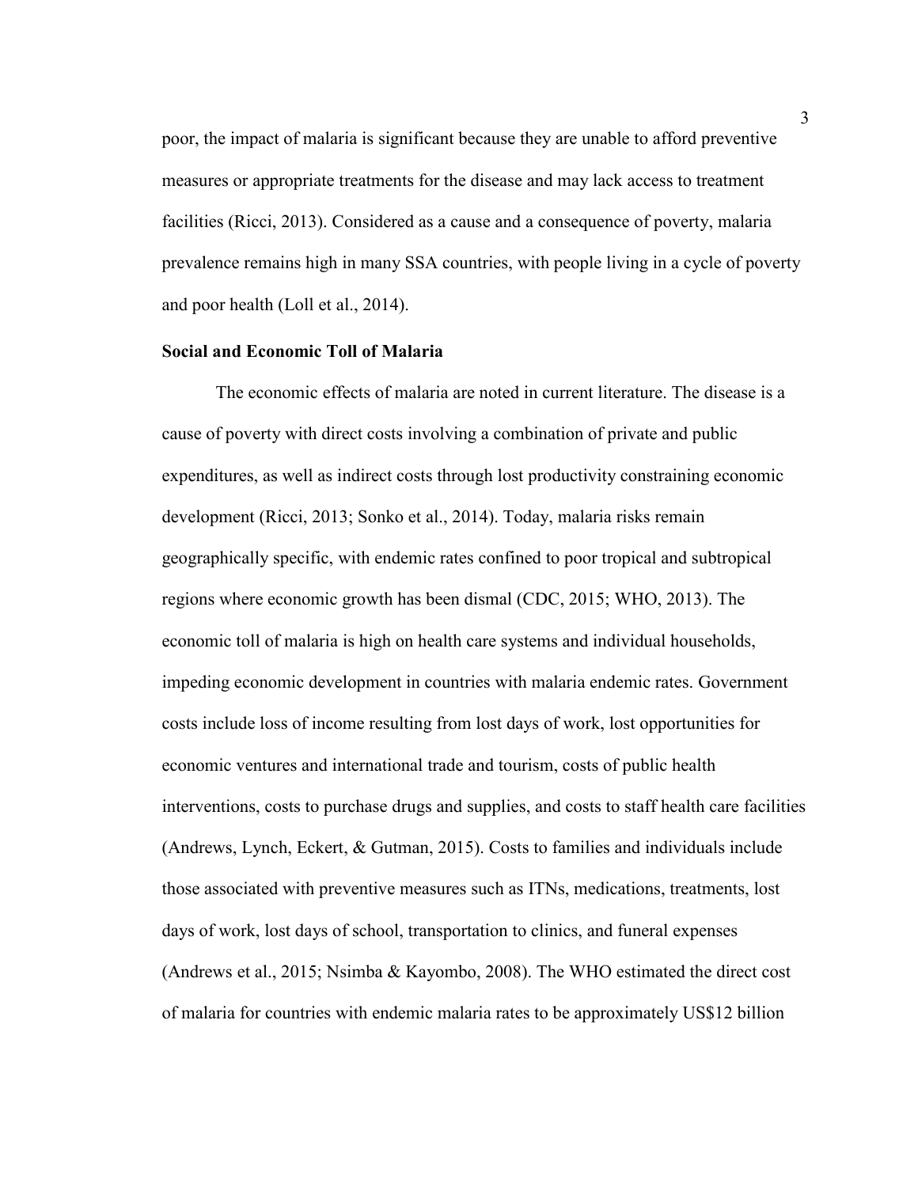poor, the impact of malaria is significant because they are unable to afford preventive measures or appropriate treatments for the disease and may lack access to treatment facilities (Ricci, 2013). Considered as a cause and a consequence of poverty, malaria prevalence remains high in many SSA countries, with people living in a cycle of poverty and poor health (Loll et al., 2014).

### Social and Economic Toll of Malaria

The economic effects of malaria are noted in current literature. The disease is a cause of poverty with direct costs involving a combination of private and public expenditures, as well as indirect costs through lost productivity constraining economic development (Ricci, 2013; Sonko et al., 2014). Today, malaria risks remain geographically specific, with endemic rates confined to poor tropical and subtropical regions where economic growth has been dismal (CDC, 2015; WHO, 2013). The economic toll of malaria is high on health care systems and individual households, impeding economic development in countries with malaria endemic rates. Government costs include loss of income resulting from lost days of work, lost opportunities for economic ventures and international trade and tourism, costs of public health interventions, costs to purchase drugs and supplies, and costs to staff health care facilities (Andrews, Lynch, Eckert, & Gutman, 2015). Costs to families and individuals include those associated with preventive measures such as ITNs, medications, treatments, lost days of work, lost days of school, transportation to clinics, and funeral expenses (Andrews et al., 2015; Nsimba & Kayombo, 2008). The WHO estimated the direct cost of malaria for countries with endemic malaria rates to be approximately US$12 billion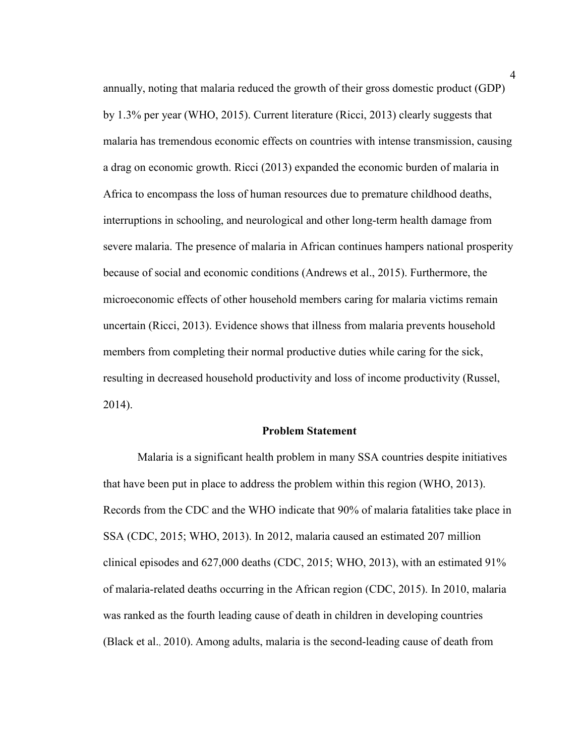annually, noting that malaria reduced the growth of their gross domestic product (GDP) by 1.3% per year (WHO, 2015). Current literature (Ricci, 2013) clearly suggests that malaria has tremendous economic effects on countries with intense transmission, causing a drag on economic growth. Ricci (2013) expanded the economic burden of malaria in Africa to encompass the loss of human resources due to premature childhood deaths, interruptions in schooling, and neurological and other long-term health damage from severe malaria. The presence of malaria in African continues hampers national prosperity because of social and economic conditions (Andrews et al., 2015). Furthermore, the microeconomic effects of other household members caring for malaria victims remain uncertain (Ricci, 2013). Evidence shows that illness from malaria prevents household members from completing their normal productive duties while caring for the sick, resulting in decreased household productivity and loss of income productivity (Russel, 2014).

## Problem Statement

Malaria is a significant health problem in many SSA countries despite initiatives that have been put in place to address the problem within this region (WHO, 2013). Records from the CDC and the WHO indicate that 90% of malaria fatalities take place in SSA (CDC, 2015; WHO, 2013). In 2012, malaria caused an estimated 207 million clinical episodes and 627,000 deaths (CDC, 2015; WHO, 2013), with an estimated 91% of malaria-related deaths occurring in the African region (CDC, 2015). In 2010, malaria was ranked as the fourth leading cause of death in children in developing countries (Black et al., 2010). Among adults, malaria is the second-leading cause of death from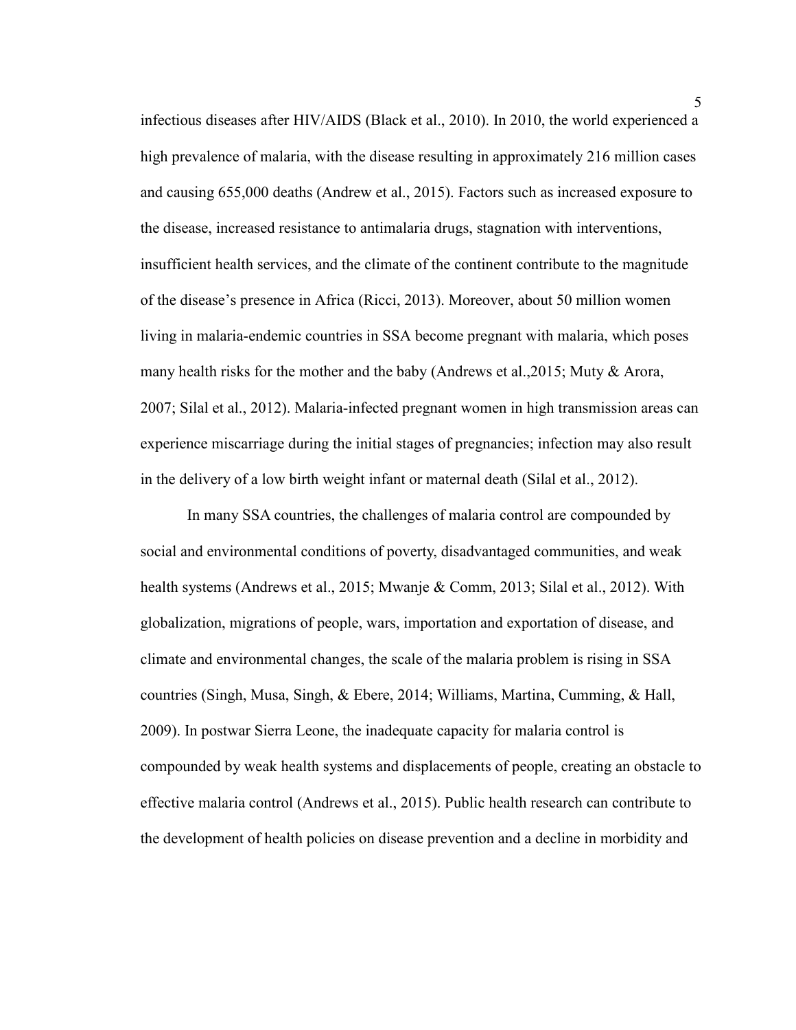infectious diseases after HIV/AIDS (Black et al., 2010). In 2010, the world experienced a high prevalence of malaria, with the disease resulting in approximately 216 million cases and causing 655,000 deaths (Andrew et al., 2015). Factors such as increased exposure to the disease, increased resistance to antimalaria drugs, stagnation with interventions, insufficient health services, and the climate of the continent contribute to the magnitude of the disease's presence in Africa (Ricci, 2013). Moreover, about 50 million women living in malaria-endemic countries in SSA become pregnant with malaria, which poses many health risks for the mother and the baby (Andrews et al.,2015; Muty & Arora, 2007; Silal et al., 2012). Malaria-infected pregnant women in high transmission areas can experience miscarriage during the initial stages of pregnancies; infection may also result in the delivery of a low birth weight infant or maternal death (Silal et al., 2012).

In many SSA countries, the challenges of malaria control are compounded by social and environmental conditions of poverty, disadvantaged communities, and weak health systems (Andrews et al., 2015; Mwanje & Comm, 2013; Silal et al., 2012). With globalization, migrations of people, wars, importation and exportation of disease, and climate and environmental changes, the scale of the malaria problem is rising in SSA countries (Singh, Musa, Singh, & Ebere, 2014; Williams, Martina, Cumming, & Hall, 2009). In postwar Sierra Leone, the inadequate capacity for malaria control is compounded by weak health systems and displacements of people, creating an obstacle to effective malaria control (Andrews et al., 2015). Public health research can contribute to the development of health policies on disease prevention and a decline in morbidity and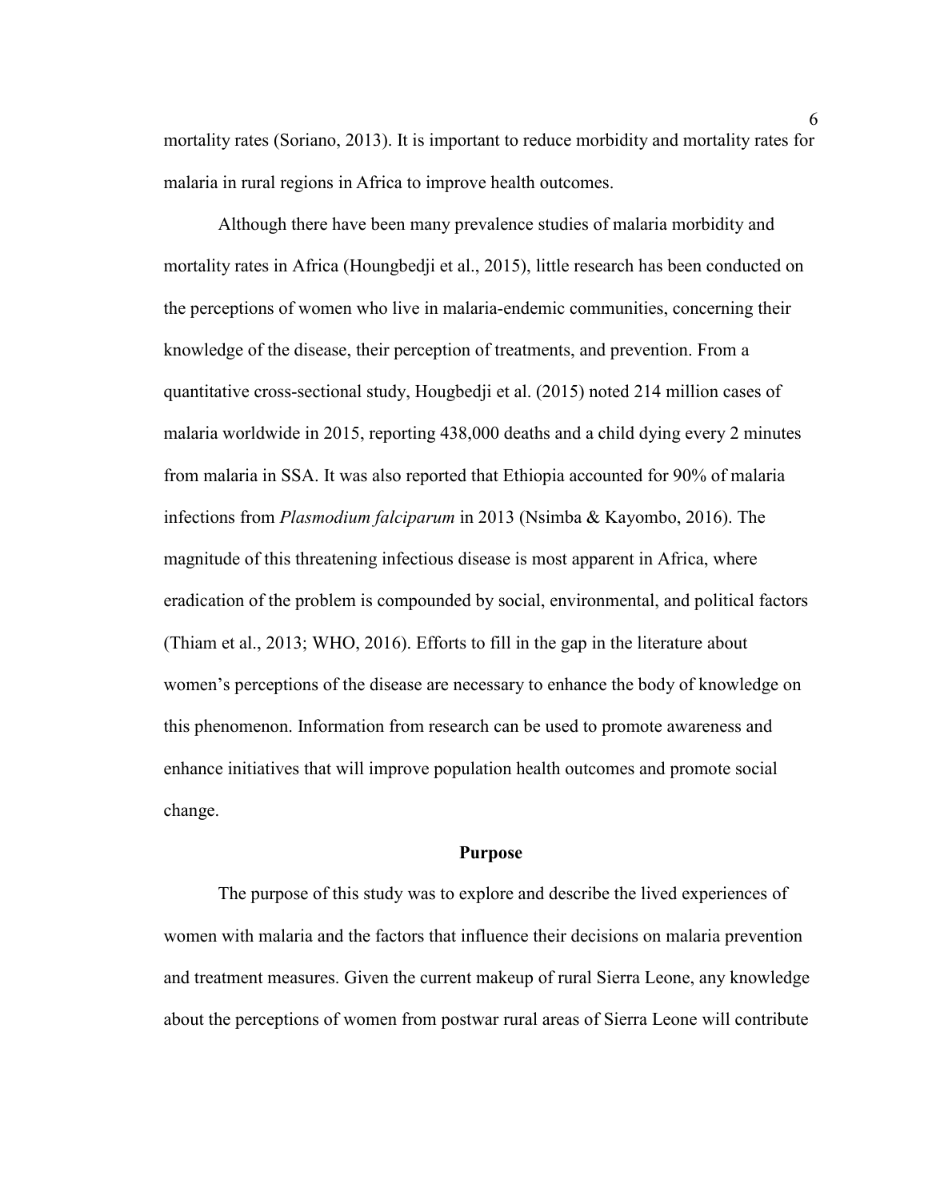mortality rates (Soriano, 2013). It is important to reduce morbidity and mortality rates for malaria in rural regions in Africa to improve health outcomes.

Although there have been many prevalence studies of malaria morbidity and mortality rates in Africa (Houngbedji et al., 2015), little research has been conducted on the perceptions of women who live in malaria-endemic communities, concerning their knowledge of the disease, their perception of treatments, and prevention. From a quantitative cross-sectional study, Hougbedji et al. (2015) noted 214 million cases of malaria worldwide in 2015, reporting 438,000 deaths and a child dying every 2 minutes from malaria in SSA. It was also reported that Ethiopia accounted for 90% of malaria infections from *Plasmodium falciparum* in 2013 (Nsimba & Kayombo, 2016). The magnitude of this threatening infectious disease is most apparent in Africa, where eradication of the problem is compounded by social, environmental, and political factors (Thiam et al., 2013; WHO, 2016). Efforts to fill in the gap in the literature about women's perceptions of the disease are necessary to enhance the body of knowledge on this phenomenon. Information from research can be used to promote awareness and enhance initiatives that will improve population health outcomes and promote social change.

## Purpose

The purpose of this study was to explore and describe the lived experiences of women with malaria and the factors that influence their decisions on malaria prevention and treatment measures. Given the current makeup of rural Sierra Leone, any knowledge about the perceptions of women from postwar rural areas of Sierra Leone will contribute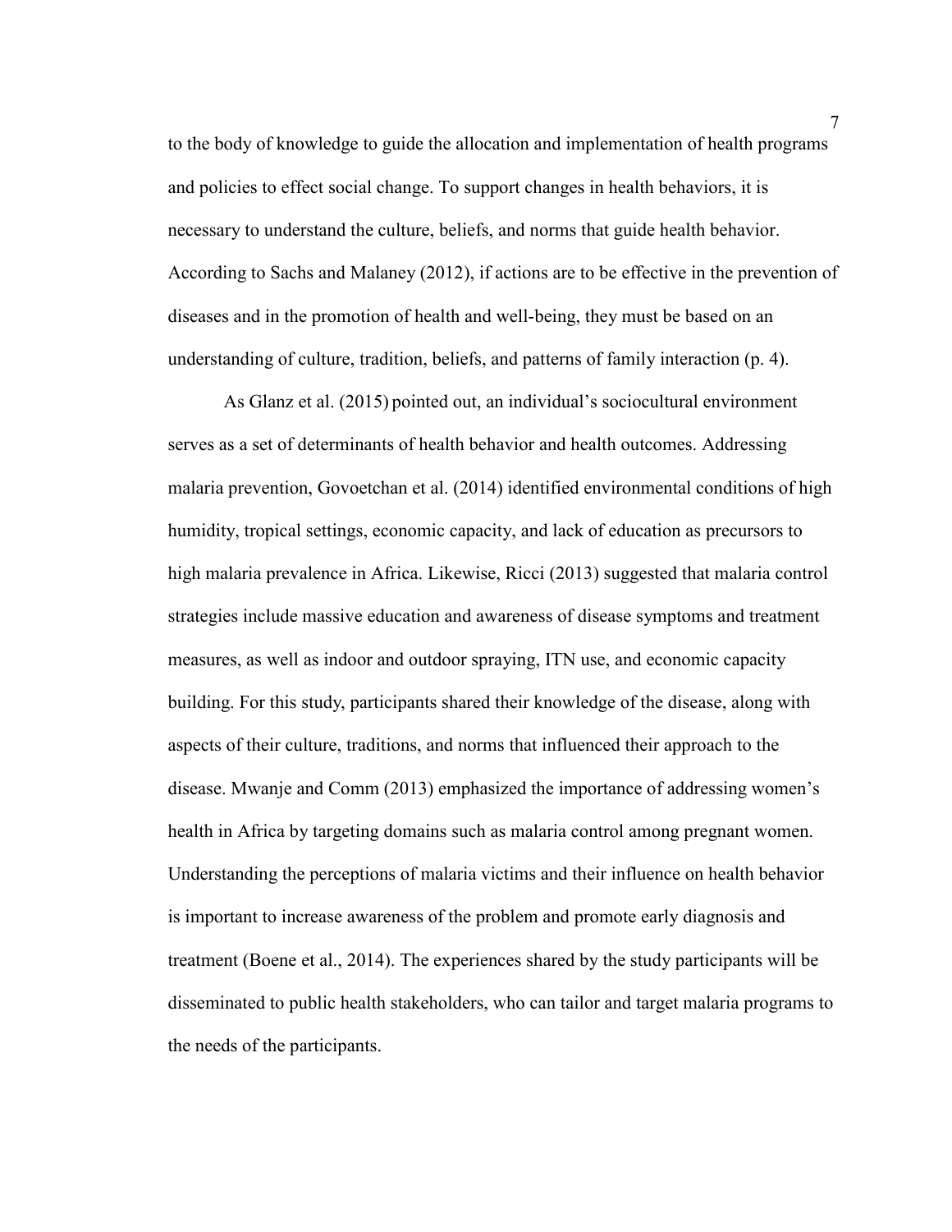to the body of knowledge to guide the allocation and implementation of health programs and policies to effect social change. To support changes in health behaviors, it is necessary to understand the culture, beliefs, and norms that guide health behavior. According to Sachs and Malaney (2012), if actions are to be effective in the prevention of diseases and in the promotion of health and well-being, they must be based on an understanding of culture, tradition, beliefs, and patterns of family interaction (p. 4).

As Glanz et al. (2015) pointed out, an individual's sociocultural environment serves as a set of determinants of health behavior and health outcomes. Addressing malaria prevention, Govoetchan et al. (2014) identified environmental conditions of high humidity, tropical settings, economic capacity, and lack of education as precursors to high malaria prevalence in Africa. Likewise, Ricci (2013) suggested that malaria control strategies include massive education and awareness of disease symptoms and treatment measures, as well as indoor and outdoor spraying, ITN use, and economic capacity building. For this study, participants shared their knowledge of the disease, along with aspects of their culture, traditions, and norms that influenced their approach to the disease. Mwanje and Comm (2013) emphasized the importance of addressing women's health in Africa by targeting domains such as malaria control among pregnant women. Understanding the perceptions of malaria victims and their influence on health behavior is important to increase awareness of the problem and promote early diagnosis and treatment (Boene et al., 2014). The experiences shared by the study participants will be disseminated to public health stakeholders, who can tailor and target malaria programs to the needs of the participants.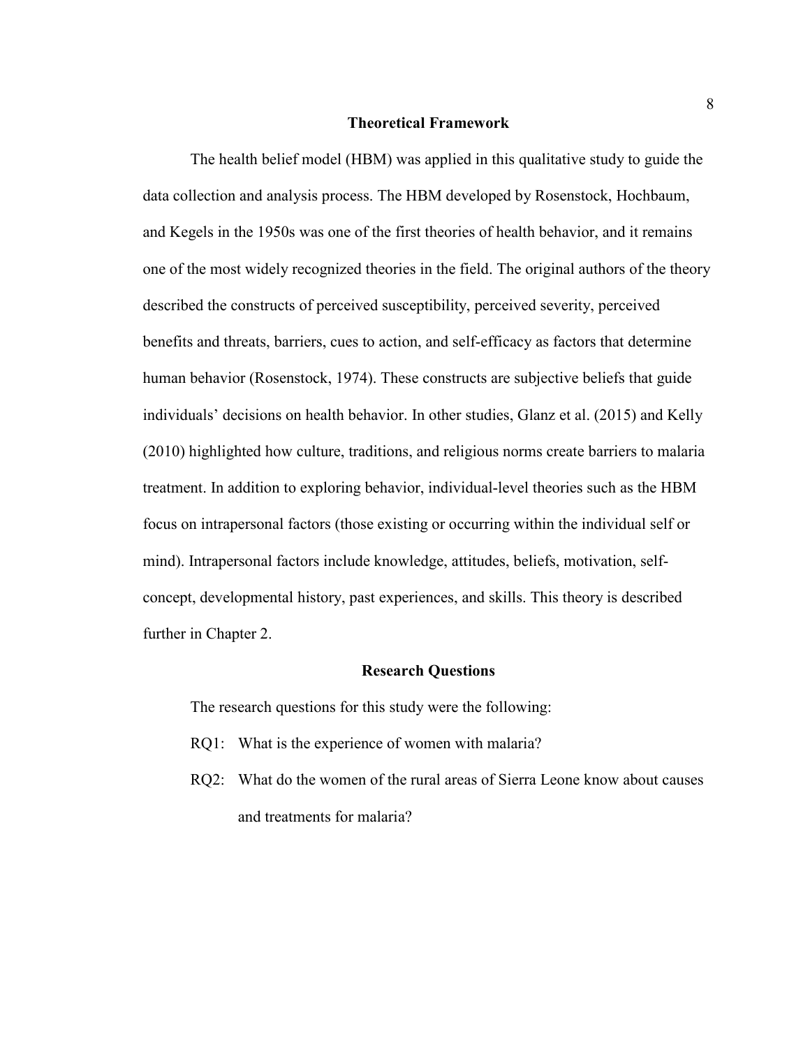## Theoretical Framework

The health belief model (HBM) was applied in this qualitative study to guide the data collection and analysis process. The HBM developed by Rosenstock, Hochbaum, and Kegels in the 1950s was one of the first theories of health behavior, and it remains one of the most widely recognized theories in the field. The original authors of the theory described the constructs of perceived susceptibility, perceived severity, perceived benefits and threats, barriers, cues to action, and self-efficacy as factors that determine human behavior (Rosenstock, 1974). These constructs are subjective beliefs that guide individuals' decisions on health behavior. In other studies, Glanz et al. (2015) and Kelly (2010) highlighted how culture, traditions, and religious norms create barriers to malaria treatment. In addition to exploring behavior, individual-level theories such as the HBM focus on intrapersonal factors (those existing or occurring within the individual self or mind). Intrapersonal factors include knowledge, attitudes, beliefs, motivation, self-concept, developmental history, past experiences, and skills. This theory is described further in Chapter 2.

## Research Questions

The research questions for this study were the following:

RQ1: What is the experience of women with malaria?

RQ2: What do the women of the rural areas of Sierra Leone know about causes and treatments for malaria?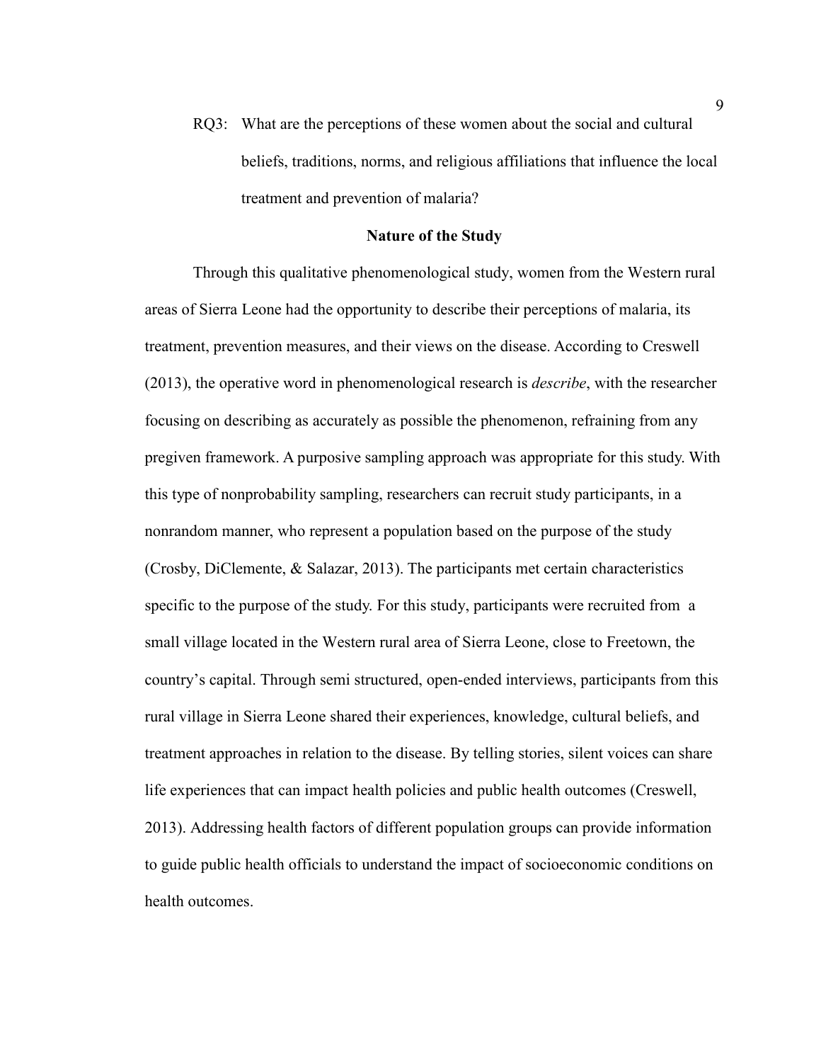RQ3: What are the perceptions of these women about the social and cultural beliefs, traditions, norms, and religious affiliations that influence the local treatment and prevention of malaria?

## Nature of the Study

Through this qualitative phenomenological study, women from the Western rural areas of Sierra Leone had the opportunity to describe their perceptions of malaria, its treatment, prevention measures, and their views on the disease. According to Creswell (2013), the operative word in phenomenological research is *describe*, with the researcher focusing on describing as accurately as possible the phenomenon, refraining from any pregiven framework. A purposive sampling approach was appropriate for this study. With this type of nonprobability sampling, researchers can recruit study participants, in a nonrandom manner, who represent a population based on the purpose of the study (Crosby, DiClemente, & Salazar, 2013). The participants met certain characteristics specific to the purpose of the study. For this study, participants were recruited from a small village located in the Western rural area of Sierra Leone, close to Freetown, the country's capital. Through semi structured, open-ended interviews, participants from this rural village in Sierra Leone shared their experiences, knowledge, cultural beliefs, and treatment approaches in relation to the disease. By telling stories, silent voices can share life experiences that can impact health policies and public health outcomes (Creswell, 2013). Addressing health factors of different population groups can provide information to guide public health officials to understand the impact of socioeconomic conditions on health outcomes.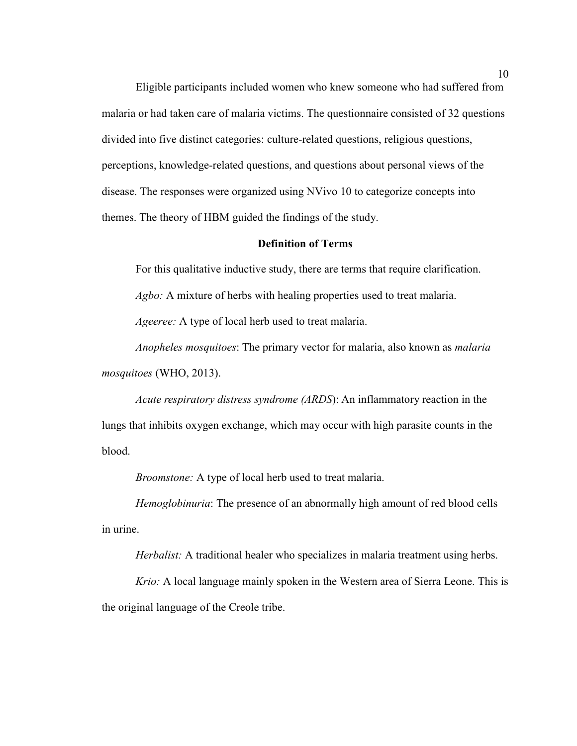Eligible participants included women who knew someone who had suffered from malaria or had taken care of malaria victims. The questionnaire consisted of 32 questions divided into five distinct categories: culture-related questions, religious questions, perceptions, knowledge-related questions, and questions about personal views of the disease. The responses were organized using NVivo 10 to categorize concepts into themes. The theory of HBM guided the findings of the study.

## Definition of Terms

For this qualitative inductive study, there are terms that require clarification.

*Agbo:* A mixture of herbs with healing properties used to treat malaria.

*Ageeree:* A type of local herb used to treat malaria.

*Anopheles mosquitoes*: The primary vector for malaria, also known as *malaria mosquitoes* (WHO, 2013).

*Acute respiratory distress syndrome (ARDS*): An inflammatory reaction in the lungs that inhibits oxygen exchange, which may occur with high parasite counts in the blood.

*Broomstone:* A type of local herb used to treat malaria.

*Hemoglobinuria*: The presence of an abnormally high amount of red blood cells in urine.

*Herbalist:* A traditional healer who specializes in malaria treatment using herbs.

*Krio:* A local language mainly spoken in the Western area of Sierra Leone. This is the original language of the Creole tribe.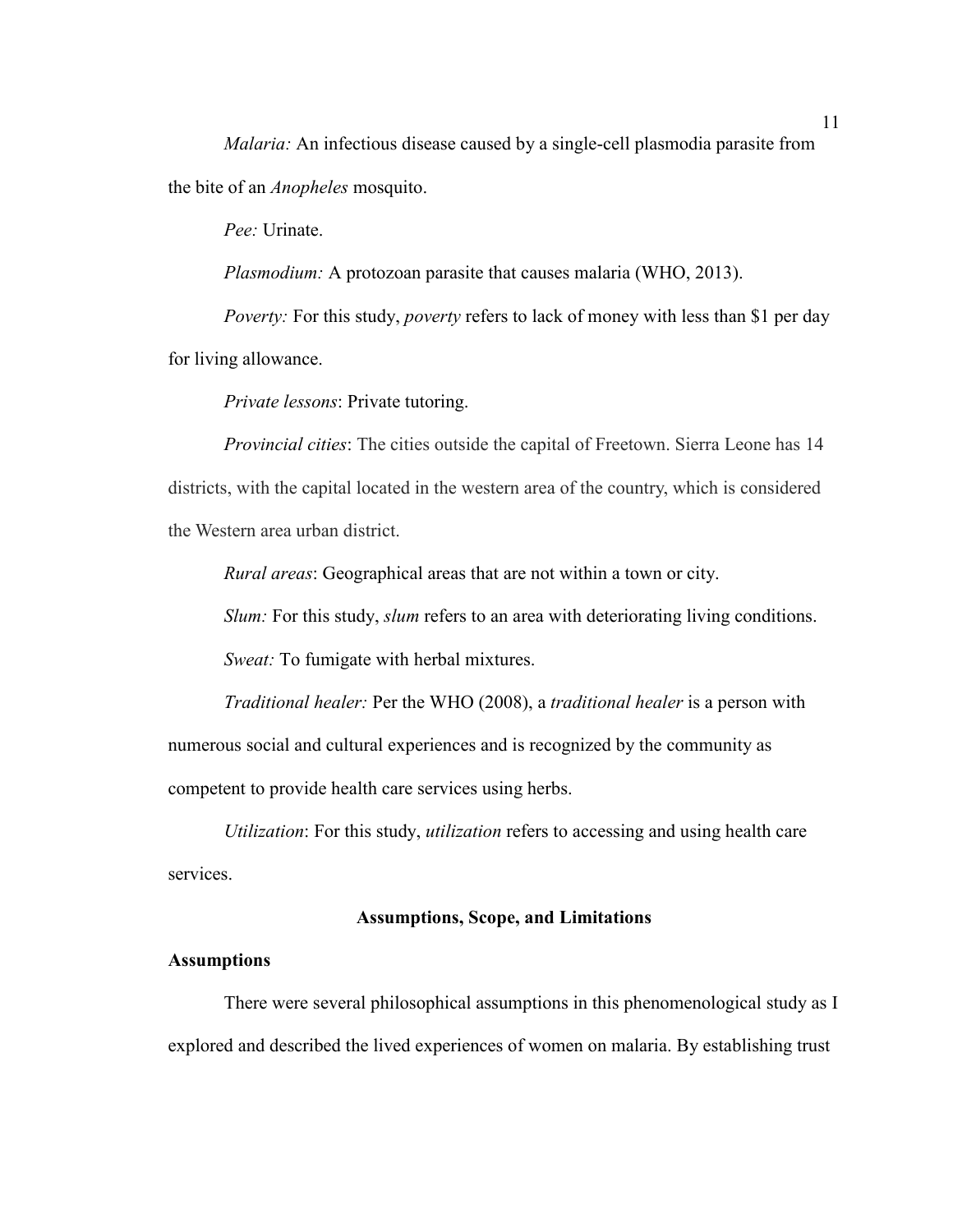*Malaria:* An infectious disease caused by a single-cell plasmodia parasite from the bite of an *Anopheles* mosquito.

*Pee:* Urinate.

*Plasmodium:* A protozoan parasite that causes malaria (WHO, 2013).

*Poverty:* For this study, *poverty* refers to lack of money with less than $1 per day for living allowance.

*Private lessons*: Private tutoring.

*Provincial cities*: The cities outside the capital of Freetown. Sierra Leone has 14 districts, with the capital located in the western area of the country, which is considered the Western area urban district.

*Rural areas*: Geographical areas that are not within a town or city.

*Slum:* For this study, *slum* refers to an area with deteriorating living conditions.

*Sweat:* To fumigate with herbal mixtures.

*Traditional healer:* Per the WHO (2008), a *traditional healer* is a person with numerous social and cultural experiences and is recognized by the community as competent to provide health care services using herbs.

*Utilization*: For this study, *utilization* refers to accessing and using health care services.

## Assumptions, Scope, and Limitations

### Assumptions

There were several philosophical assumptions in this phenomenological study as I explored and described the lived experiences of women on malaria. By establishing trust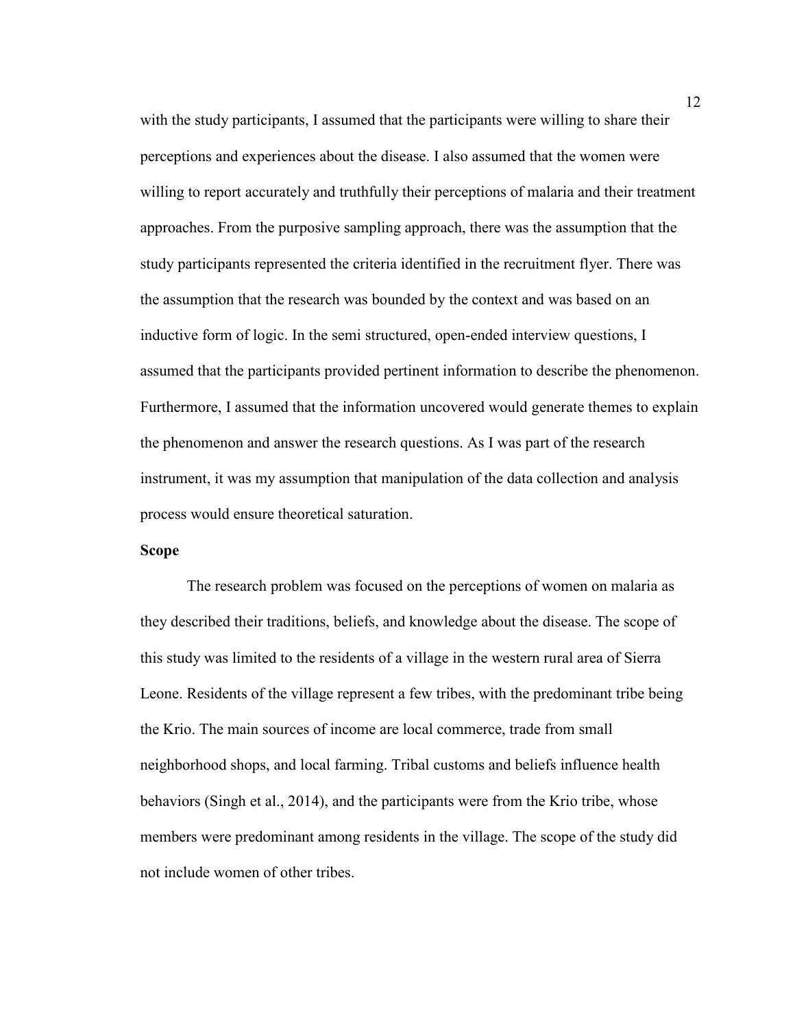with the study participants, I assumed that the participants were willing to share their perceptions and experiences about the disease. I also assumed that the women were willing to report accurately and truthfully their perceptions of malaria and their treatment approaches. From the purposive sampling approach, there was the assumption that the study participants represented the criteria identified in the recruitment flyer. There was the assumption that the research was bounded by the context and was based on an inductive form of logic. In the semi structured, open-ended interview questions, I assumed that the participants provided pertinent information to describe the phenomenon. Furthermore, I assumed that the information uncovered would generate themes to explain the phenomenon and answer the research questions. As I was part of the research instrument, it was my assumption that manipulation of the data collection and analysis process would ensure theoretical saturation.

## Scope

The research problem was focused on the perceptions of women on malaria as they described their traditions, beliefs, and knowledge about the disease. The scope of this study was limited to the residents of a village in the western rural area of Sierra Leone. Residents of the village represent a few tribes, with the predominant tribe being the Krio. The main sources of income are local commerce, trade from small neighborhood shops, and local farming. Tribal customs and beliefs influence health behaviors (Singh et al., 2014), and the participants were from the Krio tribe, whose members were predominant among residents in the village. The scope of the study did not include women of other tribes.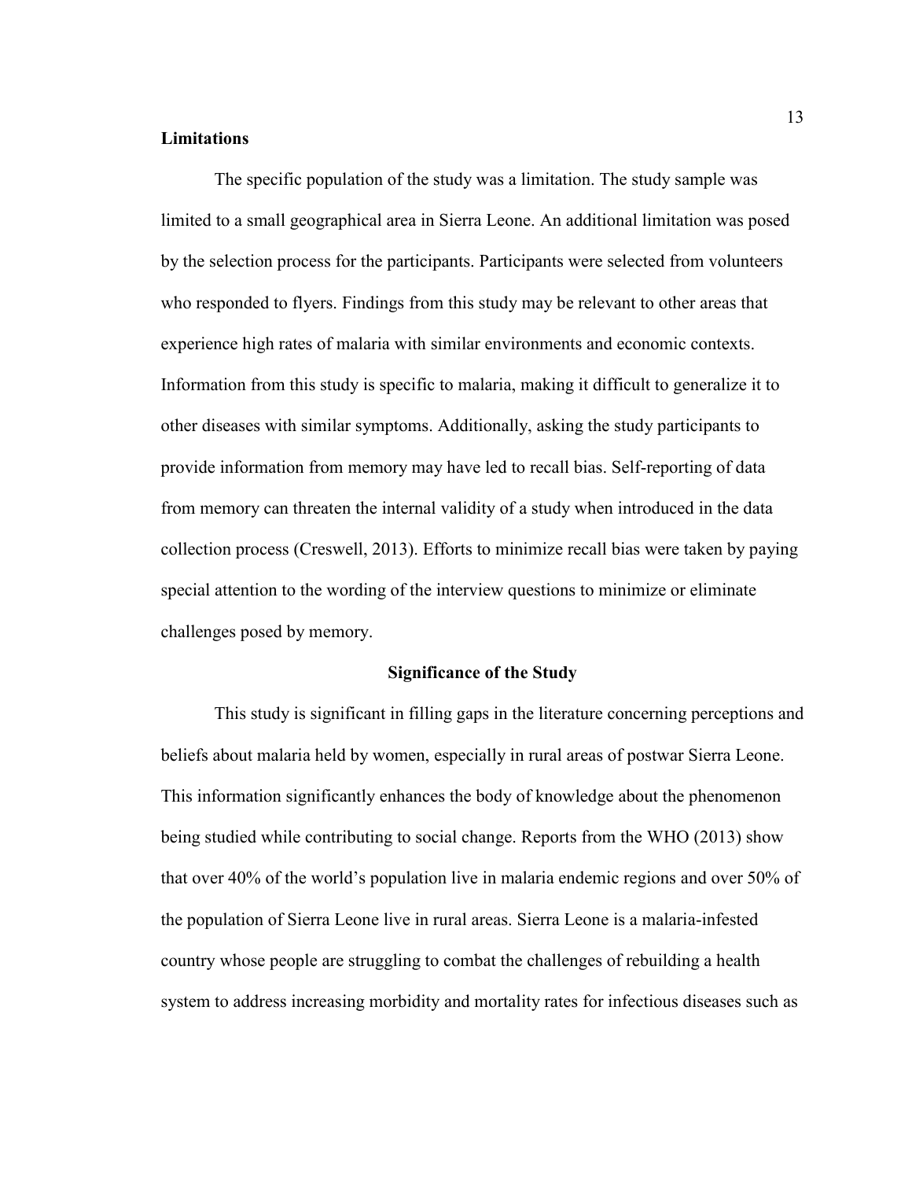**Limitations**

The specific population of the study was a limitation. The study sample was limited to a small geographical area in Sierra Leone. An additional limitation was posed by the selection process for the participants. Participants were selected from volunteers who responded to flyers. Findings from this study may be relevant to other areas that experience high rates of malaria with similar environments and economic contexts. Information from this study is specific to malaria, making it difficult to generalize it to other diseases with similar symptoms. Additionally, asking the study participants to provide information from memory may have led to recall bias. Self-reporting of data from memory can threaten the internal validity of a study when introduced in the data collection process (Creswell, 2013). Efforts to minimize recall bias were taken by paying special attention to the wording of the interview questions to minimize or eliminate challenges posed by memory.

## Significance of the Study

This study is significant in filling gaps in the literature concerning perceptions and beliefs about malaria held by women, especially in rural areas of postwar Sierra Leone. This information significantly enhances the body of knowledge about the phenomenon being studied while contributing to social change. Reports from the WHO (2013) show that over 40% of the world's population live in malaria endemic regions and over 50% of the population of Sierra Leone live in rural areas. Sierra Leone is a malaria-infested country whose people are struggling to combat the challenges of rebuilding a health system to address increasing morbidity and mortality rates for infectious diseases such as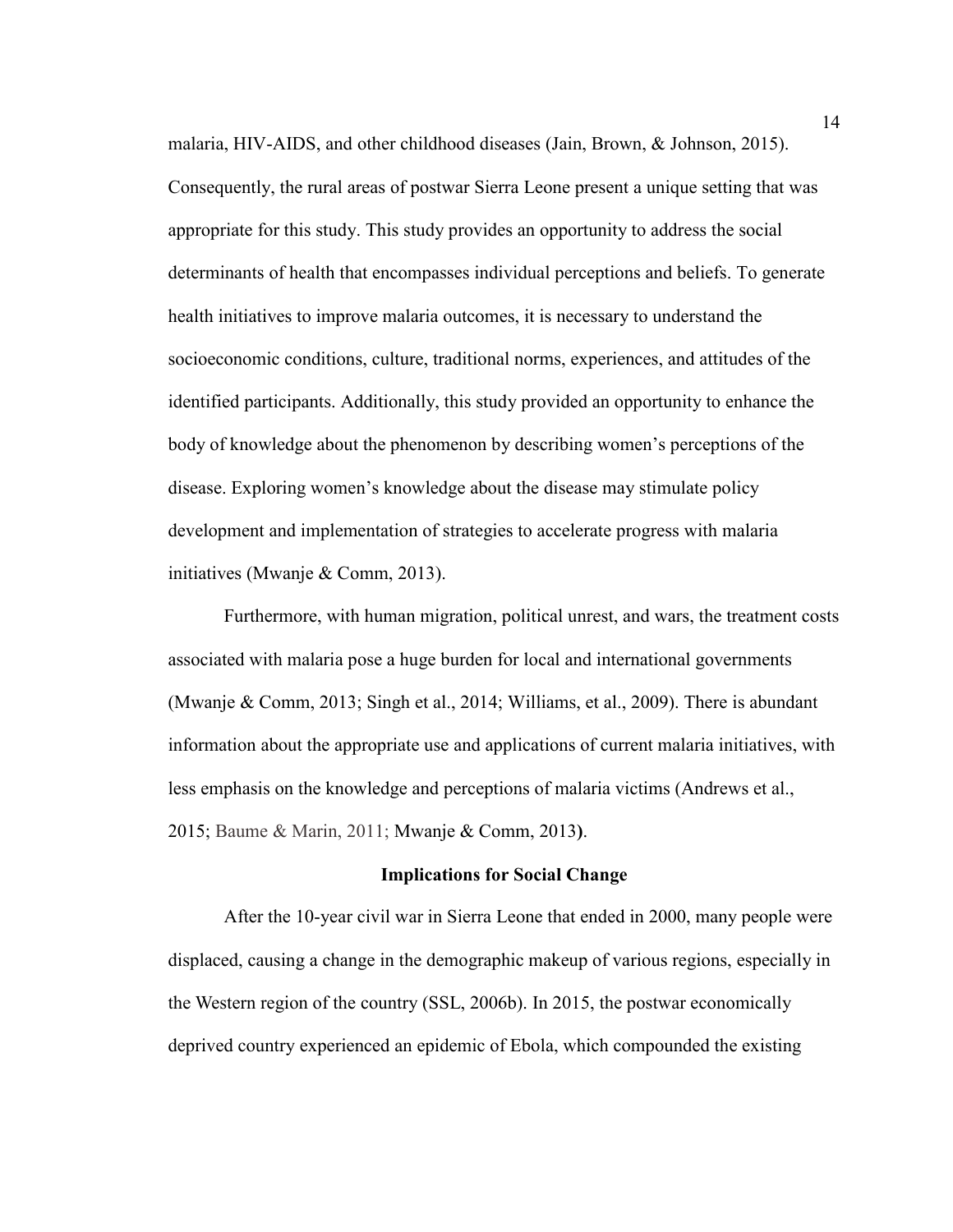malaria, HIV-AIDS, and other childhood diseases (Jain, Brown, & Johnson, 2015). Consequently, the rural areas of postwar Sierra Leone present a unique setting that was appropriate for this study. This study provides an opportunity to address the social determinants of health that encompasses individual perceptions and beliefs. To generate health initiatives to improve malaria outcomes, it is necessary to understand the socioeconomic conditions, culture, traditional norms, experiences, and attitudes of the identified participants. Additionally, this study provided an opportunity to enhance the body of knowledge about the phenomenon by describing women's perceptions of the disease. Exploring women's knowledge about the disease may stimulate policy development and implementation of strategies to accelerate progress with malaria initiatives (Mwanje & Comm, 2013).

Furthermore, with human migration, political unrest, and wars, the treatment costs associated with malaria pose a huge burden for local and international governments (Mwanje & Comm, 2013; Singh et al., 2014; Williams, et al., 2009). There is abundant information about the appropriate use and applications of current malaria initiatives, with less emphasis on the knowledge and perceptions of malaria victims (Andrews et al., 2015; Baume & Marin, 2011; Mwanje & Comm, 2013).

## Implications for Social Change

After the 10-year civil war in Sierra Leone that ended in 2000, many people were displaced, causing a change in the demographic makeup of various regions, especially in the Western region of the country (SSL, 2006b). In 2015, the postwar economically deprived country experienced an epidemic of Ebola, which compounded the existing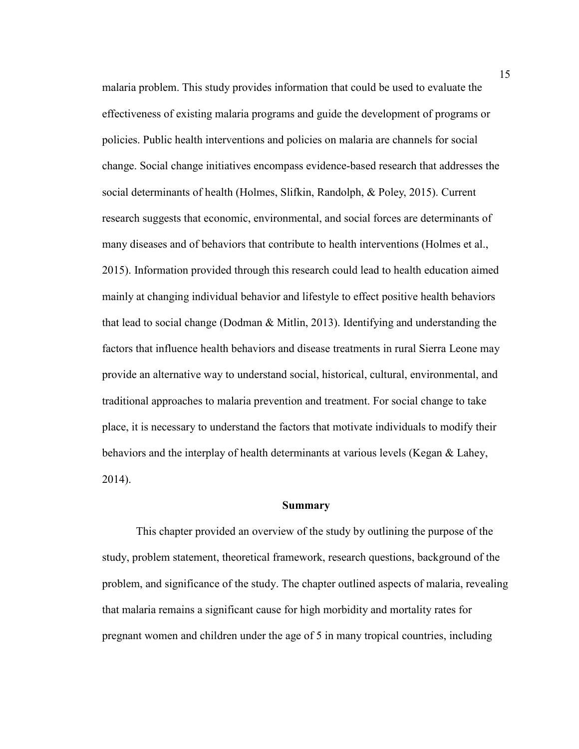malaria problem. This study provides information that could be used to evaluate the effectiveness of existing malaria programs and guide the development of programs or policies. Public health interventions and policies on malaria are channels for social change. Social change initiatives encompass evidence-based research that addresses the social determinants of health (Holmes, Slifkin, Randolph, & Poley, 2015). Current research suggests that economic, environmental, and social forces are determinants of many diseases and of behaviors that contribute to health interventions (Holmes et al., 2015). Information provided through this research could lead to health education aimed mainly at changing individual behavior and lifestyle to effect positive health behaviors that lead to social change (Dodman & Mitlin, 2013). Identifying and understanding the factors that influence health behaviors and disease treatments in rural Sierra Leone may provide an alternative way to understand social, historical, cultural, environmental, and traditional approaches to malaria prevention and treatment. For social change to take place, it is necessary to understand the factors that motivate individuals to modify their behaviors and the interplay of health determinants at various levels (Kegan & Lahey, 2014).

## Summary

This chapter provided an overview of the study by outlining the purpose of the study, problem statement, theoretical framework, research questions, background of the problem, and significance of the study. The chapter outlined aspects of malaria, revealing that malaria remains a significant cause for high morbidity and mortality rates for pregnant women and children under the age of 5 in many tropical countries, including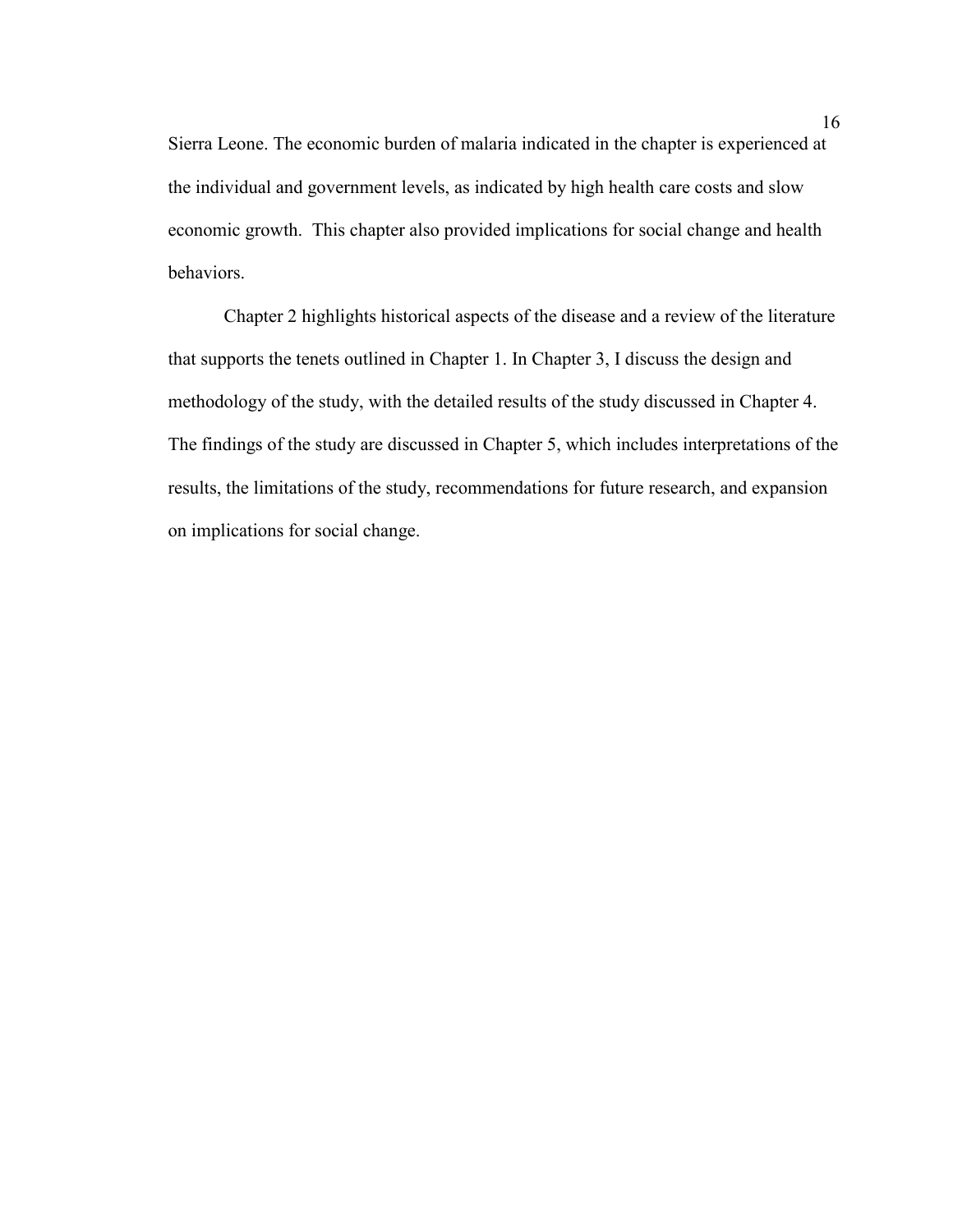Sierra Leone. The economic burden of malaria indicated in the chapter is experienced at the individual and government levels, as indicated by high health care costs and slow economic growth. This chapter also provided implications for social change and health behaviors.

Chapter 2 highlights historical aspects of the disease and a review of the literature that supports the tenets outlined in Chapter 1. In Chapter 3, I discuss the design and methodology of the study, with the detailed results of the study discussed in Chapter 4. The findings of the study are discussed in Chapter 5, which includes interpretations of the results, the limitations of the study, recommendations for future research, and expansion on implications for social change.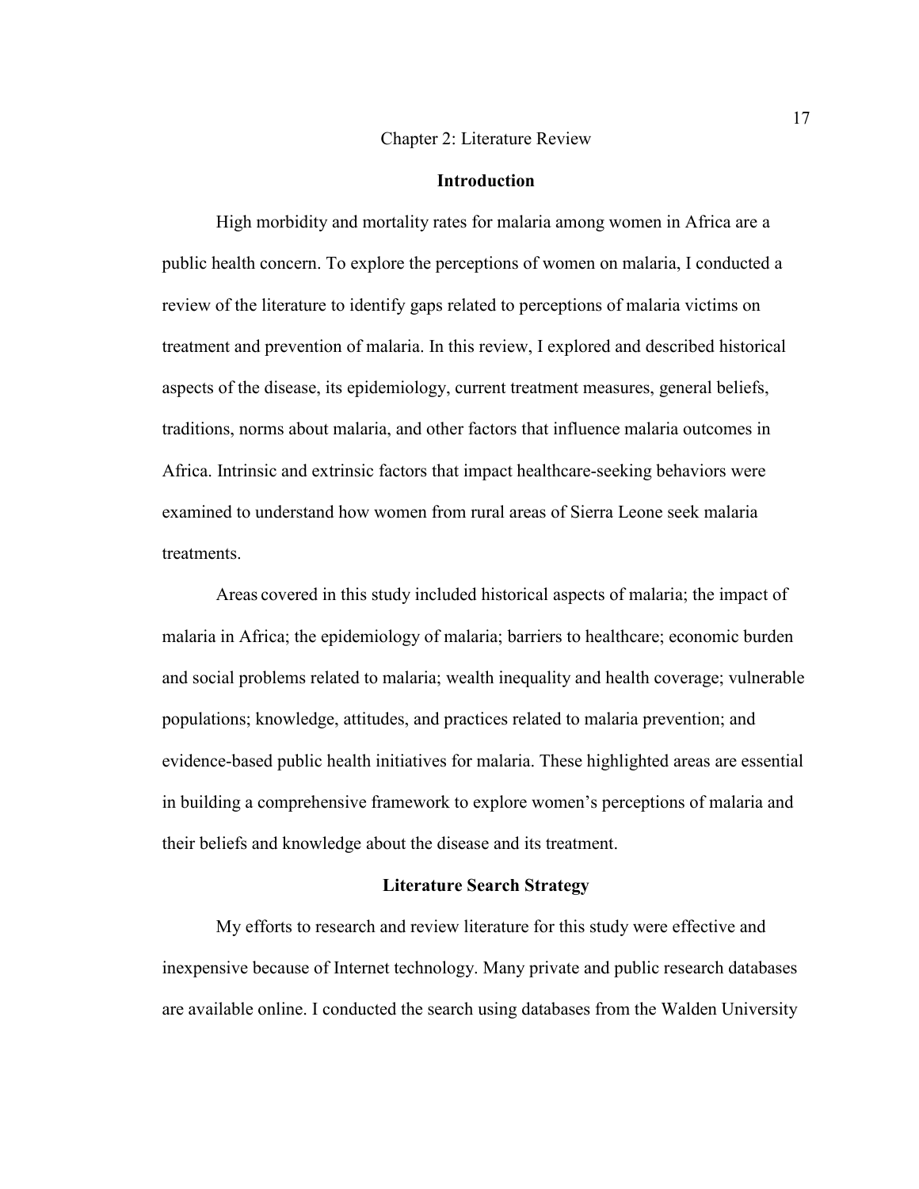# Chapter 2: Literature Review

## Introduction

High morbidity and mortality rates for malaria among women in Africa are a public health concern. To explore the perceptions of women on malaria, I conducted a review of the literature to identify gaps related to perceptions of malaria victims on treatment and prevention of malaria. In this review, I explored and described historical aspects of the disease, its epidemiology, current treatment measures, general beliefs, traditions, norms about malaria, and other factors that influence malaria outcomes in Africa. Intrinsic and extrinsic factors that impact healthcare-seeking behaviors were examined to understand how women from rural areas of Sierra Leone seek malaria treatments.

Areas covered in this study included historical aspects of malaria; the impact of malaria in Africa; the epidemiology of malaria; barriers to healthcare; economic burden and social problems related to malaria; wealth inequality and health coverage; vulnerable populations; knowledge, attitudes, and practices related to malaria prevention; and evidence-based public health initiatives for malaria. These highlighted areas are essential in building a comprehensive framework to explore women's perceptions of malaria and their beliefs and knowledge about the disease and its treatment.

## Literature Search Strategy

My efforts to research and review literature for this study were effective and inexpensive because of Internet technology. Many private and public research databases are available online. I conducted the search using databases from the Walden University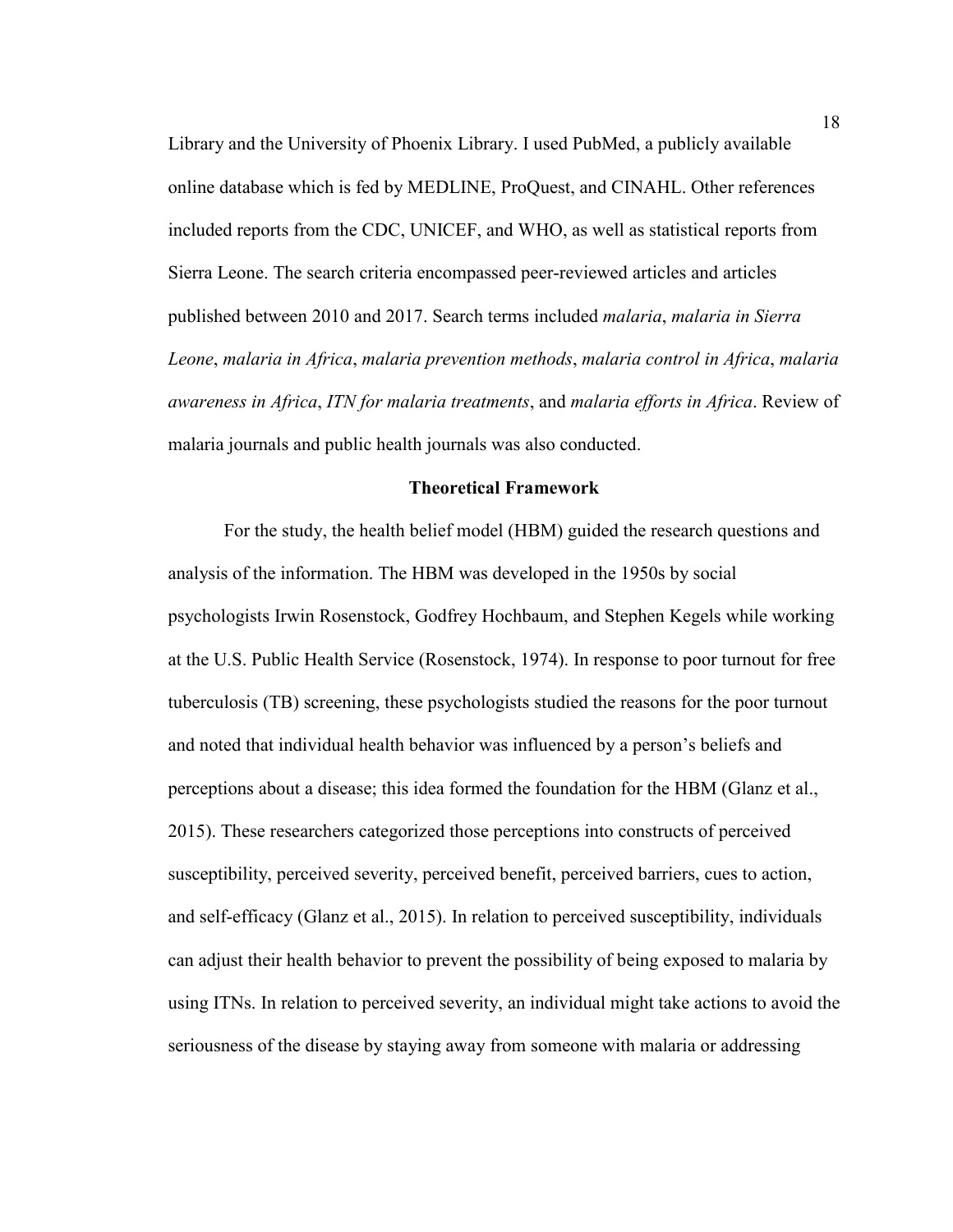Library and the University of Phoenix Library. I used PubMed, a publicly available online database which is fed by MEDLINE, ProQuest, and CINAHL. Other references included reports from the CDC, UNICEF, and WHO, as well as statistical reports from Sierra Leone. The search criteria encompassed peer-reviewed articles and articles published between 2010 and 2017. Search terms included *malaria*, *malaria in Sierra Leone*, *malaria in Africa*, *malaria prevention methods*, *malaria control in Africa*, *malaria awareness in Africa*, *ITN for malaria treatments*, and *malaria efforts in Africa*. Review of malaria journals and public health journals was also conducted.

## Theoretical Framework

For the study, the health belief model (HBM) guided the research questions and analysis of the information. The HBM was developed in the 1950s by social psychologists Irwin Rosenstock, Godfrey Hochbaum, and Stephen Kegels while working at the U.S. Public Health Service (Rosenstock, 1974). In response to poor turnout for free tuberculosis (TB) screening, these psychologists studied the reasons for the poor turnout and noted that individual health behavior was influenced by a person's beliefs and perceptions about a disease; this idea formed the foundation for the HBM (Glanz et al., 2015). These researchers categorized those perceptions into constructs of perceived susceptibility, perceived severity, perceived benefit, perceived barriers, cues to action, and self-efficacy (Glanz et al., 2015). In relation to perceived susceptibility, individuals can adjust their health behavior to prevent the possibility of being exposed to malaria by using ITNs. In relation to perceived severity, an individual might take actions to avoid the seriousness of the disease by staying away from someone with malaria or addressing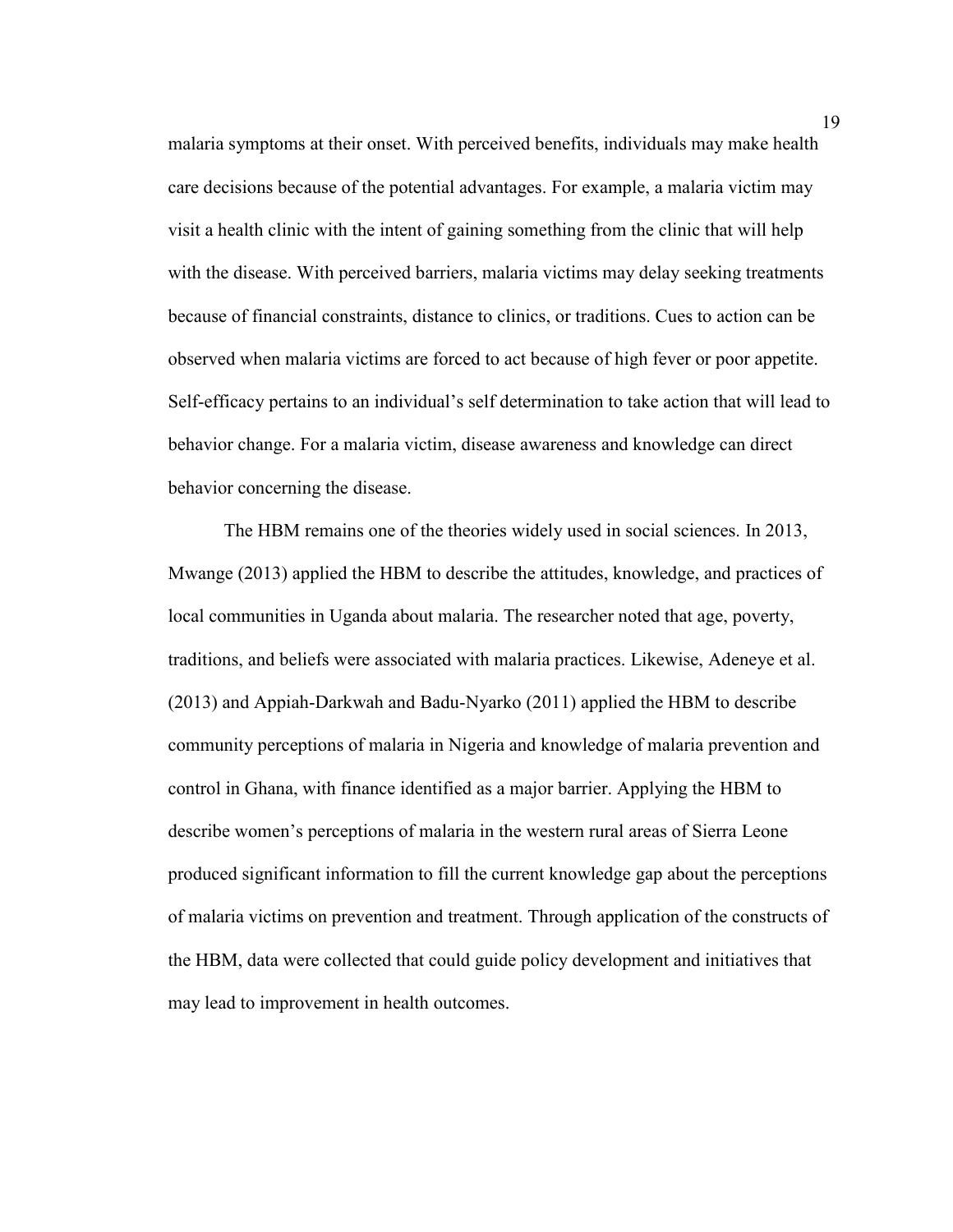malaria symptoms at their onset. With perceived benefits, individuals may make health care decisions because of the potential advantages. For example, a malaria victim may visit a health clinic with the intent of gaining something from the clinic that will help with the disease. With perceived barriers, malaria victims may delay seeking treatments because of financial constraints, distance to clinics, or traditions. Cues to action can be observed when malaria victims are forced to act because of high fever or poor appetite. Self-efficacy pertains to an individual's self determination to take action that will lead to behavior change. For a malaria victim, disease awareness and knowledge can direct behavior concerning the disease.

The HBM remains one of the theories widely used in social sciences. In 2013, Mwange (2013) applied the HBM to describe the attitudes, knowledge, and practices of local communities in Uganda about malaria. The researcher noted that age, poverty, traditions, and beliefs were associated with malaria practices. Likewise, Adeneye et al. (2013) and Appiah-Darkwah and Badu-Nyarko (2011) applied the HBM to describe community perceptions of malaria in Nigeria and knowledge of malaria prevention and control in Ghana, with finance identified as a major barrier. Applying the HBM to describe women's perceptions of malaria in the western rural areas of Sierra Leone produced significant information to fill the current knowledge gap about the perceptions of malaria victims on prevention and treatment. Through application of the constructs of the HBM, data were collected that could guide policy development and initiatives that may lead to improvement in health outcomes.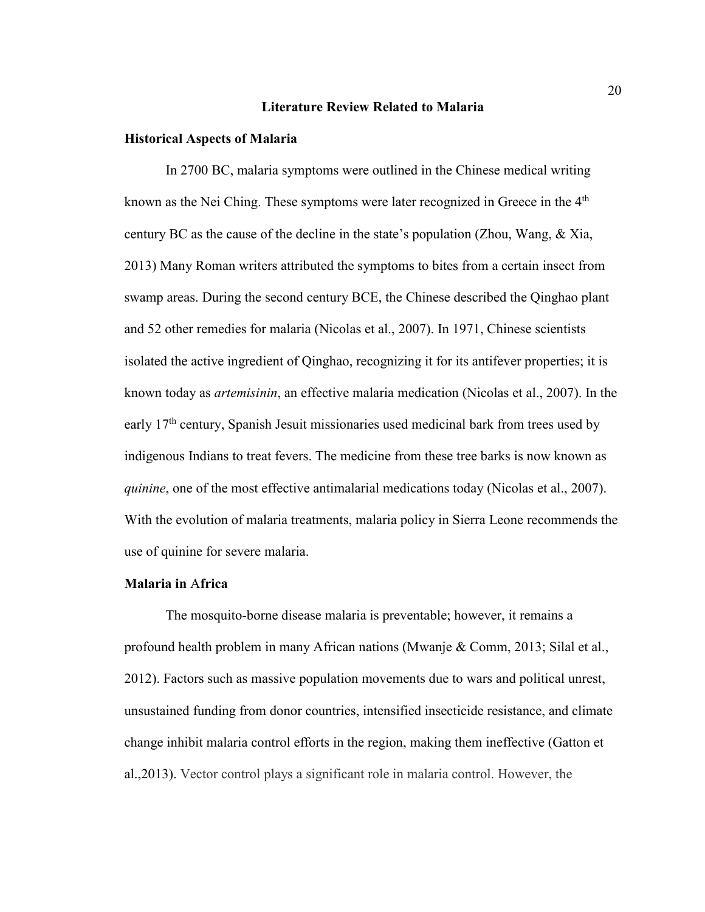## Literature Review Related to Malaria

### Historical Aspects of Malaria

In 2700 BC, malaria symptoms were outlined in the Chinese medical writing known as the Nei Ching. These symptoms were later recognized in Greece in the 4th century BC as the cause of the decline in the state's population (Zhou, Wang, & Xia, 2013) Many Roman writers attributed the symptoms to bites from a certain insect from swamp areas. During the second century BCE, the Chinese described the Qinghao plant and 52 other remedies for malaria (Nicolas et al., 2007). In 1971, Chinese scientists isolated the active ingredient of Qinghao, recognizing it for its antifever properties; it is known today as *artemisinin*, an effective malaria medication (Nicolas et al., 2007). In the early 17th century, Spanish Jesuit missionaries used medicinal bark from trees used by indigenous Indians to treat fevers. The medicine from these tree barks is now known as *quinine*, one of the most effective antimalarial medications today (Nicolas et al., 2007). With the evolution of malaria treatments, malaria policy in Sierra Leone recommends the use of quinine for severe malaria.

### Malaria in Africa

The mosquito-borne disease malaria is preventable; however, it remains a profound health problem in many African nations (Mwanje & Comm, 2013; Silal et al., 2012). Factors such as massive population movements due to wars and political unrest, unsustained funding from donor countries, intensified insecticide resistance, and climate change inhibit malaria control efforts in the region, making them ineffective (Gatton et al.,2013). Vector control plays a significant role in malaria control. However, the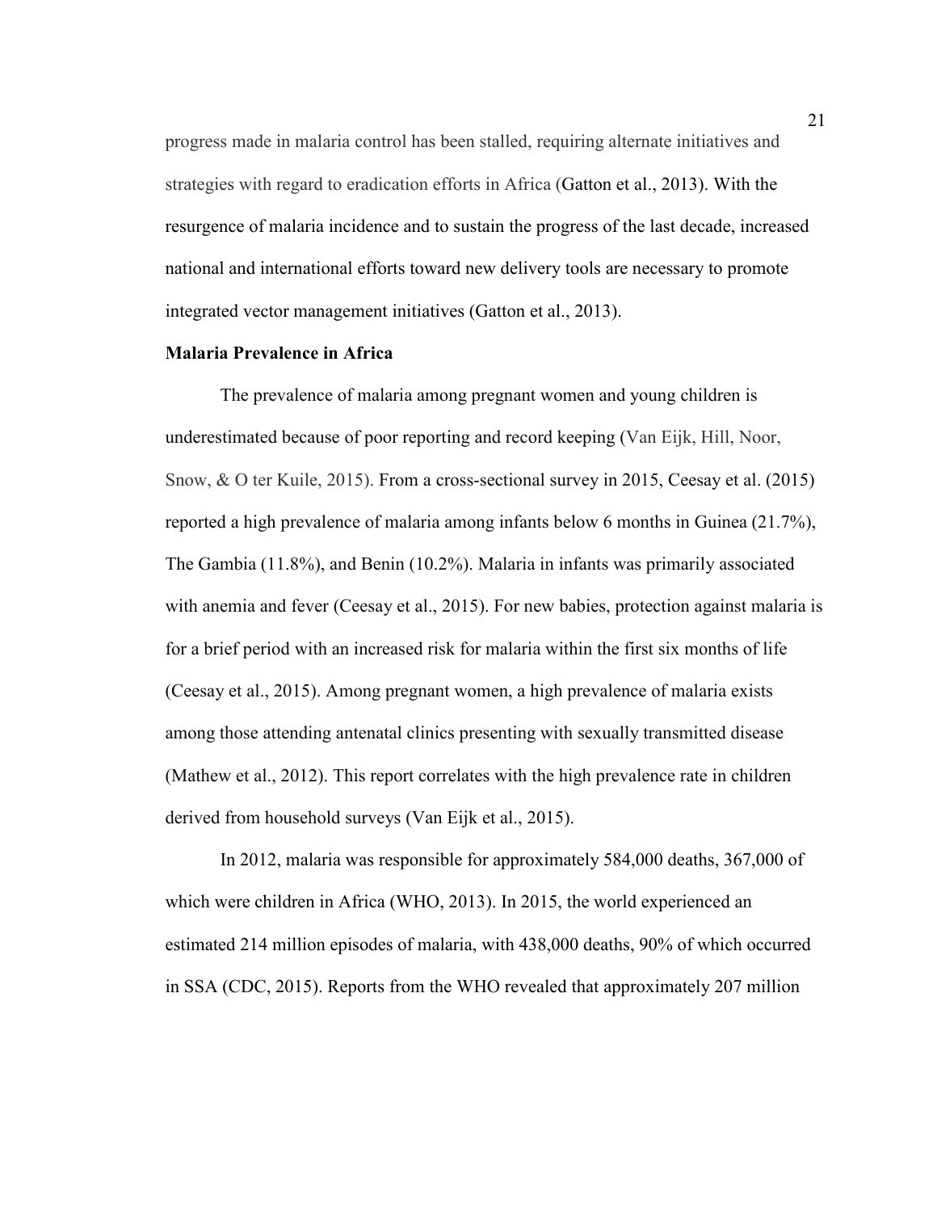progress made in malaria control has been stalled, requiring alternate initiatives and strategies with regard to eradication efforts in Africa (Gatton et al., 2013). With the resurgence of malaria incidence and to sustain the progress of the last decade, increased national and international efforts toward new delivery tools are necessary to promote integrated vector management initiatives (Gatton et al., 2013).

**Malaria Prevalence in Africa**

The prevalence of malaria among pregnant women and young children is underestimated because of poor reporting and record keeping (Van Eijk, Hill, Noor, Snow, & O ter Kuile, 2015). From a cross-sectional survey in 2015, Ceesay et al. (2015) reported a high prevalence of malaria among infants below 6 months in Guinea (21.7%), The Gambia (11.8%), and Benin (10.2%). Malaria in infants was primarily associated with anemia and fever (Ceesay et al., 2015). For new babies, protection against malaria is for a brief period with an increased risk for malaria within the first six months of life (Ceesay et al., 2015). Among pregnant women, a high prevalence of malaria exists among those attending antenatal clinics presenting with sexually transmitted disease (Mathew et al., 2012). This report correlates with the high prevalence rate in children derived from household surveys (Van Eijk et al., 2015).

In 2012, malaria was responsible for approximately 584,000 deaths, 367,000 of which were children in Africa (WHO, 2013). In 2015, the world experienced an estimated 214 million episodes of malaria, with 438,000 deaths, 90% of which occurred in SSA (CDC, 2015). Reports from the WHO revealed that approximately 207 million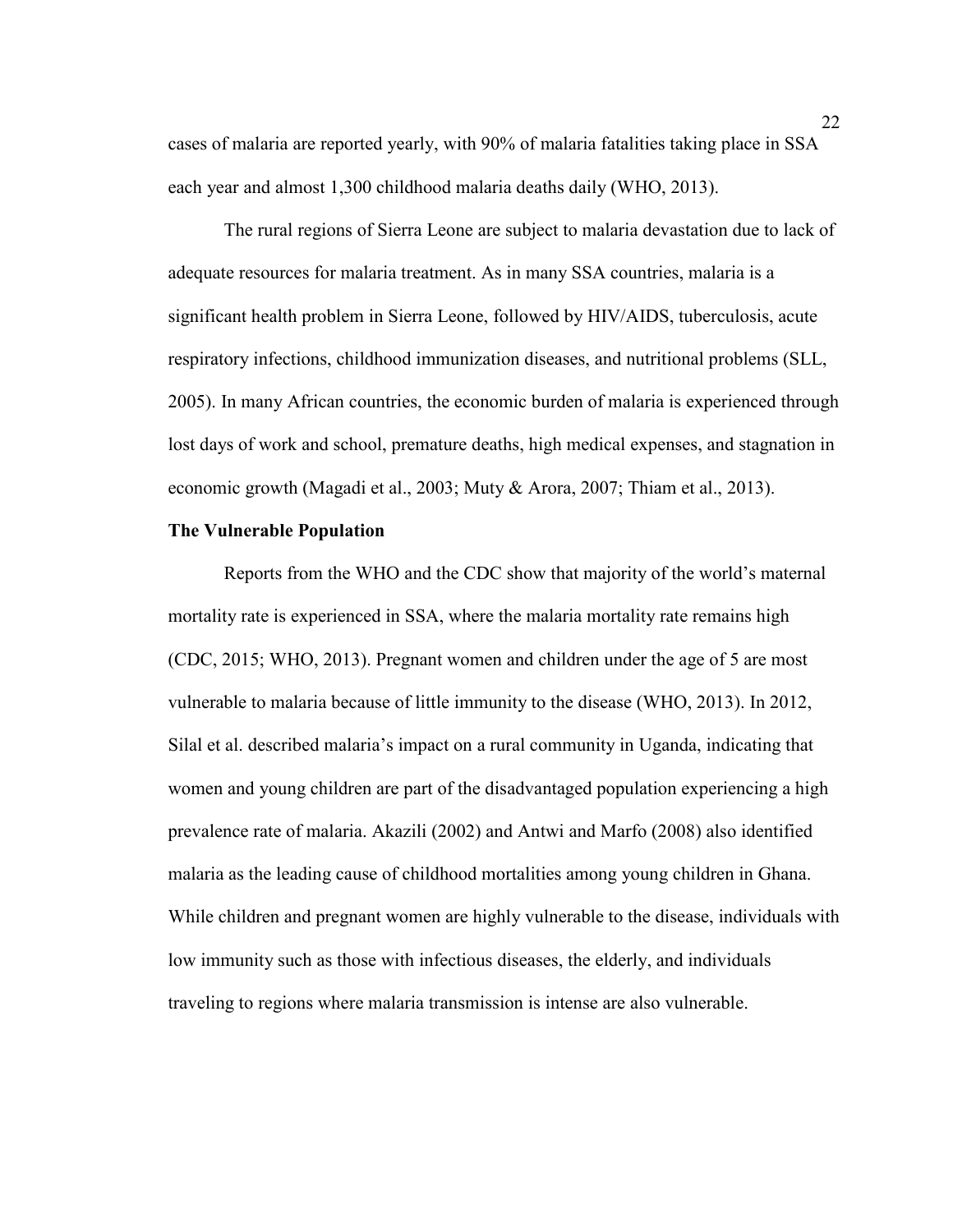cases of malaria are reported yearly, with 90% of malaria fatalities taking place in SSA each year and almost 1,300 childhood malaria deaths daily (WHO, 2013).

The rural regions of Sierra Leone are subject to malaria devastation due to lack of adequate resources for malaria treatment. As in many SSA countries, malaria is a significant health problem in Sierra Leone, followed by HIV/AIDS, tuberculosis, acute respiratory infections, childhood immunization diseases, and nutritional problems (SLL, 2005). In many African countries, the economic burden of malaria is experienced through lost days of work and school, premature deaths, high medical expenses, and stagnation in economic growth (Magadi et al., 2003; Muty & Arora, 2007; Thiam et al., 2013).

**The Vulnerable Population**

Reports from the WHO and the CDC show that majority of the world's maternal mortality rate is experienced in SSA, where the malaria mortality rate remains high (CDC, 2015; WHO, 2013). Pregnant women and children under the age of 5 are most vulnerable to malaria because of little immunity to the disease (WHO, 2013). In 2012, Silal et al. described malaria's impact on a rural community in Uganda, indicating that women and young children are part of the disadvantaged population experiencing a high prevalence rate of malaria. Akazili (2002) and Antwi and Marfo (2008) also identified malaria as the leading cause of childhood mortalities among young children in Ghana. While children and pregnant women are highly vulnerable to the disease, individuals with low immunity such as those with infectious diseases, the elderly, and individuals traveling to regions where malaria transmission is intense are also vulnerable.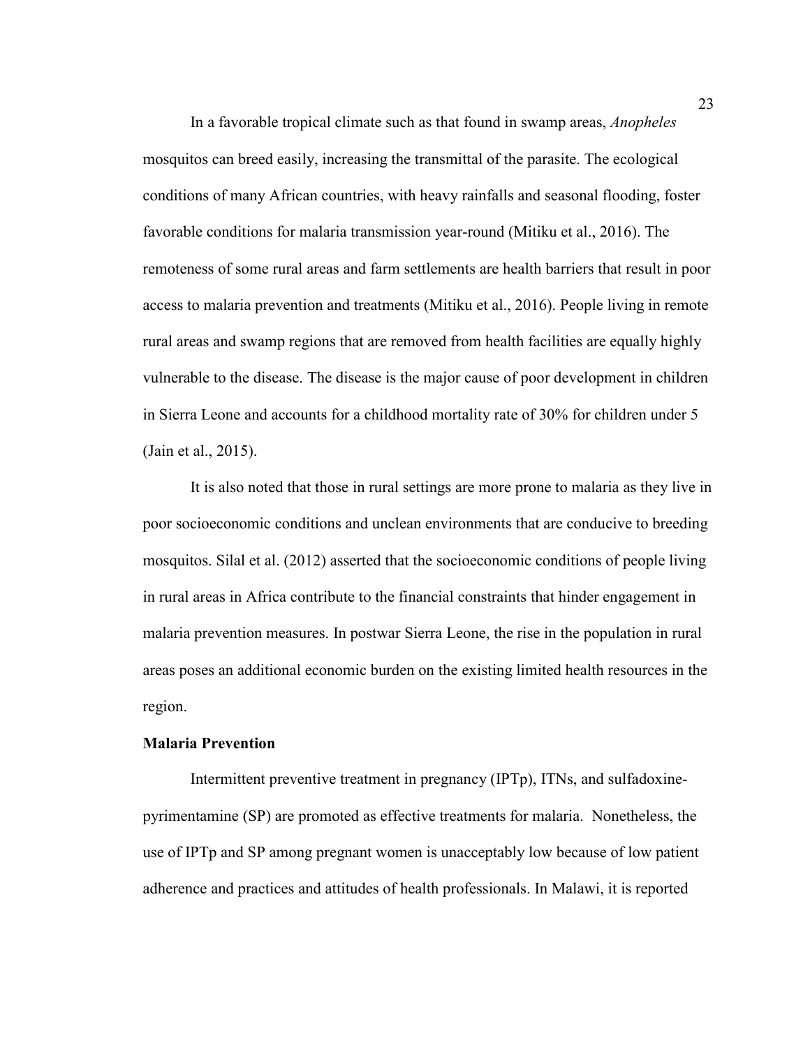In a favorable tropical climate such as that found in swamp areas, *Anopheles* mosquitos can breed easily, increasing the transmittal of the parasite. The ecological conditions of many African countries, with heavy rainfalls and seasonal flooding, foster favorable conditions for malaria transmission year-round (Mitiku et al., 2016). The remoteness of some rural areas and farm settlements are health barriers that result in poor access to malaria prevention and treatments (Mitiku et al., 2016). People living in remote rural areas and swamp regions that are removed from health facilities are equally highly vulnerable to the disease. The disease is the major cause of poor development in children in Sierra Leone and accounts for a childhood mortality rate of 30% for children under 5 (Jain et al., 2015).

It is also noted that those in rural settings are more prone to malaria as they live in poor socioeconomic conditions and unclean environments that are conducive to breeding mosquitos. Silal et al. (2012) asserted that the socioeconomic conditions of people living in rural areas in Africa contribute to the financial constraints that hinder engagement in malaria prevention measures. In postwar Sierra Leone, the rise in the population in rural areas poses an additional economic burden on the existing limited health resources in the region.

**Malaria Prevention**

Intermittent preventive treatment in pregnancy (IPTp), ITNs, and sulfadoxine-pyrimentamine (SP) are promoted as effective treatments for malaria. Nonetheless, the use of IPTp and SP among pregnant women is unacceptably low because of low patient adherence and practices and attitudes of health professionals. In Malawi, it is reported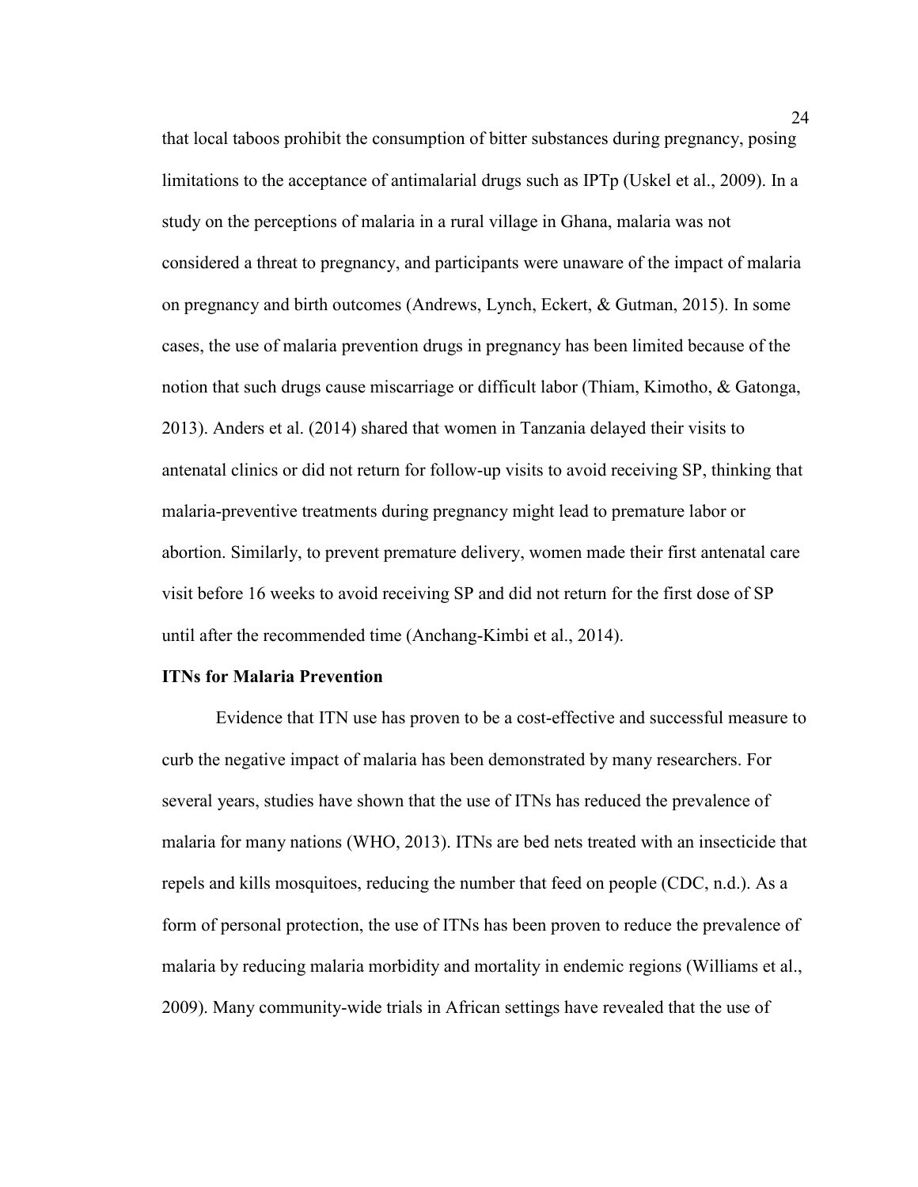that local taboos prohibit the consumption of bitter substances during pregnancy, posing limitations to the acceptance of antimalarial drugs such as IPTp (Uskel et al., 2009). In a study on the perceptions of malaria in a rural village in Ghana, malaria was not considered a threat to pregnancy, and participants were unaware of the impact of malaria on pregnancy and birth outcomes (Andrews, Lynch, Eckert, & Gutman, 2015). In some cases, the use of malaria prevention drugs in pregnancy has been limited because of the notion that such drugs cause miscarriage or difficult labor (Thiam, Kimotho, & Gatonga, 2013). Anders et al. (2014) shared that women in Tanzania delayed their visits to antenatal clinics or did not return for follow-up visits to avoid receiving SP, thinking that malaria-preventive treatments during pregnancy might lead to premature labor or abortion. Similarly, to prevent premature delivery, women made their first antenatal care visit before 16 weeks to avoid receiving SP and did not return for the first dose of SP until after the recommended time (Anchang-Kimbi et al., 2014).

**ITNs for Malaria Prevention**

Evidence that ITN use has proven to be a cost-effective and successful measure to curb the negative impact of malaria has been demonstrated by many researchers. For several years, studies have shown that the use of ITNs has reduced the prevalence of malaria for many nations (WHO, 2013). ITNs are bed nets treated with an insecticide that repels and kills mosquitoes, reducing the number that feed on people (CDC, n.d.). As a form of personal protection, the use of ITNs has been proven to reduce the prevalence of malaria by reducing malaria morbidity and mortality in endemic regions (Williams et al., 2009). Many community-wide trials in African settings have revealed that the use of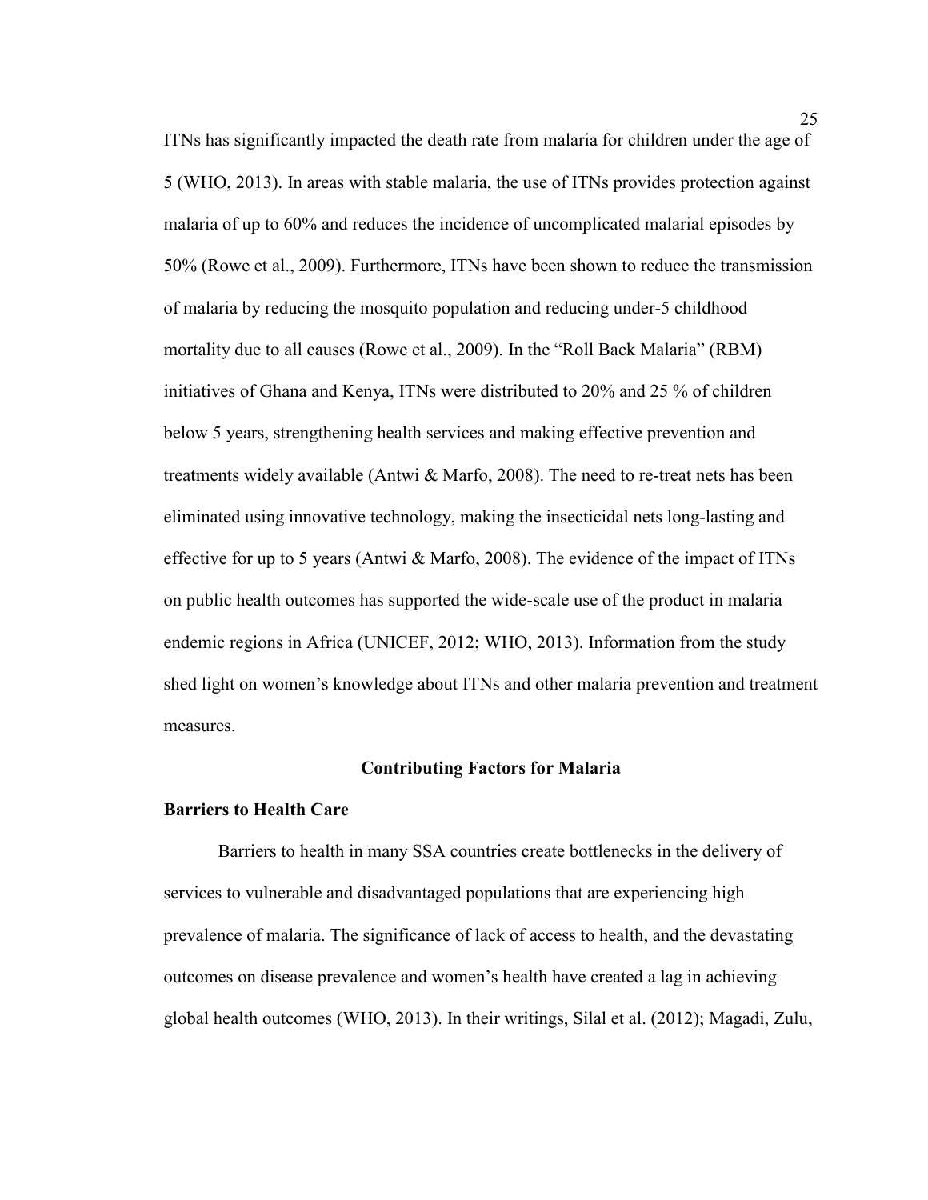ITNs has significantly impacted the death rate from malaria for children under the age of 5 (WHO, 2013). In areas with stable malaria, the use of ITNs provides protection against malaria of up to 60% and reduces the incidence of uncomplicated malarial episodes by 50% (Rowe et al., 2009). Furthermore, ITNs have been shown to reduce the transmission of malaria by reducing the mosquito population and reducing under-5 childhood mortality due to all causes (Rowe et al., 2009). In the "Roll Back Malaria" (RBM) initiatives of Ghana and Kenya, ITNs were distributed to 20% and 25 % of children below 5 years, strengthening health services and making effective prevention and treatments widely available (Antwi & Marfo, 2008). The need to re-treat nets has been eliminated using innovative technology, making the insecticidal nets long-lasting and effective for up to 5 years (Antwi & Marfo, 2008). The evidence of the impact of ITNs on public health outcomes has supported the wide-scale use of the product in malaria endemic regions in Africa (UNICEF, 2012; WHO, 2013). Information from the study shed light on women's knowledge about ITNs and other malaria prevention and treatment measures.

## Contributing Factors for Malaria

### Barriers to Health Care

Barriers to health in many SSA countries create bottlenecks in the delivery of services to vulnerable and disadvantaged populations that are experiencing high prevalence of malaria. The significance of lack of access to health, and the devastating outcomes on disease prevalence and women's health have created a lag in achieving global health outcomes (WHO, 2013). In their writings, Silal et al. (2012); Magadi, Zulu,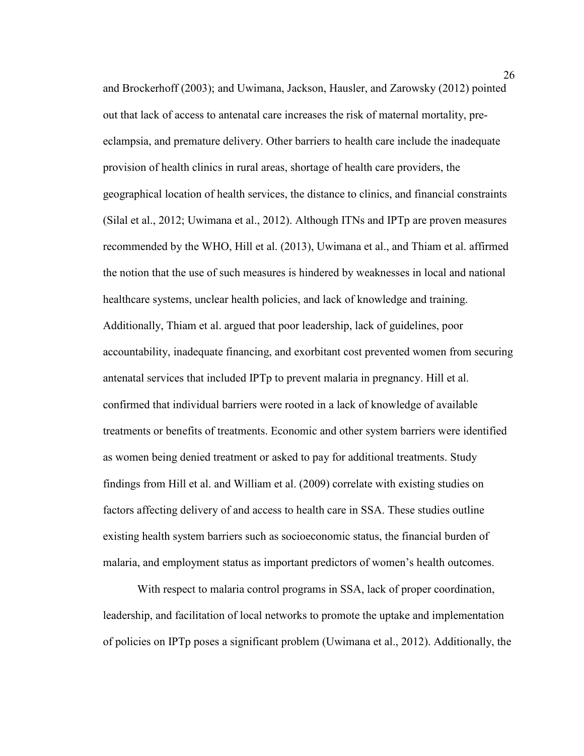and Brockerhoff (2003); and Uwimana, Jackson, Hausler, and Zarowsky (2012) pointed out that lack of access to antenatal care increases the risk of maternal mortality, pre-eclampsia, and premature delivery. Other barriers to health care include the inadequate provision of health clinics in rural areas, shortage of health care providers, the geographical location of health services, the distance to clinics, and financial constraints (Silal et al., 2012; Uwimana et al., 2012). Although ITNs and IPTp are proven measures recommended by the WHO, Hill et al. (2013), Uwimana et al., and Thiam et al. affirmed the notion that the use of such measures is hindered by weaknesses in local and national healthcare systems, unclear health policies, and lack of knowledge and training. Additionally, Thiam et al. argued that poor leadership, lack of guidelines, poor accountability, inadequate financing, and exorbitant cost prevented women from securing antenatal services that included IPTp to prevent malaria in pregnancy. Hill et al. confirmed that individual barriers were rooted in a lack of knowledge of available treatments or benefits of treatments. Economic and other system barriers were identified as women being denied treatment or asked to pay for additional treatments. Study findings from Hill et al. and William et al. (2009) correlate with existing studies on factors affecting delivery of and access to health care in SSA. These studies outline existing health system barriers such as socioeconomic status, the financial burden of malaria, and employment status as important predictors of women's health outcomes.

With respect to malaria control programs in SSA, lack of proper coordination, leadership, and facilitation of local networks to promote the uptake and implementation of policies on IPTp poses a significant problem (Uwimana et al., 2012). Additionally, the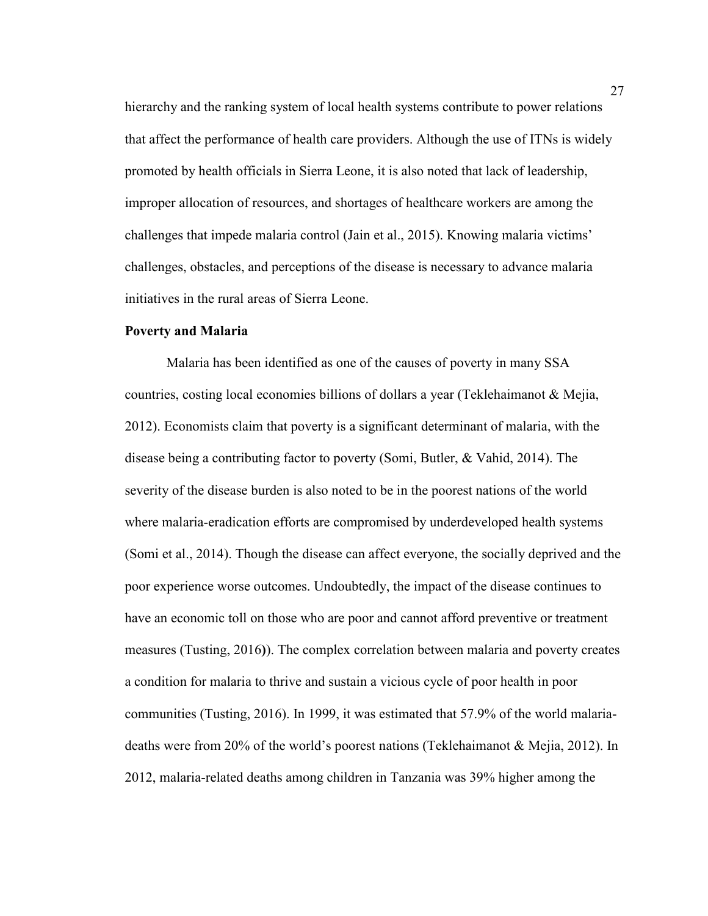hierarchy and the ranking system of local health systems contribute to power relations that affect the performance of health care providers. Although the use of ITNs is widely promoted by health officials in Sierra Leone, it is also noted that lack of leadership, improper allocation of resources, and shortages of healthcare workers are among the challenges that impede malaria control (Jain et al., 2015). Knowing malaria victims' challenges, obstacles, and perceptions of the disease is necessary to advance malaria initiatives in the rural areas of Sierra Leone.

**Poverty and Malaria**

Malaria has been identified as one of the causes of poverty in many SSA countries, costing local economies billions of dollars a year (Teklehaimanot & Mejia, 2012). Economists claim that poverty is a significant determinant of malaria, with the disease being a contributing factor to poverty (Somi, Butler, & Vahid, 2014). The severity of the disease burden is also noted to be in the poorest nations of the world where malaria-eradication efforts are compromised by underdeveloped health systems (Somi et al., 2014). Though the disease can affect everyone, the socially deprived and the poor experience worse outcomes. Undoubtedly, the impact of the disease continues to have an economic toll on those who are poor and cannot afford preventive or treatment measures (Tusting, 2016)). The complex correlation between malaria and poverty creates a condition for malaria to thrive and sustain a vicious cycle of poor health in poor communities (Tusting, 2016). In 1999, it was estimated that 57.9% of the world malaria-deaths were from 20% of the world's poorest nations (Teklehaimanot & Mejia, 2012). In 2012, malaria-related deaths among children in Tanzania was 39% higher among the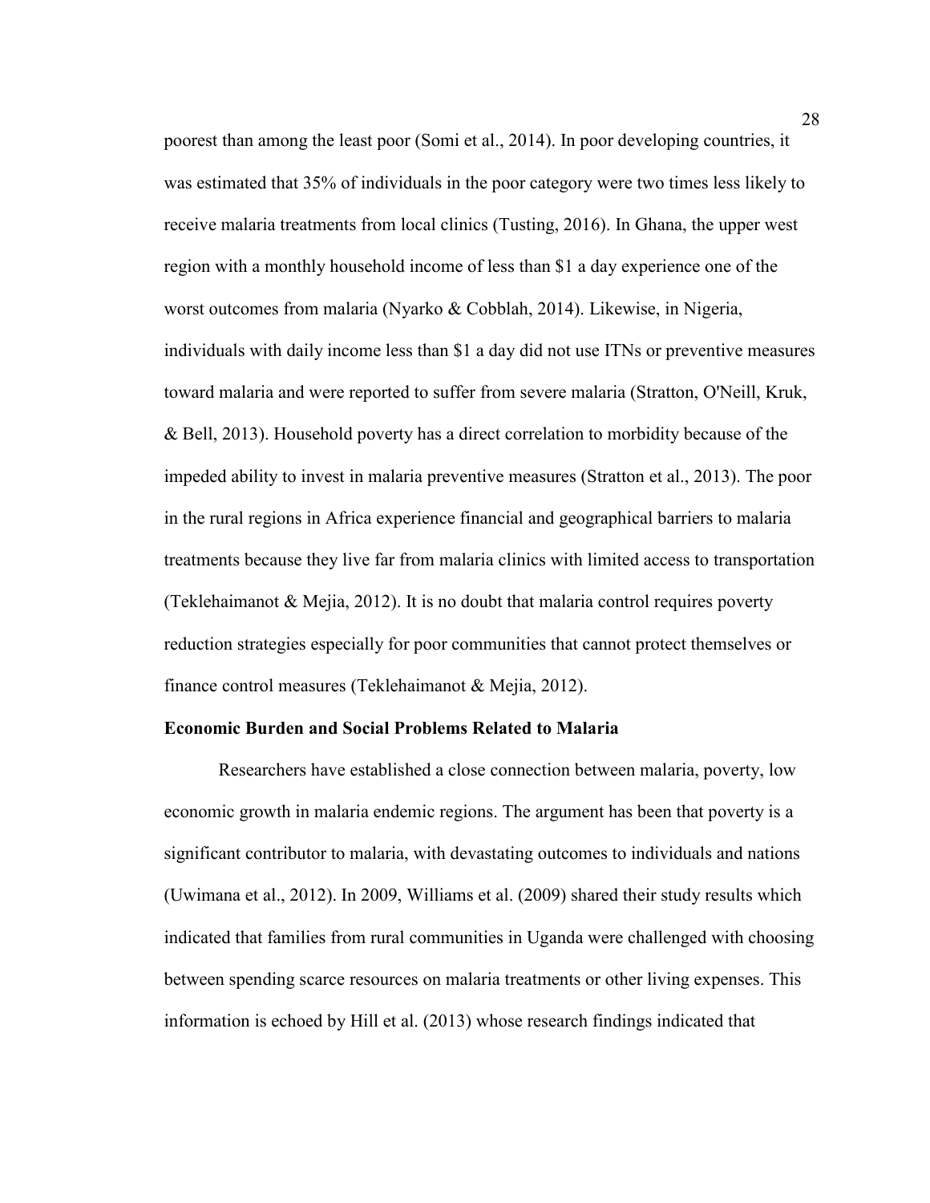poorest than among the least poor (Somi et al., 2014). In poor developing countries, it was estimated that 35% of individuals in the poor category were two times less likely to receive malaria treatments from local clinics (Tusting, 2016). In Ghana, the upper west region with a monthly household income of less than $1 a day experience one of the worst outcomes from malaria (Nyarko & Cobblah, 2014). Likewise, in Nigeria, individuals with daily income less than $1 a day did not use ITNs or preventive measures toward malaria and were reported to suffer from severe malaria (Stratton, O'Neill, Kruk, & Bell, 2013). Household poverty has a direct correlation to morbidity because of the impeded ability to invest in malaria preventive measures (Stratton et al., 2013). The poor in the rural regions in Africa experience financial and geographical barriers to malaria treatments because they live far from malaria clinics with limited access to transportation (Teklehaimanot & Mejia, 2012). It is no doubt that malaria control requires poverty reduction strategies especially for poor communities that cannot protect themselves or finance control measures (Teklehaimanot & Mejia, 2012).

### Economic Burden and Social Problems Related to Malaria

Researchers have established a close connection between malaria, poverty, low economic growth in malaria endemic regions. The argument has been that poverty is a significant contributor to malaria, with devastating outcomes to individuals and nations (Uwimana et al., 2012). In 2009, Williams et al. (2009) shared their study results which indicated that families from rural communities in Uganda were challenged with choosing between spending scarce resources on malaria treatments or other living expenses. This information is echoed by Hill et al. (2013) whose research findings indicated that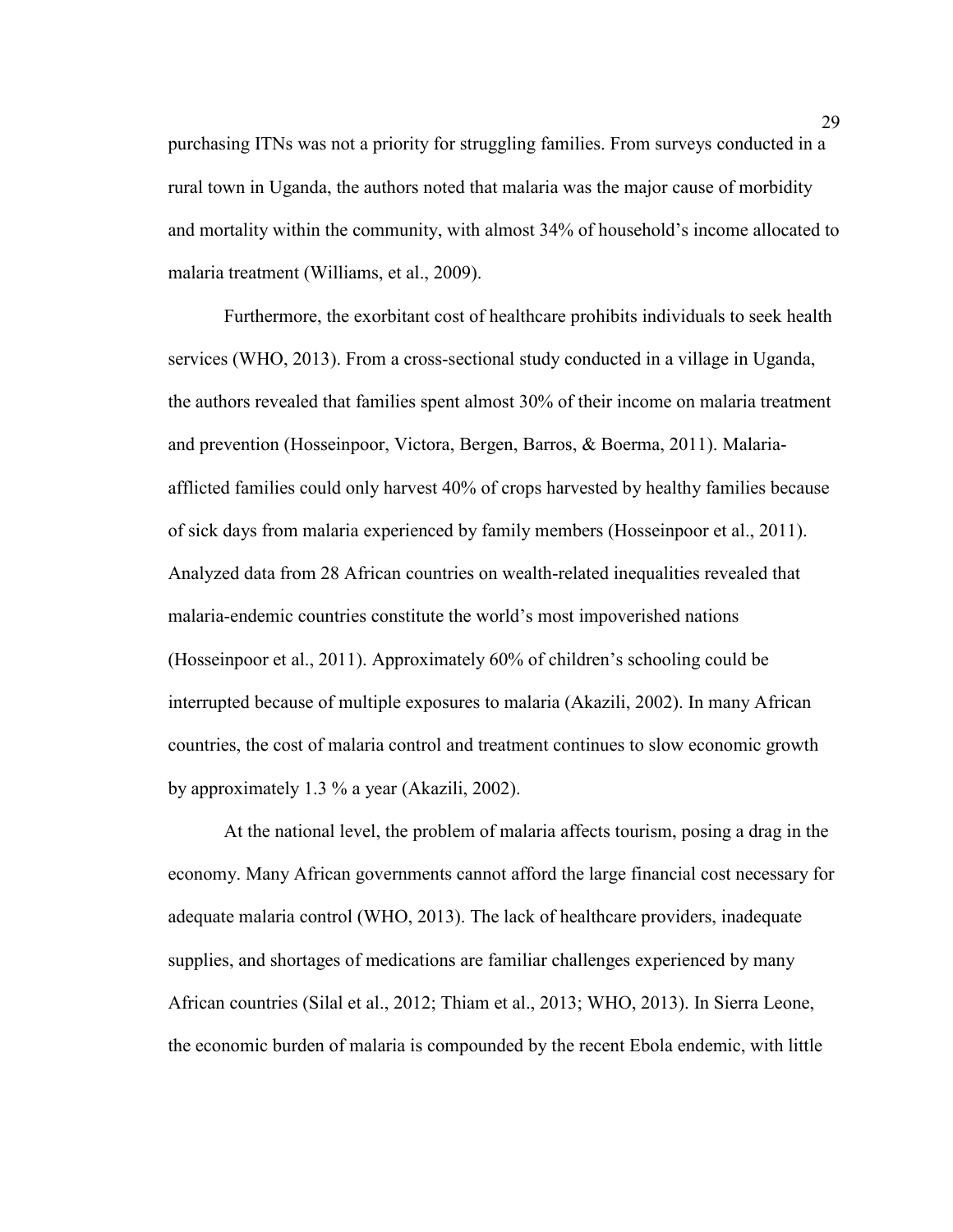purchasing ITNs was not a priority for struggling families. From surveys conducted in a rural town in Uganda, the authors noted that malaria was the major cause of morbidity and mortality within the community, with almost 34% of household's income allocated to malaria treatment (Williams, et al., 2009).

Furthermore, the exorbitant cost of healthcare prohibits individuals to seek health services (WHO, 2013). From a cross-sectional study conducted in a village in Uganda, the authors revealed that families spent almost 30% of their income on malaria treatment and prevention (Hosseinpoor, Victora, Bergen, Barros, & Boerma, 2011). Malaria-afflicted families could only harvest 40% of crops harvested by healthy families because of sick days from malaria experienced by family members (Hosseinpoor et al., 2011). Analyzed data from 28 African countries on wealth-related inequalities revealed that malaria-endemic countries constitute the world's most impoverished nations (Hosseinpoor et al., 2011). Approximately 60% of children's schooling could be interrupted because of multiple exposures to malaria (Akazili, 2002). In many African countries, the cost of malaria control and treatment continues to slow economic growth by approximately 1.3 % a year (Akazili, 2002).

At the national level, the problem of malaria affects tourism, posing a drag in the economy. Many African governments cannot afford the large financial cost necessary for adequate malaria control (WHO, 2013). The lack of healthcare providers, inadequate supplies, and shortages of medications are familiar challenges experienced by many African countries (Silal et al., 2012; Thiam et al., 2013; WHO, 2013). In Sierra Leone, the economic burden of malaria is compounded by the recent Ebola endemic, with little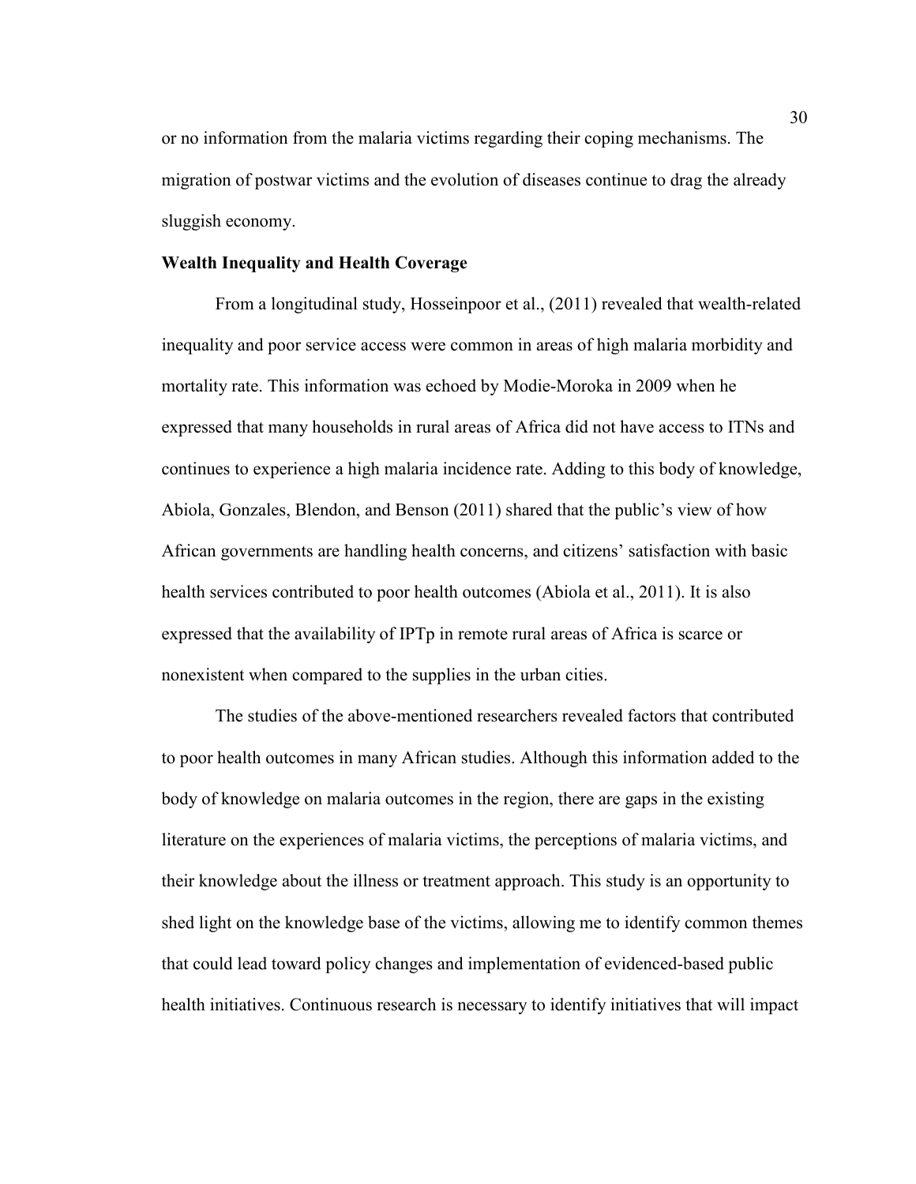or no information from the malaria victims regarding their coping mechanisms. The migration of postwar victims and the evolution of diseases continue to drag the already sluggish economy.

**Wealth Inequality and Health Coverage**

From a longitudinal study, Hosseinpoor et al., (2011) revealed that wealth-related inequality and poor service access were common in areas of high malaria morbidity and mortality rate. This information was echoed by Modie-Moroka in 2009 when he expressed that many households in rural areas of Africa did not have access to ITNs and continues to experience a high malaria incidence rate. Adding to this body of knowledge, Abiola, Gonzales, Blendon, and Benson (2011) shared that the public's view of how African governments are handling health concerns, and citizens' satisfaction with basic health services contributed to poor health outcomes (Abiola et al., 2011). It is also expressed that the availability of IPTp in remote rural areas of Africa is scarce or nonexistent when compared to the supplies in the urban cities.

The studies of the above-mentioned researchers revealed factors that contributed to poor health outcomes in many African studies. Although this information added to the body of knowledge on malaria outcomes in the region, there are gaps in the existing literature on the experiences of malaria victims, the perceptions of malaria victims, and their knowledge about the illness or treatment approach. This study is an opportunity to shed light on the knowledge base of the victims, allowing me to identify common themes that could lead toward policy changes and implementation of evidenced-based public health initiatives. Continuous research is necessary to identify initiatives that will impact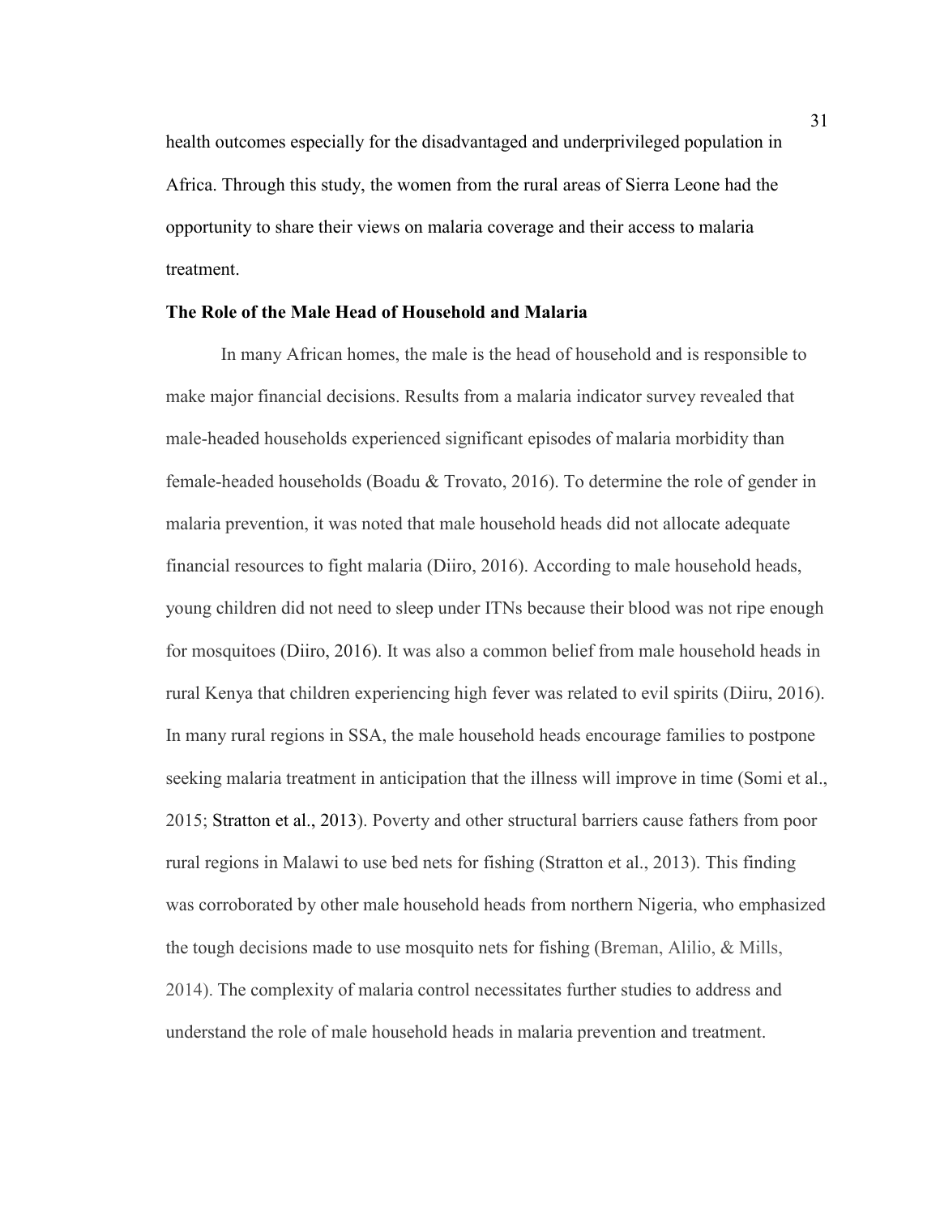health outcomes especially for the disadvantaged and underprivileged population in Africa. Through this study, the women from the rural areas of Sierra Leone had the opportunity to share their views on malaria coverage and their access to malaria treatment.

### The Role of the Male Head of Household and Malaria

In many African homes, the male is the head of household and is responsible to make major financial decisions. Results from a malaria indicator survey revealed that male-headed households experienced significant episodes of malaria morbidity than female-headed households (Boadu & Trovato, 2016). To determine the role of gender in malaria prevention, it was noted that male household heads did not allocate adequate financial resources to fight malaria (Diiro, 2016). According to male household heads, young children did not need to sleep under ITNs because their blood was not ripe enough for mosquitoes (Diiro, 2016). It was also a common belief from male household heads in rural Kenya that children experiencing high fever was related to evil spirits (Diiru, 2016). In many rural regions in SSA, the male household heads encourage families to postpone seeking malaria treatment in anticipation that the illness will improve in time (Somi et al., 2015; Stratton et al., 2013). Poverty and other structural barriers cause fathers from poor rural regions in Malawi to use bed nets for fishing (Stratton et al., 2013). This finding was corroborated by other male household heads from northern Nigeria, who emphasized the tough decisions made to use mosquito nets for fishing (Breman, Alilio, & Mills, 2014). The complexity of malaria control necessitates further studies to address and understand the role of male household heads in malaria prevention and treatment.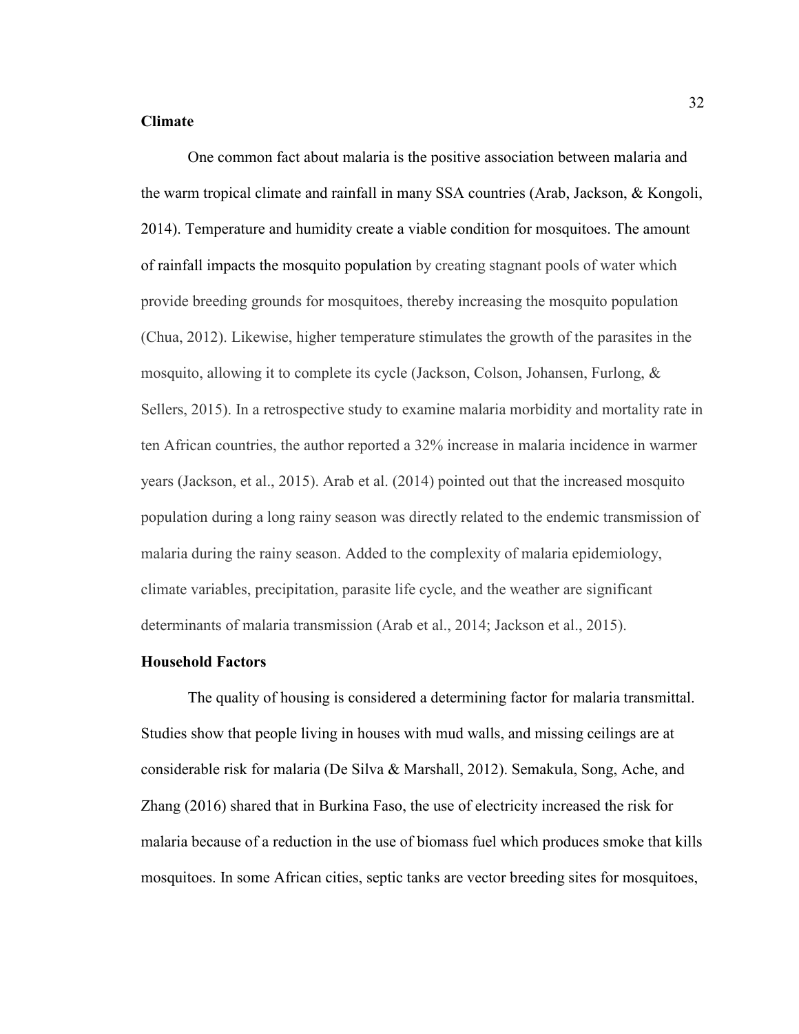**Climate**

One common fact about malaria is the positive association between malaria and the warm tropical climate and rainfall in many SSA countries (Arab, Jackson, & Kongoli, 2014). Temperature and humidity create a viable condition for mosquitoes. The amount of rainfall impacts the mosquito population by creating stagnant pools of water which provide breeding grounds for mosquitoes, thereby increasing the mosquito population (Chua, 2012). Likewise, higher temperature stimulates the growth of the parasites in the mosquito, allowing it to complete its cycle (Jackson, Colson, Johansen, Furlong, & Sellers, 2015). In a retrospective study to examine malaria morbidity and mortality rate in ten African countries, the author reported a 32% increase in malaria incidence in warmer years (Jackson, et al., 2015). Arab et al. (2014) pointed out that the increased mosquito population during a long rainy season was directly related to the endemic transmission of malaria during the rainy season. Added to the complexity of malaria epidemiology, climate variables, precipitation, parasite life cycle, and the weather are significant determinants of malaria transmission (Arab et al., 2014; Jackson et al., 2015).

**Household Factors**

The quality of housing is considered a determining factor for malaria transmittal. Studies show that people living in houses with mud walls, and missing ceilings are at considerable risk for malaria (De Silva & Marshall, 2012). Semakula, Song, Ache, and Zhang (2016) shared that in Burkina Faso, the use of electricity increased the risk for malaria because of a reduction in the use of biomass fuel which produces smoke that kills mosquitoes. In some African cities, septic tanks are vector breeding sites for mosquitoes,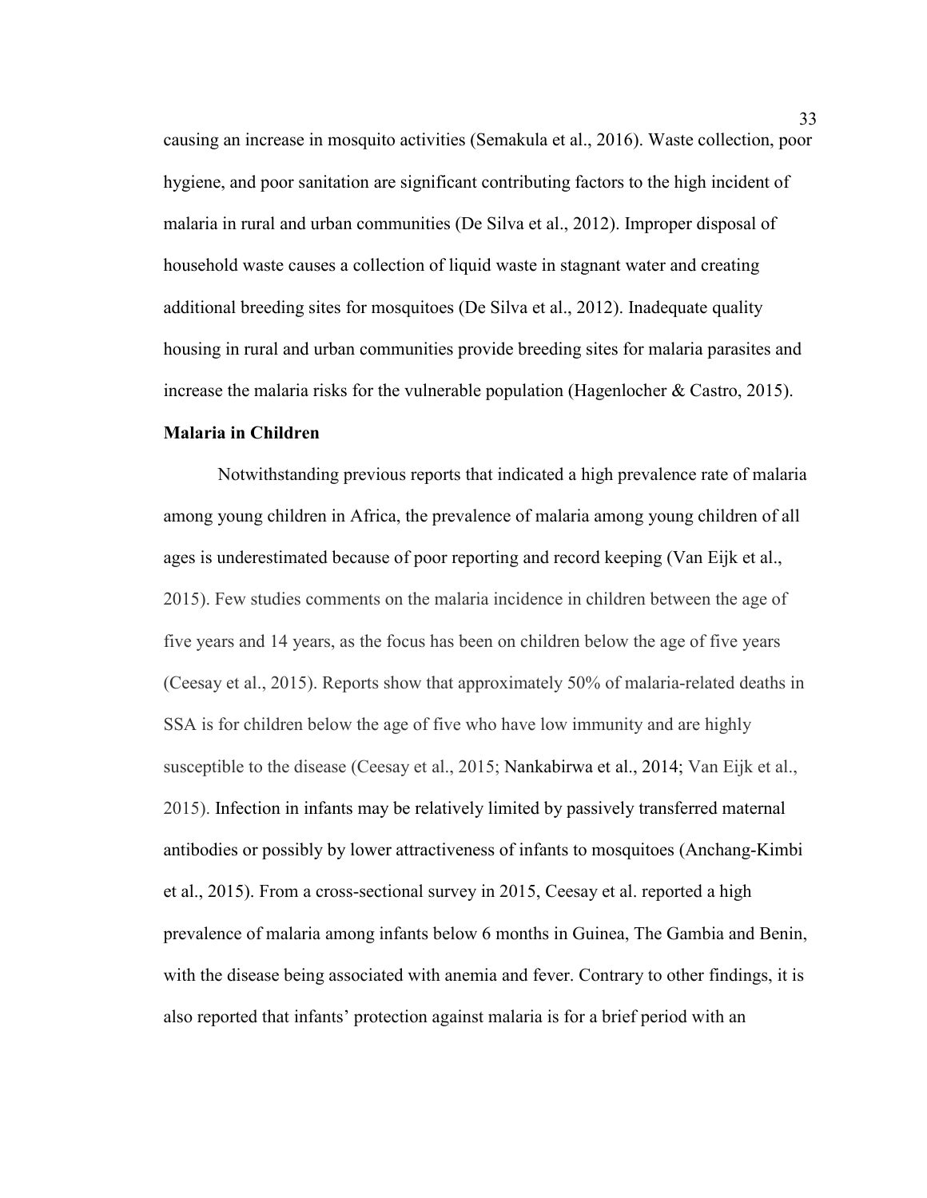causing an increase in mosquito activities (Semakula et al., 2016). Waste collection, poor hygiene, and poor sanitation are significant contributing factors to the high incident of malaria in rural and urban communities (De Silva et al., 2012). Improper disposal of household waste causes a collection of liquid waste in stagnant water and creating additional breeding sites for mosquitoes (De Silva et al., 2012). Inadequate quality housing in rural and urban communities provide breeding sites for malaria parasites and increase the malaria risks for the vulnerable population (Hagenlocher & Castro, 2015).

**Malaria in Children**

Notwithstanding previous reports that indicated a high prevalence rate of malaria among young children in Africa, the prevalence of malaria among young children of all ages is underestimated because of poor reporting and record keeping (Van Eijk et al., 2015). Few studies comments on the malaria incidence in children between the age of five years and 14 years, as the focus has been on children below the age of five years (Ceesay et al., 2015). Reports show that approximately 50% of malaria-related deaths in SSA is for children below the age of five who have low immunity and are highly susceptible to the disease (Ceesay et al., 2015; Nankabirwa et al., 2014; Van Eijk et al., 2015). Infection in infants may be relatively limited by passively transferred maternal antibodies or possibly by lower attractiveness of infants to mosquitoes (Anchang-Kimbi et al., 2015). From a cross-sectional survey in 2015, Ceesay et al. reported a high prevalence of malaria among infants below 6 months in Guinea, The Gambia and Benin, with the disease being associated with anemia and fever. Contrary to other findings, it is also reported that infants' protection against malaria is for a brief period with an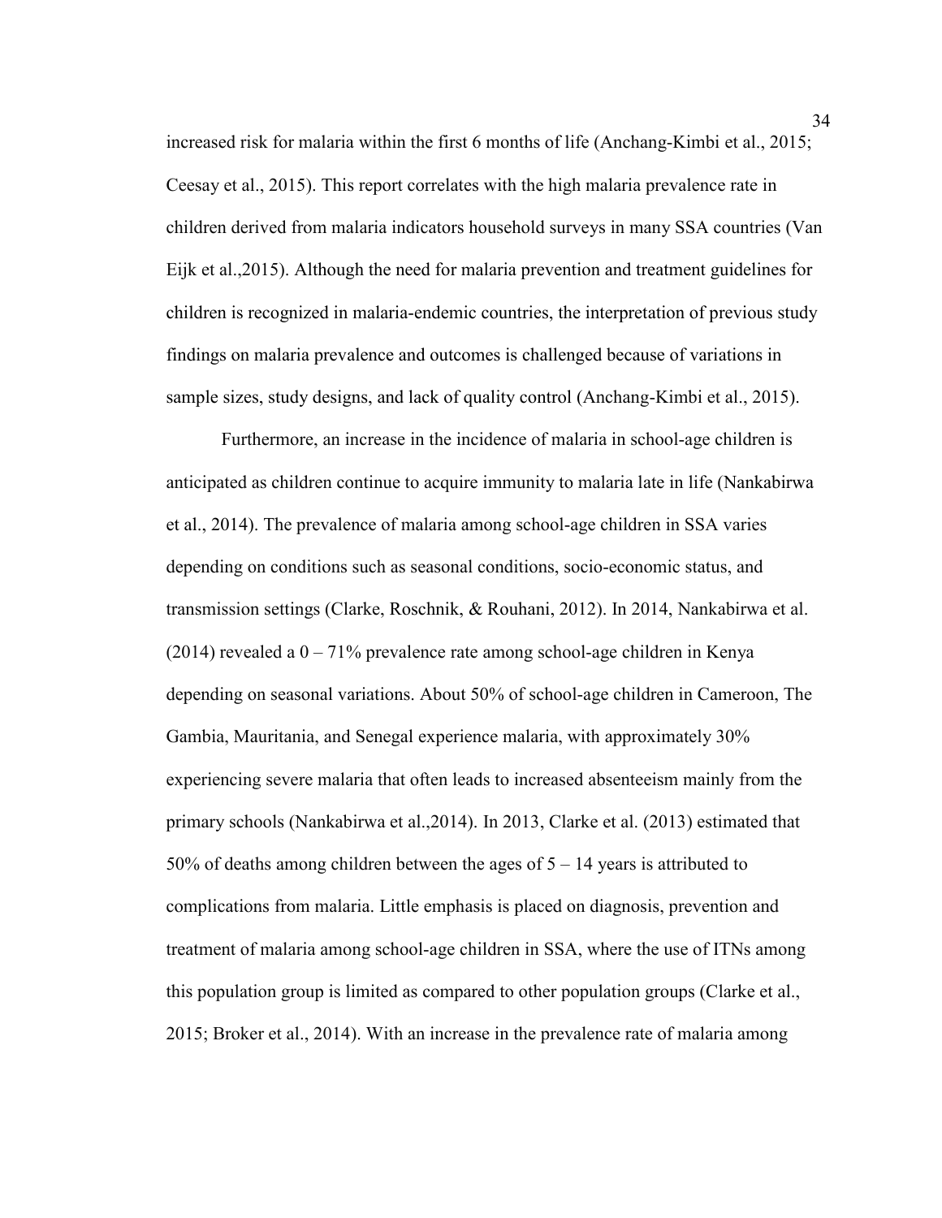increased risk for malaria within the first 6 months of life (Anchang-Kimbi et al., 2015; Ceesay et al., 2015). This report correlates with the high malaria prevalence rate in children derived from malaria indicators household surveys in many SSA countries (Van Eijk et al.,2015). Although the need for malaria prevention and treatment guidelines for children is recognized in malaria-endemic countries, the interpretation of previous study findings on malaria prevalence and outcomes is challenged because of variations in sample sizes, study designs, and lack of quality control (Anchang-Kimbi et al., 2015).

Furthermore, an increase in the incidence of malaria in school-age children is anticipated as children continue to acquire immunity to malaria late in life (Nankabirwa et al., 2014). The prevalence of malaria among school-age children in SSA varies depending on conditions such as seasonal conditions, socio-economic status, and transmission settings (Clarke, Roschnik, & Rouhani, 2012). In 2014, Nankabirwa et al. (2014) revealed a 0 – 71% prevalence rate among school-age children in Kenya depending on seasonal variations. About 50% of school-age children in Cameroon, The Gambia, Mauritania, and Senegal experience malaria, with approximately 30% experiencing severe malaria that often leads to increased absenteeism mainly from the primary schools (Nankabirwa et al.,2014). In 2013, Clarke et al. (2013) estimated that 50% of deaths among children between the ages of 5 – 14 years is attributed to complications from malaria. Little emphasis is placed on diagnosis, prevention and treatment of malaria among school-age children in SSA, where the use of ITNs among this population group is limited as compared to other population groups (Clarke et al., 2015; Broker et al., 2014). With an increase in the prevalence rate of malaria among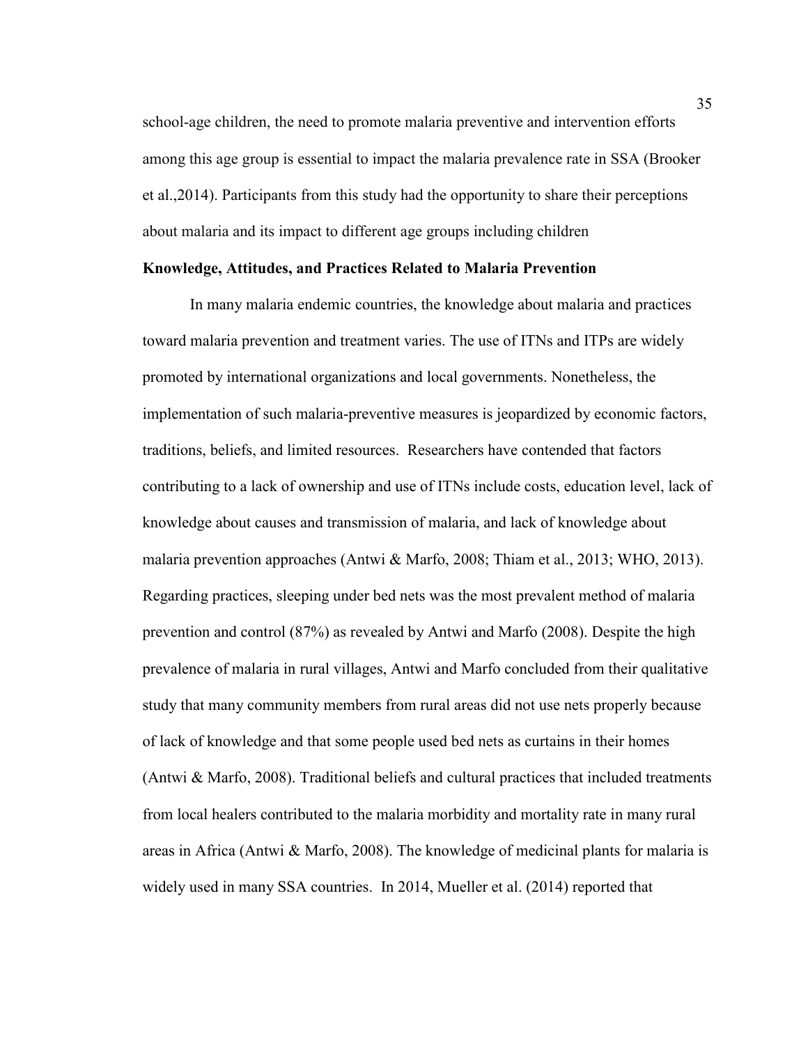school-age children, the need to promote malaria preventive and intervention efforts among this age group is essential to impact the malaria prevalence rate in SSA (Brooker et al.,2014). Participants from this study had the opportunity to share their perceptions about malaria and its impact to different age groups including children

## Knowledge, Attitudes, and Practices Related to Malaria Prevention

In many malaria endemic countries, the knowledge about malaria and practices toward malaria prevention and treatment varies. The use of ITNs and ITPs are widely promoted by international organizations and local governments. Nonetheless, the implementation of such malaria-preventive measures is jeopardized by economic factors, traditions, beliefs, and limited resources. Researchers have contended that factors contributing to a lack of ownership and use of ITNs include costs, education level, lack of knowledge about causes and transmission of malaria, and lack of knowledge about malaria prevention approaches (Antwi & Marfo, 2008; Thiam et al., 2013; WHO, 2013). Regarding practices, sleeping under bed nets was the most prevalent method of malaria prevention and control (87%) as revealed by Antwi and Marfo (2008). Despite the high prevalence of malaria in rural villages, Antwi and Marfo concluded from their qualitative study that many community members from rural areas did not use nets properly because of lack of knowledge and that some people used bed nets as curtains in their homes (Antwi & Marfo, 2008). Traditional beliefs and cultural practices that included treatments from local healers contributed to the malaria morbidity and mortality rate in many rural areas in Africa (Antwi & Marfo, 2008). The knowledge of medicinal plants for malaria is widely used in many SSA countries. In 2014, Mueller et al. (2014) reported that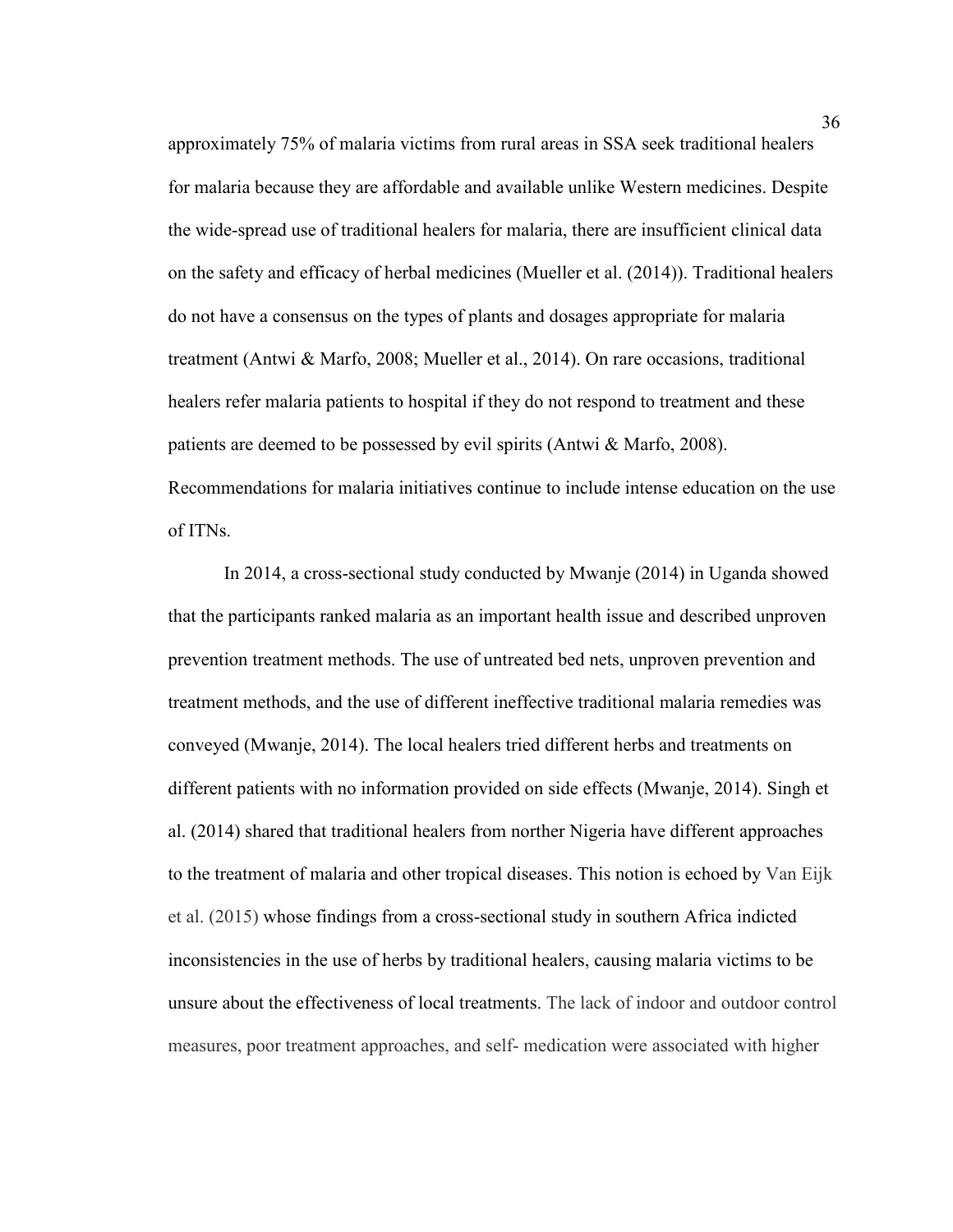approximately 75% of malaria victims from rural areas in SSA seek traditional healers for malaria because they are affordable and available unlike Western medicines. Despite the wide-spread use of traditional healers for malaria, there are insufficient clinical data on the safety and efficacy of herbal medicines (Mueller et al. (2014)). Traditional healers do not have a consensus on the types of plants and dosages appropriate for malaria treatment (Antwi & Marfo, 2008; Mueller et al., 2014). On rare occasions, traditional healers refer malaria patients to hospital if they do not respond to treatment and these patients are deemed to be possessed by evil spirits (Antwi & Marfo, 2008). Recommendations for malaria initiatives continue to include intense education on the use of ITNs.

In 2014, a cross-sectional study conducted by Mwanje (2014) in Uganda showed that the participants ranked malaria as an important health issue and described unproven prevention treatment methods. The use of untreated bed nets, unproven prevention and treatment methods, and the use of different ineffective traditional malaria remedies was conveyed (Mwanje, 2014). The local healers tried different herbs and treatments on different patients with no information provided on side effects (Mwanje, 2014). Singh et al. (2014) shared that traditional healers from norther Nigeria have different approaches to the treatment of malaria and other tropical diseases. This notion is echoed by Van Eijk et al. (2015) whose findings from a cross-sectional study in southern Africa indicted inconsistencies in the use of herbs by traditional healers, causing malaria victims to be unsure about the effectiveness of local treatments. The lack of indoor and outdoor control measures, poor treatment approaches, and self- medication were associated with higher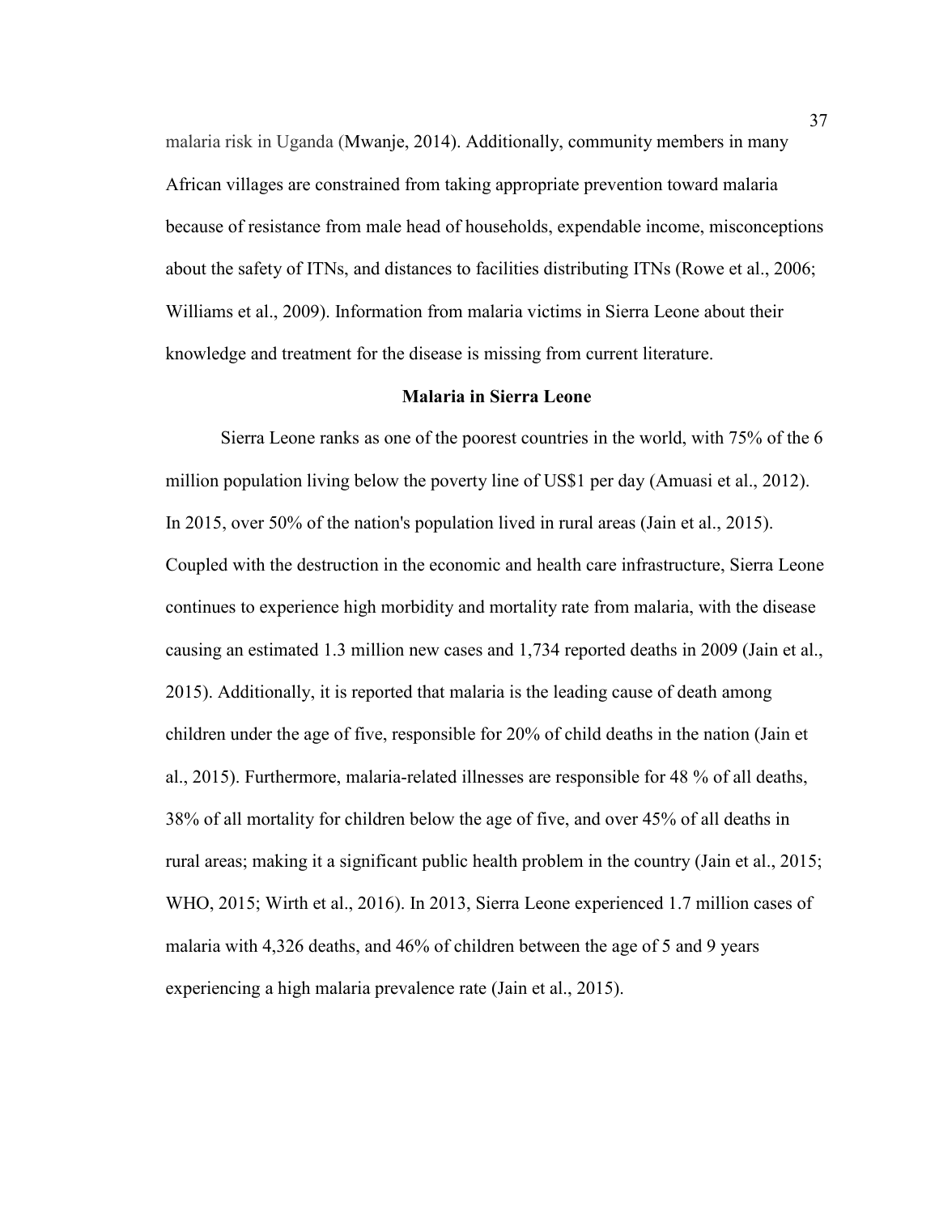malaria risk in Uganda (Mwanje, 2014). Additionally, community members in many African villages are constrained from taking appropriate prevention toward malaria because of resistance from male head of households, expendable income, misconceptions about the safety of ITNs, and distances to facilities distributing ITNs (Rowe et al., 2006; Williams et al., 2009). Information from malaria victims in Sierra Leone about their knowledge and treatment for the disease is missing from current literature.

## Malaria in Sierra Leone

Sierra Leone ranks as one of the poorest countries in the world, with 75% of the 6 million population living below the poverty line of US$1 per day (Amuasi et al., 2012). In 2015, over 50% of the nation's population lived in rural areas (Jain et al., 2015). Coupled with the destruction in the economic and health care infrastructure, Sierra Leone continues to experience high morbidity and mortality rate from malaria, with the disease causing an estimated 1.3 million new cases and 1,734 reported deaths in 2009 (Jain et al., 2015). Additionally, it is reported that malaria is the leading cause of death among children under the age of five, responsible for 20% of child deaths in the nation (Jain et al., 2015). Furthermore, malaria-related illnesses are responsible for 48 % of all deaths, 38% of all mortality for children below the age of five, and over 45% of all deaths in rural areas; making it a significant public health problem in the country (Jain et al., 2015; WHO, 2015; Wirth et al., 2016). In 2013, Sierra Leone experienced 1.7 million cases of malaria with 4,326 deaths, and 46% of children between the age of 5 and 9 years experiencing a high malaria prevalence rate (Jain et al., 2015).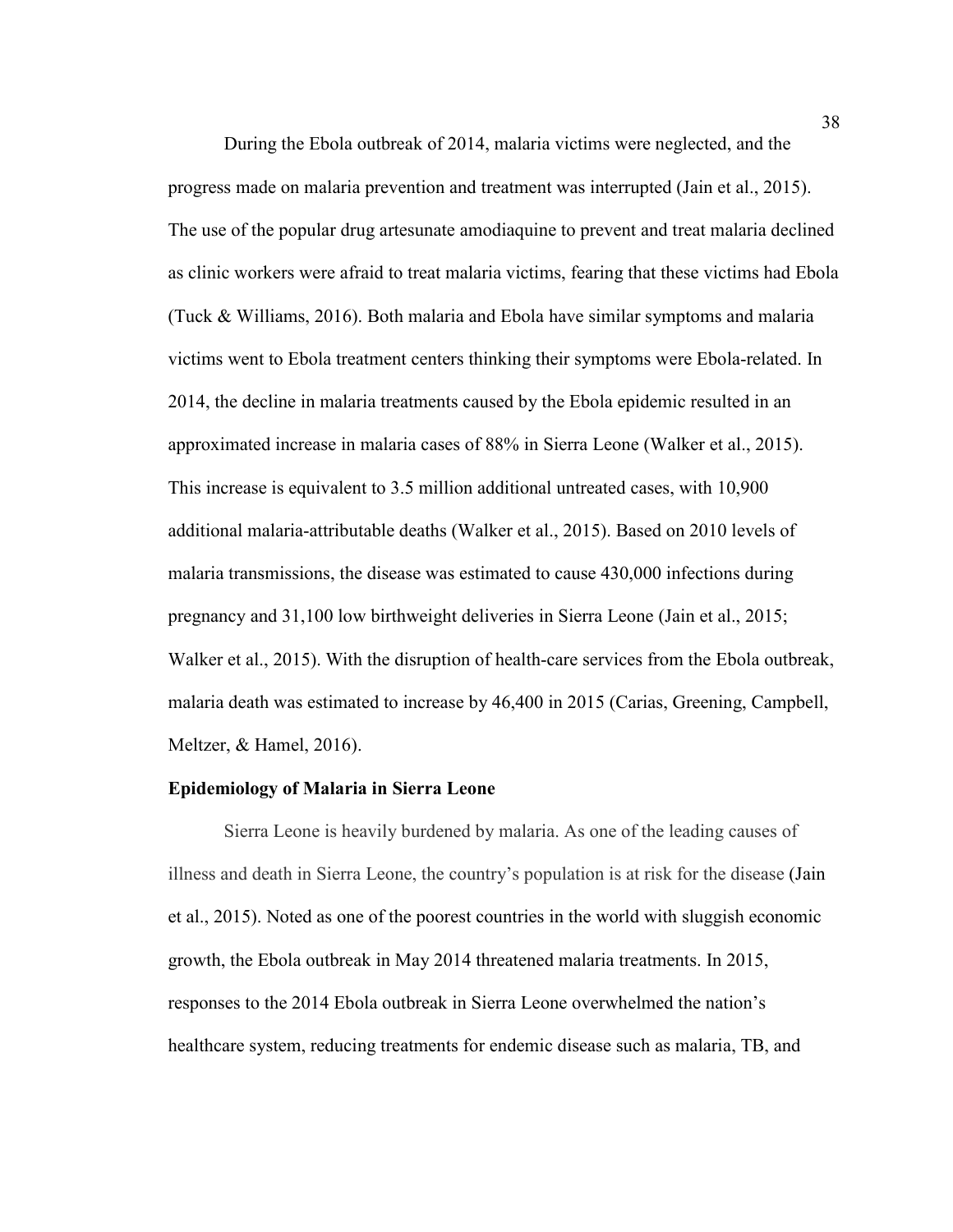During the Ebola outbreak of 2014, malaria victims were neglected, and the progress made on malaria prevention and treatment was interrupted (Jain et al., 2015). The use of the popular drug artesunate amodiaquine to prevent and treat malaria declined as clinic workers were afraid to treat malaria victims, fearing that these victims had Ebola (Tuck & Williams, 2016). Both malaria and Ebola have similar symptoms and malaria victims went to Ebola treatment centers thinking their symptoms were Ebola-related. In 2014, the decline in malaria treatments caused by the Ebola epidemic resulted in an approximated increase in malaria cases of 88% in Sierra Leone (Walker et al., 2015). This increase is equivalent to 3.5 million additional untreated cases, with 10,900 additional malaria-attributable deaths (Walker et al., 2015). Based on 2010 levels of malaria transmissions, the disease was estimated to cause 430,000 infections during pregnancy and 31,100 low birthweight deliveries in Sierra Leone (Jain et al., 2015; Walker et al., 2015). With the disruption of health-care services from the Ebola outbreak, malaria death was estimated to increase by 46,400 in 2015 (Carias, Greening, Campbell, Meltzer, & Hamel, 2016).

### Epidemiology of Malaria in Sierra Leone

Sierra Leone is heavily burdened by malaria. As one of the leading causes of illness and death in Sierra Leone, the country's population is at risk for the disease (Jain et al., 2015). Noted as one of the poorest countries in the world with sluggish economic growth, the Ebola outbreak in May 2014 threatened malaria treatments. In 2015, responses to the 2014 Ebola outbreak in Sierra Leone overwhelmed the nation's healthcare system, reducing treatments for endemic disease such as malaria, TB, and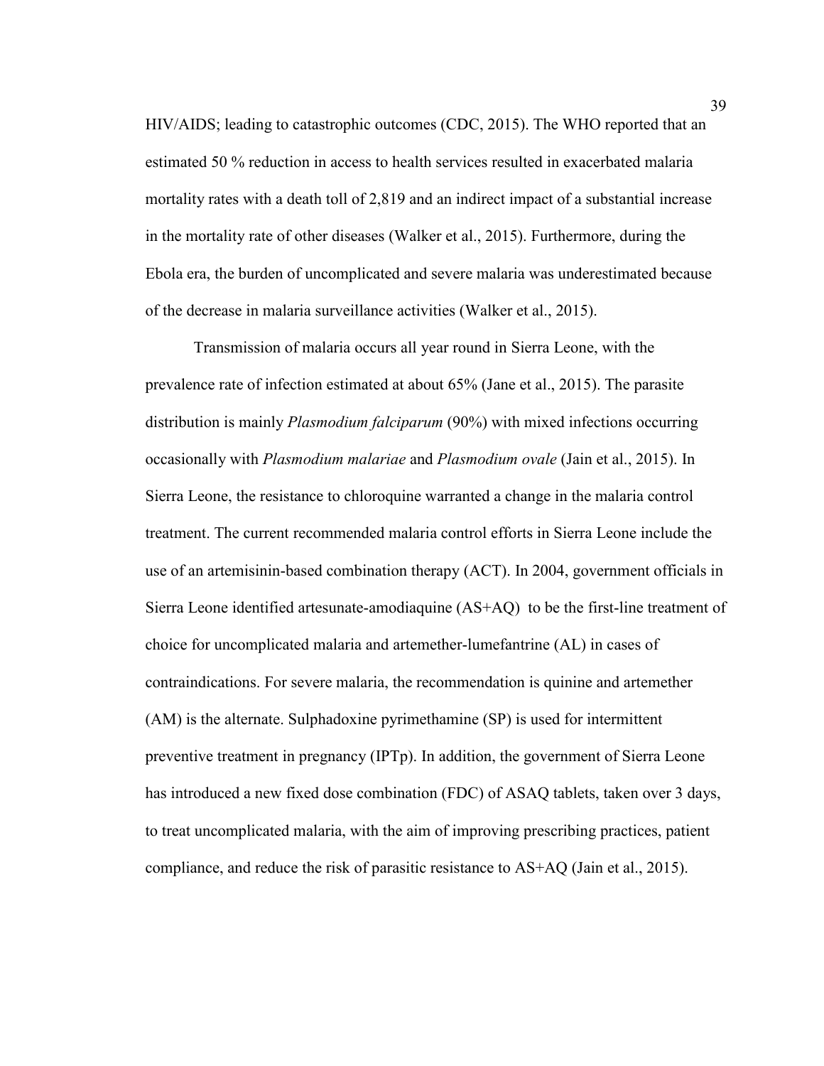HIV/AIDS; leading to catastrophic outcomes (CDC, 2015). The WHO reported that an estimated 50 % reduction in access to health services resulted in exacerbated malaria mortality rates with a death toll of 2,819 and an indirect impact of a substantial increase in the mortality rate of other diseases (Walker et al., 2015). Furthermore, during the Ebola era, the burden of uncomplicated and severe malaria was underestimated because of the decrease in malaria surveillance activities (Walker et al., 2015).

Transmission of malaria occurs all year round in Sierra Leone, with the prevalence rate of infection estimated at about 65% (Jane et al., 2015). The parasite distribution is mainly *Plasmodium falciparum* (90%) with mixed infections occurring occasionally with *Plasmodium malariae* and *Plasmodium ovale* (Jain et al., 2015). In Sierra Leone, the resistance to chloroquine warranted a change in the malaria control treatment. The current recommended malaria control efforts in Sierra Leone include the use of an artemisinin-based combination therapy (ACT). In 2004, government officials in Sierra Leone identified artesunate-amodiaquine (AS+AQ) to be the first-line treatment of choice for uncomplicated malaria and artemether-lumefantrine (AL) in cases of contraindications. For severe malaria, the recommendation is quinine and artemether (AM) is the alternate. Sulphadoxine pyrimethamine (SP) is used for intermittent preventive treatment in pregnancy (IPTp). In addition, the government of Sierra Leone has introduced a new fixed dose combination (FDC) of ASAQ tablets, taken over 3 days, to treat uncomplicated malaria, with the aim of improving prescribing practices, patient compliance, and reduce the risk of parasitic resistance to AS+AQ (Jain et al., 2015).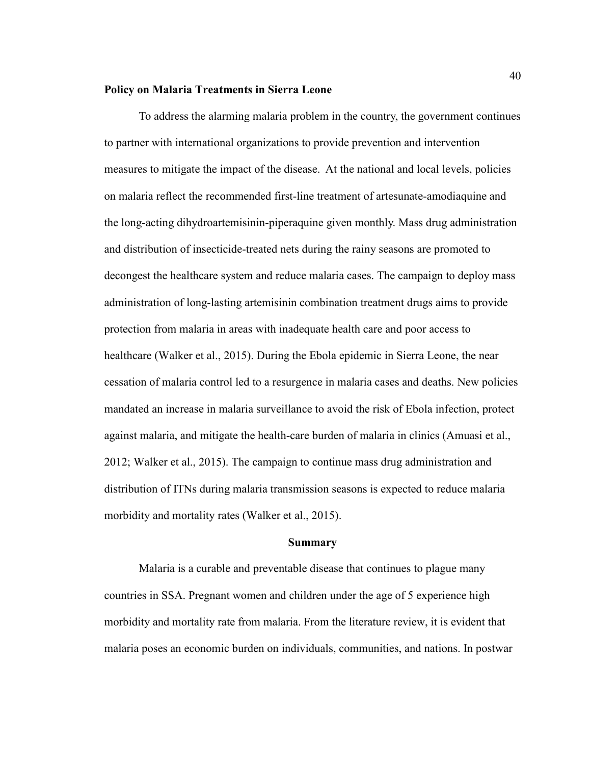### Policy on Malaria Treatments in Sierra Leone

To address the alarming malaria problem in the country, the government continues to partner with international organizations to provide prevention and intervention measures to mitigate the impact of the disease. At the national and local levels, policies on malaria reflect the recommended first-line treatment of artesunate-amodiaquine and the long-acting dihydroartemisinin-piperaquine given monthly. Mass drug administration and distribution of insecticide-treated nets during the rainy seasons are promoted to decongest the healthcare system and reduce malaria cases. The campaign to deploy mass administration of long-lasting artemisinin combination treatment drugs aims to provide protection from malaria in areas with inadequate health care and poor access to healthcare (Walker et al., 2015). During the Ebola epidemic in Sierra Leone, the near cessation of malaria control led to a resurgence in malaria cases and deaths. New policies mandated an increase in malaria surveillance to avoid the risk of Ebola infection, protect against malaria, and mitigate the health-care burden of malaria in clinics (Amuasi et al., 2012; Walker et al., 2015). The campaign to continue mass drug administration and distribution of ITNs during malaria transmission seasons is expected to reduce malaria morbidity and mortality rates (Walker et al., 2015).

## Summary

Malaria is a curable and preventable disease that continues to plague many countries in SSA. Pregnant women and children under the age of 5 experience high morbidity and mortality rate from malaria. From the literature review, it is evident that malaria poses an economic burden on individuals, communities, and nations. In postwar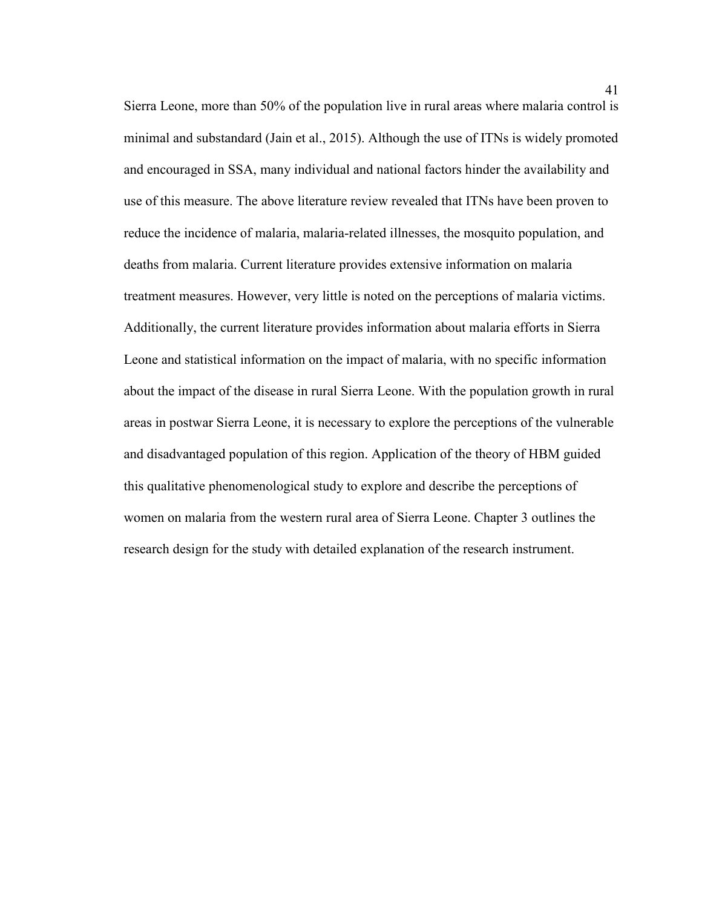Sierra Leone, more than 50% of the population live in rural areas where malaria control is minimal and substandard (Jain et al., 2015). Although the use of ITNs is widely promoted and encouraged in SSA, many individual and national factors hinder the availability and use of this measure. The above literature review revealed that ITNs have been proven to reduce the incidence of malaria, malaria-related illnesses, the mosquito population, and deaths from malaria. Current literature provides extensive information on malaria treatment measures. However, very little is noted on the perceptions of malaria victims. Additionally, the current literature provides information about malaria efforts in Sierra Leone and statistical information on the impact of malaria, with no specific information about the impact of the disease in rural Sierra Leone. With the population growth in rural areas in postwar Sierra Leone, it is necessary to explore the perceptions of the vulnerable and disadvantaged population of this region. Application of the theory of HBM guided this qualitative phenomenological study to explore and describe the perceptions of women on malaria from the western rural area of Sierra Leone. Chapter 3 outlines the research design for the study with detailed explanation of the research instrument.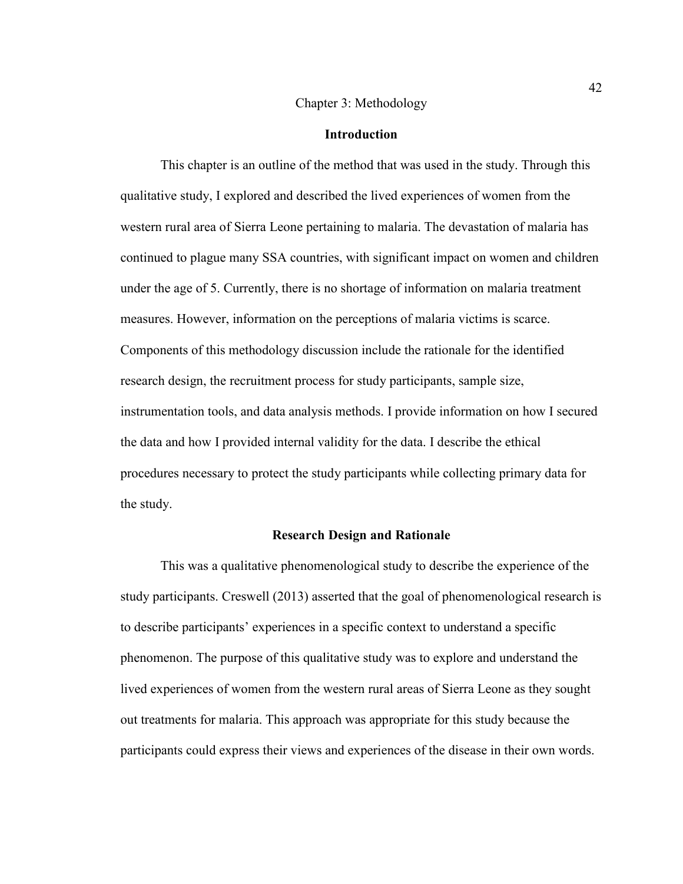# Chapter 3: Methodology

## Introduction

This chapter is an outline of the method that was used in the study. Through this qualitative study, I explored and described the lived experiences of women from the western rural area of Sierra Leone pertaining to malaria. The devastation of malaria has continued to plague many SSA countries, with significant impact on women and children under the age of 5. Currently, there is no shortage of information on malaria treatment measures. However, information on the perceptions of malaria victims is scarce. Components of this methodology discussion include the rationale for the identified research design, the recruitment process for study participants, sample size, instrumentation tools, and data analysis methods. I provide information on how I secured the data and how I provided internal validity for the data. I describe the ethical procedures necessary to protect the study participants while collecting primary data for the study.

## Research Design and Rationale

This was a qualitative phenomenological study to describe the experience of the study participants. Creswell (2013) asserted that the goal of phenomenological research is to describe participants' experiences in a specific context to understand a specific phenomenon. The purpose of this qualitative study was to explore and understand the lived experiences of women from the western rural areas of Sierra Leone as they sought out treatments for malaria. This approach was appropriate for this study because the participants could express their views and experiences of the disease in their own words.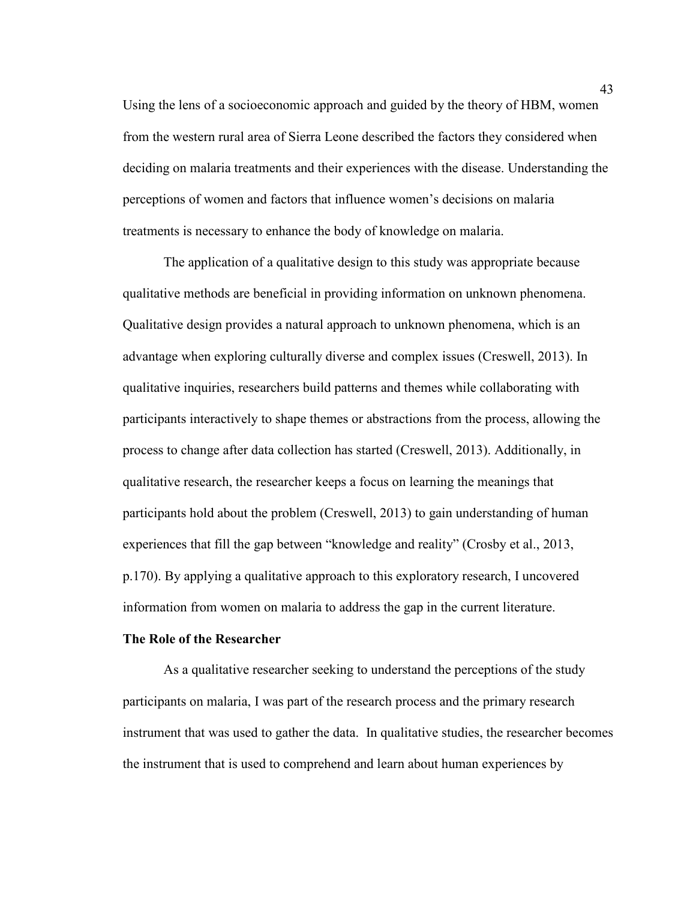Using the lens of a socioeconomic approach and guided by the theory of HBM, women from the western rural area of Sierra Leone described the factors they considered when deciding on malaria treatments and their experiences with the disease. Understanding the perceptions of women and factors that influence women's decisions on malaria treatments is necessary to enhance the body of knowledge on malaria.

The application of a qualitative design to this study was appropriate because qualitative methods are beneficial in providing information on unknown phenomena. Qualitative design provides a natural approach to unknown phenomena, which is an advantage when exploring culturally diverse and complex issues (Creswell, 2013). In qualitative inquiries, researchers build patterns and themes while collaborating with participants interactively to shape themes or abstractions from the process, allowing the process to change after data collection has started (Creswell, 2013). Additionally, in qualitative research, the researcher keeps a focus on learning the meanings that participants hold about the problem (Creswell, 2013) to gain understanding of human experiences that fill the gap between "knowledge and reality" (Crosby et al., 2013, p.170). By applying a qualitative approach to this exploratory research, I uncovered information from women on malaria to address the gap in the current literature.

**The Role of the Researcher**

As a qualitative researcher seeking to understand the perceptions of the study participants on malaria, I was part of the research process and the primary research instrument that was used to gather the data. In qualitative studies, the researcher becomes the instrument that is used to comprehend and learn about human experiences by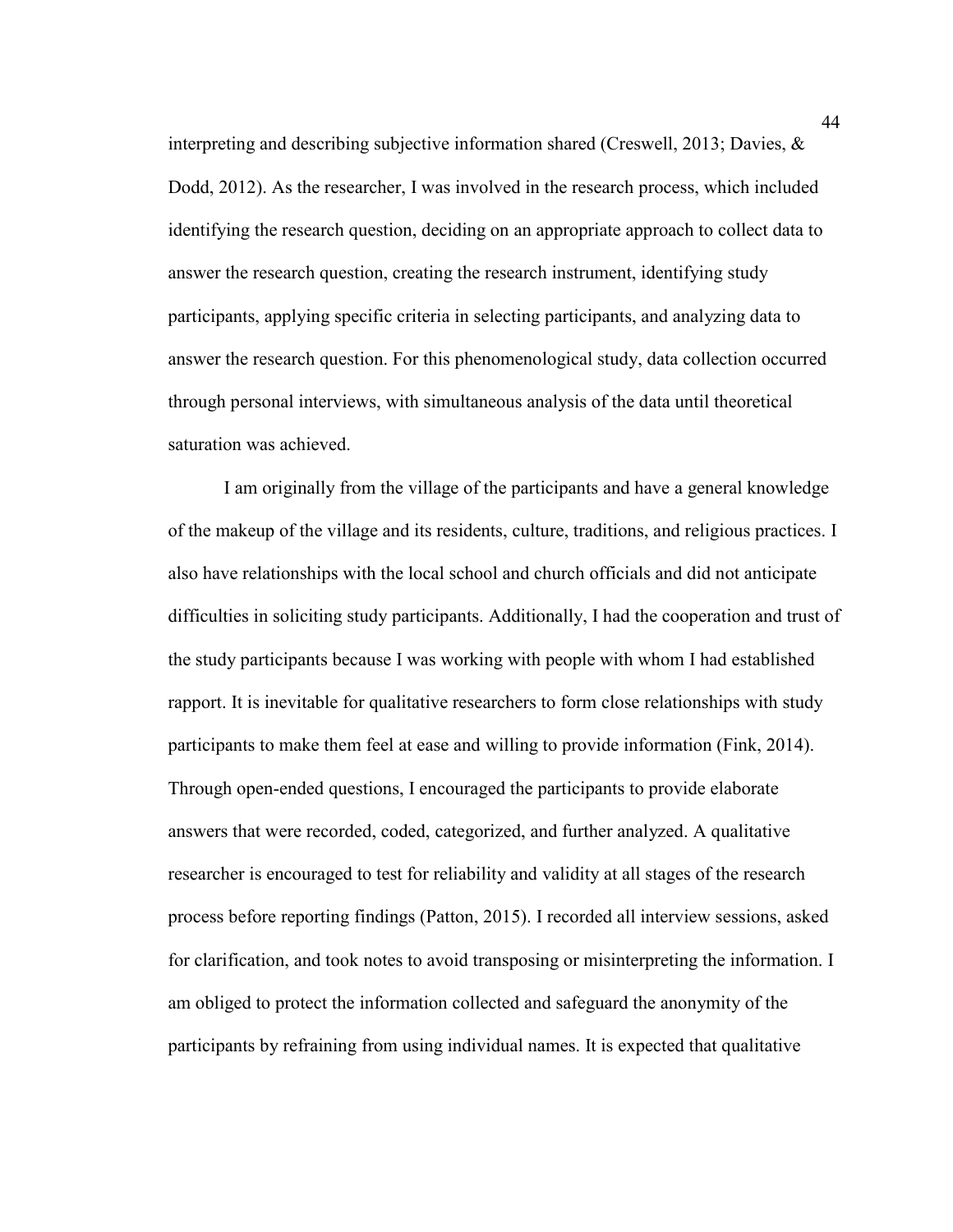interpreting and describing subjective information shared (Creswell, 2013; Davies, & Dodd, 2012). As the researcher, I was involved in the research process, which included identifying the research question, deciding on an appropriate approach to collect data to answer the research question, creating the research instrument, identifying study participants, applying specific criteria in selecting participants, and analyzing data to answer the research question. For this phenomenological study, data collection occurred through personal interviews, with simultaneous analysis of the data until theoretical saturation was achieved.

I am originally from the village of the participants and have a general knowledge of the makeup of the village and its residents, culture, traditions, and religious practices. I also have relationships with the local school and church officials and did not anticipate difficulties in soliciting study participants. Additionally, I had the cooperation and trust of the study participants because I was working with people with whom I had established rapport. It is inevitable for qualitative researchers to form close relationships with study participants to make them feel at ease and willing to provide information (Fink, 2014). Through open-ended questions, I encouraged the participants to provide elaborate answers that were recorded, coded, categorized, and further analyzed. A qualitative researcher is encouraged to test for reliability and validity at all stages of the research process before reporting findings (Patton, 2015). I recorded all interview sessions, asked for clarification, and took notes to avoid transposing or misinterpreting the information. I am obliged to protect the information collected and safeguard the anonymity of the participants by refraining from using individual names. It is expected that qualitative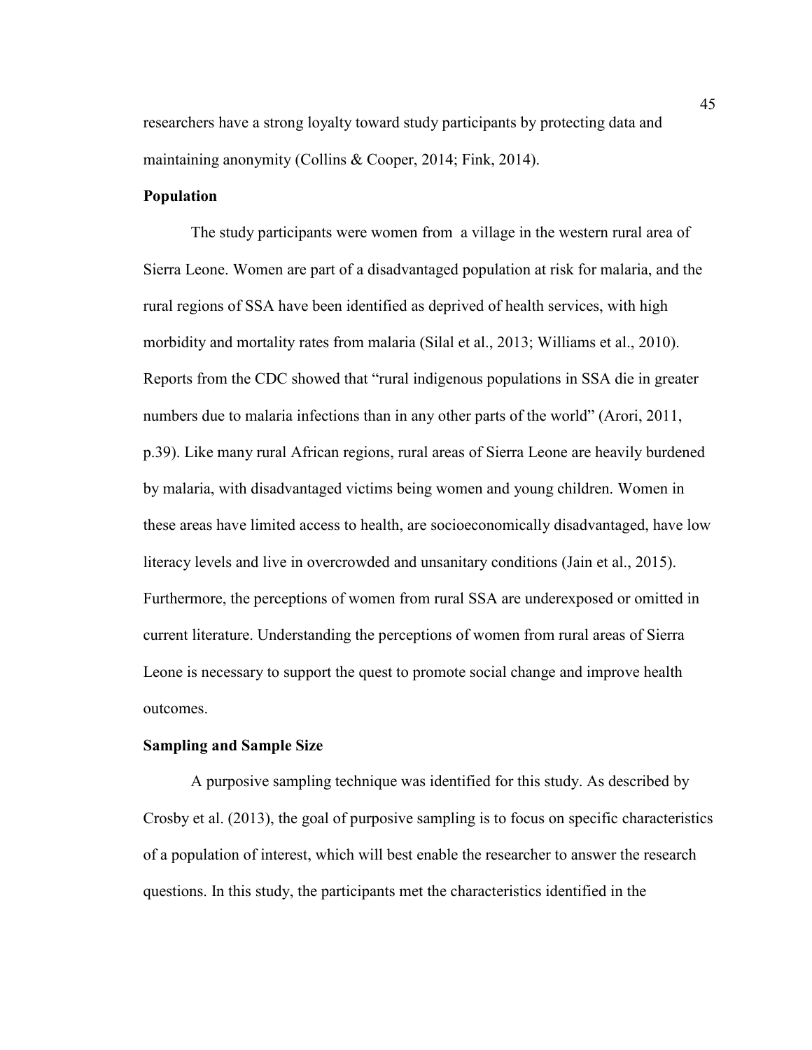researchers have a strong loyalty toward study participants by protecting data and maintaining anonymity (Collins & Cooper, 2014; Fink, 2014).

### Population

The study participants were women from a village in the western rural area of Sierra Leone. Women are part of a disadvantaged population at risk for malaria, and the rural regions of SSA have been identified as deprived of health services, with high morbidity and mortality rates from malaria (Silal et al., 2013; Williams et al., 2010). Reports from the CDC showed that "rural indigenous populations in SSA die in greater numbers due to malaria infections than in any other parts of the world" (Arori, 2011, p.39). Like many rural African regions, rural areas of Sierra Leone are heavily burdened by malaria, with disadvantaged victims being women and young children. Women in these areas have limited access to health, are socioeconomically disadvantaged, have low literacy levels and live in overcrowded and unsanitary conditions (Jain et al., 2015). Furthermore, the perceptions of women from rural SSA are underexposed or omitted in current literature. Understanding the perceptions of women from rural areas of Sierra Leone is necessary to support the quest to promote social change and improve health outcomes.

### Sampling and Sample Size

A purposive sampling technique was identified for this study. As described by Crosby et al. (2013), the goal of purposive sampling is to focus on specific characteristics of a population of interest, which will best enable the researcher to answer the research questions. In this study, the participants met the characteristics identified in the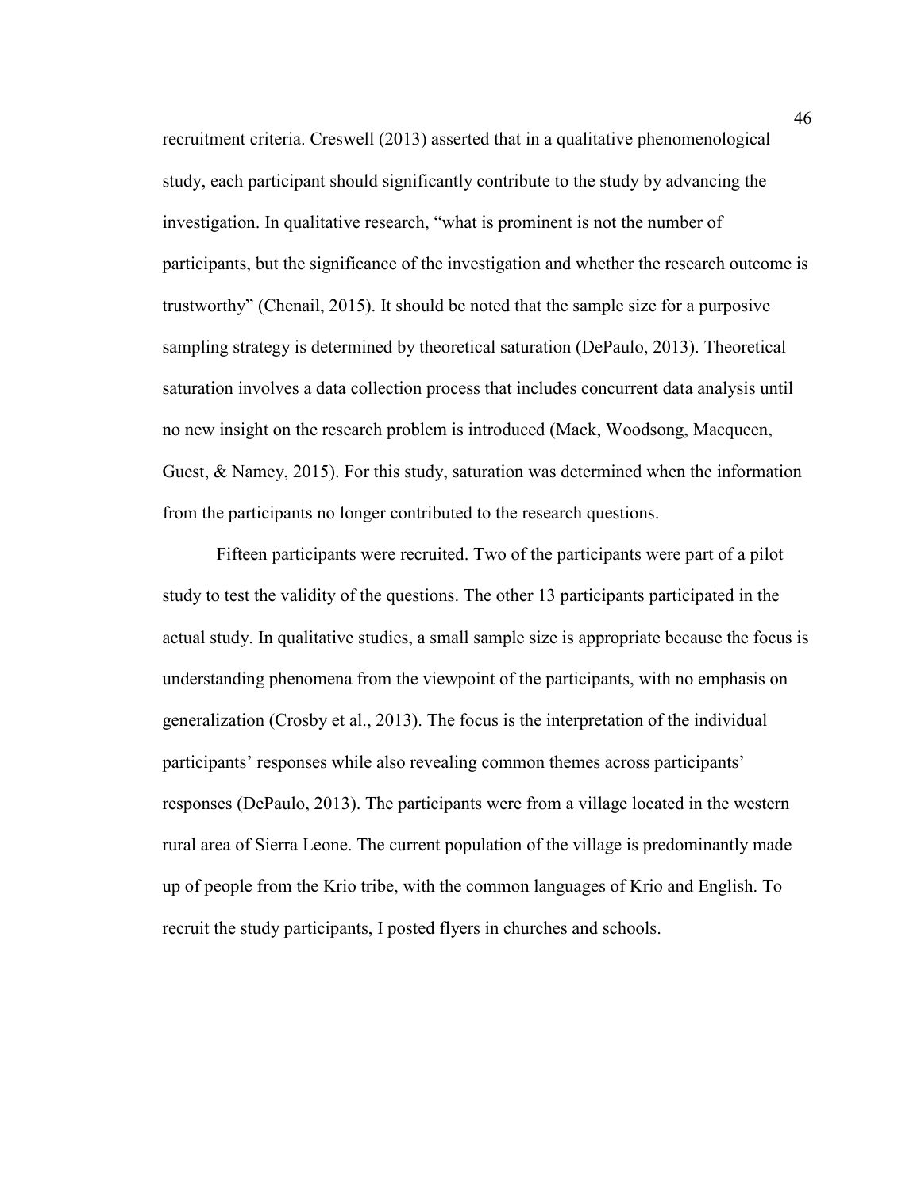recruitment criteria. Creswell (2013) asserted that in a qualitative phenomenological study, each participant should significantly contribute to the study by advancing the investigation. In qualitative research, "what is prominent is not the number of participants, but the significance of the investigation and whether the research outcome is trustworthy" (Chenail, 2015). It should be noted that the sample size for a purposive sampling strategy is determined by theoretical saturation (DePaulo, 2013). Theoretical saturation involves a data collection process that includes concurrent data analysis until no new insight on the research problem is introduced (Mack, Woodsong, Macqueen, Guest, & Namey, 2015). For this study, saturation was determined when the information from the participants no longer contributed to the research questions.

Fifteen participants were recruited. Two of the participants were part of a pilot study to test the validity of the questions. The other 13 participants participated in the actual study. In qualitative studies, a small sample size is appropriate because the focus is understanding phenomena from the viewpoint of the participants, with no emphasis on generalization (Crosby et al., 2013). The focus is the interpretation of the individual participants' responses while also revealing common themes across participants' responses (DePaulo, 2013). The participants were from a village located in the western rural area of Sierra Leone. The current population of the village is predominantly made up of people from the Krio tribe, with the common languages of Krio and English. To recruit the study participants, I posted flyers in churches and schools.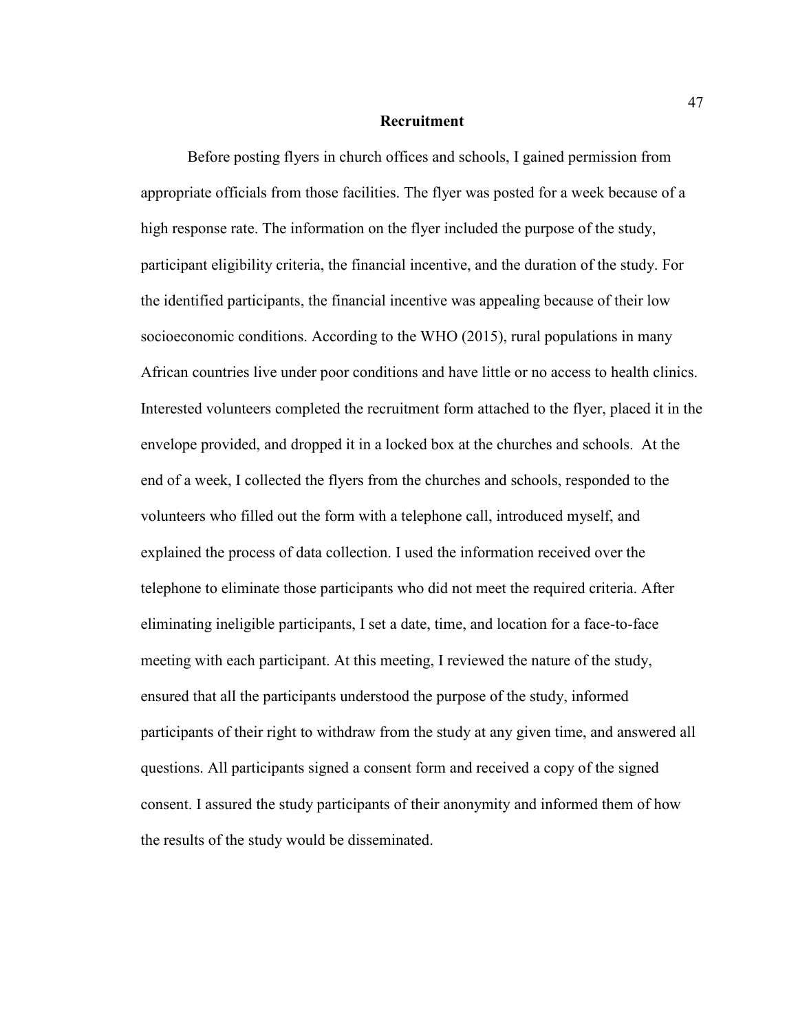## Recruitment

Before posting flyers in church offices and schools, I gained permission from appropriate officials from those facilities. The flyer was posted for a week because of a high response rate. The information on the flyer included the purpose of the study, participant eligibility criteria, the financial incentive, and the duration of the study. For the identified participants, the financial incentive was appealing because of their low socioeconomic conditions. According to the WHO (2015), rural populations in many African countries live under poor conditions and have little or no access to health clinics. Interested volunteers completed the recruitment form attached to the flyer, placed it in the envelope provided, and dropped it in a locked box at the churches and schools. At the end of a week, I collected the flyers from the churches and schools, responded to the volunteers who filled out the form with a telephone call, introduced myself, and explained the process of data collection. I used the information received over the telephone to eliminate those participants who did not meet the required criteria. After eliminating ineligible participants, I set a date, time, and location for a face-to-face meeting with each participant. At this meeting, I reviewed the nature of the study, ensured that all the participants understood the purpose of the study, informed participants of their right to withdraw from the study at any given time, and answered all questions. All participants signed a consent form and received a copy of the signed consent. I assured the study participants of their anonymity and informed them of how the results of the study would be disseminated.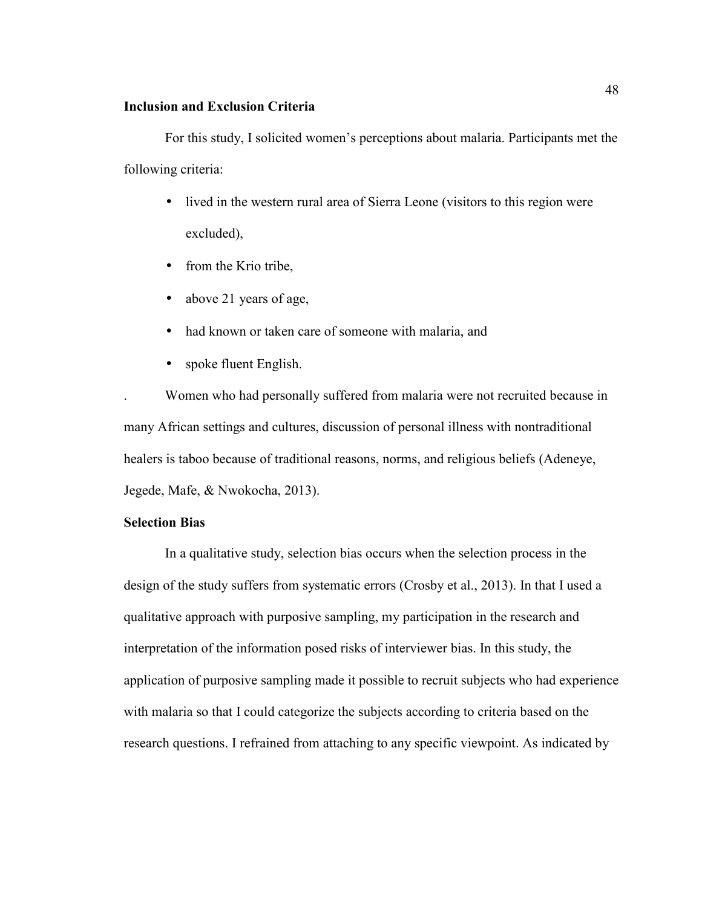**Inclusion and Exclusion Criteria**

For this study, I solicited women's perceptions about malaria. Participants met the following criteria:

- lived in the western rural area of Sierra Leone (visitors to this region were excluded),
- from the Krio tribe,
- above 21 years of age,
- had known or taken care of someone with malaria, and
- spoke fluent English.

. Women who had personally suffered from malaria were not recruited because in many African settings and cultures, discussion of personal illness with nontraditional healers is taboo because of traditional reasons, norms, and religious beliefs (Adeneye, Jegede, Mafe, & Nwokocha, 2013).

**Selection Bias**

In a qualitative study, selection bias occurs when the selection process in the design of the study suffers from systematic errors (Crosby et al., 2013). In that I used a qualitative approach with purposive sampling, my participation in the research and interpretation of the information posed risks of interviewer bias. In this study, the application of purposive sampling made it possible to recruit subjects who had experience with malaria so that I could categorize the subjects according to criteria based on the research questions. I refrained from attaching to any specific viewpoint. As indicated by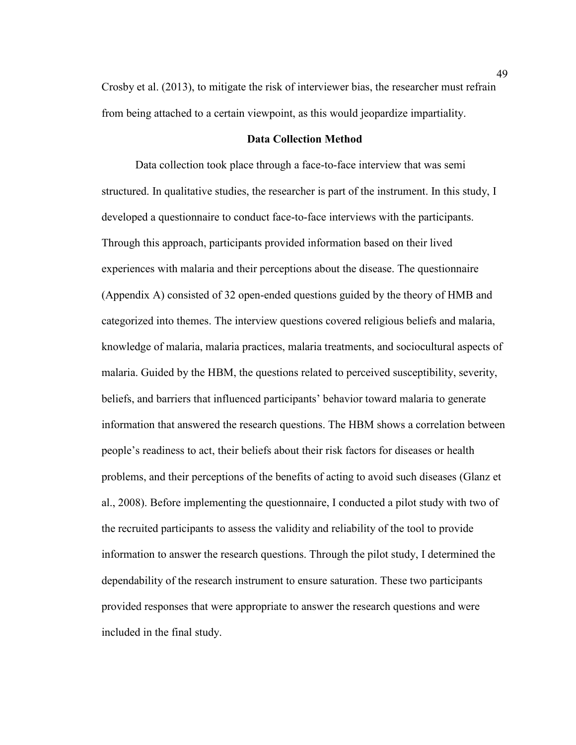Crosby et al. (2013), to mitigate the risk of interviewer bias, the researcher must refrain from being attached to a certain viewpoint, as this would jeopardize impartiality.

## Data Collection Method

Data collection took place through a face-to-face interview that was semi structured. In qualitative studies, the researcher is part of the instrument. In this study, I developed a questionnaire to conduct face-to-face interviews with the participants. Through this approach, participants provided information based on their lived experiences with malaria and their perceptions about the disease. The questionnaire (Appendix A) consisted of 32 open-ended questions guided by the theory of HMB and categorized into themes. The interview questions covered religious beliefs and malaria, knowledge of malaria, malaria practices, malaria treatments, and sociocultural aspects of malaria. Guided by the HBM, the questions related to perceived susceptibility, severity, beliefs, and barriers that influenced participants' behavior toward malaria to generate information that answered the research questions. The HBM shows a correlation between people's readiness to act, their beliefs about their risk factors for diseases or health problems, and their perceptions of the benefits of acting to avoid such diseases (Glanz et al., 2008). Before implementing the questionnaire, I conducted a pilot study with two of the recruited participants to assess the validity and reliability of the tool to provide information to answer the research questions. Through the pilot study, I determined the dependability of the research instrument to ensure saturation. These two participants provided responses that were appropriate to answer the research questions and were included in the final study.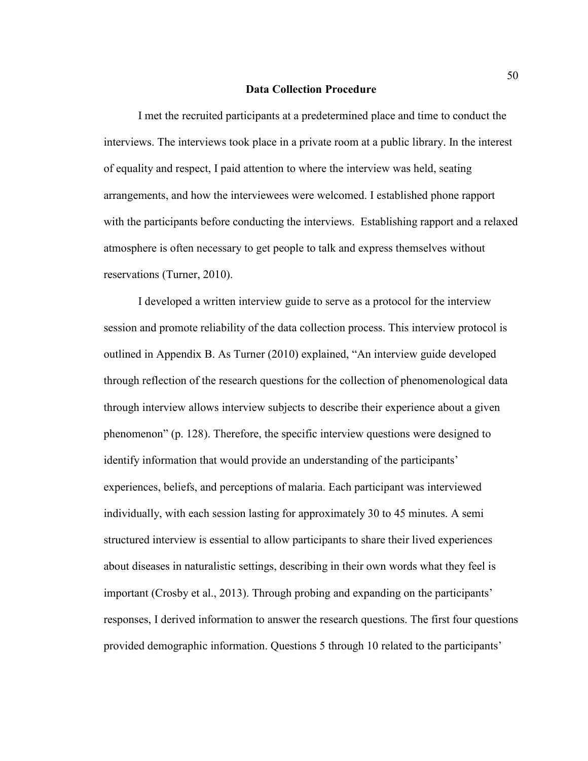## Data Collection Procedure

I met the recruited participants at a predetermined place and time to conduct the interviews. The interviews took place in a private room at a public library. In the interest of equality and respect, I paid attention to where the interview was held, seating arrangements, and how the interviewees were welcomed. I established phone rapport with the participants before conducting the interviews. Establishing rapport and a relaxed atmosphere is often necessary to get people to talk and express themselves without reservations (Turner, 2010).

I developed a written interview guide to serve as a protocol for the interview session and promote reliability of the data collection process. This interview protocol is outlined in Appendix B. As Turner (2010) explained, "An interview guide developed through reflection of the research questions for the collection of phenomenological data through interview allows interview subjects to describe their experience about a given phenomenon" (p. 128). Therefore, the specific interview questions were designed to identify information that would provide an understanding of the participants' experiences, beliefs, and perceptions of malaria. Each participant was interviewed individually, with each session lasting for approximately 30 to 45 minutes. A semi structured interview is essential to allow participants to share their lived experiences about diseases in naturalistic settings, describing in their own words what they feel is important (Crosby et al., 2013). Through probing and expanding on the participants' responses, I derived information to answer the research questions. The first four questions provided demographic information. Questions 5 through 10 related to the participants'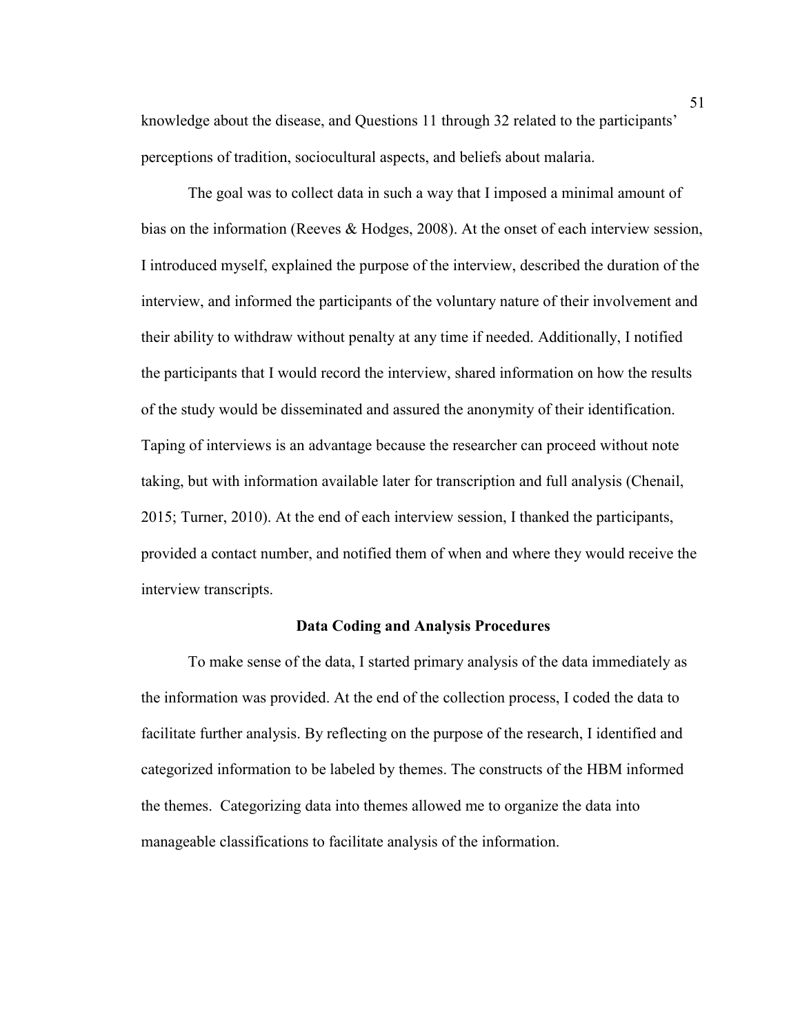knowledge about the disease, and Questions 11 through 32 related to the participants' perceptions of tradition, sociocultural aspects, and beliefs about malaria.

The goal was to collect data in such a way that I imposed a minimal amount of bias on the information (Reeves & Hodges, 2008). At the onset of each interview session, I introduced myself, explained the purpose of the interview, described the duration of the interview, and informed the participants of the voluntary nature of their involvement and their ability to withdraw without penalty at any time if needed. Additionally, I notified the participants that I would record the interview, shared information on how the results of the study would be disseminated and assured the anonymity of their identification. Taping of interviews is an advantage because the researcher can proceed without note taking, but with information available later for transcription and full analysis (Chenail, 2015; Turner, 2010). At the end of each interview session, I thanked the participants, provided a contact number, and notified them of when and where they would receive the interview transcripts.

## Data Coding and Analysis Procedures

To make sense of the data, I started primary analysis of the data immediately as the information was provided. At the end of the collection process, I coded the data to facilitate further analysis. By reflecting on the purpose of the research, I identified and categorized information to be labeled by themes. The constructs of the HBM informed the themes. Categorizing data into themes allowed me to organize the data into manageable classifications to facilitate analysis of the information.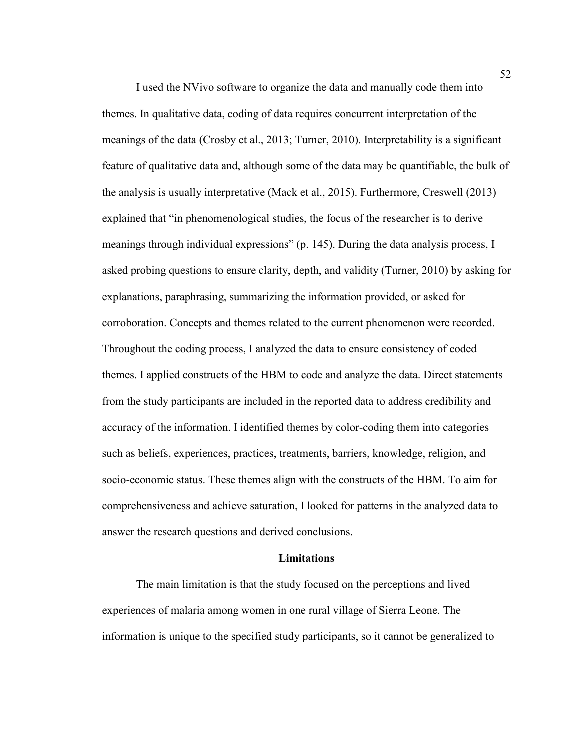I used the NVivo software to organize the data and manually code them into themes. In qualitative data, coding of data requires concurrent interpretation of the meanings of the data (Crosby et al., 2013; Turner, 2010). Interpretability is a significant feature of qualitative data and, although some of the data may be quantifiable, the bulk of the analysis is usually interpretative (Mack et al., 2015). Furthermore, Creswell (2013) explained that "in phenomenological studies, the focus of the researcher is to derive meanings through individual expressions" (p. 145). During the data analysis process, I asked probing questions to ensure clarity, depth, and validity (Turner, 2010) by asking for explanations, paraphrasing, summarizing the information provided, or asked for corroboration. Concepts and themes related to the current phenomenon were recorded. Throughout the coding process, I analyzed the data to ensure consistency of coded themes. I applied constructs of the HBM to code and analyze the data. Direct statements from the study participants are included in the reported data to address credibility and accuracy of the information. I identified themes by color-coding them into categories such as beliefs, experiences, practices, treatments, barriers, knowledge, religion, and socio-economic status. These themes align with the constructs of the HBM. To aim for comprehensiveness and achieve saturation, I looked for patterns in the analyzed data to answer the research questions and derived conclusions.

## Limitations

The main limitation is that the study focused on the perceptions and lived experiences of malaria among women in one rural village of Sierra Leone. The information is unique to the specified study participants, so it cannot be generalized to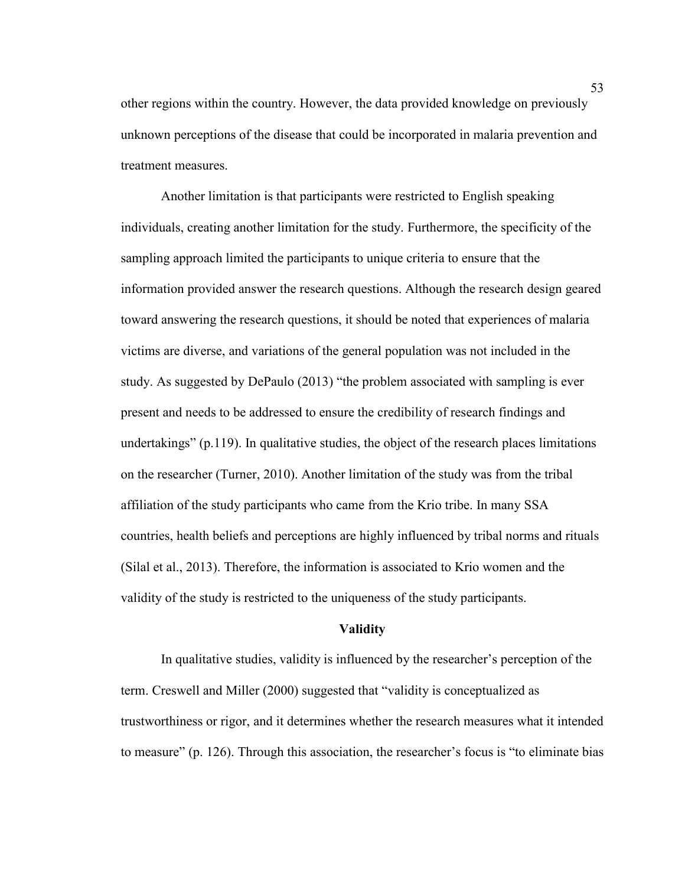other regions within the country. However, the data provided knowledge on previously unknown perceptions of the disease that could be incorporated in malaria prevention and treatment measures.

Another limitation is that participants were restricted to English speaking individuals, creating another limitation for the study. Furthermore, the specificity of the sampling approach limited the participants to unique criteria to ensure that the information provided answer the research questions. Although the research design geared toward answering the research questions, it should be noted that experiences of malaria victims are diverse, and variations of the general population was not included in the study. As suggested by DePaulo (2013) "the problem associated with sampling is ever present and needs to be addressed to ensure the credibility of research findings and undertakings" (p.119). In qualitative studies, the object of the research places limitations on the researcher (Turner, 2010). Another limitation of the study was from the tribal affiliation of the study participants who came from the Krio tribe. In many SSA countries, health beliefs and perceptions are highly influenced by tribal norms and rituals (Silal et al., 2013). Therefore, the information is associated to Krio women and the validity of the study is restricted to the uniqueness of the study participants.

## Validity

In qualitative studies, validity is influenced by the researcher's perception of the term. Creswell and Miller (2000) suggested that "validity is conceptualized as trustworthiness or rigor, and it determines whether the research measures what it intended to measure" (p. 126). Through this association, the researcher's focus is "to eliminate bias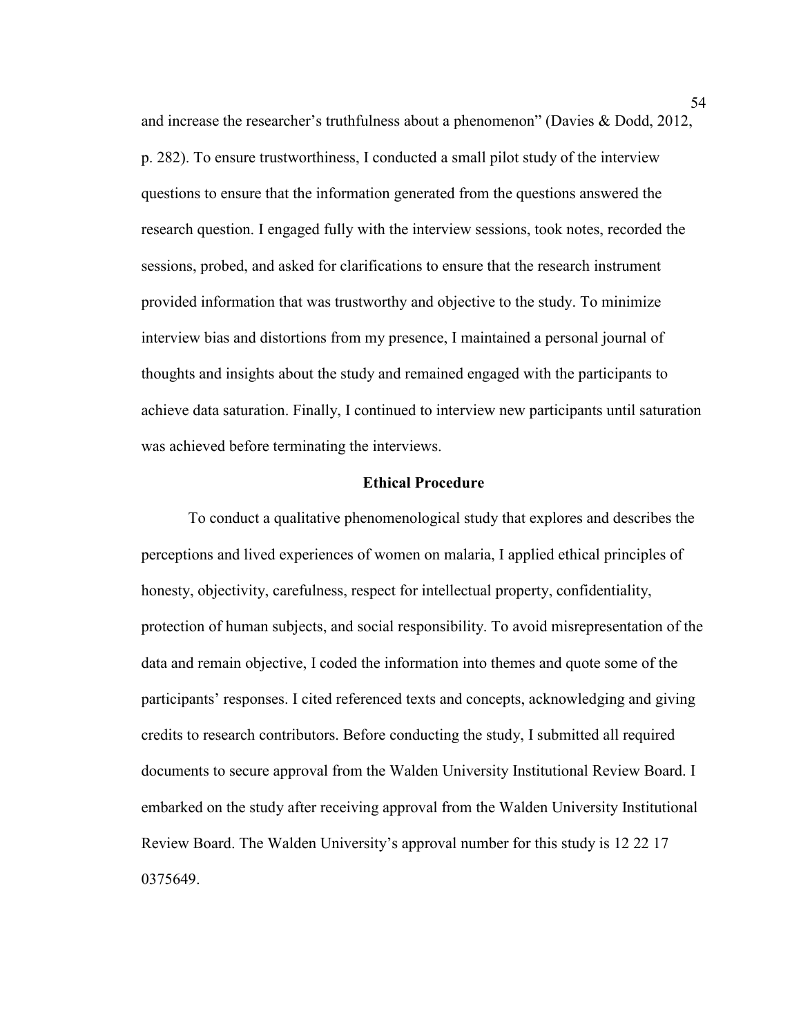and increase the researcher's truthfulness about a phenomenon" (Davies & Dodd, 2012, p. 282). To ensure trustworthiness, I conducted a small pilot study of the interview questions to ensure that the information generated from the questions answered the research question. I engaged fully with the interview sessions, took notes, recorded the sessions, probed, and asked for clarifications to ensure that the research instrument provided information that was trustworthy and objective to the study. To minimize interview bias and distortions from my presence, I maintained a personal journal of thoughts and insights about the study and remained engaged with the participants to achieve data saturation. Finally, I continued to interview new participants until saturation was achieved before terminating the interviews.

## Ethical Procedure

To conduct a qualitative phenomenological study that explores and describes the perceptions and lived experiences of women on malaria, I applied ethical principles of honesty, objectivity, carefulness, respect for intellectual property, confidentiality, protection of human subjects, and social responsibility. To avoid misrepresentation of the data and remain objective, I coded the information into themes and quote some of the participants' responses. I cited referenced texts and concepts, acknowledging and giving credits to research contributors. Before conducting the study, I submitted all required documents to secure approval from the Walden University Institutional Review Board. I embarked on the study after receiving approval from the Walden University Institutional Review Board. The Walden University's approval number for this study is 12 22 17 0375649.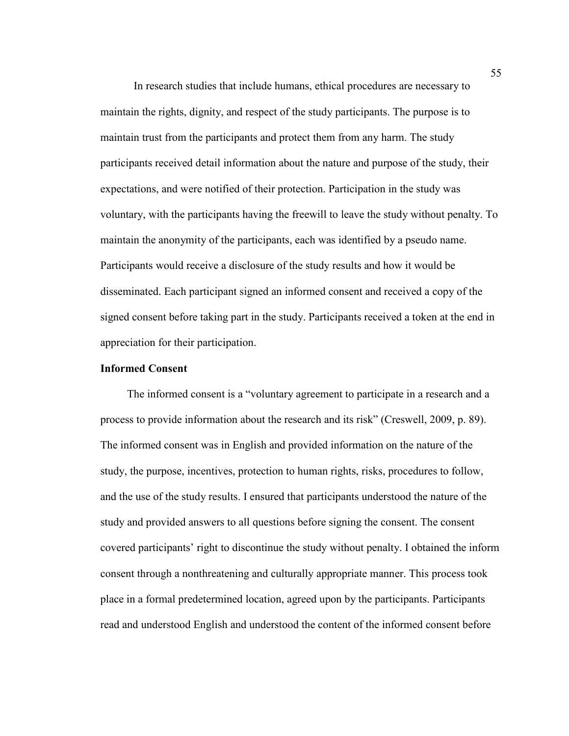In research studies that include humans, ethical procedures are necessary to maintain the rights, dignity, and respect of the study participants. The purpose is to maintain trust from the participants and protect them from any harm. The study participants received detail information about the nature and purpose of the study, their expectations, and were notified of their protection. Participation in the study was voluntary, with the participants having the freewill to leave the study without penalty. To maintain the anonymity of the participants, each was identified by a pseudo name. Participants would receive a disclosure of the study results and how it would be disseminated. Each participant signed an informed consent and received a copy of the signed consent before taking part in the study. Participants received a token at the end in appreciation for their participation.

**Informed Consent**

The informed consent is a "voluntary agreement to participate in a research and a process to provide information about the research and its risk" (Creswell, 2009, p. 89). The informed consent was in English and provided information on the nature of the study, the purpose, incentives, protection to human rights, risks, procedures to follow, and the use of the study results. I ensured that participants understood the nature of the study and provided answers to all questions before signing the consent. The consent covered participants' right to discontinue the study without penalty. I obtained the inform consent through a nonthreatening and culturally appropriate manner. This process took place in a formal predetermined location, agreed upon by the participants. Participants read and understood English and understood the content of the informed consent before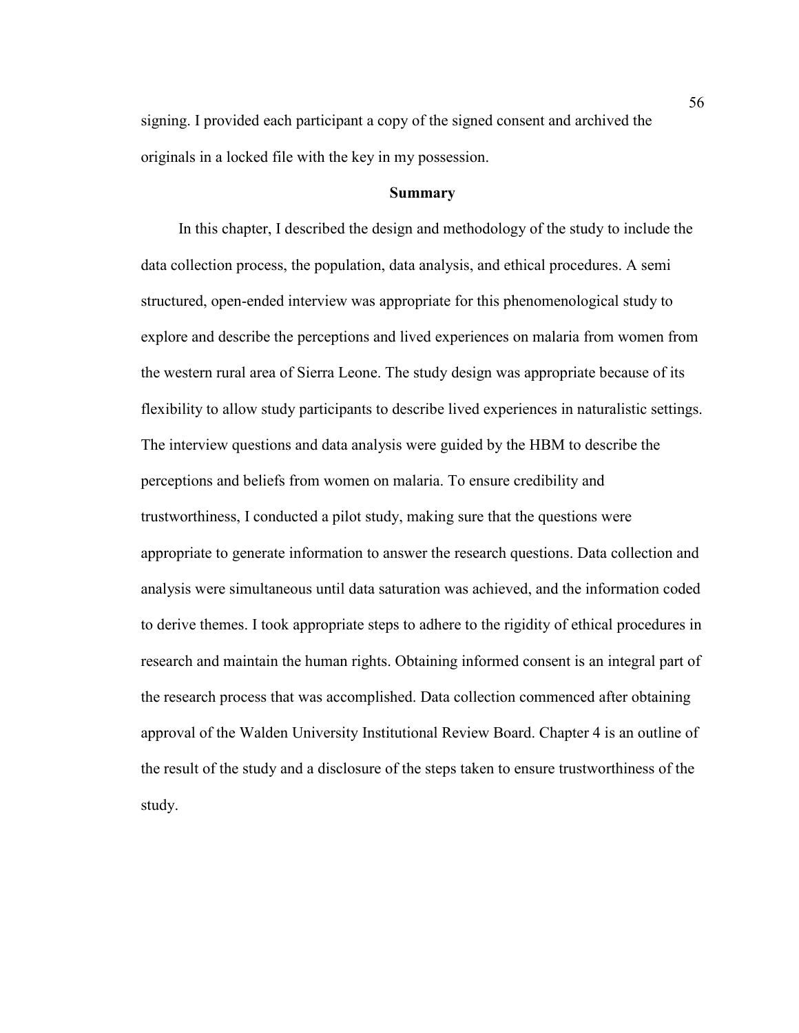signing. I provided each participant a copy of the signed consent and archived the originals in a locked file with the key in my possession.

## Summary

In this chapter, I described the design and methodology of the study to include the data collection process, the population, data analysis, and ethical procedures. A semi structured, open-ended interview was appropriate for this phenomenological study to explore and describe the perceptions and lived experiences on malaria from women from the western rural area of Sierra Leone. The study design was appropriate because of its flexibility to allow study participants to describe lived experiences in naturalistic settings. The interview questions and data analysis were guided by the HBM to describe the perceptions and beliefs from women on malaria. To ensure credibility and trustworthiness, I conducted a pilot study, making sure that the questions were appropriate to generate information to answer the research questions. Data collection and analysis were simultaneous until data saturation was achieved, and the information coded to derive themes. I took appropriate steps to adhere to the rigidity of ethical procedures in research and maintain the human rights. Obtaining informed consent is an integral part of the research process that was accomplished. Data collection commenced after obtaining approval of the Walden University Institutional Review Board. Chapter 4 is an outline of the result of the study and a disclosure of the steps taken to ensure trustworthiness of the study.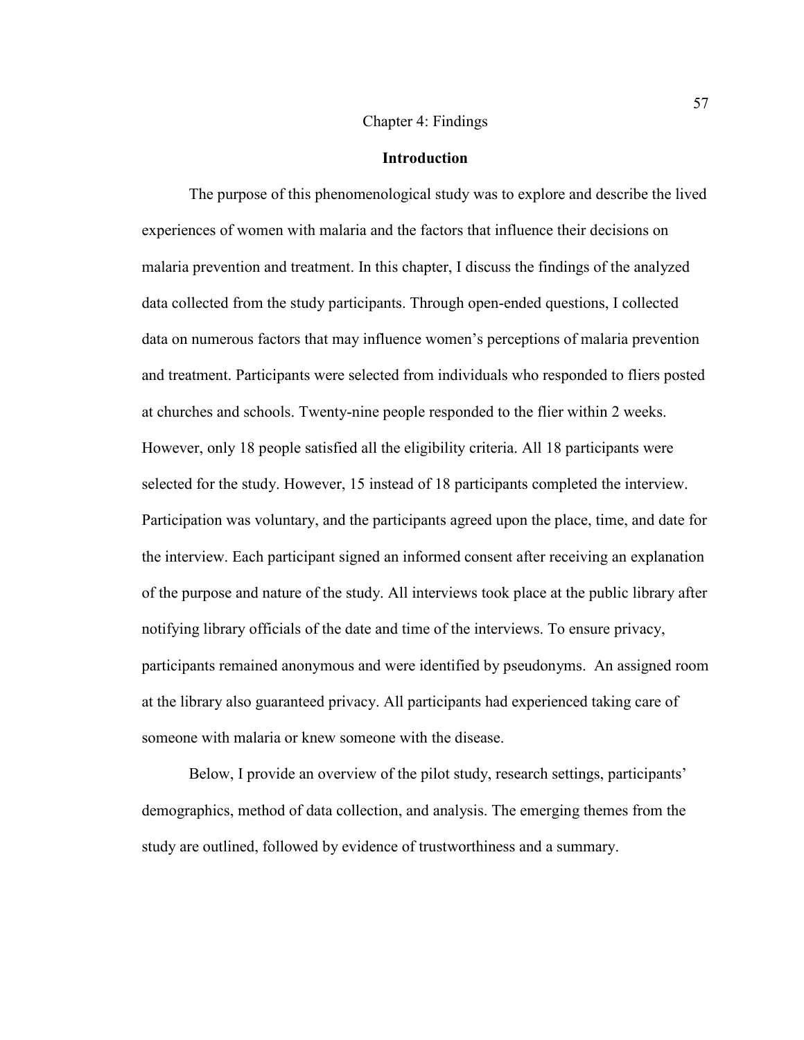# Chapter 4: Findings

## Introduction

The purpose of this phenomenological study was to explore and describe the lived experiences of women with malaria and the factors that influence their decisions on malaria prevention and treatment. In this chapter, I discuss the findings of the analyzed data collected from the study participants. Through open-ended questions, I collected data on numerous factors that may influence women's perceptions of malaria prevention and treatment. Participants were selected from individuals who responded to fliers posted at churches and schools. Twenty-nine people responded to the flier within 2 weeks. However, only 18 people satisfied all the eligibility criteria. All 18 participants were selected for the study. However, 15 instead of 18 participants completed the interview. Participation was voluntary, and the participants agreed upon the place, time, and date for the interview. Each participant signed an informed consent after receiving an explanation of the purpose and nature of the study. All interviews took place at the public library after notifying library officials of the date and time of the interviews. To ensure privacy, participants remained anonymous and were identified by pseudonyms. An assigned room at the library also guaranteed privacy. All participants had experienced taking care of someone with malaria or knew someone with the disease.

Below, I provide an overview of the pilot study, research settings, participants' demographics, method of data collection, and analysis. The emerging themes from the study are outlined, followed by evidence of trustworthiness and a summary.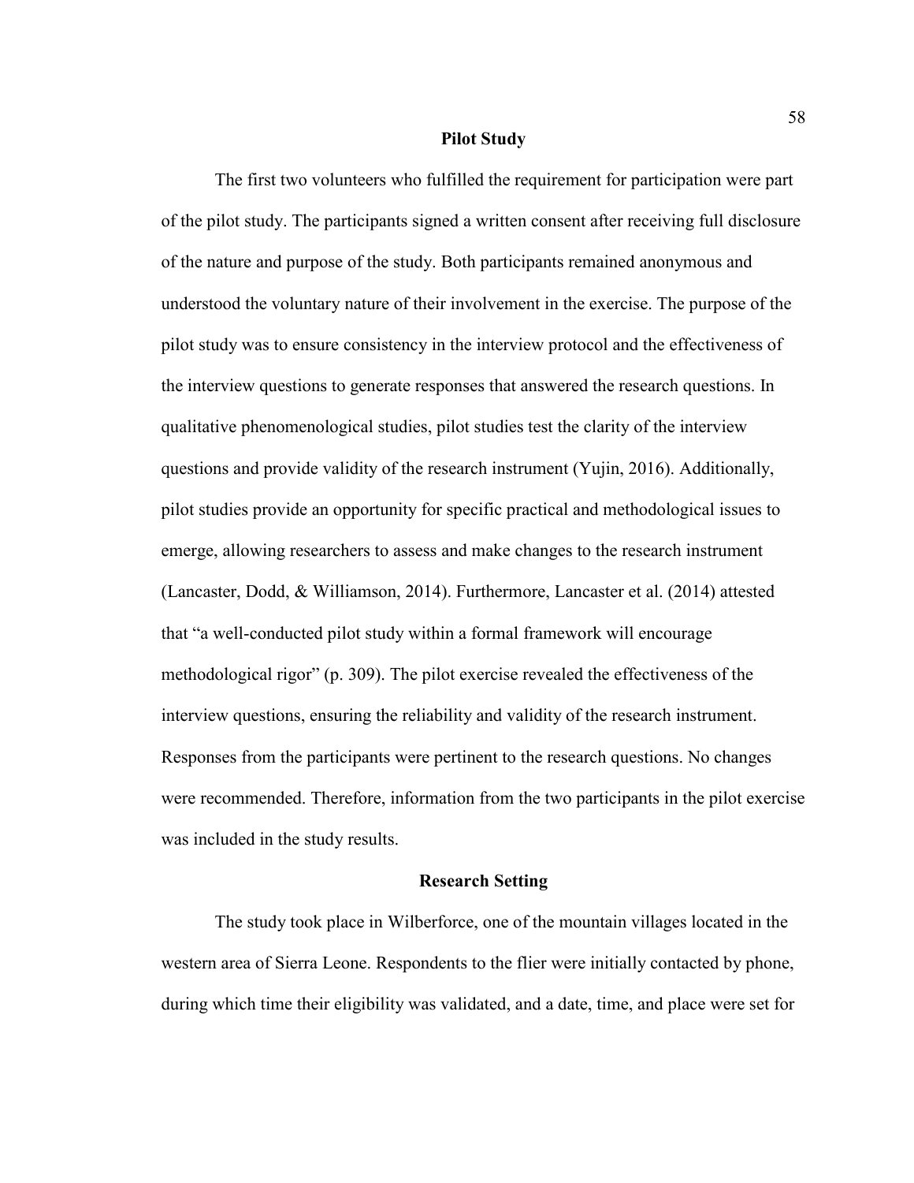## Pilot Study

The first two volunteers who fulfilled the requirement for participation were part of the pilot study. The participants signed a written consent after receiving full disclosure of the nature and purpose of the study. Both participants remained anonymous and understood the voluntary nature of their involvement in the exercise. The purpose of the pilot study was to ensure consistency in the interview protocol and the effectiveness of the interview questions to generate responses that answered the research questions. In qualitative phenomenological studies, pilot studies test the clarity of the interview questions and provide validity of the research instrument (Yujin, 2016). Additionally, pilot studies provide an opportunity for specific practical and methodological issues to emerge, allowing researchers to assess and make changes to the research instrument (Lancaster, Dodd, & Williamson, 2014). Furthermore, Lancaster et al. (2014) attested that "a well-conducted pilot study within a formal framework will encourage methodological rigor" (p. 309). The pilot exercise revealed the effectiveness of the interview questions, ensuring the reliability and validity of the research instrument. Responses from the participants were pertinent to the research questions. No changes were recommended. Therefore, information from the two participants in the pilot exercise was included in the study results.

## Research Setting

The study took place in Wilberforce, one of the mountain villages located in the western area of Sierra Leone. Respondents to the flier were initially contacted by phone, during which time their eligibility was validated, and a date, time, and place were set for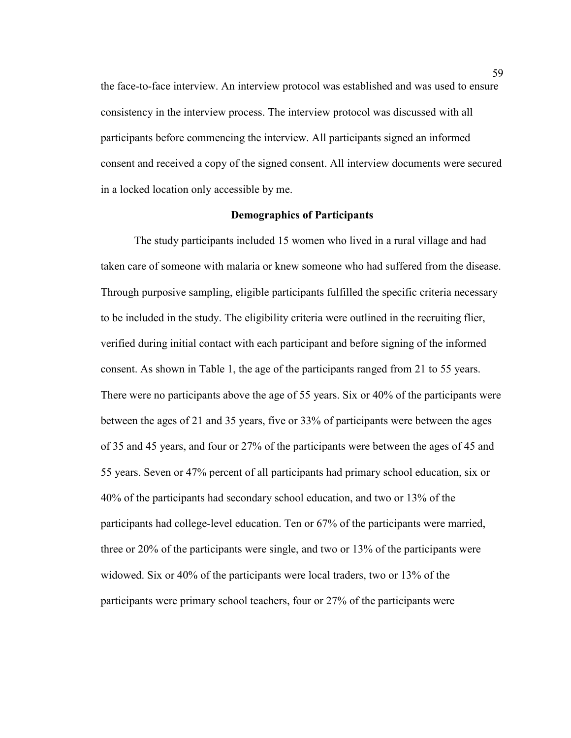the face-to-face interview. An interview protocol was established and was used to ensure consistency in the interview process. The interview protocol was discussed with all participants before commencing the interview. All participants signed an informed consent and received a copy of the signed consent. All interview documents were secured in a locked location only accessible by me.

## Demographics of Participants

The study participants included 15 women who lived in a rural village and had taken care of someone with malaria or knew someone who had suffered from the disease. Through purposive sampling, eligible participants fulfilled the specific criteria necessary to be included in the study. The eligibility criteria were outlined in the recruiting flier, verified during initial contact with each participant and before signing of the informed consent. As shown in Table 1, the age of the participants ranged from 21 to 55 years. There were no participants above the age of 55 years. Six or 40% of the participants were between the ages of 21 and 35 years, five or 33% of participants were between the ages of 35 and 45 years, and four or 27% of the participants were between the ages of 45 and 55 years. Seven or 47% percent of all participants had primary school education, six or 40% of the participants had secondary school education, and two or 13% of the participants had college-level education. Ten or 67% of the participants were married, three or 20% of the participants were single, and two or 13% of the participants were widowed. Six or 40% of the participants were local traders, two or 13% of the participants were primary school teachers, four or 27% of the participants were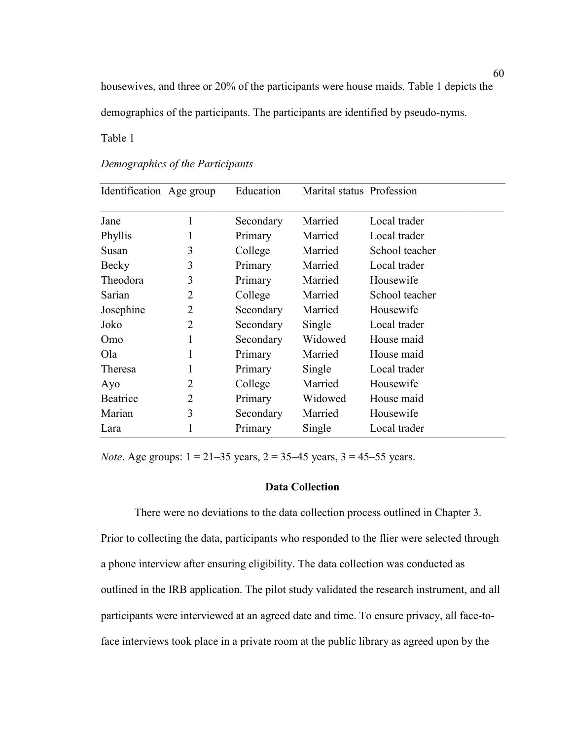housewives, and three or 20% of the participants were house maids. Table 1 depicts the demographics of the participants. The participants are identified by pseudo-nyms.

Table 1

*Demographics of the Participants*

| Identification | Age group | Education | Marital status | Profession |
|---|---|---|---|---|
| Jane | 1 | Secondary | Married | Local trader |
| Phyllis | 1 | Primary | Married | Local trader |
| Susan | 3 | College | Married | School teacher |
| Becky | 3 | Primary | Married | Local trader |
| Theodora | 3 | Primary | Married | Housewife |
| Sarian | 2 | College | Married | School teacher |
| Josephine | 2 | Secondary | Married | Housewife |
| Joko | 2 | Secondary | Single | Local trader |
| Omo | 1 | Secondary | Widowed | House maid |
| Ola | 1 | Primary | Married | House maid |
| Theresa | 1 | Primary | Single | Local trader |
| Ayo | 2 | College | Married | Housewife |
| Beatrice | 2 | Primary | Widowed | House maid |
| Marian | 3 | Secondary | Married | Housewife |
| Lara | 1 | Primary | Single | Local trader |

*Note*. Age groups: 1 = 21–35 years, 2 = 35–45 years, 3 = 45–55 years.

## Data Collection

There were no deviations to the data collection process outlined in Chapter 3. Prior to collecting the data, participants who responded to the flier were selected through a phone interview after ensuring eligibility. The data collection was conducted as outlined in the IRB application. The pilot study validated the research instrument, and all participants were interviewed at an agreed date and time. To ensure privacy, all face-to-face interviews took place in a private room at the public library as agreed upon by the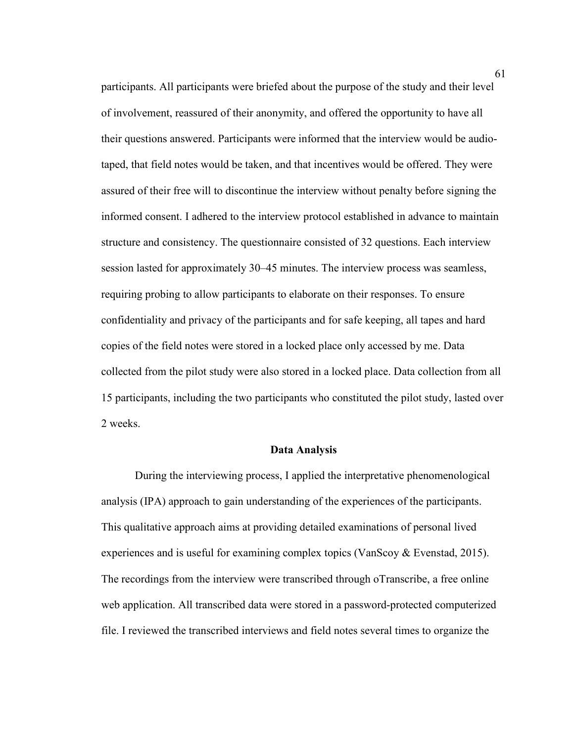participants. All participants were briefed about the purpose of the study and their level of involvement, reassured of their anonymity, and offered the opportunity to have all their questions answered. Participants were informed that the interview would be audio-taped, that field notes would be taken, and that incentives would be offered. They were assured of their free will to discontinue the interview without penalty before signing the informed consent. I adhered to the interview protocol established in advance to maintain structure and consistency. The questionnaire consisted of 32 questions. Each interview session lasted for approximately 30–45 minutes. The interview process was seamless, requiring probing to allow participants to elaborate on their responses. To ensure confidentiality and privacy of the participants and for safe keeping, all tapes and hard copies of the field notes were stored in a locked place only accessed by me. Data collected from the pilot study were also stored in a locked place. Data collection from all 15 participants, including the two participants who constituted the pilot study, lasted over 2 weeks.

## Data Analysis

During the interviewing process, I applied the interpretative phenomenological analysis (IPA) approach to gain understanding of the experiences of the participants. This qualitative approach aims at providing detailed examinations of personal lived experiences and is useful for examining complex topics (VanScoy & Evenstad, 2015). The recordings from the interview were transcribed through oTranscribe, a free online web application. All transcribed data were stored in a password-protected computerized file. I reviewed the transcribed interviews and field notes several times to organize the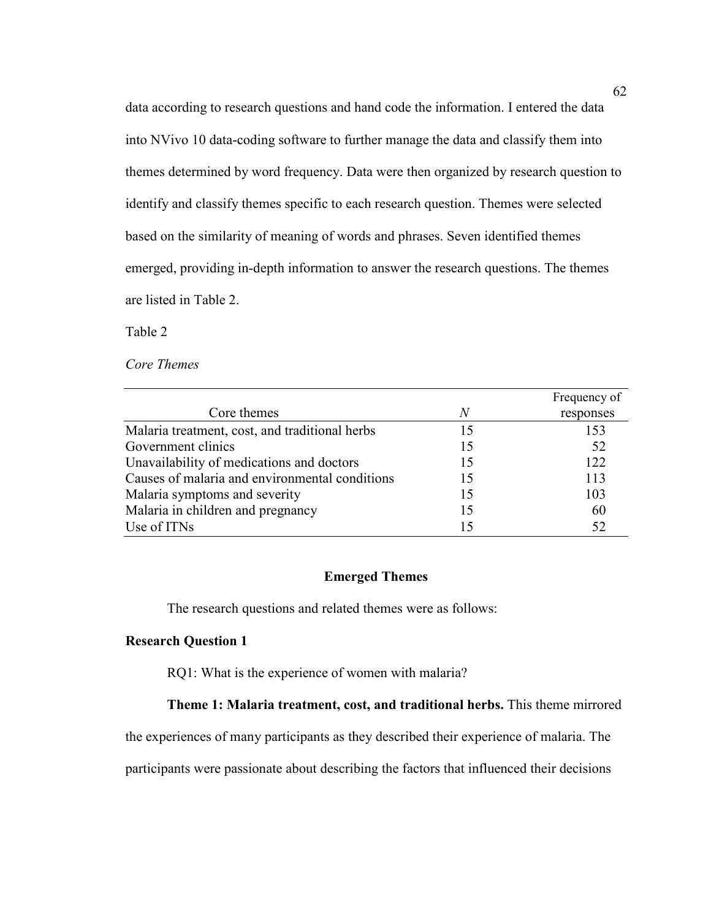data according to research questions and hand code the information. I entered the data into NVivo 10 data-coding software to further manage the data and classify them into themes determined by word frequency. Data were then organized by research question to identify and classify themes specific to each research question. Themes were selected based on the similarity of meaning of words and phrases. Seven identified themes emerged, providing in-depth information to answer the research questions. The themes are listed in Table 2.

Table 2

*Core Themes*

| Core themes | *N* | Frequency of responses |
|---|---|---|
| Malaria treatment, cost, and traditional herbs | 15 | 153 |
| Government clinics | 15 | 52 |
| Unavailability of medications and doctors | 15 | 122 |
| Causes of malaria and environmental conditions | 15 | 113 |
| Malaria symptoms and severity | 15 | 103 |
| Malaria in children and pregnancy | 15 | 60 |
| Use of ITNs | 15 | 52 |

## Emerged Themes

The research questions and related themes were as follows:

### Research Question 1

RQ1: What is the experience of women with malaria?

**Theme 1: Malaria treatment, cost, and traditional herbs.** This theme mirrored the experiences of many participants as they described their experience of malaria. The participants were passionate about describing the factors that influenced their decisions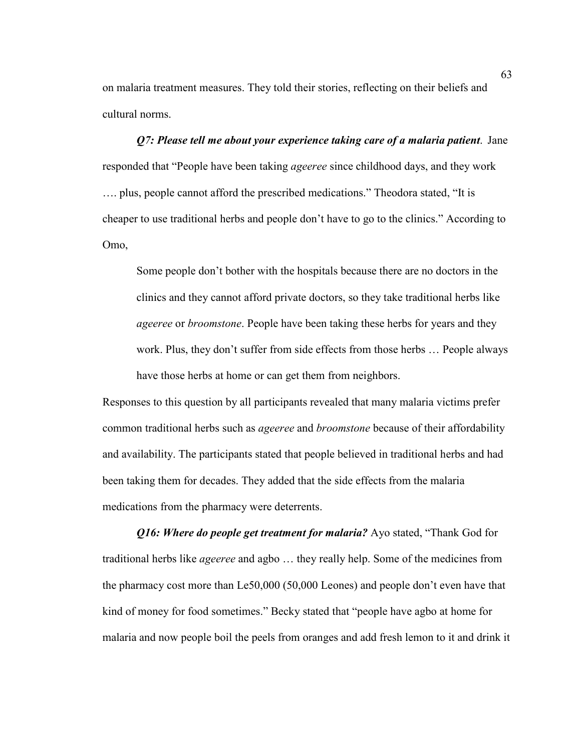on malaria treatment measures. They told their stories, reflecting on their beliefs and cultural norms.

***Q7: Please tell me about your experience taking care of a malaria patient*.** Jane responded that "People have been taking *ageeree* since childhood days, and they work …. plus, people cannot afford the prescribed medications." Theodora stated, "It is cheaper to use traditional herbs and people don't have to go to the clinics." According to Omo,

> Some people don't bother with the hospitals because there are no doctors in the clinics and they cannot afford private doctors, so they take traditional herbs like *ageeree* or *broomstone*. People have been taking these herbs for years and they work. Plus, they don't suffer from side effects from those herbs … People always have those herbs at home or can get them from neighbors.

Responses to this question by all participants revealed that many malaria victims prefer common traditional herbs such as *ageeree* and *broomstone* because of their affordability and availability. The participants stated that people believed in traditional herbs and had been taking them for decades. They added that the side effects from the malaria medications from the pharmacy were deterrents.

***Q16: Where do people get treatment for malaria?*** Ayo stated, "Thank God for traditional herbs like *ageeree* and agbo … they really help. Some of the medicines from the pharmacy cost more than Le50,000 (50,000 Leones) and people don't even have that kind of money for food sometimes." Becky stated that "people have agbo at home for malaria and now people boil the peels from oranges and add fresh lemon to it and drink it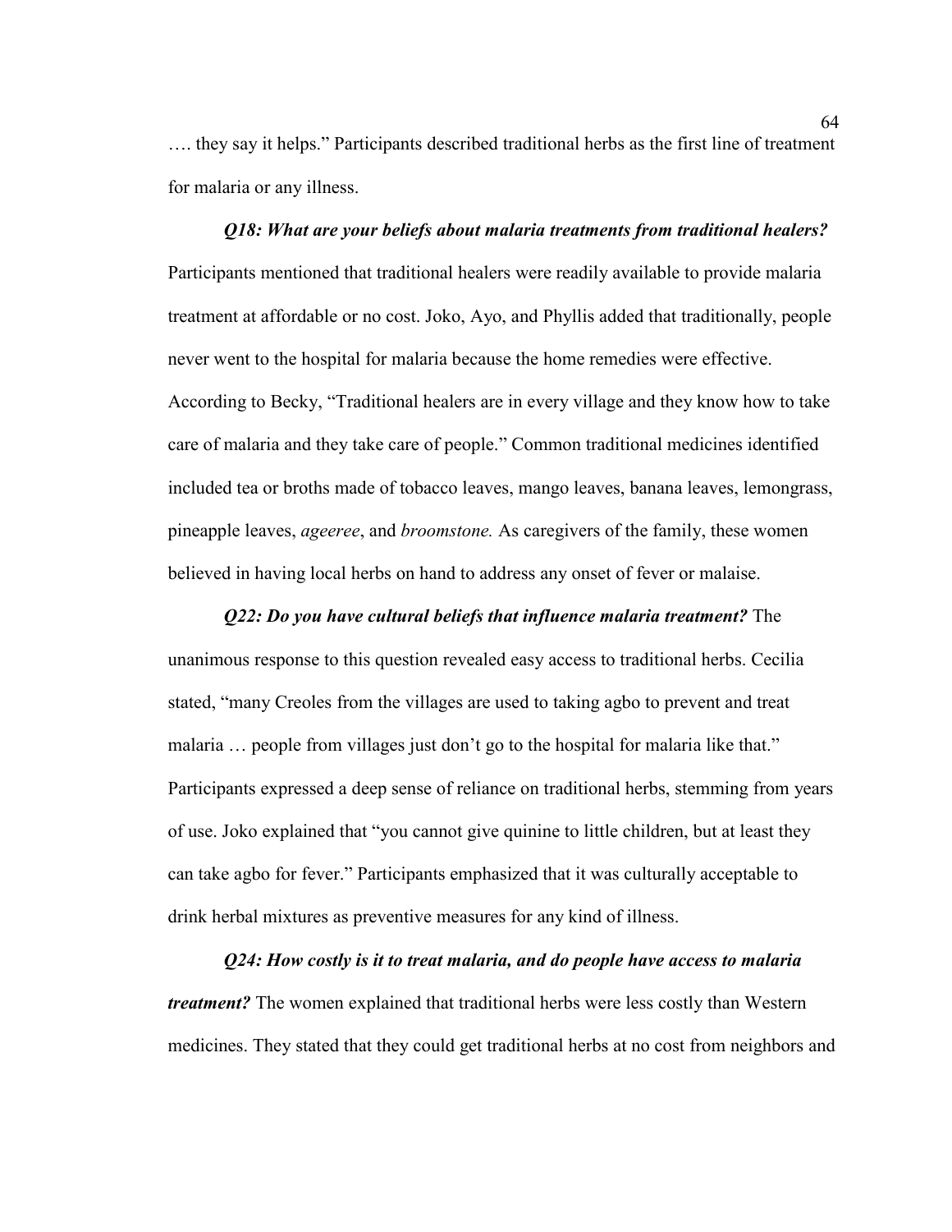…. they say it helps." Participants described traditional herbs as the first line of treatment for malaria or any illness.

***Q18: What are your beliefs about malaria treatments from traditional healers?*** Participants mentioned that traditional healers were readily available to provide malaria treatment at affordable or no cost. Joko, Ayo, and Phyllis added that traditionally, people never went to the hospital for malaria because the home remedies were effective. According to Becky, "Traditional healers are in every village and they know how to take care of malaria and they take care of people." Common traditional medicines identified included tea or broths made of tobacco leaves, mango leaves, banana leaves, lemongrass, pineapple leaves, *ageeree*, and *broomstone.* As caregivers of the family, these women believed in having local herbs on hand to address any onset of fever or malaise.

***Q22: Do you have cultural beliefs that influence malaria treatment?*** The unanimous response to this question revealed easy access to traditional herbs. Cecilia stated, "many Creoles from the villages are used to taking agbo to prevent and treat malaria … people from villages just don't go to the hospital for malaria like that." Participants expressed a deep sense of reliance on traditional herbs, stemming from years of use. Joko explained that "you cannot give quinine to little children, but at least they can take agbo for fever." Participants emphasized that it was culturally acceptable to drink herbal mixtures as preventive measures for any kind of illness.

***Q24: How costly is it to treat malaria, and do people have access to malaria treatment?*** The women explained that traditional herbs were less costly than Western medicines. They stated that they could get traditional herbs at no cost from neighbors and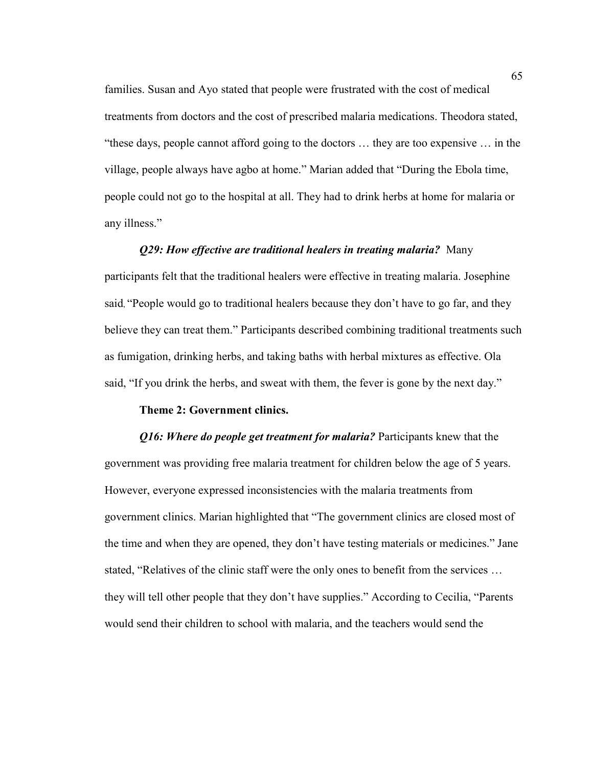families. Susan and Ayo stated that people were frustrated with the cost of medical treatments from doctors and the cost of prescribed malaria medications. Theodora stated, "these days, people cannot afford going to the doctors … they are too expensive … in the village, people always have agbo at home." Marian added that "During the Ebola time, people could not go to the hospital at all. They had to drink herbs at home for malaria or any illness."

***Q29: How effective are traditional healers in treating malaria?*** Many participants felt that the traditional healers were effective in treating malaria. Josephine said, "People would go to traditional healers because they don't have to go far, and they believe they can treat them." Participants described combining traditional treatments such as fumigation, drinking herbs, and taking baths with herbal mixtures as effective. Ola said, "If you drink the herbs, and sweat with them, the fever is gone by the next day."

**Theme 2: Government clinics.**

***Q16: Where do people get treatment for malaria?*** Participants knew that the government was providing free malaria treatment for children below the age of 5 years. However, everyone expressed inconsistencies with the malaria treatments from government clinics. Marian highlighted that "The government clinics are closed most of the time and when they are opened, they don't have testing materials or medicines." Jane stated, "Relatives of the clinic staff were the only ones to benefit from the services … they will tell other people that they don't have supplies." According to Cecilia, "Parents would send their children to school with malaria, and the teachers would send the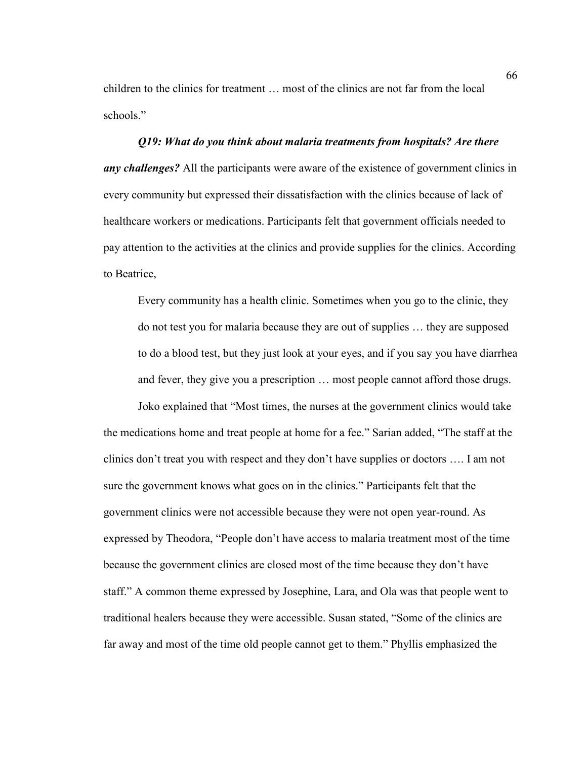children to the clinics for treatment … most of the clinics are not far from the local schools."

***Q19: What do you think about malaria treatments from hospitals? Are there any challenges?*** All the participants were aware of the existence of government clinics in every community but expressed their dissatisfaction with the clinics because of lack of healthcare workers or medications. Participants felt that government officials needed to pay attention to the activities at the clinics and provide supplies for the clinics. According to Beatrice,

> Every community has a health clinic. Sometimes when you go to the clinic, they do not test you for malaria because they are out of supplies … they are supposed to do a blood test, but they just look at your eyes, and if you say you have diarrhea and fever, they give you a prescription … most people cannot afford those drugs.

Joko explained that "Most times, the nurses at the government clinics would take the medications home and treat people at home for a fee." Sarian added, "The staff at the clinics don't treat you with respect and they don't have supplies or doctors …. I am not sure the government knows what goes on in the clinics." Participants felt that the government clinics were not accessible because they were not open year-round. As expressed by Theodora, "People don't have access to malaria treatment most of the time because the government clinics are closed most of the time because they don't have staff." A common theme expressed by Josephine, Lara, and Ola was that people went to traditional healers because they were accessible. Susan stated, "Some of the clinics are far away and most of the time old people cannot get to them." Phyllis emphasized the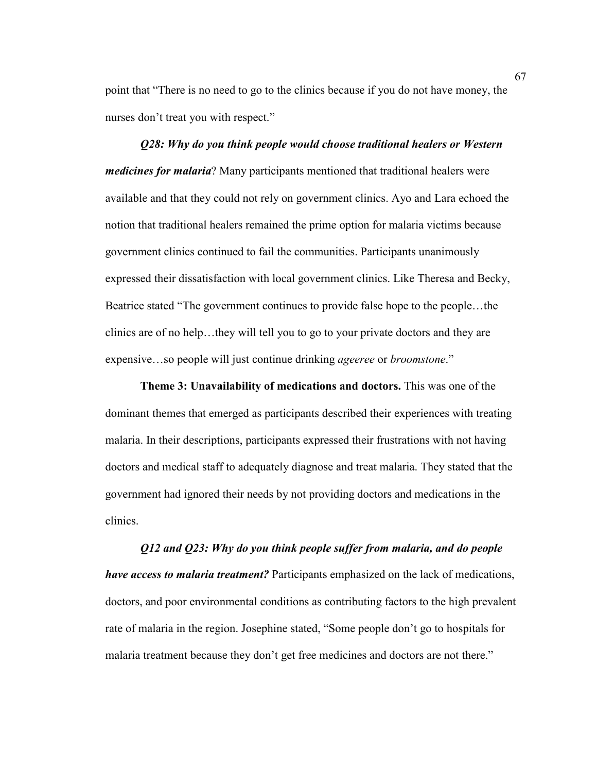point that "There is no need to go to the clinics because if you do not have money, the nurses don't treat you with respect."

***Q28: Why do you think people would choose traditional healers or Western medicines for malaria***? Many participants mentioned that traditional healers were available and that they could not rely on government clinics. Ayo and Lara echoed the notion that traditional healers remained the prime option for malaria victims because government clinics continued to fail the communities. Participants unanimously expressed their dissatisfaction with local government clinics. Like Theresa and Becky, Beatrice stated "The government continues to provide false hope to the people…the clinics are of no help…they will tell you to go to your private doctors and they are expensive…so people will just continue drinking *ageeree* or *broomstone*."

**Theme 3: Unavailability of medications and doctors.** This was one of the dominant themes that emerged as participants described their experiences with treating malaria. In their descriptions, participants expressed their frustrations with not having doctors and medical staff to adequately diagnose and treat malaria. They stated that the government had ignored their needs by not providing doctors and medications in the clinics.

***Q12 and Q23: Why do you think people suffer from malaria, and do people have access to malaria treatment?*** Participants emphasized on the lack of medications, doctors, and poor environmental conditions as contributing factors to the high prevalent rate of malaria in the region. Josephine stated, "Some people don't go to hospitals for malaria treatment because they don't get free medicines and doctors are not there."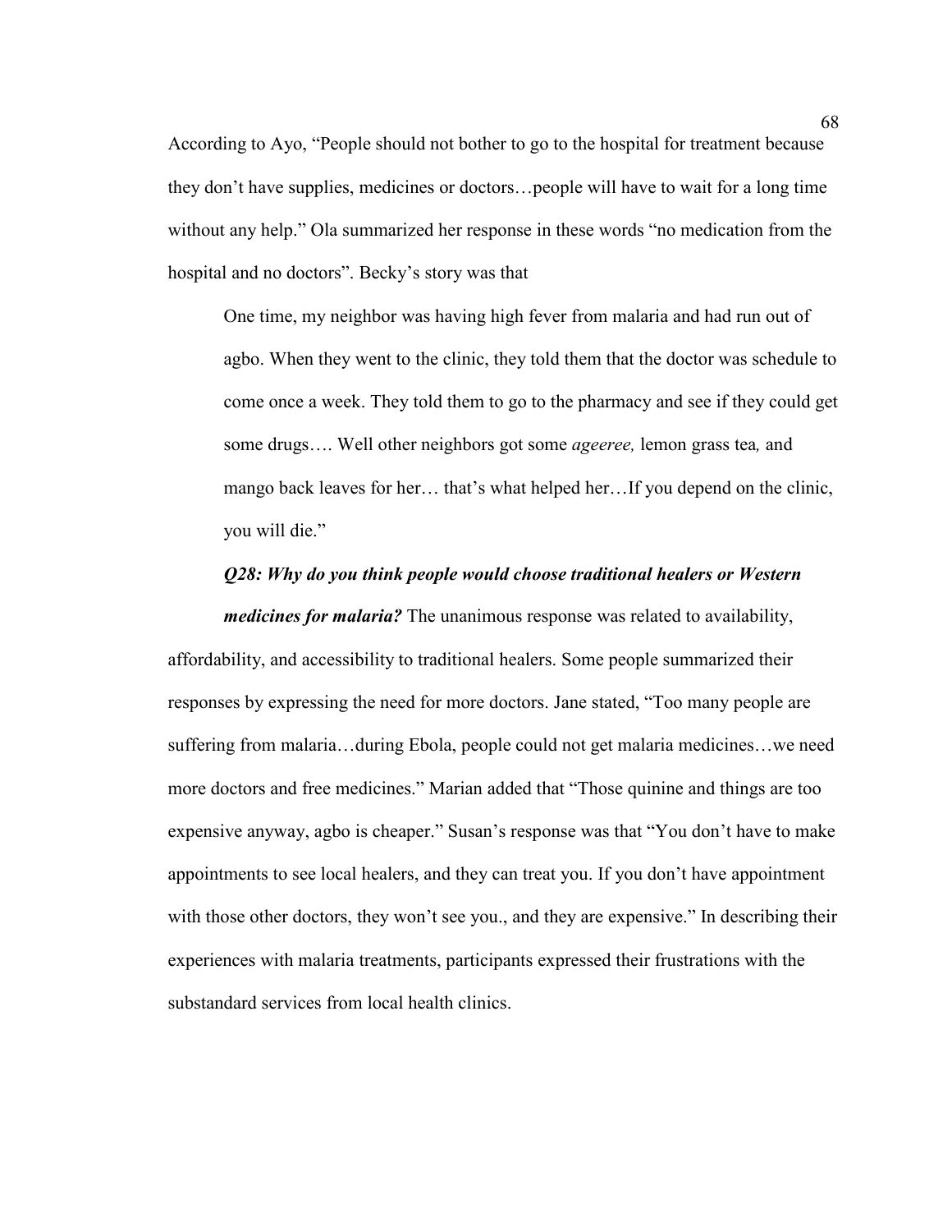According to Ayo, "People should not bother to go to the hospital for treatment because they don't have supplies, medicines or doctors…people will have to wait for a long time without any help." Ola summarized her response in these words "no medication from the hospital and no doctors". Becky's story was that

> One time, my neighbor was having high fever from malaria and had run out of agbo. When they went to the clinic, they told them that the doctor was schedule to come once a week. They told them to go to the pharmacy and see if they could get some drugs…. Well other neighbors got some *ageeree,* lemon grass tea*,* and mango back leaves for her… that's what helped her…If you depend on the clinic, you will die."

***Q28: Why do you think people would choose traditional healers or Western medicines for malaria?*** The unanimous response was related to availability, affordability, and accessibility to traditional healers. Some people summarized their responses by expressing the need for more doctors. Jane stated, "Too many people are suffering from malaria…during Ebola, people could not get malaria medicines…we need more doctors and free medicines." Marian added that "Those quinine and things are too expensive anyway, agbo is cheaper." Susan's response was that "You don't have to make appointments to see local healers, and they can treat you. If you don't have appointment with those other doctors, they won't see you., and they are expensive." In describing their experiences with malaria treatments, participants expressed their frustrations with the substandard services from local health clinics.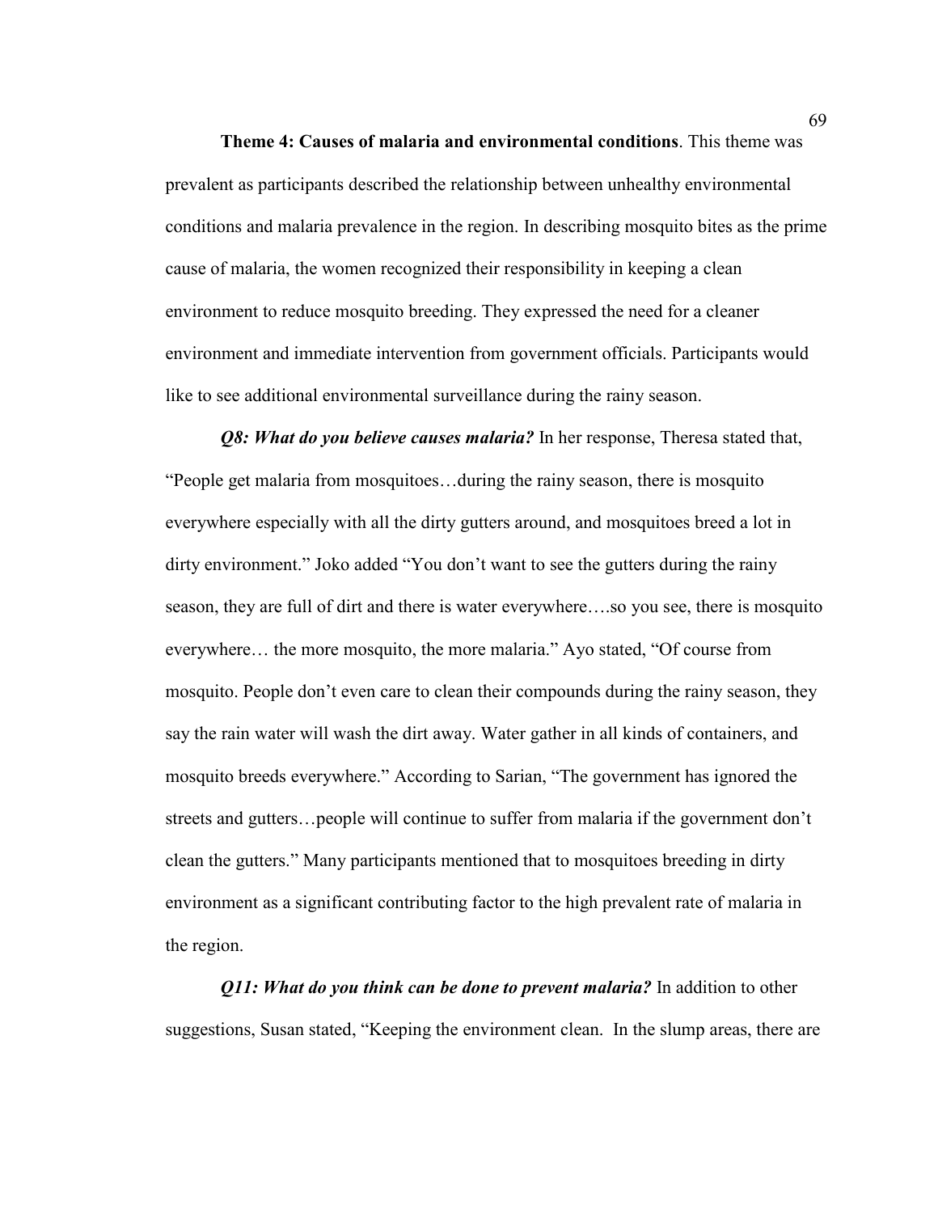**Theme 4: Causes of malaria and environmental conditions**. This theme was prevalent as participants described the relationship between unhealthy environmental conditions and malaria prevalence in the region. In describing mosquito bites as the prime cause of malaria, the women recognized their responsibility in keeping a clean environment to reduce mosquito breeding. They expressed the need for a cleaner environment and immediate intervention from government officials. Participants would like to see additional environmental surveillance during the rainy season.

***Q8: What do you believe causes malaria?*** In her response, Theresa stated that, "People get malaria from mosquitoes…during the rainy season, there is mosquito everywhere especially with all the dirty gutters around, and mosquitoes breed a lot in dirty environment." Joko added "You don't want to see the gutters during the rainy season, they are full of dirt and there is water everywhere….so you see, there is mosquito everywhere… the more mosquito, the more malaria." Ayo stated, "Of course from mosquito. People don't even care to clean their compounds during the rainy season, they say the rain water will wash the dirt away. Water gather in all kinds of containers, and mosquito breeds everywhere." According to Sarian, "The government has ignored the streets and gutters…people will continue to suffer from malaria if the government don't clean the gutters." Many participants mentioned that to mosquitoes breeding in dirty environment as a significant contributing factor to the high prevalent rate of malaria in the region.

***Q11: What do you think can be done to prevent malaria?*** In addition to other suggestions, Susan stated, "Keeping the environment clean. In the slump areas, there are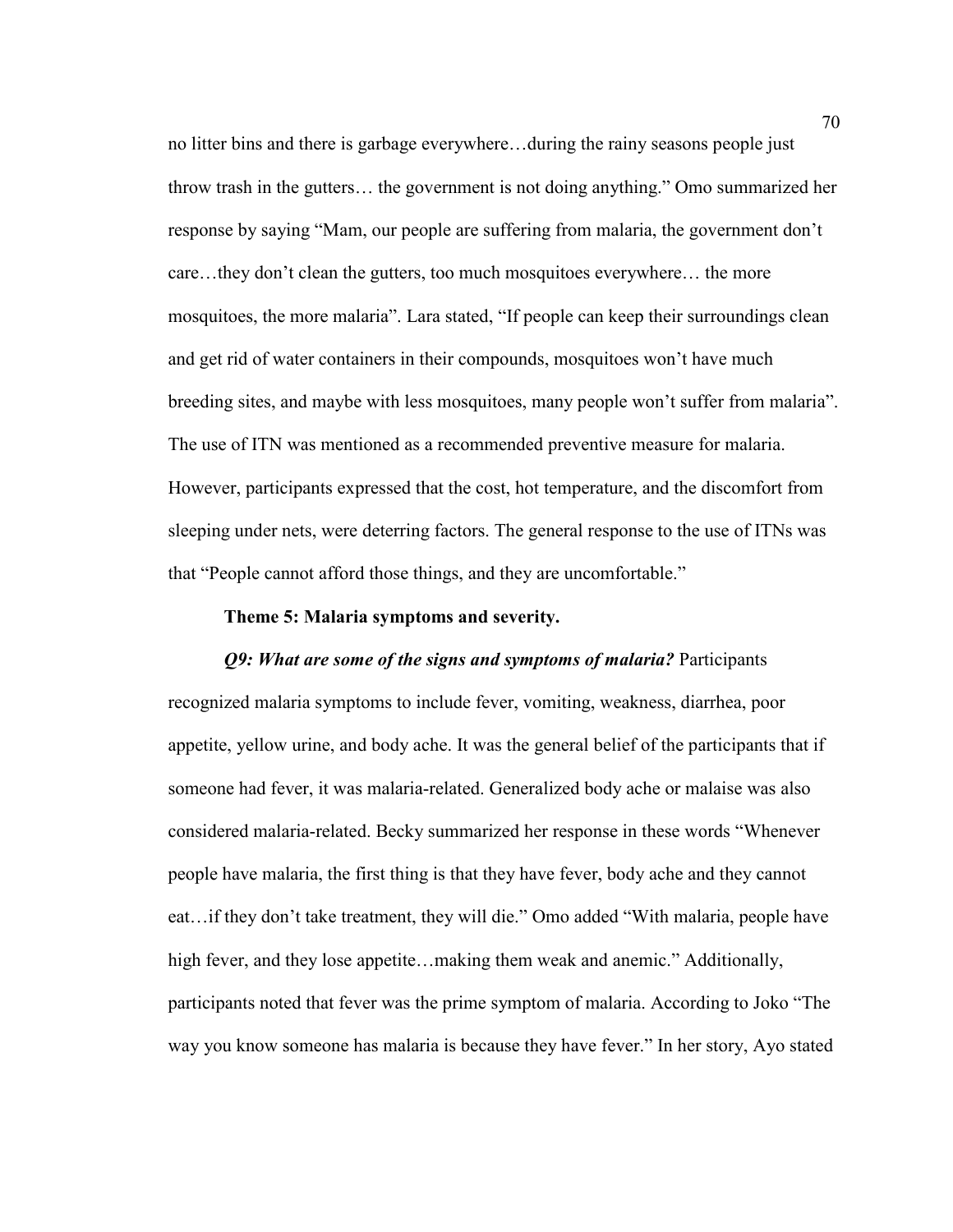no litter bins and there is garbage everywhere…during the rainy seasons people just throw trash in the gutters… the government is not doing anything." Omo summarized her response by saying "Mam, our people are suffering from malaria, the government don't care…they don't clean the gutters, too much mosquitoes everywhere… the more mosquitoes, the more malaria". Lara stated, "If people can keep their surroundings clean and get rid of water containers in their compounds, mosquitoes won't have much breeding sites, and maybe with less mosquitoes, many people won't suffer from malaria". The use of ITN was mentioned as a recommended preventive measure for malaria. However, participants expressed that the cost, hot temperature, and the discomfort from sleeping under nets, were deterring factors. The general response to the use of ITNs was that "People cannot afford those things, and they are uncomfortable."

**Theme 5: Malaria symptoms and severity.**

***Q9: What are some of the signs and symptoms of malaria?*** Participants recognized malaria symptoms to include fever, vomiting, weakness, diarrhea, poor appetite, yellow urine, and body ache. It was the general belief of the participants that if someone had fever, it was malaria-related. Generalized body ache or malaise was also considered malaria-related. Becky summarized her response in these words "Whenever people have malaria, the first thing is that they have fever, body ache and they cannot eat…if they don't take treatment, they will die." Omo added "With malaria, people have high fever, and they lose appetite…making them weak and anemic." Additionally, participants noted that fever was the prime symptom of malaria. According to Joko "The way you know someone has malaria is because they have fever." In her story, Ayo stated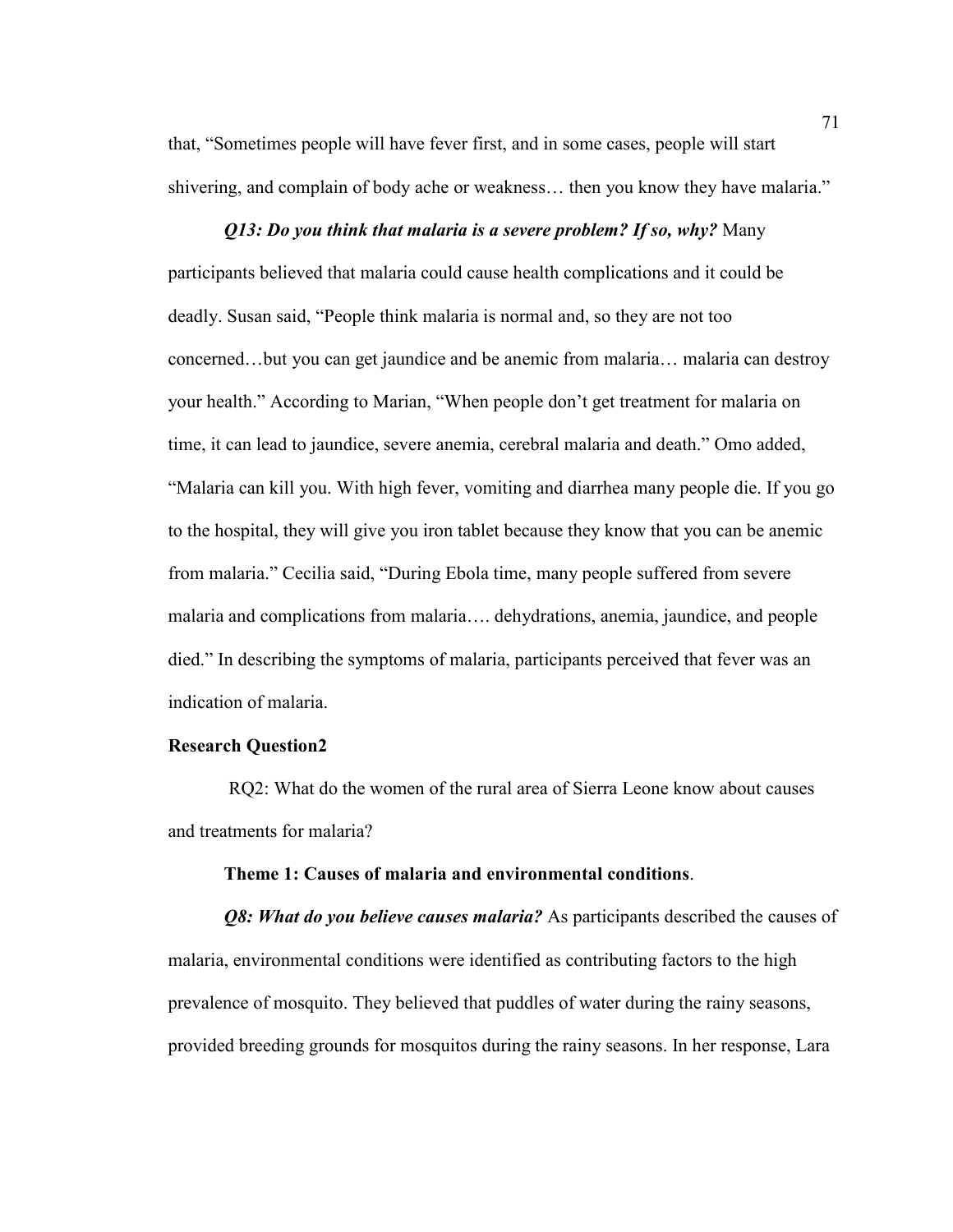that, "Sometimes people will have fever first, and in some cases, people will start shivering, and complain of body ache or weakness… then you know they have malaria."

***Q13: Do you think that malaria is a severe problem? If so, why?*** Many participants believed that malaria could cause health complications and it could be deadly. Susan said, "People think malaria is normal and, so they are not too concerned…but you can get jaundice and be anemic from malaria… malaria can destroy your health." According to Marian, "When people don't get treatment for malaria on time, it can lead to jaundice, severe anemia, cerebral malaria and death." Omo added, "Malaria can kill you. With high fever, vomiting and diarrhea many people die. If you go to the hospital, they will give you iron tablet because they know that you can be anemic from malaria." Cecilia said, "During Ebola time, many people suffered from severe malaria and complications from malaria…. dehydrations, anemia, jaundice, and people died." In describing the symptoms of malaria, participants perceived that fever was an indication of malaria.

**Research Question2**

RQ2: What do the women of the rural area of Sierra Leone know about causes and treatments for malaria?

**Theme 1: Causes of malaria and environmental conditions**.

***Q8: What do you believe causes malaria?*** As participants described the causes of malaria, environmental conditions were identified as contributing factors to the high prevalence of mosquito. They believed that puddles of water during the rainy seasons, provided breeding grounds for mosquitos during the rainy seasons. In her response, Lara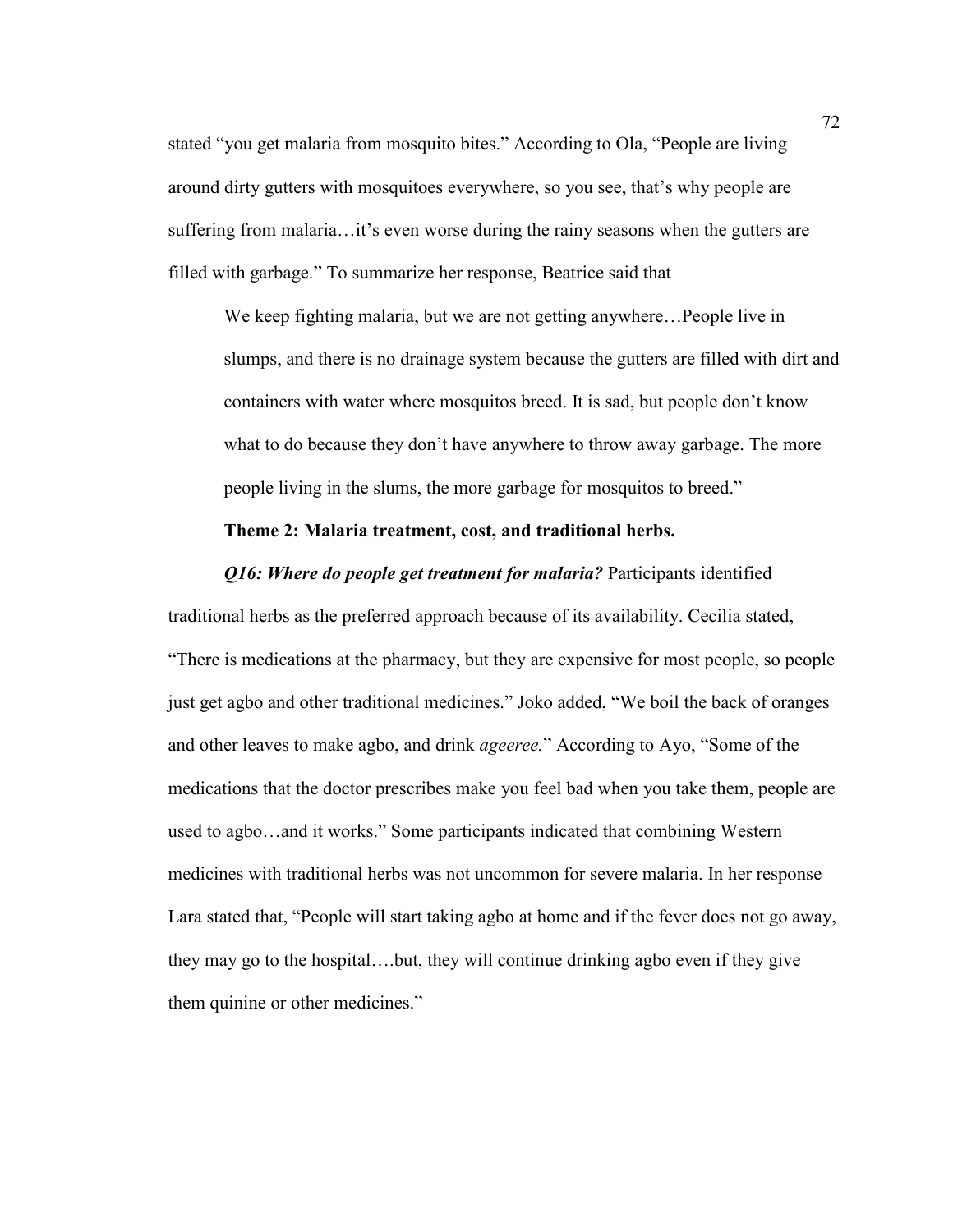stated "you get malaria from mosquito bites." According to Ola, "People are living around dirty gutters with mosquitoes everywhere, so you see, that's why people are suffering from malaria…it's even worse during the rainy seasons when the gutters are filled with garbage." To summarize her response, Beatrice said that

> We keep fighting malaria, but we are not getting anywhere…People live in slumps, and there is no drainage system because the gutters are filled with dirt and containers with water where mosquitos breed. It is sad, but people don't know what to do because they don't have anywhere to throw away garbage. The more people living in the slums, the more garbage for mosquitos to breed."

**Theme 2: Malaria treatment, cost, and traditional herbs.**

***Q16: Where do people get treatment for malaria?*** Participants identified traditional herbs as the preferred approach because of its availability. Cecilia stated, "There is medications at the pharmacy, but they are expensive for most people, so people just get agbo and other traditional medicines." Joko added, "We boil the back of oranges and other leaves to make agbo, and drink *ageeree.*" According to Ayo, "Some of the medications that the doctor prescribes make you feel bad when you take them, people are used to agbo…and it works." Some participants indicated that combining Western medicines with traditional herbs was not uncommon for severe malaria. In her response Lara stated that, "People will start taking agbo at home and if the fever does not go away, they may go to the hospital….but, they will continue drinking agbo even if they give them quinine or other medicines."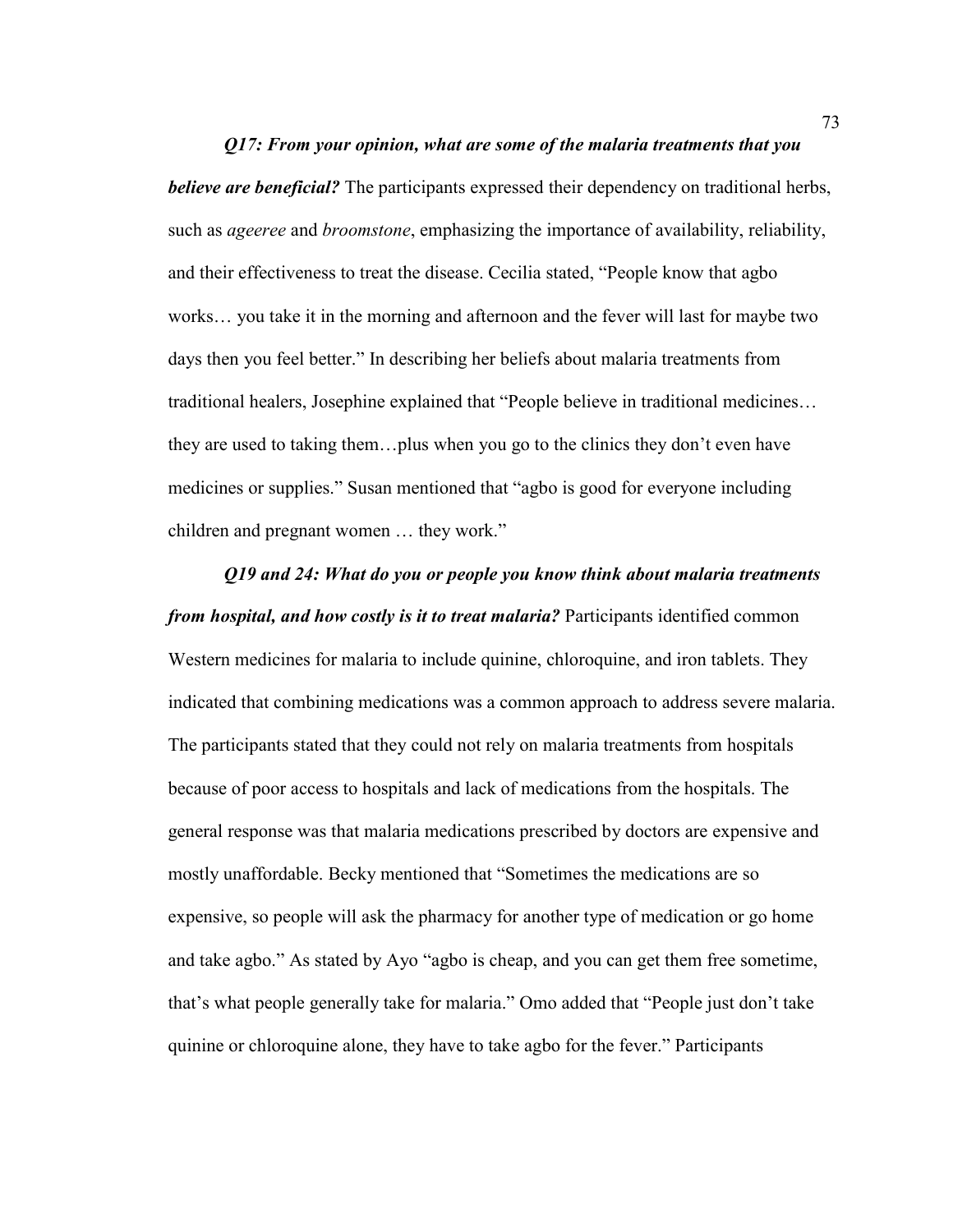***Q17: From your opinion, what are some of the malaria treatments that you believe are beneficial?*** The participants expressed their dependency on traditional herbs, such as *ageeree* and *broomstone*, emphasizing the importance of availability, reliability, and their effectiveness to treat the disease. Cecilia stated, "People know that agbo works… you take it in the morning and afternoon and the fever will last for maybe two days then you feel better." In describing her beliefs about malaria treatments from traditional healers, Josephine explained that "People believe in traditional medicines… they are used to taking them…plus when you go to the clinics they don't even have medicines or supplies." Susan mentioned that "agbo is good for everyone including children and pregnant women … they work."

***Q19 and 24: What do you or people you know think about malaria treatments from hospital, and how costly is it to treat malaria?*** Participants identified common Western medicines for malaria to include quinine, chloroquine, and iron tablets. They indicated that combining medications was a common approach to address severe malaria. The participants stated that they could not rely on malaria treatments from hospitals because of poor access to hospitals and lack of medications from the hospitals. The general response was that malaria medications prescribed by doctors are expensive and mostly unaffordable. Becky mentioned that "Sometimes the medications are so expensive, so people will ask the pharmacy for another type of medication or go home and take agbo." As stated by Ayo "agbo is cheap, and you can get them free sometime, that's what people generally take for malaria." Omo added that "People just don't take quinine or chloroquine alone, they have to take agbo for the fever." Participants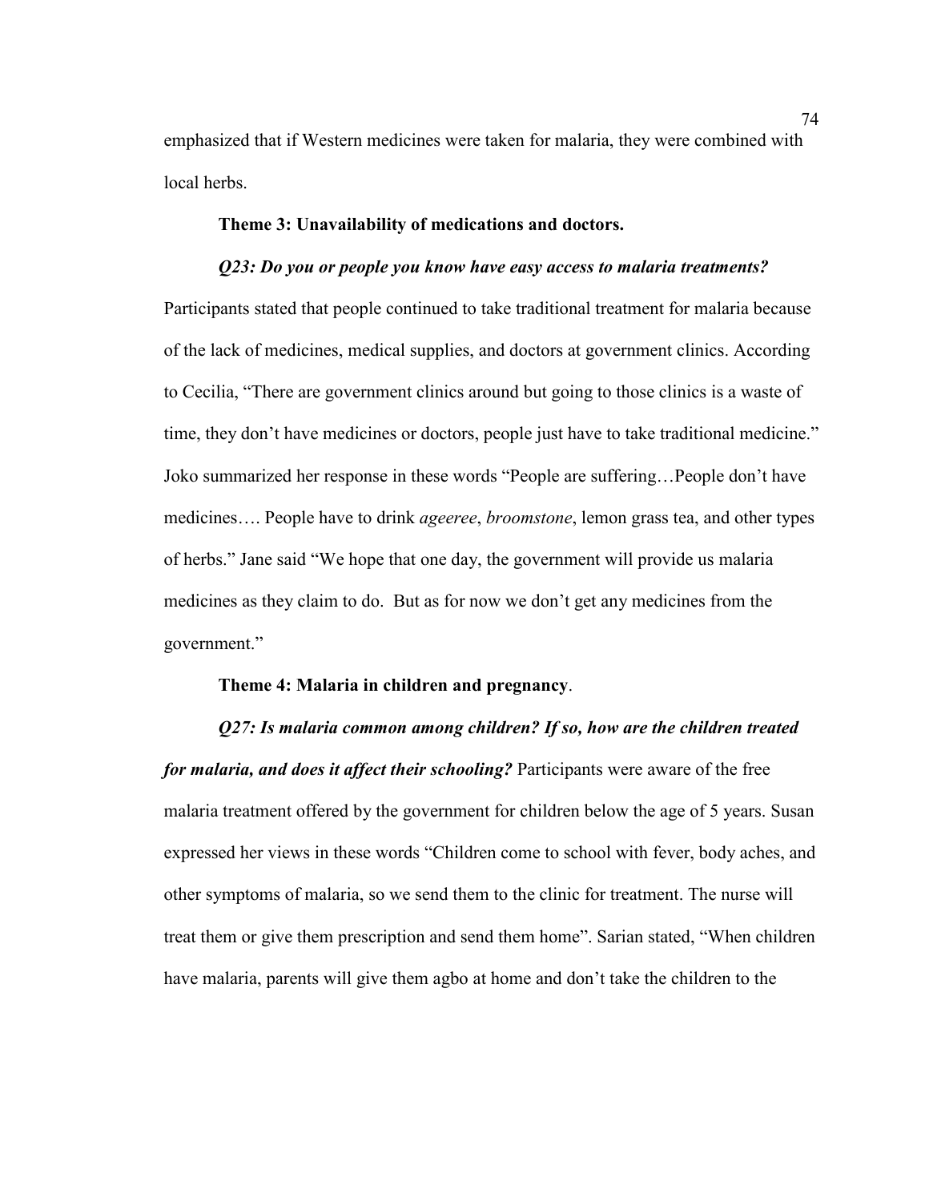emphasized that if Western medicines were taken for malaria, they were combined with local herbs.

**Theme 3: Unavailability of medications and doctors.**

***Q23: Do you or people you know have easy access to malaria treatments?*** Participants stated that people continued to take traditional treatment for malaria because of the lack of medicines, medical supplies, and doctors at government clinics. According to Cecilia, "There are government clinics around but going to those clinics is a waste of time, they don't have medicines or doctors, people just have to take traditional medicine." Joko summarized her response in these words "People are suffering…People don't have medicines…. People have to drink *ageeree*, *broomstone*, lemon grass tea, and other types of herbs." Jane said "We hope that one day, the government will provide us malaria medicines as they claim to do. But as for now we don't get any medicines from the government."

**Theme 4: Malaria in children and pregnancy**.

***Q27: Is malaria common among children? If so, how are the children treated for malaria, and does it affect their schooling?*** Participants were aware of the free malaria treatment offered by the government for children below the age of 5 years. Susan expressed her views in these words "Children come to school with fever, body aches, and other symptoms of malaria, so we send them to the clinic for treatment. The nurse will treat them or give them prescription and send them home". Sarian stated, "When children have malaria, parents will give them agbo at home and don't take the children to the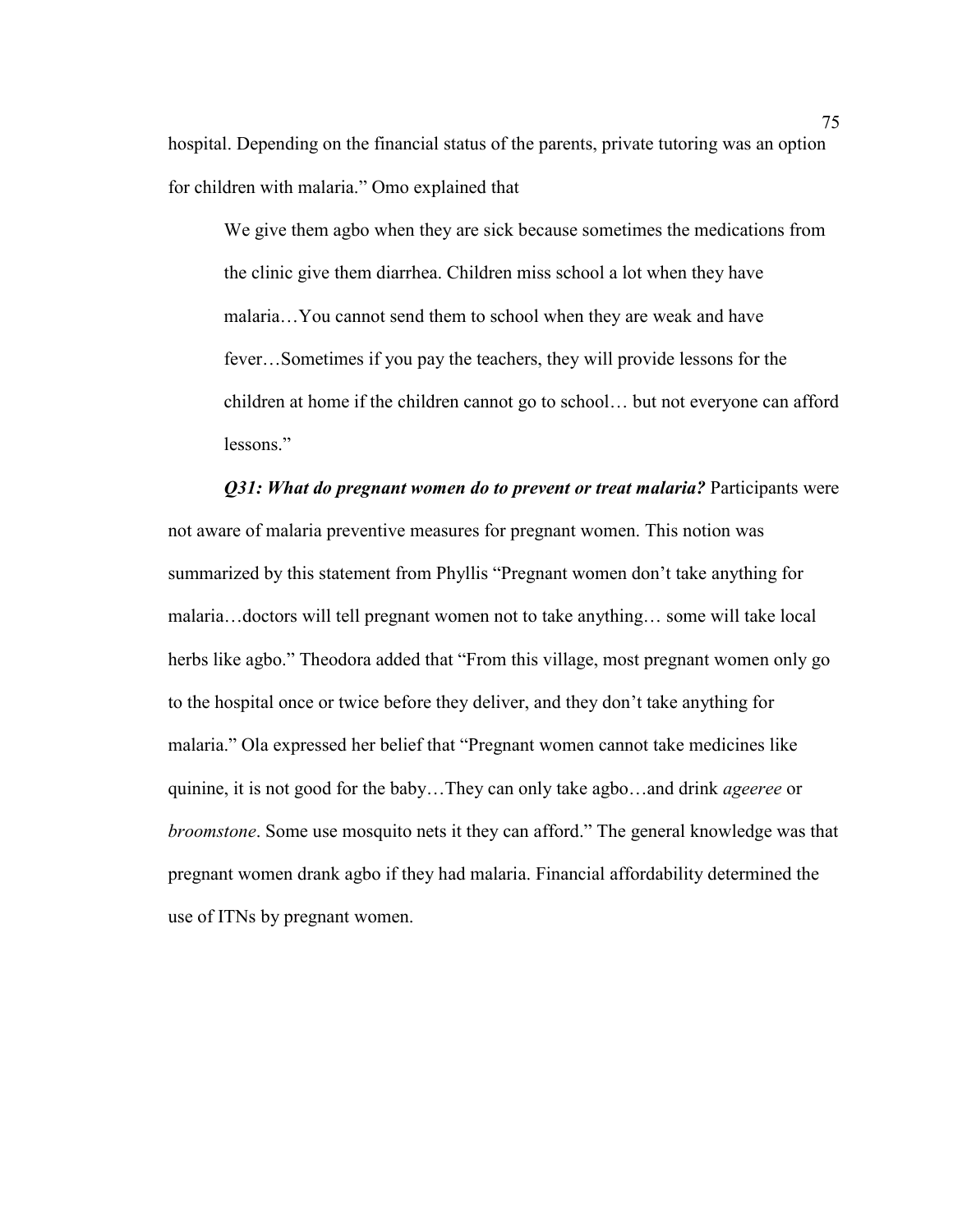hospital. Depending on the financial status of the parents, private tutoring was an option for children with malaria." Omo explained that

> We give them agbo when they are sick because sometimes the medications from the clinic give them diarrhea. Children miss school a lot when they have malaria…You cannot send them to school when they are weak and have fever…Sometimes if you pay the teachers, they will provide lessons for the children at home if the children cannot go to school… but not everyone can afford lessons."

***Q31: What do pregnant women do to prevent or treat malaria?*** Participants were not aware of malaria preventive measures for pregnant women. This notion was summarized by this statement from Phyllis "Pregnant women don't take anything for malaria…doctors will tell pregnant women not to take anything… some will take local herbs like agbo." Theodora added that "From this village, most pregnant women only go to the hospital once or twice before they deliver, and they don't take anything for malaria." Ola expressed her belief that "Pregnant women cannot take medicines like quinine, it is not good for the baby…They can only take agbo…and drink *ageeree* or *broomstone*. Some use mosquito nets it they can afford." The general knowledge was that pregnant women drank agbo if they had malaria. Financial affordability determined the use of ITNs by pregnant women.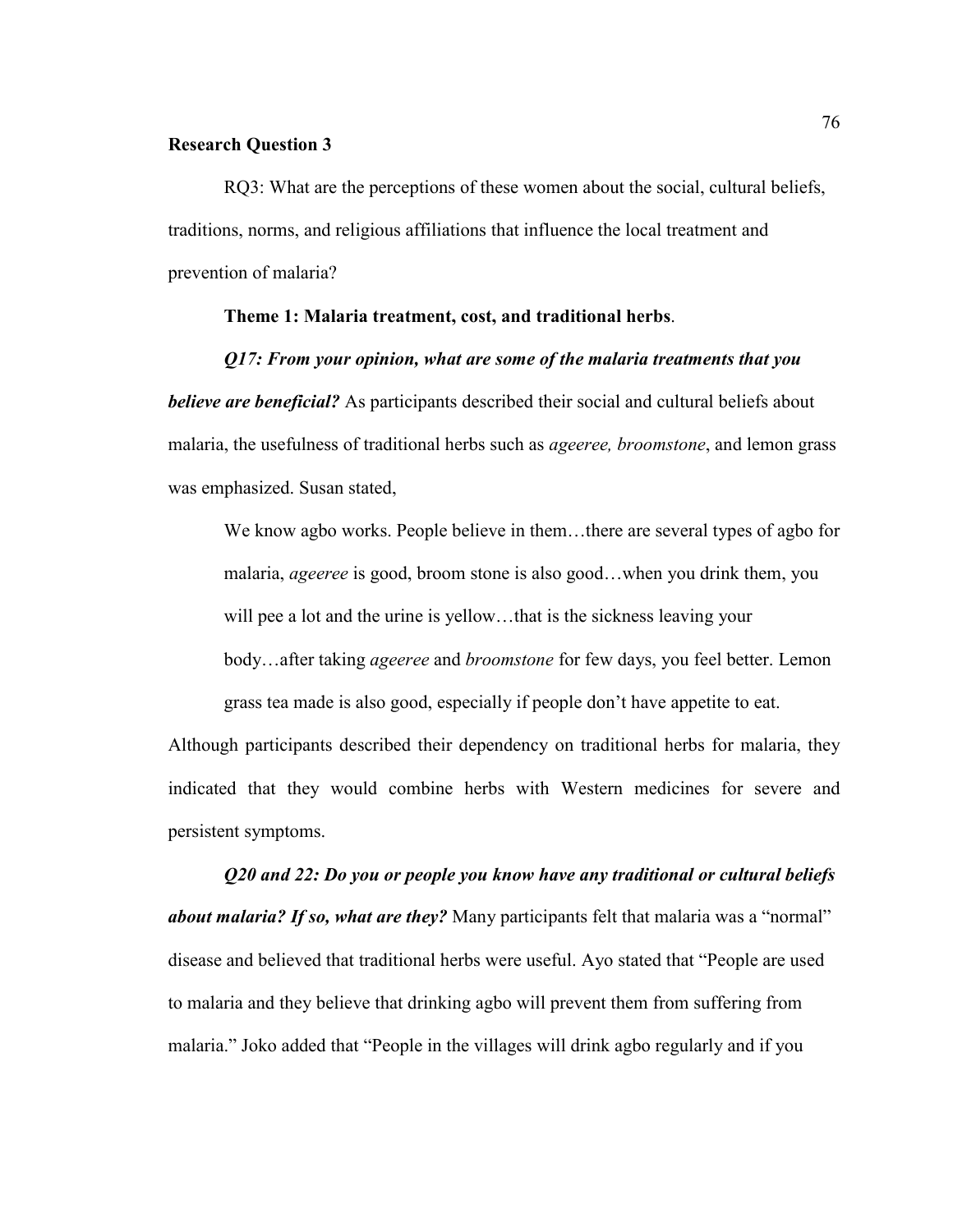**Research Question 3**

RQ3: What are the perceptions of these women about the social, cultural beliefs, traditions, norms, and religious affiliations that influence the local treatment and prevention of malaria?

**Theme 1: Malaria treatment, cost, and traditional herbs**.

***Q17: From your opinion, what are some of the malaria treatments that you believe are beneficial?*** As participants described their social and cultural beliefs about malaria, the usefulness of traditional herbs such as *ageeree, broomstone*, and lemon grass was emphasized. Susan stated,

> We know agbo works. People believe in them…there are several types of agbo for malaria, *ageeree* is good, broom stone is also good…when you drink them, you will pee a lot and the urine is yellow…that is the sickness leaving your body…after taking *ageeree* and *broomstone* for few days, you feel better. Lemon grass tea made is also good, especially if people don't have appetite to eat.

Although participants described their dependency on traditional herbs for malaria, they indicated that they would combine herbs with Western medicines for severe and persistent symptoms.

***Q20 and 22: Do you or people you know have any traditional or cultural beliefs about malaria? If so, what are they?*** Many participants felt that malaria was a "normal" disease and believed that traditional herbs were useful. Ayo stated that "People are used to malaria and they believe that drinking agbo will prevent them from suffering from malaria." Joko added that "People in the villages will drink agbo regularly and if you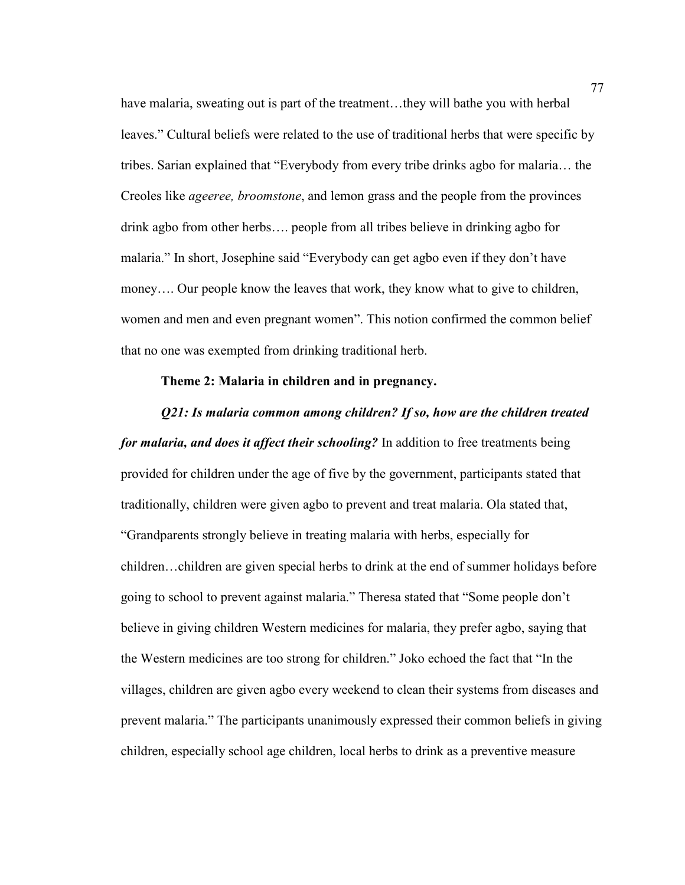have malaria, sweating out is part of the treatment…they will bathe you with herbal leaves." Cultural beliefs were related to the use of traditional herbs that were specific by tribes. Sarian explained that "Everybody from every tribe drinks agbo for malaria… the Creoles like *ageeree, broomstone*, and lemon grass and the people from the provinces drink agbo from other herbs…. people from all tribes believe in drinking agbo for malaria." In short, Josephine said "Everybody can get agbo even if they don't have money…. Our people know the leaves that work, they know what to give to children, women and men and even pregnant women". This notion confirmed the common belief that no one was exempted from drinking traditional herb.

**Theme 2: Malaria in children and in pregnancy.**

***Q21: Is malaria common among children? If so, how are the children treated for malaria, and does it affect their schooling?*** In addition to free treatments being provided for children under the age of five by the government, participants stated that traditionally, children were given agbo to prevent and treat malaria. Ola stated that, "Grandparents strongly believe in treating malaria with herbs, especially for children…children are given special herbs to drink at the end of summer holidays before going to school to prevent against malaria." Theresa stated that "Some people don't believe in giving children Western medicines for malaria, they prefer agbo, saying that the Western medicines are too strong for children." Joko echoed the fact that "In the villages, children are given agbo every weekend to clean their systems from diseases and prevent malaria." The participants unanimously expressed their common beliefs in giving children, especially school age children, local herbs to drink as a preventive measure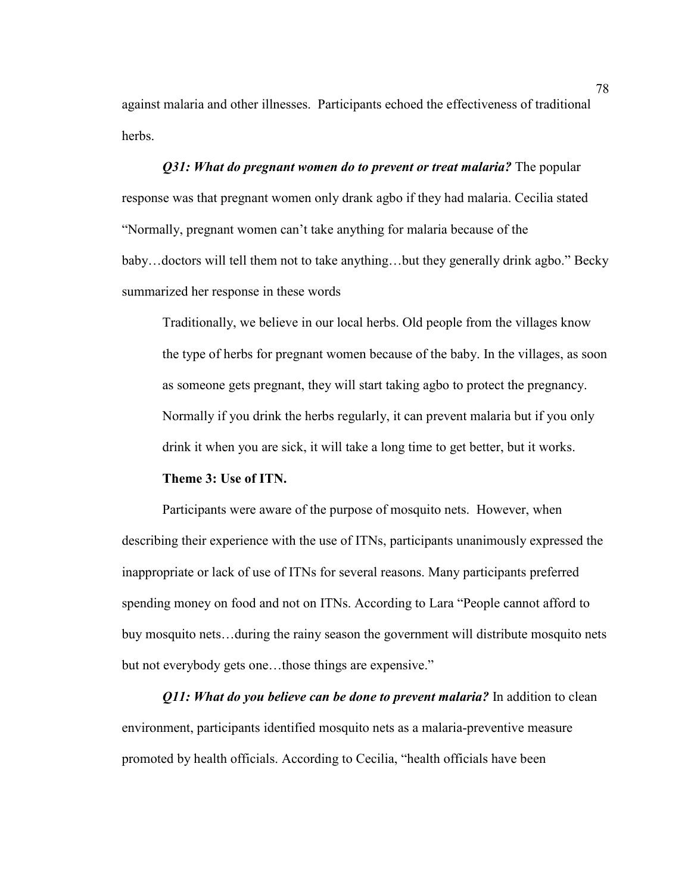against malaria and other illnesses. Participants echoed the effectiveness of traditional herbs.

***Q31: What do pregnant women do to prevent or treat malaria?*** The popular response was that pregnant women only drank agbo if they had malaria. Cecilia stated "Normally, pregnant women can't take anything for malaria because of the baby…doctors will tell them not to take anything…but they generally drink agbo." Becky summarized her response in these words

> Traditionally, we believe in our local herbs. Old people from the villages know the type of herbs for pregnant women because of the baby. In the villages, as soon as someone gets pregnant, they will start taking agbo to protect the pregnancy. Normally if you drink the herbs regularly, it can prevent malaria but if you only drink it when you are sick, it will take a long time to get better, but it works.

**Theme 3: Use of ITN.**

Participants were aware of the purpose of mosquito nets. However, when describing their experience with the use of ITNs, participants unanimously expressed the inappropriate or lack of use of ITNs for several reasons. Many participants preferred spending money on food and not on ITNs. According to Lara "People cannot afford to buy mosquito nets…during the rainy season the government will distribute mosquito nets but not everybody gets one…those things are expensive."

***Q11: What do you believe can be done to prevent malaria?*** In addition to clean environment, participants identified mosquito nets as a malaria-preventive measure promoted by health officials. According to Cecilia, "health officials have been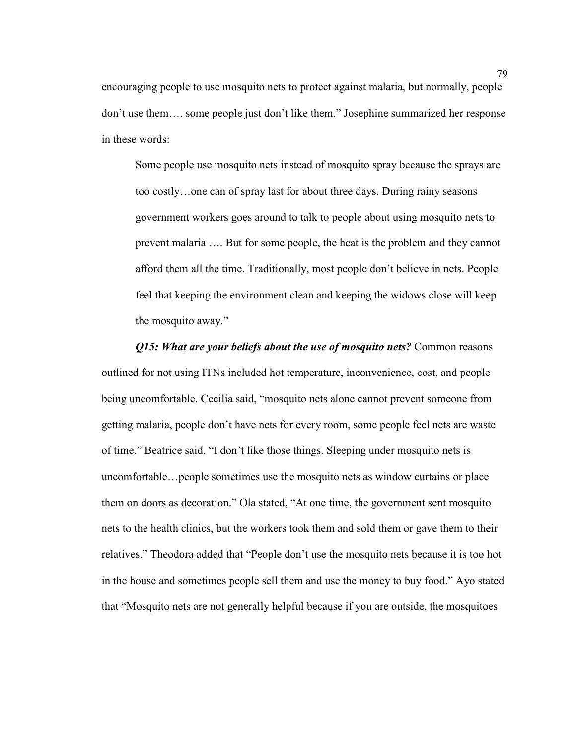encouraging people to use mosquito nets to protect against malaria, but normally, people don't use them…. some people just don't like them." Josephine summarized her response in these words:

> Some people use mosquito nets instead of mosquito spray because the sprays are too costly…one can of spray last for about three days. During rainy seasons government workers goes around to talk to people about using mosquito nets to prevent malaria …. But for some people, the heat is the problem and they cannot afford them all the time. Traditionally, most people don't believe in nets. People feel that keeping the environment clean and keeping the widows close will keep the mosquito away."

***Q15: What are your beliefs about the use of mosquito nets?*** Common reasons outlined for not using ITNs included hot temperature, inconvenience, cost, and people being uncomfortable. Cecilia said, "mosquito nets alone cannot prevent someone from getting malaria, people don't have nets for every room, some people feel nets are waste of time." Beatrice said, "I don't like those things. Sleeping under mosquito nets is uncomfortable…people sometimes use the mosquito nets as window curtains or place them on doors as decoration." Ola stated, "At one time, the government sent mosquito nets to the health clinics, but the workers took them and sold them or gave them to their relatives." Theodora added that "People don't use the mosquito nets because it is too hot in the house and sometimes people sell them and use the money to buy food." Ayo stated that "Mosquito nets are not generally helpful because if you are outside, the mosquitoes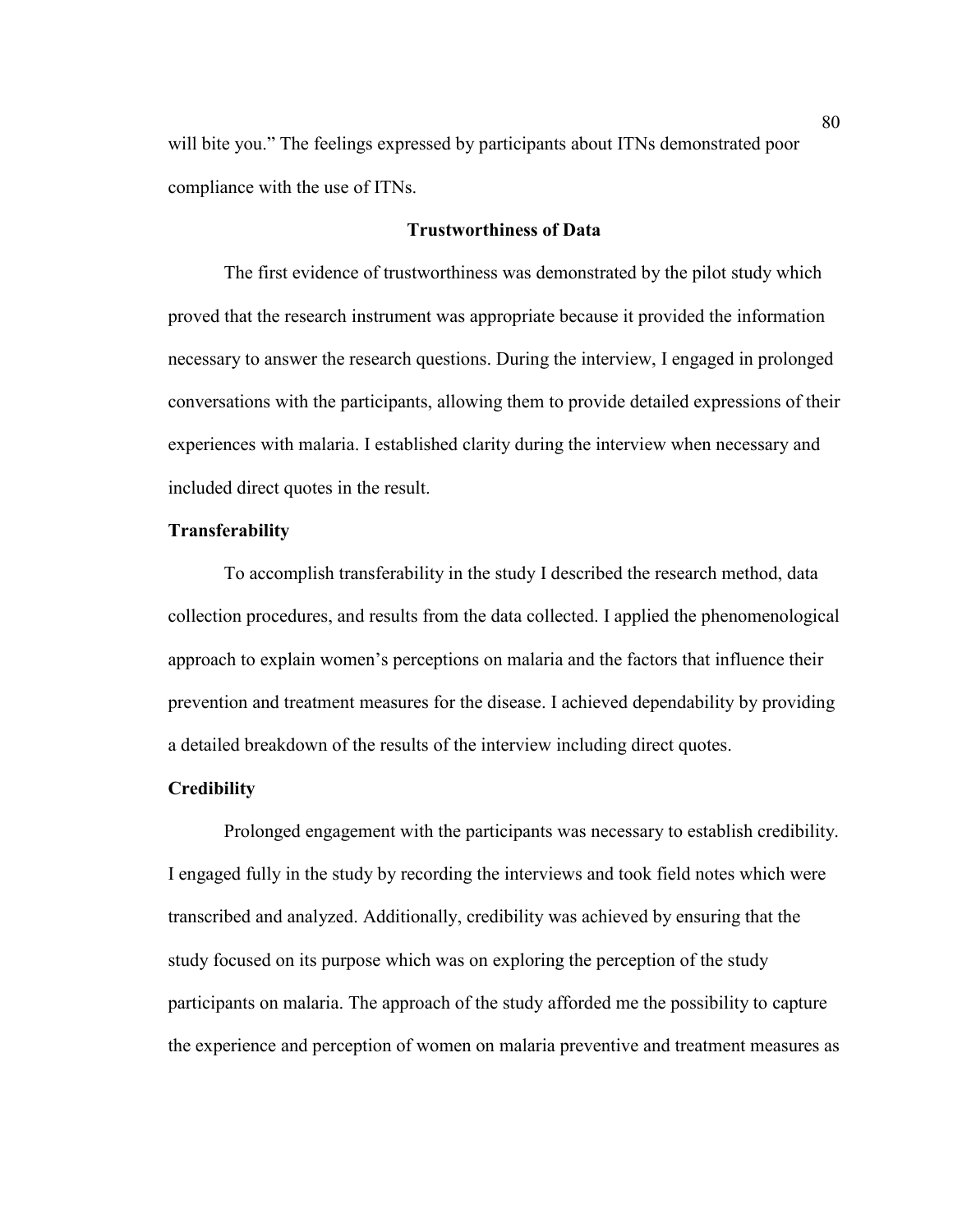will bite you." The feelings expressed by participants about ITNs demonstrated poor compliance with the use of ITNs.

## Trustworthiness of Data

The first evidence of trustworthiness was demonstrated by the pilot study which proved that the research instrument was appropriate because it provided the information necessary to answer the research questions. During the interview, I engaged in prolonged conversations with the participants, allowing them to provide detailed expressions of their experiences with malaria. I established clarity during the interview when necessary and included direct quotes in the result.

### Transferability

To accomplish transferability in the study I described the research method, data collection procedures, and results from the data collected. I applied the phenomenological approach to explain women's perceptions on malaria and the factors that influence their prevention and treatment measures for the disease. I achieved dependability by providing a detailed breakdown of the results of the interview including direct quotes.

### Credibility

Prolonged engagement with the participants was necessary to establish credibility. I engaged fully in the study by recording the interviews and took field notes which were transcribed and analyzed. Additionally, credibility was achieved by ensuring that the study focused on its purpose which was on exploring the perception of the study participants on malaria. The approach of the study afforded me the possibility to capture the experience and perception of women on malaria preventive and treatment measures as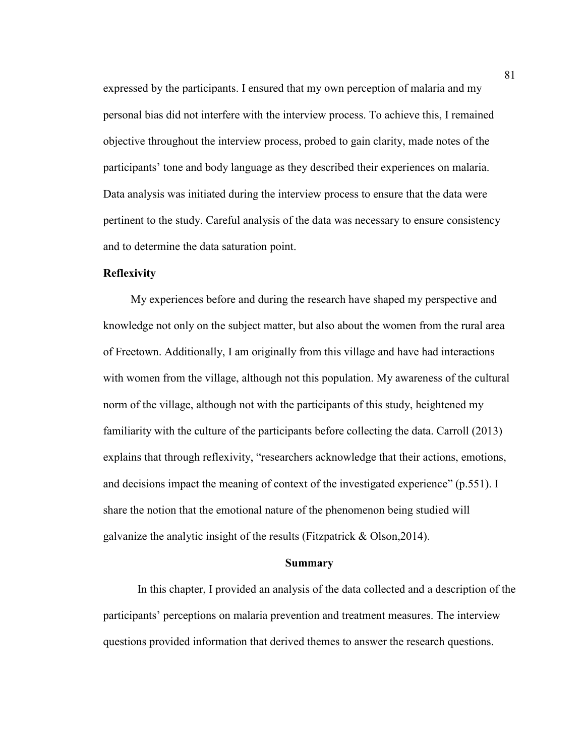expressed by the participants. I ensured that my own perception of malaria and my personal bias did not interfere with the interview process. To achieve this, I remained objective throughout the interview process, probed to gain clarity, made notes of the participants' tone and body language as they described their experiences on malaria. Data analysis was initiated during the interview process to ensure that the data were pertinent to the study. Careful analysis of the data was necessary to ensure consistency and to determine the data saturation point.

### Reflexivity

My experiences before and during the research have shaped my perspective and knowledge not only on the subject matter, but also about the women from the rural area of Freetown. Additionally, I am originally from this village and have had interactions with women from the village, although not this population. My awareness of the cultural norm of the village, although not with the participants of this study, heightened my familiarity with the culture of the participants before collecting the data. Carroll (2013) explains that through reflexivity, "researchers acknowledge that their actions, emotions, and decisions impact the meaning of context of the investigated experience" (p.551). I share the notion that the emotional nature of the phenomenon being studied will galvanize the analytic insight of the results (Fitzpatrick & Olson,2014).

## Summary

In this chapter, I provided an analysis of the data collected and a description of the participants' perceptions on malaria prevention and treatment measures. The interview questions provided information that derived themes to answer the research questions.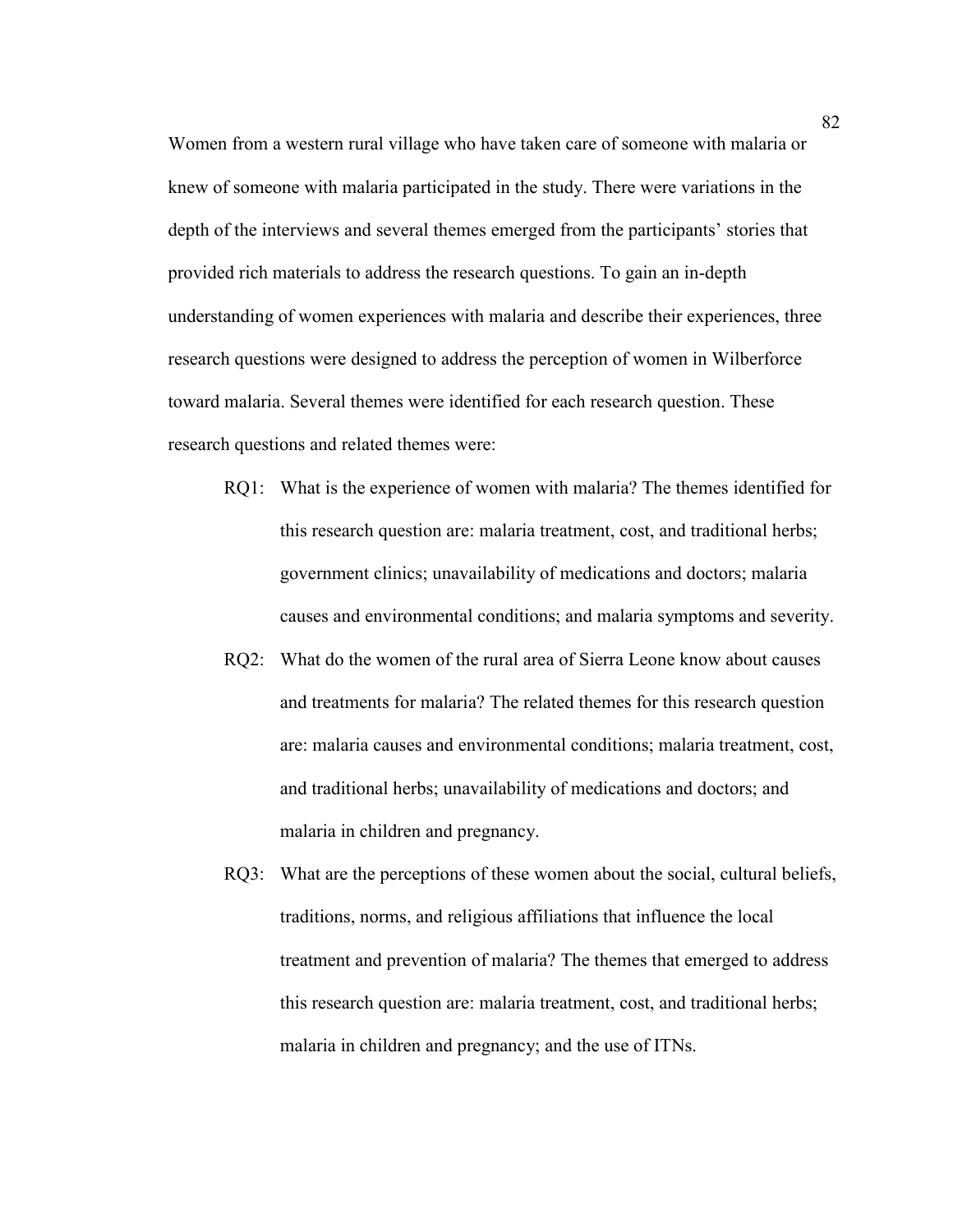Women from a western rural village who have taken care of someone with malaria or knew of someone with malaria participated in the study. There were variations in the depth of the interviews and several themes emerged from the participants' stories that provided rich materials to address the research questions. To gain an in-depth understanding of women experiences with malaria and describe their experiences, three research questions were designed to address the perception of women in Wilberforce toward malaria. Several themes were identified for each research question. These research questions and related themes were:

- RQ1: What is the experience of women with malaria? The themes identified for this research question are: malaria treatment, cost, and traditional herbs; government clinics; unavailability of medications and doctors; malaria causes and environmental conditions; and malaria symptoms and severity.
- RQ2: What do the women of the rural area of Sierra Leone know about causes and treatments for malaria? The related themes for this research question are: malaria causes and environmental conditions; malaria treatment, cost, and traditional herbs; unavailability of medications and doctors; and malaria in children and pregnancy.
- RQ3: What are the perceptions of these women about the social, cultural beliefs, traditions, norms, and religious affiliations that influence the local treatment and prevention of malaria? The themes that emerged to address this research question are: malaria treatment, cost, and traditional herbs; malaria in children and pregnancy; and the use of ITNs.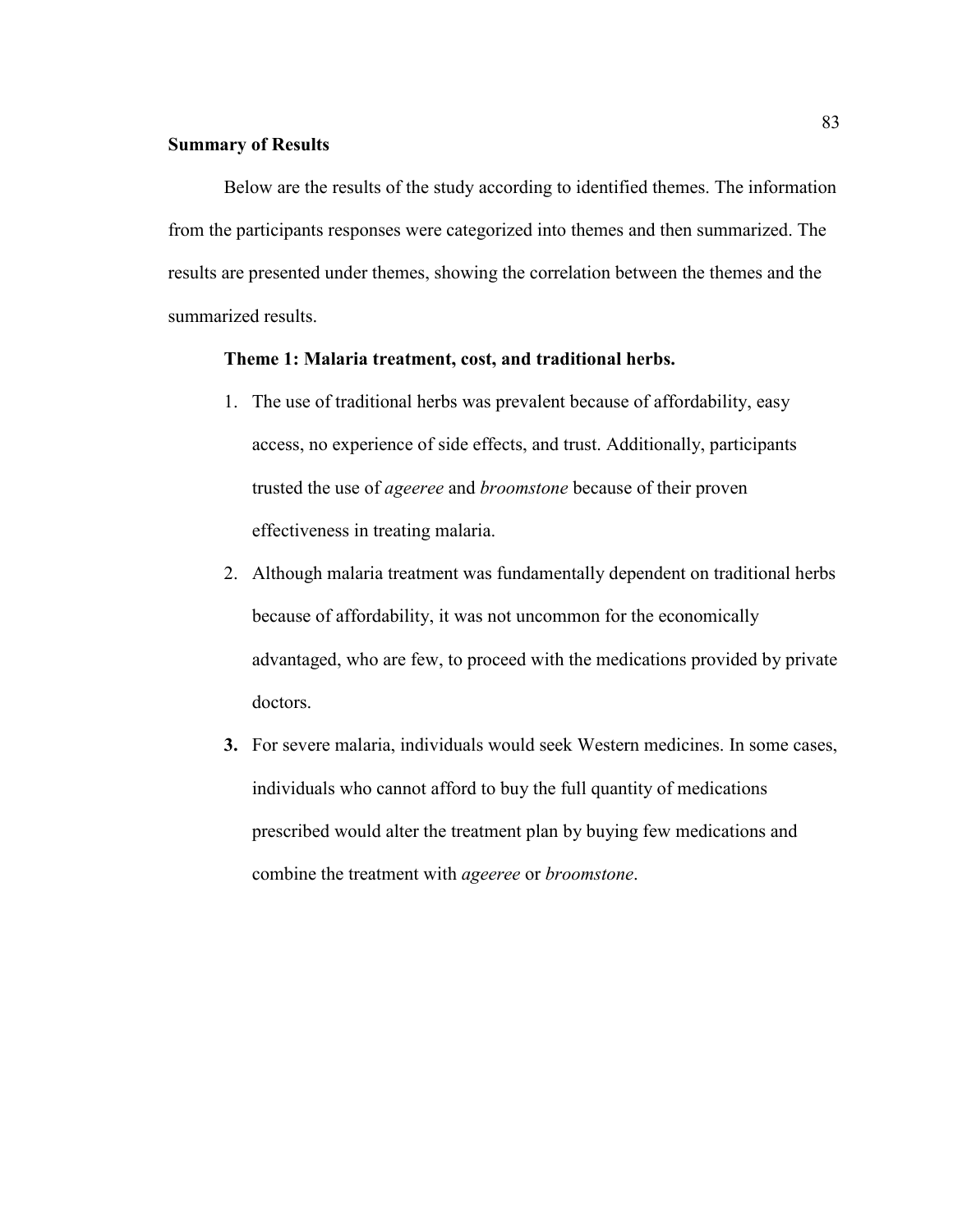**Summary of Results**

Below are the results of the study according to identified themes. The information from the participants responses were categorized into themes and then summarized. The results are presented under themes, showing the correlation between the themes and the summarized results.

**Theme 1: Malaria treatment, cost, and traditional herbs.**

1. The use of traditional herbs was prevalent because of affordability, easy access, no experience of side effects, and trust. Additionally, participants trusted the use of *ageeree* and *broomstone* because of their proven effectiveness in treating malaria.
2. Although malaria treatment was fundamentally dependent on traditional herbs because of affordability, it was not uncommon for the economically advantaged, who are few, to proceed with the medications provided by private doctors.
3. For severe malaria, individuals would seek Western medicines. In some cases, individuals who cannot afford to buy the full quantity of medications prescribed would alter the treatment plan by buying few medications and combine the treatment with *ageeree* or *broomstone*.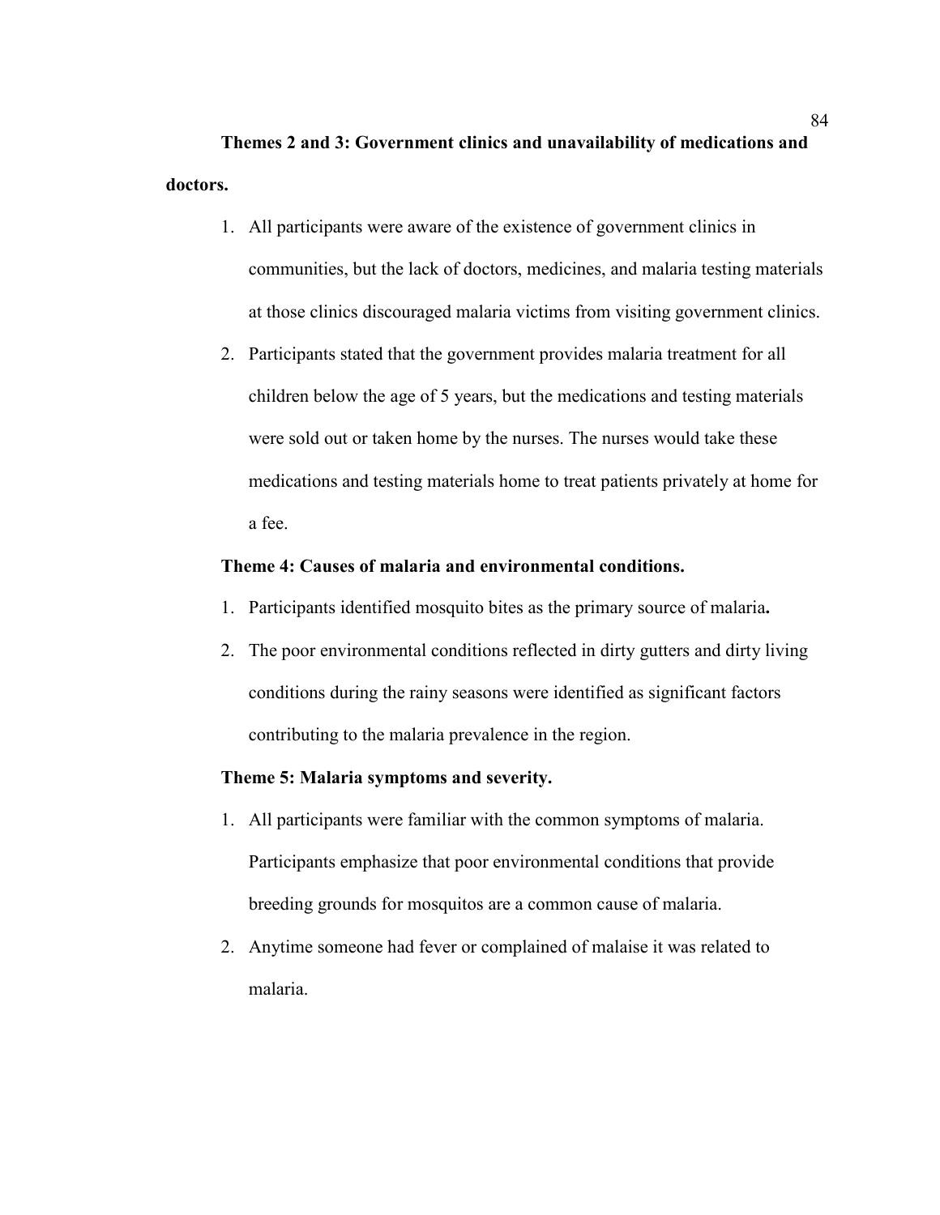**Themes 2 and 3: Government clinics and unavailability of medications and doctors.**

1. All participants were aware of the existence of government clinics in communities, but the lack of doctors, medicines, and malaria testing materials at those clinics discouraged malaria victims from visiting government clinics.
2. Participants stated that the government provides malaria treatment for all children below the age of 5 years, but the medications and testing materials were sold out or taken home by the nurses. The nurses would take these medications and testing materials home to treat patients privately at home for a fee.

**Theme 4: Causes of malaria and environmental conditions.**

1. Participants identified mosquito bites as the primary source of malaria**.**
2. The poor environmental conditions reflected in dirty gutters and dirty living conditions during the rainy seasons were identified as significant factors contributing to the malaria prevalence in the region.

**Theme 5: Malaria symptoms and severity.**

1. All participants were familiar with the common symptoms of malaria. Participants emphasize that poor environmental conditions that provide breeding grounds for mosquitos are a common cause of malaria.
2. Anytime someone had fever or complained of malaise it was related to malaria.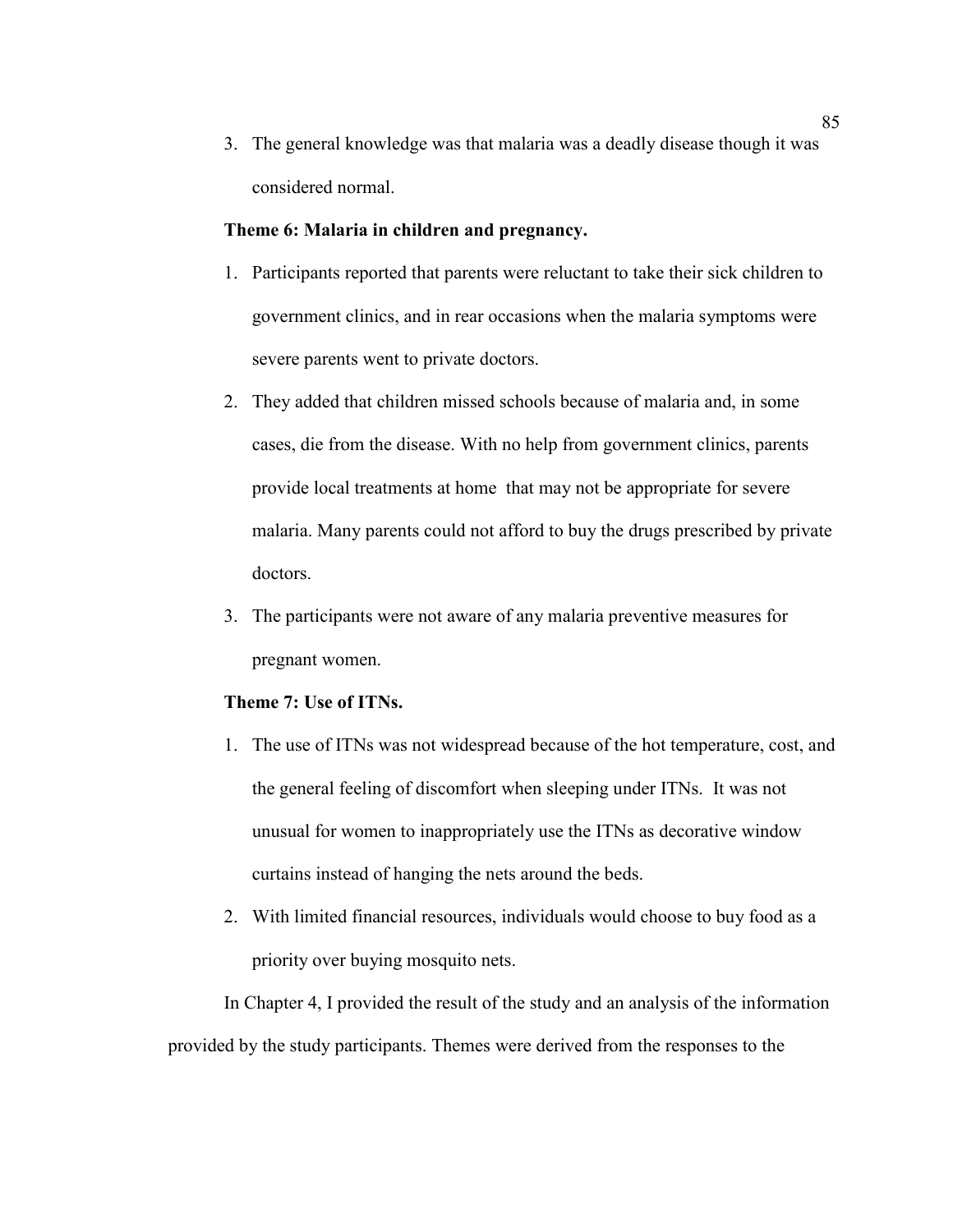3. The general knowledge was that malaria was a deadly disease though it was considered normal.

**Theme 6: Malaria in children and pregnancy.**

1. Participants reported that parents were reluctant to take their sick children to government clinics, and in rear occasions when the malaria symptoms were severe parents went to private doctors.
2. They added that children missed schools because of malaria and, in some cases, die from the disease. With no help from government clinics, parents provide local treatments at home that may not be appropriate for severe malaria. Many parents could not afford to buy the drugs prescribed by private doctors.
3. The participants were not aware of any malaria preventive measures for pregnant women.

**Theme 7: Use of ITNs.**

1. The use of ITNs was not widespread because of the hot temperature, cost, and the general feeling of discomfort when sleeping under ITNs. It was not unusual for women to inappropriately use the ITNs as decorative window curtains instead of hanging the nets around the beds.
2. With limited financial resources, individuals would choose to buy food as a priority over buying mosquito nets.

In Chapter 4, I provided the result of the study and an analysis of the information provided by the study participants. Themes were derived from the responses to the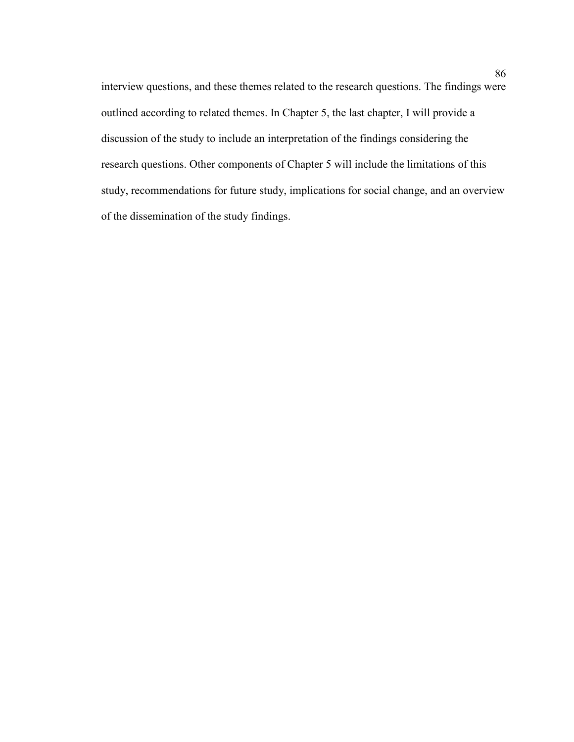interview questions, and these themes related to the research questions. The findings were outlined according to related themes. In Chapter 5, the last chapter, I will provide a discussion of the study to include an interpretation of the findings considering the research questions. Other components of Chapter 5 will include the limitations of this study, recommendations for future study, implications for social change, and an overview of the dissemination of the study findings.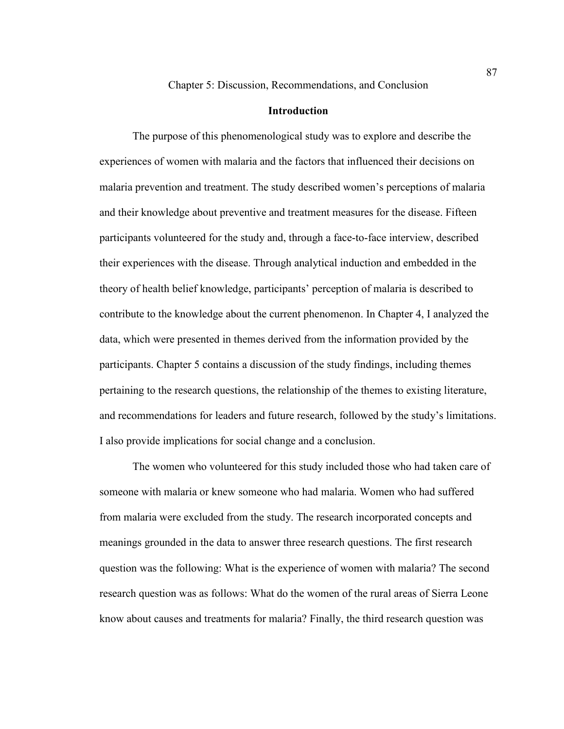# Chapter 5: Discussion, Recommendations, and Conclusion

## Introduction

The purpose of this phenomenological study was to explore and describe the experiences of women with malaria and the factors that influenced their decisions on malaria prevention and treatment. The study described women's perceptions of malaria and their knowledge about preventive and treatment measures for the disease. Fifteen participants volunteered for the study and, through a face-to-face interview, described their experiences with the disease. Through analytical induction and embedded in the theory of health belief knowledge, participants' perception of malaria is described to contribute to the knowledge about the current phenomenon. In Chapter 4, I analyzed the data, which were presented in themes derived from the information provided by the participants. Chapter 5 contains a discussion of the study findings, including themes pertaining to the research questions, the relationship of the themes to existing literature, and recommendations for leaders and future research, followed by the study's limitations. I also provide implications for social change and a conclusion.

The women who volunteered for this study included those who had taken care of someone with malaria or knew someone who had malaria. Women who had suffered from malaria were excluded from the study. The research incorporated concepts and meanings grounded in the data to answer three research questions. The first research question was the following: What is the experience of women with malaria? The second research question was as follows: What do the women of the rural areas of Sierra Leone know about causes and treatments for malaria? Finally, the third research question was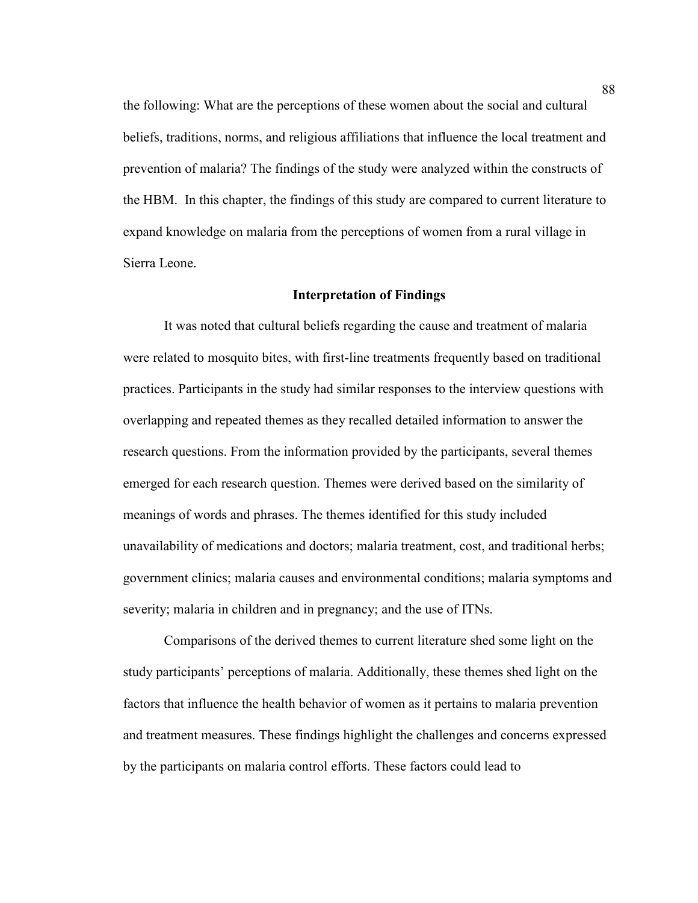the following: What are the perceptions of these women about the social and cultural beliefs, traditions, norms, and religious affiliations that influence the local treatment and prevention of malaria? The findings of the study were analyzed within the constructs of the HBM. In this chapter, the findings of this study are compared to current literature to expand knowledge on malaria from the perceptions of women from a rural village in Sierra Leone.

## Interpretation of Findings

It was noted that cultural beliefs regarding the cause and treatment of malaria were related to mosquito bites, with first-line treatments frequently based on traditional practices. Participants in the study had similar responses to the interview questions with overlapping and repeated themes as they recalled detailed information to answer the research questions. From the information provided by the participants, several themes emerged for each research question. Themes were derived based on the similarity of meanings of words and phrases. The themes identified for this study included unavailability of medications and doctors; malaria treatment, cost, and traditional herbs; government clinics; malaria causes and environmental conditions; malaria symptoms and severity; malaria in children and in pregnancy; and the use of ITNs.

Comparisons of the derived themes to current literature shed some light on the study participants' perceptions of malaria. Additionally, these themes shed light on the factors that influence the health behavior of women as it pertains to malaria prevention and treatment measures. These findings highlight the challenges and concerns expressed by the participants on malaria control efforts. These factors could lead to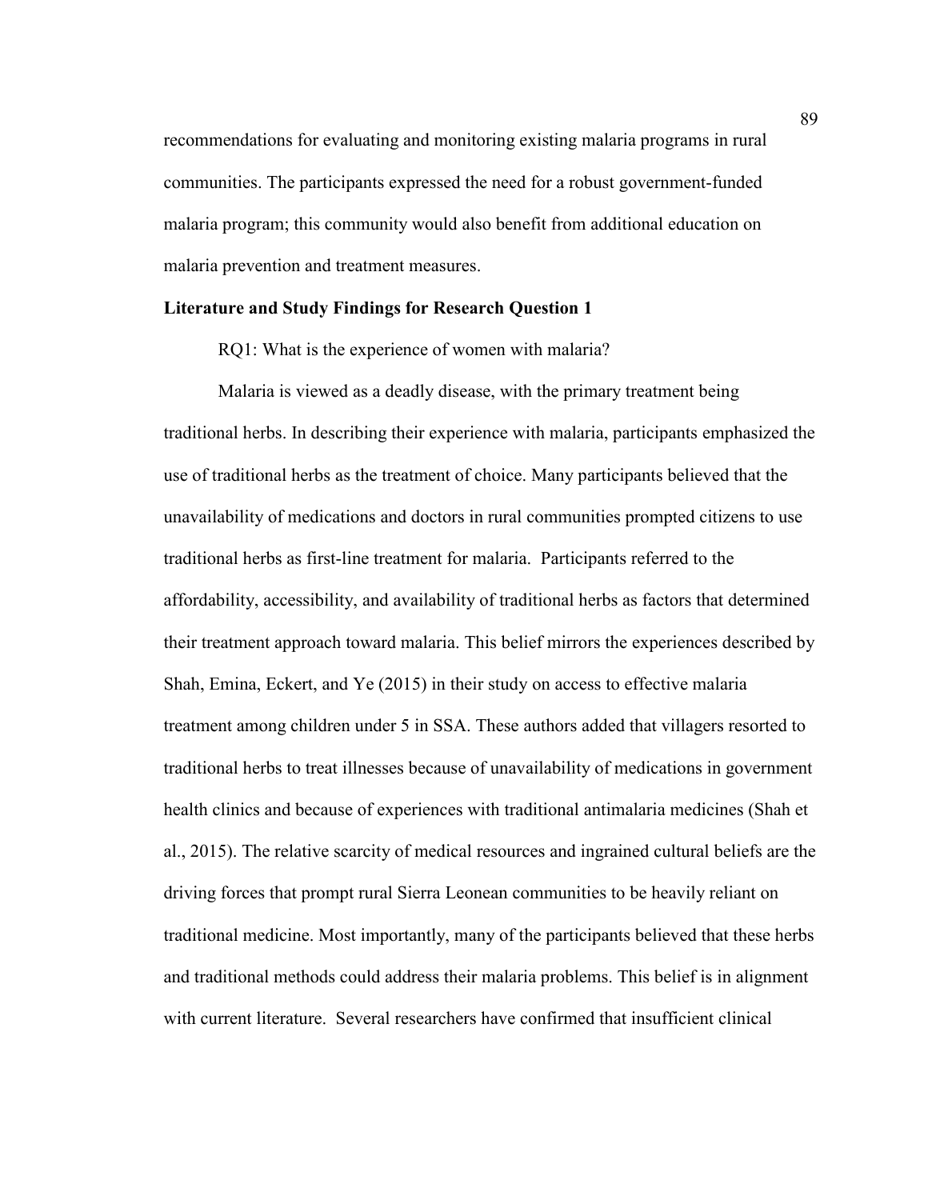recommendations for evaluating and monitoring existing malaria programs in rural communities. The participants expressed the need for a robust government-funded malaria program; this community would also benefit from additional education on malaria prevention and treatment measures.

**Literature and Study Findings for Research Question 1**

RQ1: What is the experience of women with malaria?

Malaria is viewed as a deadly disease, with the primary treatment being traditional herbs. In describing their experience with malaria, participants emphasized the use of traditional herbs as the treatment of choice. Many participants believed that the unavailability of medications and doctors in rural communities prompted citizens to use traditional herbs as first-line treatment for malaria. Participants referred to the affordability, accessibility, and availability of traditional herbs as factors that determined their treatment approach toward malaria. This belief mirrors the experiences described by Shah, Emina, Eckert, and Ye (2015) in their study on access to effective malaria treatment among children under 5 in SSA. These authors added that villagers resorted to traditional herbs to treat illnesses because of unavailability of medications in government health clinics and because of experiences with traditional antimalaria medicines (Shah et al., 2015). The relative scarcity of medical resources and ingrained cultural beliefs are the driving forces that prompt rural Sierra Leonean communities to be heavily reliant on traditional medicine. Most importantly, many of the participants believed that these herbs and traditional methods could address their malaria problems. This belief is in alignment with current literature. Several researchers have confirmed that insufficient clinical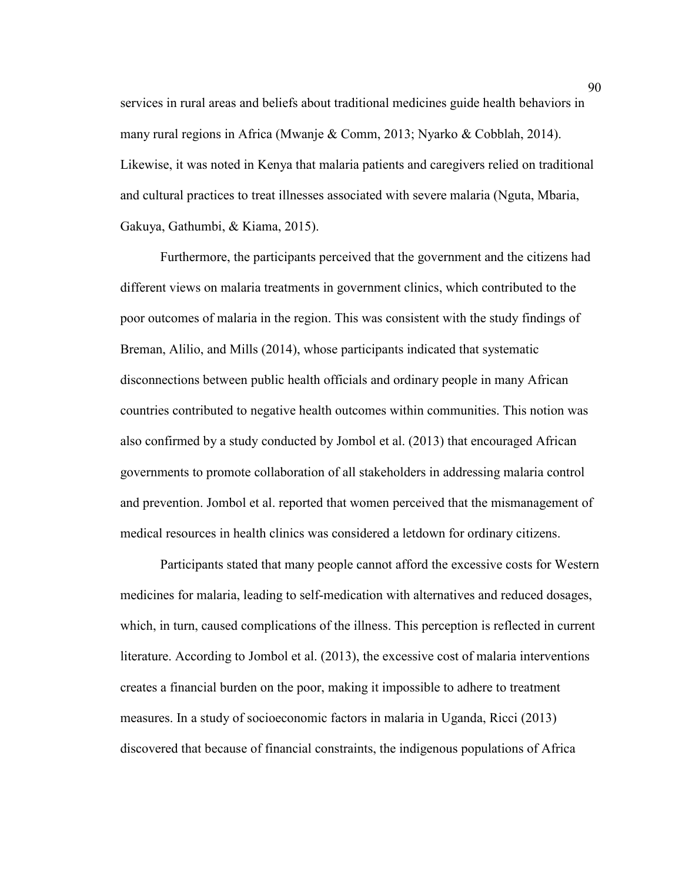services in rural areas and beliefs about traditional medicines guide health behaviors in many rural regions in Africa (Mwanje & Comm, 2013; Nyarko & Cobblah, 2014). Likewise, it was noted in Kenya that malaria patients and caregivers relied on traditional and cultural practices to treat illnesses associated with severe malaria (Nguta, Mbaria, Gakuya, Gathumbi, & Kiama, 2015).

Furthermore, the participants perceived that the government and the citizens had different views on malaria treatments in government clinics, which contributed to the poor outcomes of malaria in the region. This was consistent with the study findings of Breman, Alilio, and Mills (2014), whose participants indicated that systematic disconnections between public health officials and ordinary people in many African countries contributed to negative health outcomes within communities. This notion was also confirmed by a study conducted by Jombol et al. (2013) that encouraged African governments to promote collaboration of all stakeholders in addressing malaria control and prevention. Jombol et al. reported that women perceived that the mismanagement of medical resources in health clinics was considered a letdown for ordinary citizens.

Participants stated that many people cannot afford the excessive costs for Western medicines for malaria, leading to self-medication with alternatives and reduced dosages, which, in turn, caused complications of the illness. This perception is reflected in current literature. According to Jombol et al. (2013), the excessive cost of malaria interventions creates a financial burden on the poor, making it impossible to adhere to treatment measures. In a study of socioeconomic factors in malaria in Uganda, Ricci (2013) discovered that because of financial constraints, the indigenous populations of Africa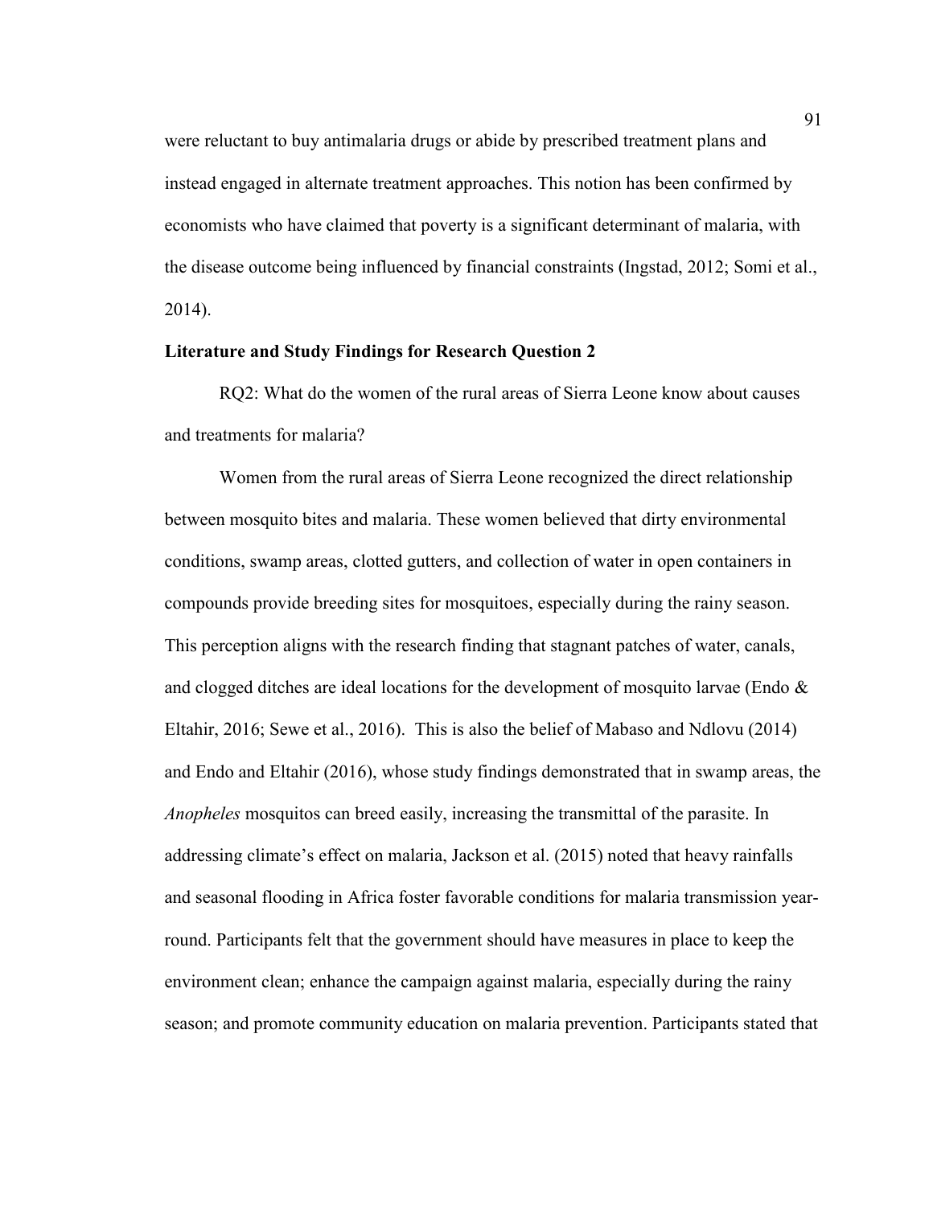were reluctant to buy antimalaria drugs or abide by prescribed treatment plans and instead engaged in alternate treatment approaches. This notion has been confirmed by economists who have claimed that poverty is a significant determinant of malaria, with the disease outcome being influenced by financial constraints (Ingstad, 2012; Somi et al., 2014).

**Literature and Study Findings for Research Question 2**

RQ2: What do the women of the rural areas of Sierra Leone know about causes and treatments for malaria?

Women from the rural areas of Sierra Leone recognized the direct relationship between mosquito bites and malaria. These women believed that dirty environmental conditions, swamp areas, clotted gutters, and collection of water in open containers in compounds provide breeding sites for mosquitoes, especially during the rainy season. This perception aligns with the research finding that stagnant patches of water, canals, and clogged ditches are ideal locations for the development of mosquito larvae (Endo & Eltahir, 2016; Sewe et al., 2016). This is also the belief of Mabaso and Ndlovu (2014) and Endo and Eltahir (2016), whose study findings demonstrated that in swamp areas, the *Anopheles* mosquitos can breed easily, increasing the transmittal of the parasite. In addressing climate's effect on malaria, Jackson et al. (2015) noted that heavy rainfalls and seasonal flooding in Africa foster favorable conditions for malaria transmission year-round. Participants felt that the government should have measures in place to keep the environment clean; enhance the campaign against malaria, especially during the rainy season; and promote community education on malaria prevention. Participants stated that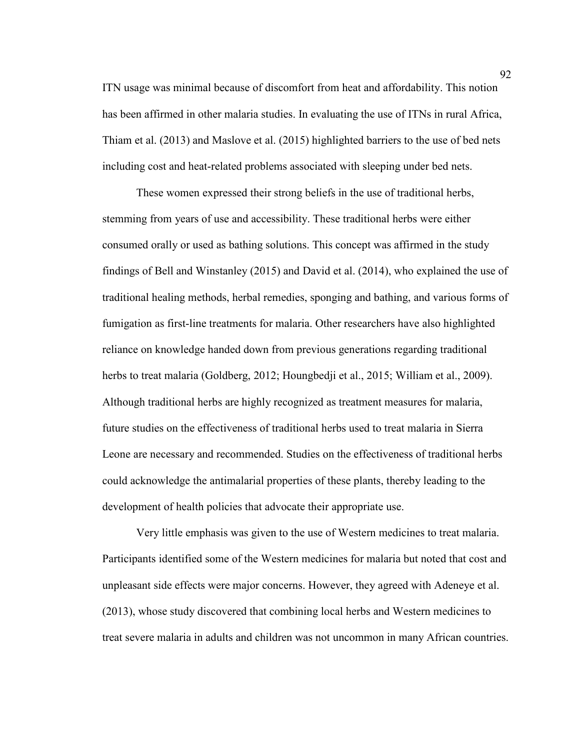ITN usage was minimal because of discomfort from heat and affordability. This notion has been affirmed in other malaria studies. In evaluating the use of ITNs in rural Africa, Thiam et al. (2013) and Maslove et al. (2015) highlighted barriers to the use of bed nets including cost and heat-related problems associated with sleeping under bed nets.

These women expressed their strong beliefs in the use of traditional herbs, stemming from years of use and accessibility. These traditional herbs were either consumed orally or used as bathing solutions. This concept was affirmed in the study findings of Bell and Winstanley (2015) and David et al. (2014), who explained the use of traditional healing methods, herbal remedies, sponging and bathing, and various forms of fumigation as first-line treatments for malaria. Other researchers have also highlighted reliance on knowledge handed down from previous generations regarding traditional herbs to treat malaria (Goldberg, 2012; Houngbedji et al., 2015; William et al., 2009). Although traditional herbs are highly recognized as treatment measures for malaria, future studies on the effectiveness of traditional herbs used to treat malaria in Sierra Leone are necessary and recommended. Studies on the effectiveness of traditional herbs could acknowledge the antimalarial properties of these plants, thereby leading to the development of health policies that advocate their appropriate use.

Very little emphasis was given to the use of Western medicines to treat malaria. Participants identified some of the Western medicines for malaria but noted that cost and unpleasant side effects were major concerns. However, they agreed with Adeneye et al. (2013), whose study discovered that combining local herbs and Western medicines to treat severe malaria in adults and children was not uncommon in many African countries.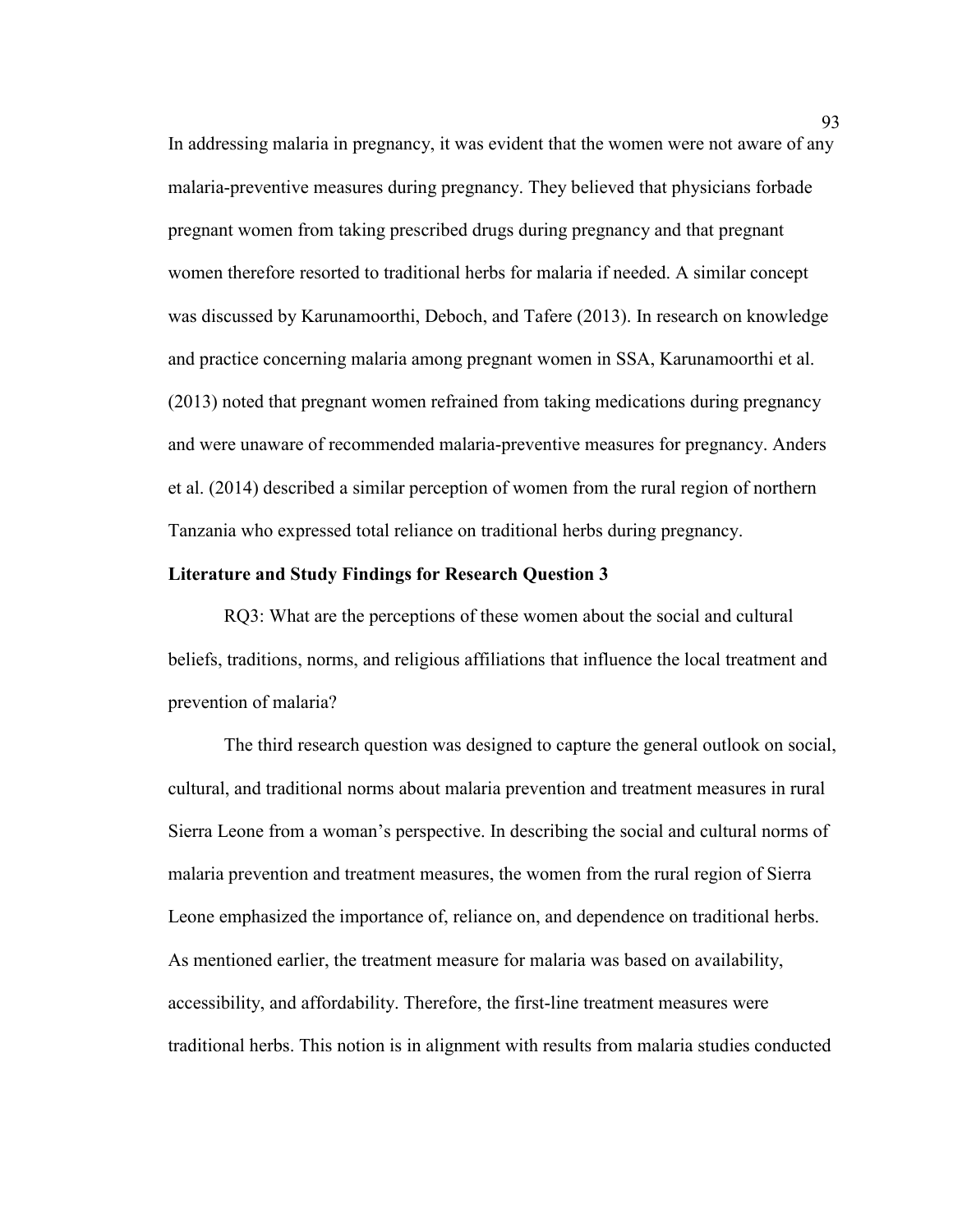In addressing malaria in pregnancy, it was evident that the women were not aware of any malaria-preventive measures during pregnancy. They believed that physicians forbade pregnant women from taking prescribed drugs during pregnancy and that pregnant women therefore resorted to traditional herbs for malaria if needed. A similar concept was discussed by Karunamoorthi, Deboch, and Tafere (2013). In research on knowledge and practice concerning malaria among pregnant women in SSA, Karunamoorthi et al. (2013) noted that pregnant women refrained from taking medications during pregnancy and were unaware of recommended malaria-preventive measures for pregnancy. Anders et al. (2014) described a similar perception of women from the rural region of northern Tanzania who expressed total reliance on traditional herbs during pregnancy.

**Literature and Study Findings for Research Question 3**

RQ3: What are the perceptions of these women about the social and cultural beliefs, traditions, norms, and religious affiliations that influence the local treatment and prevention of malaria?

The third research question was designed to capture the general outlook on social, cultural, and traditional norms about malaria prevention and treatment measures in rural Sierra Leone from a woman's perspective. In describing the social and cultural norms of malaria prevention and treatment measures, the women from the rural region of Sierra Leone emphasized the importance of, reliance on, and dependence on traditional herbs. As mentioned earlier, the treatment measure for malaria was based on availability, accessibility, and affordability. Therefore, the first-line treatment measures were traditional herbs. This notion is in alignment with results from malaria studies conducted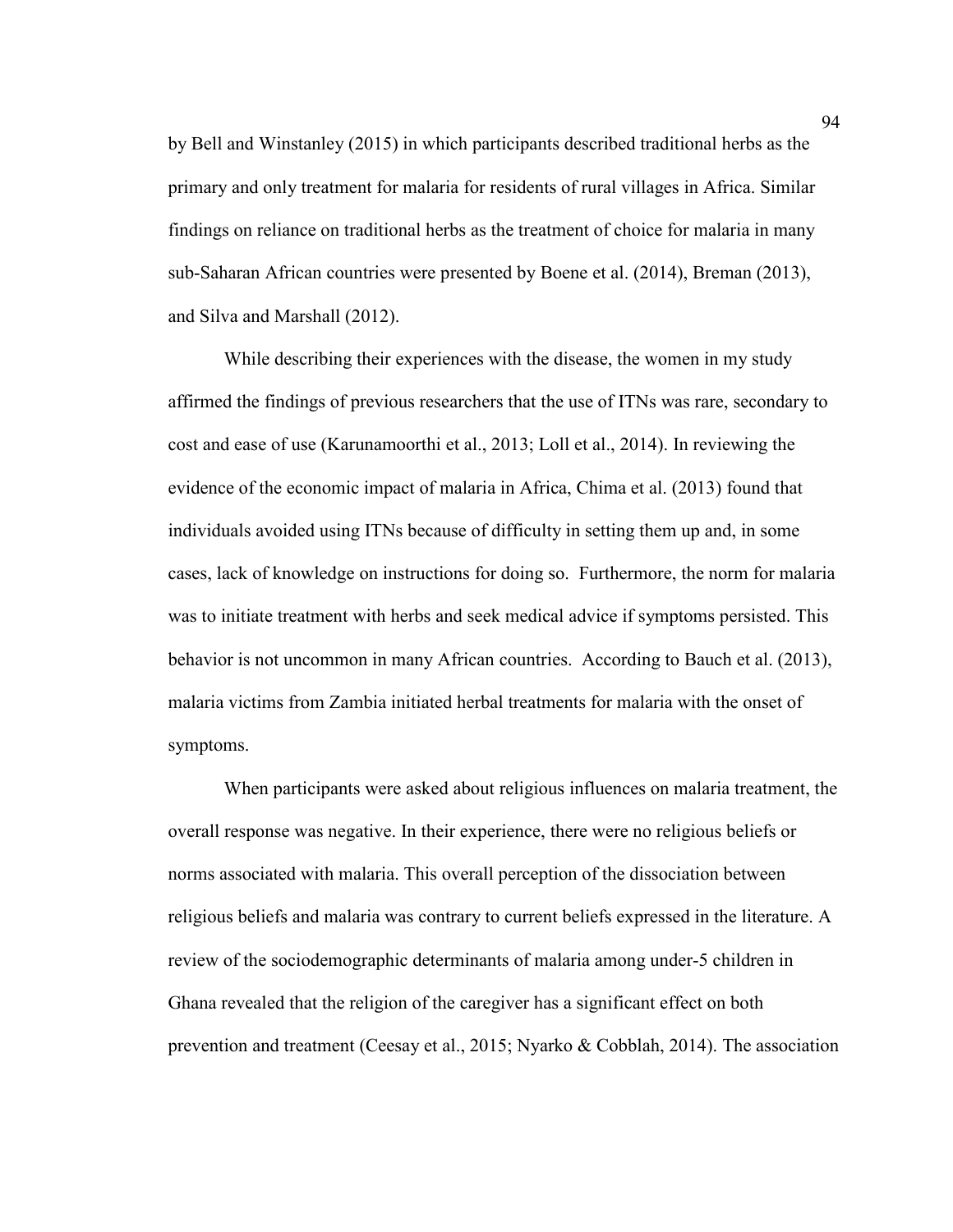by Bell and Winstanley (2015) in which participants described traditional herbs as the primary and only treatment for malaria for residents of rural villages in Africa. Similar findings on reliance on traditional herbs as the treatment of choice for malaria in many sub-Saharan African countries were presented by Boene et al. (2014), Breman (2013), and Silva and Marshall (2012).

While describing their experiences with the disease, the women in my study affirmed the findings of previous researchers that the use of ITNs was rare, secondary to cost and ease of use (Karunamoorthi et al., 2013; Loll et al., 2014). In reviewing the evidence of the economic impact of malaria in Africa, Chima et al. (2013) found that individuals avoided using ITNs because of difficulty in setting them up and, in some cases, lack of knowledge on instructions for doing so. Furthermore, the norm for malaria was to initiate treatment with herbs and seek medical advice if symptoms persisted. This behavior is not uncommon in many African countries. According to Bauch et al. (2013), malaria victims from Zambia initiated herbal treatments for malaria with the onset of symptoms.

When participants were asked about religious influences on malaria treatment, the overall response was negative. In their experience, there were no religious beliefs or norms associated with malaria. This overall perception of the dissociation between religious beliefs and malaria was contrary to current beliefs expressed in the literature. A review of the sociodemographic determinants of malaria among under-5 children in Ghana revealed that the religion of the caregiver has a significant effect on both prevention and treatment (Ceesay et al., 2015; Nyarko & Cobblah, 2014). The association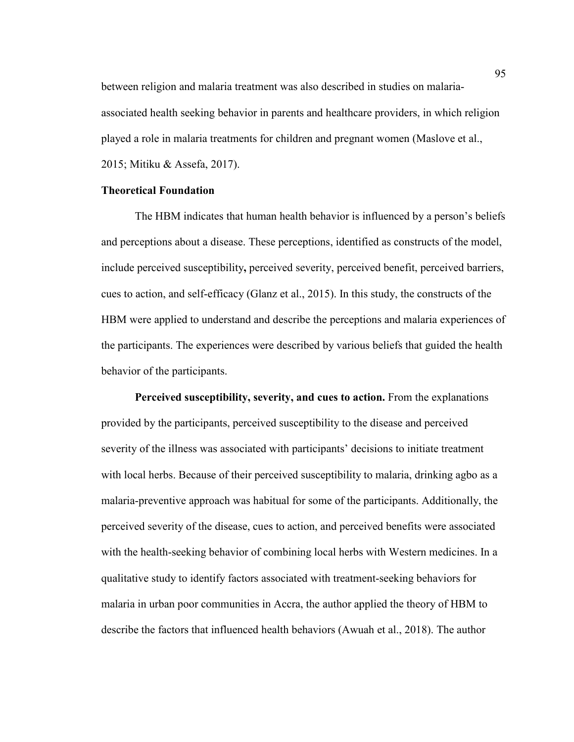between religion and malaria treatment was also described in studies on malaria-associated health seeking behavior in parents and healthcare providers, in which religion played a role in malaria treatments for children and pregnant women (Maslove et al., 2015; Mitiku & Assefa, 2017).

## Theoretical Foundation

The HBM indicates that human health behavior is influenced by a person's beliefs and perceptions about a disease. These perceptions, identified as constructs of the model, include perceived susceptibility**,** perceived severity, perceived benefit, perceived barriers, cues to action, and self-efficacy (Glanz et al., 2015). In this study, the constructs of the HBM were applied to understand and describe the perceptions and malaria experiences of the participants. The experiences were described by various beliefs that guided the health behavior of the participants.

**Perceived susceptibility, severity, and cues to action.** From the explanations provided by the participants, perceived susceptibility to the disease and perceived severity of the illness was associated with participants' decisions to initiate treatment with local herbs. Because of their perceived susceptibility to malaria, drinking agbo as a malaria-preventive approach was habitual for some of the participants. Additionally, the perceived severity of the disease, cues to action, and perceived benefits were associated with the health-seeking behavior of combining local herbs with Western medicines. In a qualitative study to identify factors associated with treatment-seeking behaviors for malaria in urban poor communities in Accra, the author applied the theory of HBM to describe the factors that influenced health behaviors (Awuah et al., 2018). The author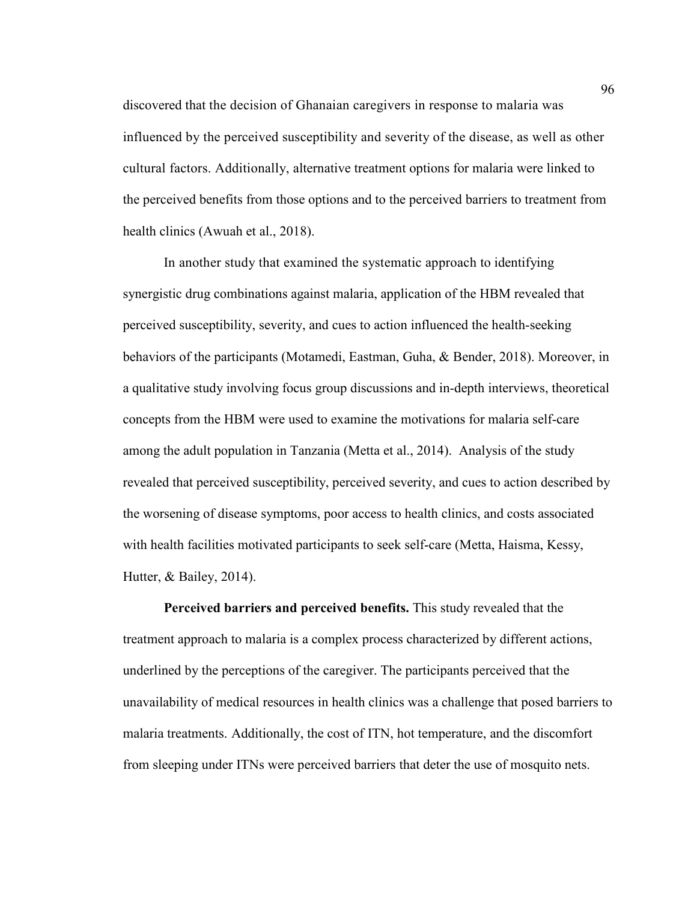discovered that the decision of Ghanaian caregivers in response to malaria was influenced by the perceived susceptibility and severity of the disease, as well as other cultural factors. Additionally, alternative treatment options for malaria were linked to the perceived benefits from those options and to the perceived barriers to treatment from health clinics (Awuah et al., 2018).

In another study that examined the systematic approach to identifying synergistic drug combinations against malaria, application of the HBM revealed that perceived susceptibility, severity, and cues to action influenced the health-seeking behaviors of the participants (Motamedi, Eastman, Guha, & Bender, 2018). Moreover, in a qualitative study involving focus group discussions and in-depth interviews, theoretical concepts from the HBM were used to examine the motivations for malaria self-care among the adult population in Tanzania (Metta et al., 2014). Analysis of the study revealed that perceived susceptibility, perceived severity, and cues to action described by the worsening of disease symptoms, poor access to health clinics, and costs associated with health facilities motivated participants to seek self-care (Metta, Haisma, Kessy, Hutter, & Bailey, 2014).

**Perceived barriers and perceived benefits.** This study revealed that the treatment approach to malaria is a complex process characterized by different actions, underlined by the perceptions of the caregiver. The participants perceived that the unavailability of medical resources in health clinics was a challenge that posed barriers to malaria treatments. Additionally, the cost of ITN, hot temperature, and the discomfort from sleeping under ITNs were perceived barriers that deter the use of mosquito nets.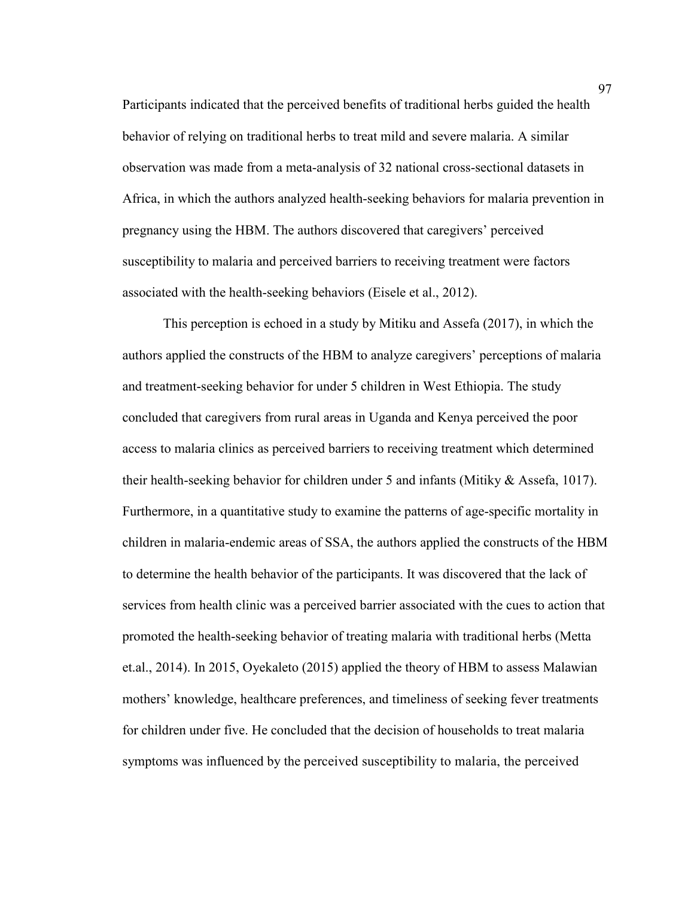Participants indicated that the perceived benefits of traditional herbs guided the health behavior of relying on traditional herbs to treat mild and severe malaria. A similar observation was made from a meta-analysis of 32 national cross-sectional datasets in Africa, in which the authors analyzed health-seeking behaviors for malaria prevention in pregnancy using the HBM. The authors discovered that caregivers' perceived susceptibility to malaria and perceived barriers to receiving treatment were factors associated with the health-seeking behaviors (Eisele et al., 2012).

This perception is echoed in a study by Mitiku and Assefa (2017), in which the authors applied the constructs of the HBM to analyze caregivers' perceptions of malaria and treatment-seeking behavior for under 5 children in West Ethiopia. The study concluded that caregivers from rural areas in Uganda and Kenya perceived the poor access to malaria clinics as perceived barriers to receiving treatment which determined their health-seeking behavior for children under 5 and infants (Mitiky & Assefa, 1017). Furthermore, in a quantitative study to examine the patterns of age-specific mortality in children in malaria-endemic areas of SSA, the authors applied the constructs of the HBM to determine the health behavior of the participants. It was discovered that the lack of services from health clinic was a perceived barrier associated with the cues to action that promoted the health-seeking behavior of treating malaria with traditional herbs (Metta et.al., 2014). In 2015, Oyekaleto (2015) applied the theory of HBM to assess Malawian mothers' knowledge, healthcare preferences, and timeliness of seeking fever treatments for children under five. He concluded that the decision of households to treat malaria symptoms was influenced by the perceived susceptibility to malaria, the perceived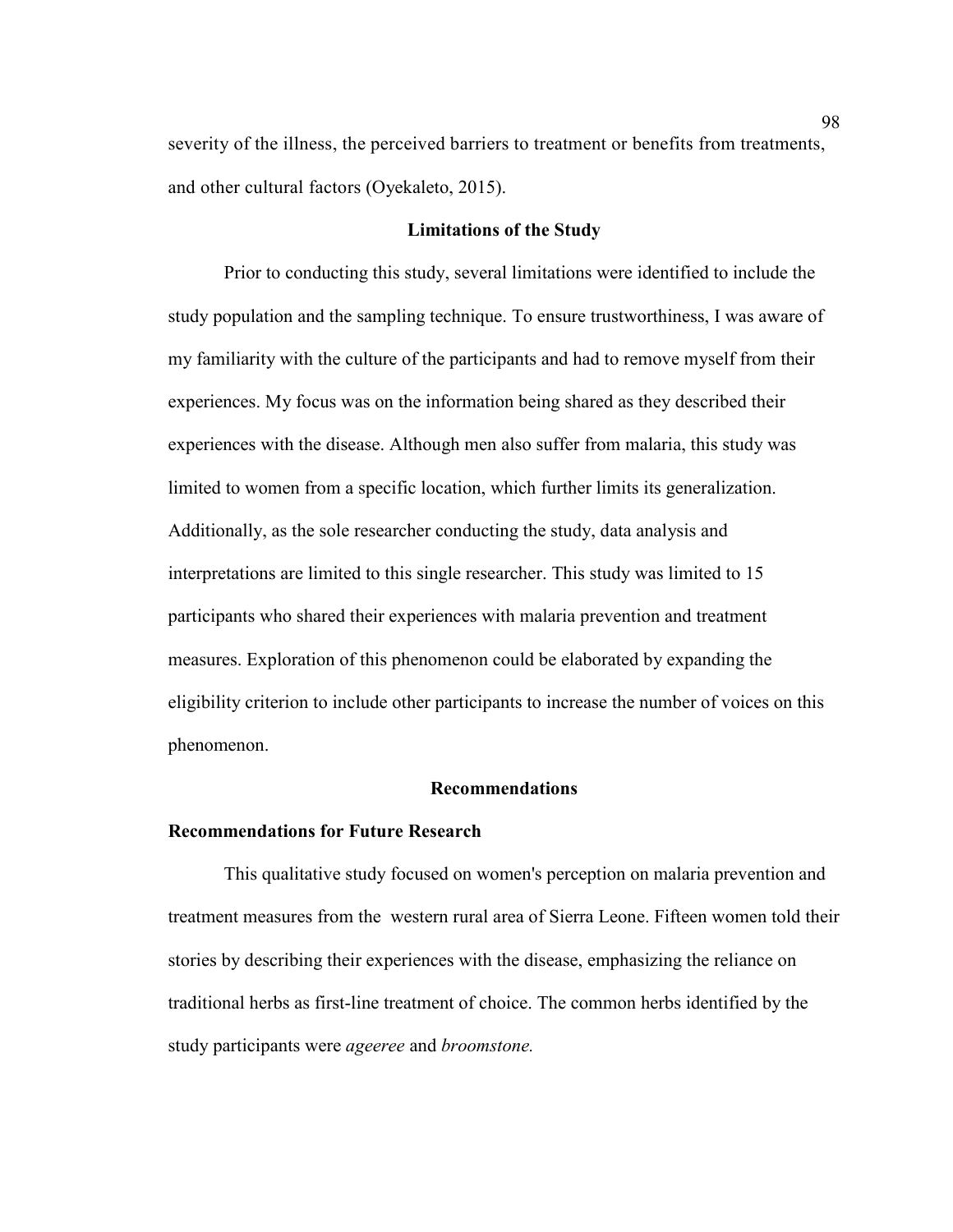severity of the illness, the perceived barriers to treatment or benefits from treatments, and other cultural factors (Oyekaleto, 2015).

## Limitations of the Study

Prior to conducting this study, several limitations were identified to include the study population and the sampling technique. To ensure trustworthiness, I was aware of my familiarity with the culture of the participants and had to remove myself from their experiences. My focus was on the information being shared as they described their experiences with the disease. Although men also suffer from malaria, this study was limited to women from a specific location, which further limits its generalization. Additionally, as the sole researcher conducting the study, data analysis and interpretations are limited to this single researcher. This study was limited to 15 participants who shared their experiences with malaria prevention and treatment measures. Exploration of this phenomenon could be elaborated by expanding the eligibility criterion to include other participants to increase the number of voices on this phenomenon.

## Recommendations

### Recommendations for Future Research

This qualitative study focused on women's perception on malaria prevention and treatment measures from the western rural area of Sierra Leone. Fifteen women told their stories by describing their experiences with the disease, emphasizing the reliance on traditional herbs as first-line treatment of choice. The common herbs identified by the study participants were *ageeree* and *broomstone.*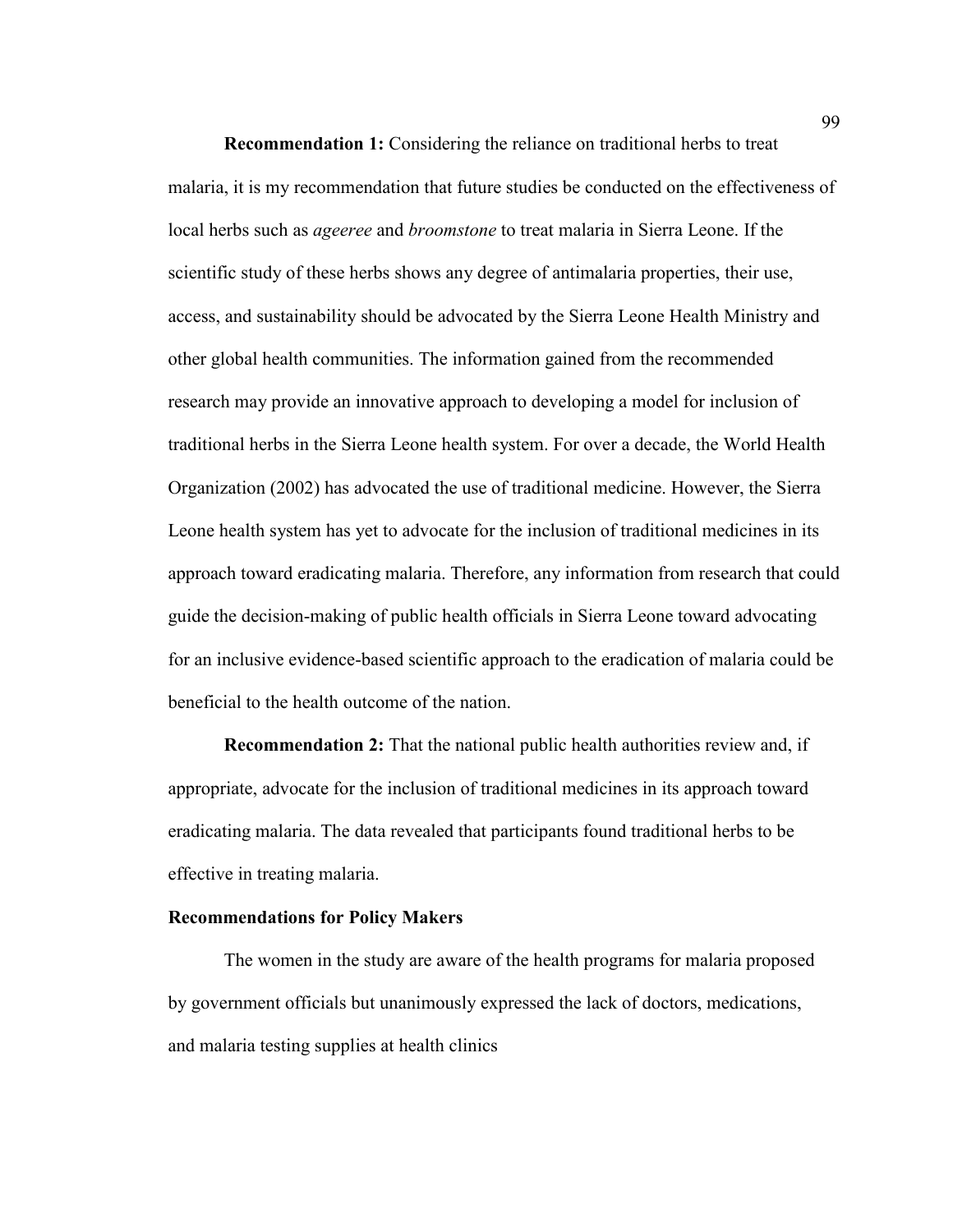**Recommendation 1:** Considering the reliance on traditional herbs to treat malaria, it is my recommendation that future studies be conducted on the effectiveness of local herbs such as *ageeree* and *broomstone* to treat malaria in Sierra Leone. If the scientific study of these herbs shows any degree of antimalaria properties, their use, access, and sustainability should be advocated by the Sierra Leone Health Ministry and other global health communities. The information gained from the recommended research may provide an innovative approach to developing a model for inclusion of traditional herbs in the Sierra Leone health system. For over a decade, the World Health Organization (2002) has advocated the use of traditional medicine. However, the Sierra Leone health system has yet to advocate for the inclusion of traditional medicines in its approach toward eradicating malaria. Therefore, any information from research that could guide the decision-making of public health officials in Sierra Leone toward advocating for an inclusive evidence-based scientific approach to the eradication of malaria could be beneficial to the health outcome of the nation.

**Recommendation 2:** That the national public health authorities review and, if appropriate, advocate for the inclusion of traditional medicines in its approach toward eradicating malaria. The data revealed that participants found traditional herbs to be effective in treating malaria.

## Recommendations for Policy Makers

The women in the study are aware of the health programs for malaria proposed by government officials but unanimously expressed the lack of doctors, medications, and malaria testing supplies at health clinics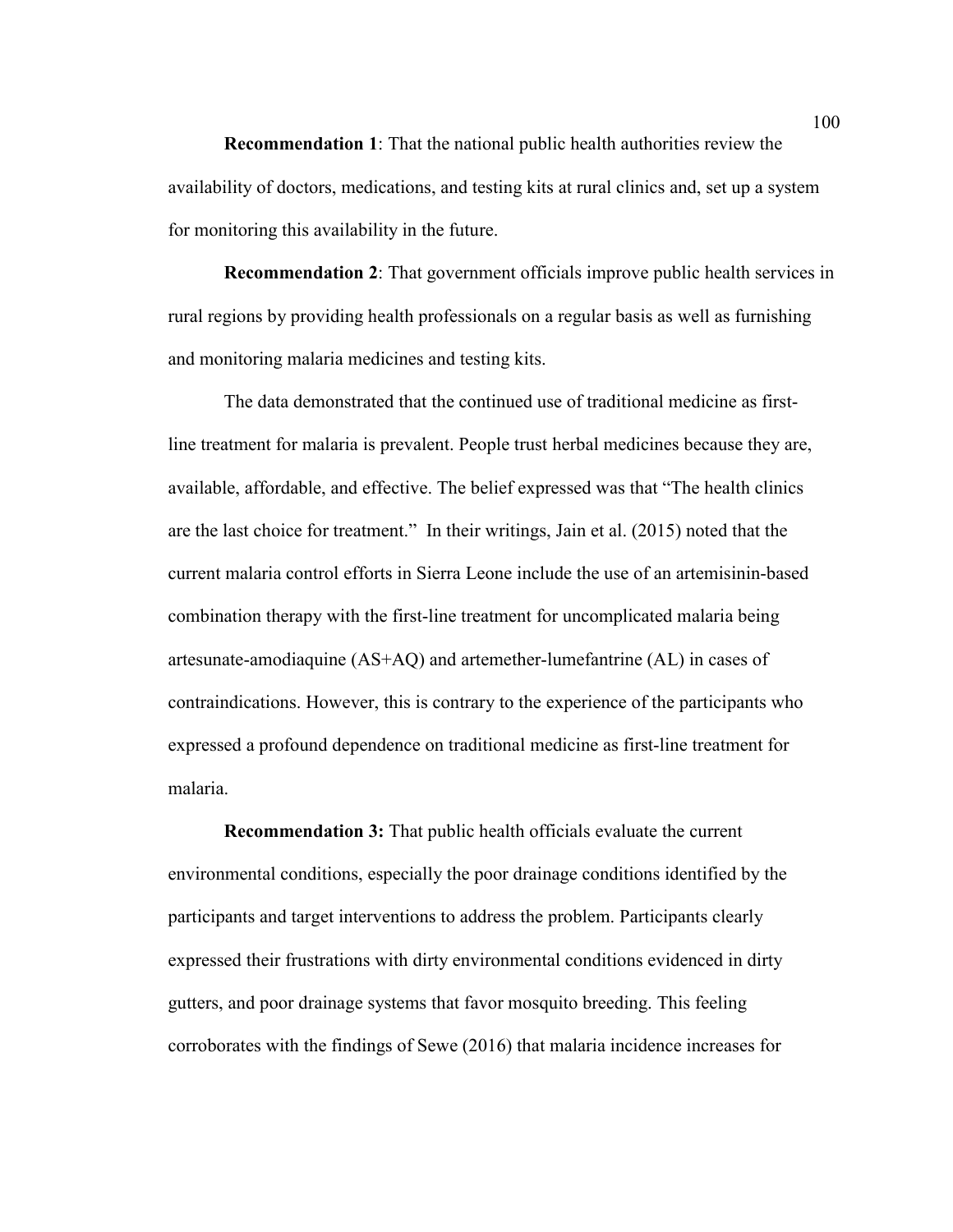**Recommendation 1**: That the national public health authorities review the availability of doctors, medications, and testing kits at rural clinics and, set up a system for monitoring this availability in the future.

**Recommendation 2**: That government officials improve public health services in rural regions by providing health professionals on a regular basis as well as furnishing and monitoring malaria medicines and testing kits.

The data demonstrated that the continued use of traditional medicine as first-line treatment for malaria is prevalent. People trust herbal medicines because they are, available, affordable, and effective. The belief expressed was that "The health clinics are the last choice for treatment." In their writings, Jain et al. (2015) noted that the current malaria control efforts in Sierra Leone include the use of an artemisinin-based combination therapy with the first-line treatment for uncomplicated malaria being artesunate-amodiaquine (AS+AQ) and artemether-lumefantrine (AL) in cases of contraindications. However, this is contrary to the experience of the participants who expressed a profound dependence on traditional medicine as first-line treatment for malaria.

**Recommendation 3:** That public health officials evaluate the current environmental conditions, especially the poor drainage conditions identified by the participants and target interventions to address the problem. Participants clearly expressed their frustrations with dirty environmental conditions evidenced in dirty gutters, and poor drainage systems that favor mosquito breeding. This feeling corroborates with the findings of Sewe (2016) that malaria incidence increases for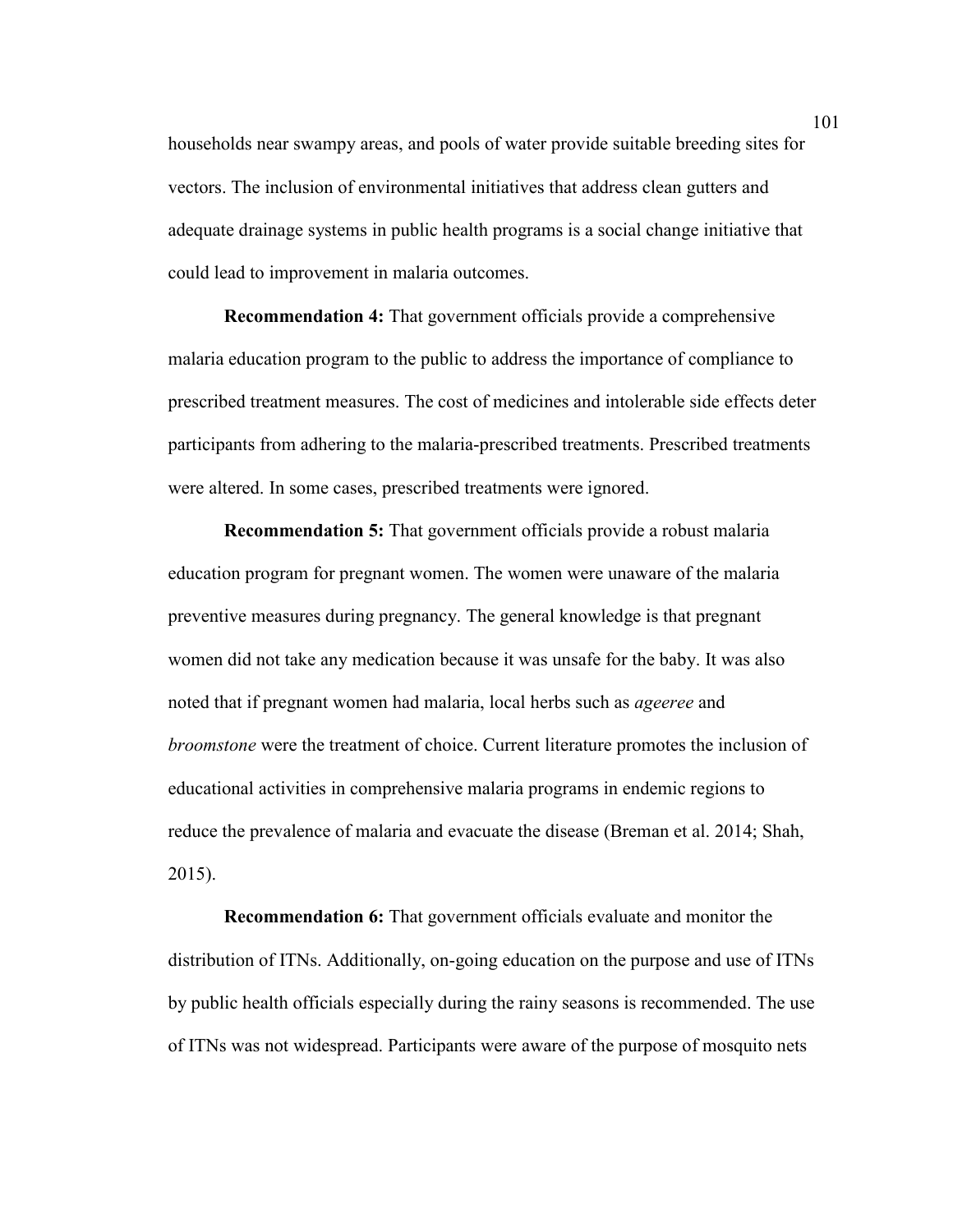households near swampy areas, and pools of water provide suitable breeding sites for vectors. The inclusion of environmental initiatives that address clean gutters and adequate drainage systems in public health programs is a social change initiative that could lead to improvement in malaria outcomes.

**Recommendation 4:** That government officials provide a comprehensive malaria education program to the public to address the importance of compliance to prescribed treatment measures. The cost of medicines and intolerable side effects deter participants from adhering to the malaria-prescribed treatments. Prescribed treatments were altered. In some cases, prescribed treatments were ignored.

**Recommendation 5:** That government officials provide a robust malaria education program for pregnant women. The women were unaware of the malaria preventive measures during pregnancy. The general knowledge is that pregnant women did not take any medication because it was unsafe for the baby. It was also noted that if pregnant women had malaria, local herbs such as *ageeree* and *broomstone* were the treatment of choice. Current literature promotes the inclusion of educational activities in comprehensive malaria programs in endemic regions to reduce the prevalence of malaria and evacuate the disease (Breman et al. 2014; Shah, 2015).

**Recommendation 6:** That government officials evaluate and monitor the distribution of ITNs. Additionally, on-going education on the purpose and use of ITNs by public health officials especially during the rainy seasons is recommended. The use of ITNs was not widespread. Participants were aware of the purpose of mosquito nets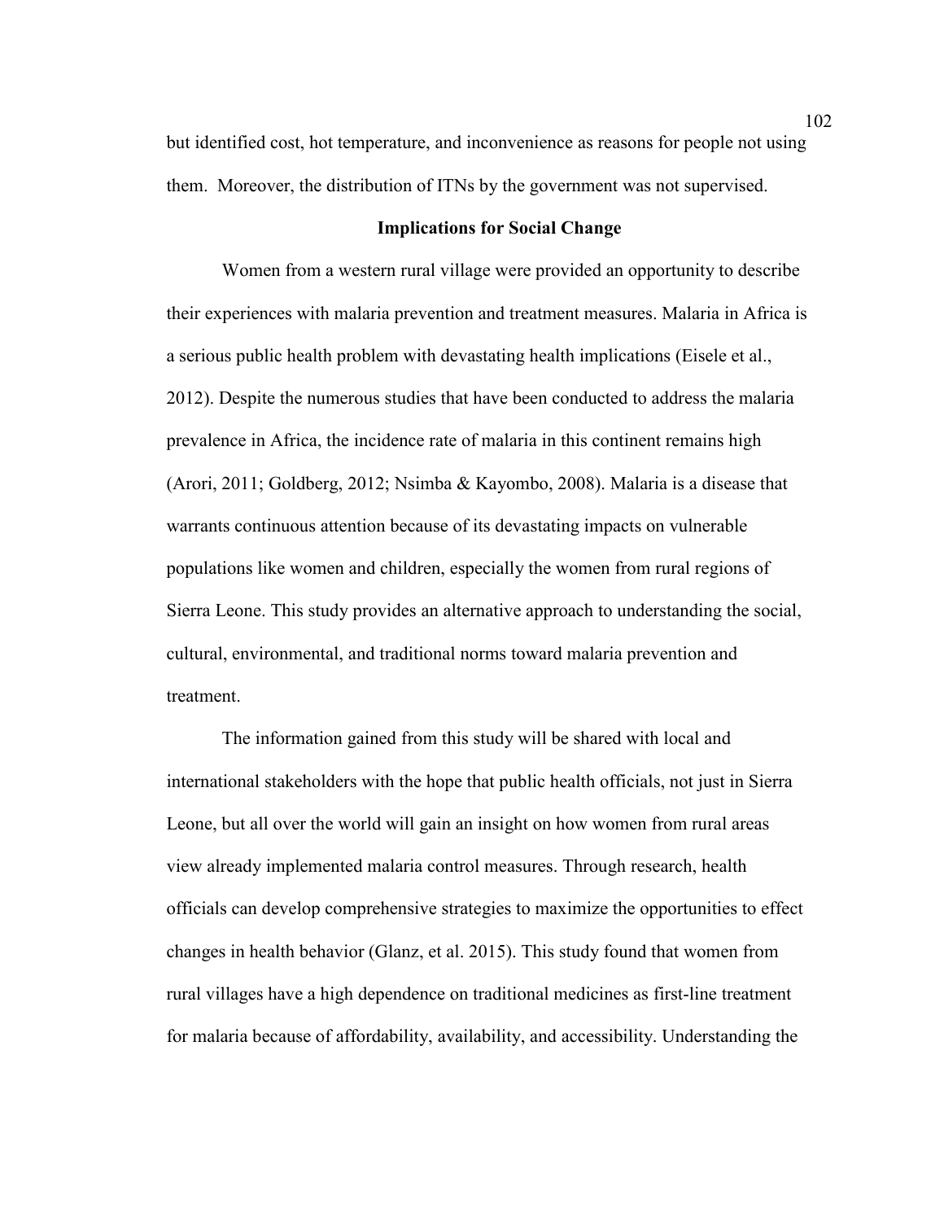but identified cost, hot temperature, and inconvenience as reasons for people not using them. Moreover, the distribution of ITNs by the government was not supervised.

## Implications for Social Change

Women from a western rural village were provided an opportunity to describe their experiences with malaria prevention and treatment measures. Malaria in Africa is a serious public health problem with devastating health implications (Eisele et al., 2012). Despite the numerous studies that have been conducted to address the malaria prevalence in Africa, the incidence rate of malaria in this continent remains high (Arori, 2011; Goldberg, 2012; Nsimba & Kayombo, 2008). Malaria is a disease that warrants continuous attention because of its devastating impacts on vulnerable populations like women and children, especially the women from rural regions of Sierra Leone. This study provides an alternative approach to understanding the social, cultural, environmental, and traditional norms toward malaria prevention and treatment.

The information gained from this study will be shared with local and international stakeholders with the hope that public health officials, not just in Sierra Leone, but all over the world will gain an insight on how women from rural areas view already implemented malaria control measures. Through research, health officials can develop comprehensive strategies to maximize the opportunities to effect changes in health behavior (Glanz, et al. 2015). This study found that women from rural villages have a high dependence on traditional medicines as first-line treatment for malaria because of affordability, availability, and accessibility. Understanding the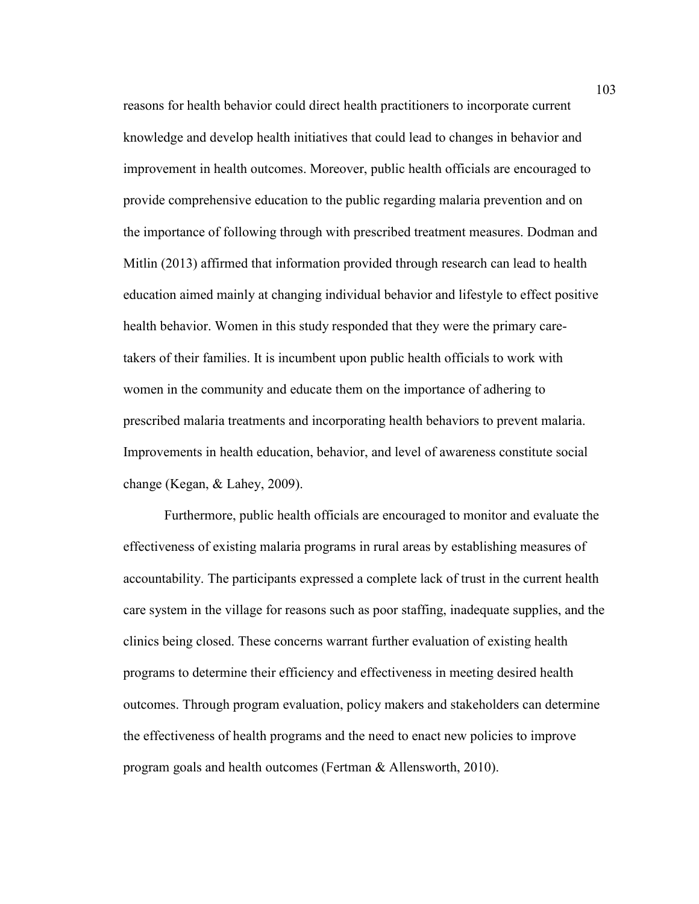reasons for health behavior could direct health practitioners to incorporate current knowledge and develop health initiatives that could lead to changes in behavior and improvement in health outcomes. Moreover, public health officials are encouraged to provide comprehensive education to the public regarding malaria prevention and on the importance of following through with prescribed treatment measures. Dodman and Mitlin (2013) affirmed that information provided through research can lead to health education aimed mainly at changing individual behavior and lifestyle to effect positive health behavior. Women in this study responded that they were the primary care-takers of their families. It is incumbent upon public health officials to work with women in the community and educate them on the importance of adhering to prescribed malaria treatments and incorporating health behaviors to prevent malaria. Improvements in health education, behavior, and level of awareness constitute social change (Kegan, & Lahey, 2009).

Furthermore, public health officials are encouraged to monitor and evaluate the effectiveness of existing malaria programs in rural areas by establishing measures of accountability. The participants expressed a complete lack of trust in the current health care system in the village for reasons such as poor staffing, inadequate supplies, and the clinics being closed. These concerns warrant further evaluation of existing health programs to determine their efficiency and effectiveness in meeting desired health outcomes. Through program evaluation, policy makers and stakeholders can determine the effectiveness of health programs and the need to enact new policies to improve program goals and health outcomes (Fertman & Allensworth, 2010).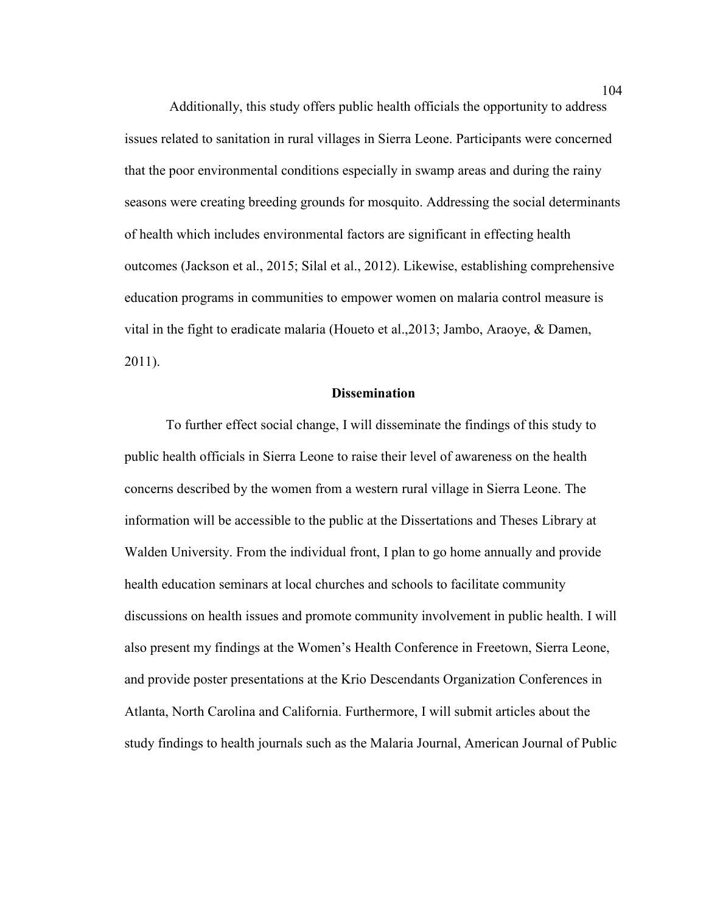Additionally, this study offers public health officials the opportunity to address issues related to sanitation in rural villages in Sierra Leone. Participants were concerned that the poor environmental conditions especially in swamp areas and during the rainy seasons were creating breeding grounds for mosquito. Addressing the social determinants of health which includes environmental factors are significant in effecting health outcomes (Jackson et al., 2015; Silal et al., 2012). Likewise, establishing comprehensive education programs in communities to empower women on malaria control measure is vital in the fight to eradicate malaria (Houeto et al.,2013; Jambo, Araoye, & Damen, 2011).

## Dissemination

To further effect social change, I will disseminate the findings of this study to public health officials in Sierra Leone to raise their level of awareness on the health concerns described by the women from a western rural village in Sierra Leone. The information will be accessible to the public at the Dissertations and Theses Library at Walden University. From the individual front, I plan to go home annually and provide health education seminars at local churches and schools to facilitate community discussions on health issues and promote community involvement in public health. I will also present my findings at the Women's Health Conference in Freetown, Sierra Leone, and provide poster presentations at the Krio Descendants Organization Conferences in Atlanta, North Carolina and California. Furthermore, I will submit articles about the study findings to health journals such as the Malaria Journal, American Journal of Public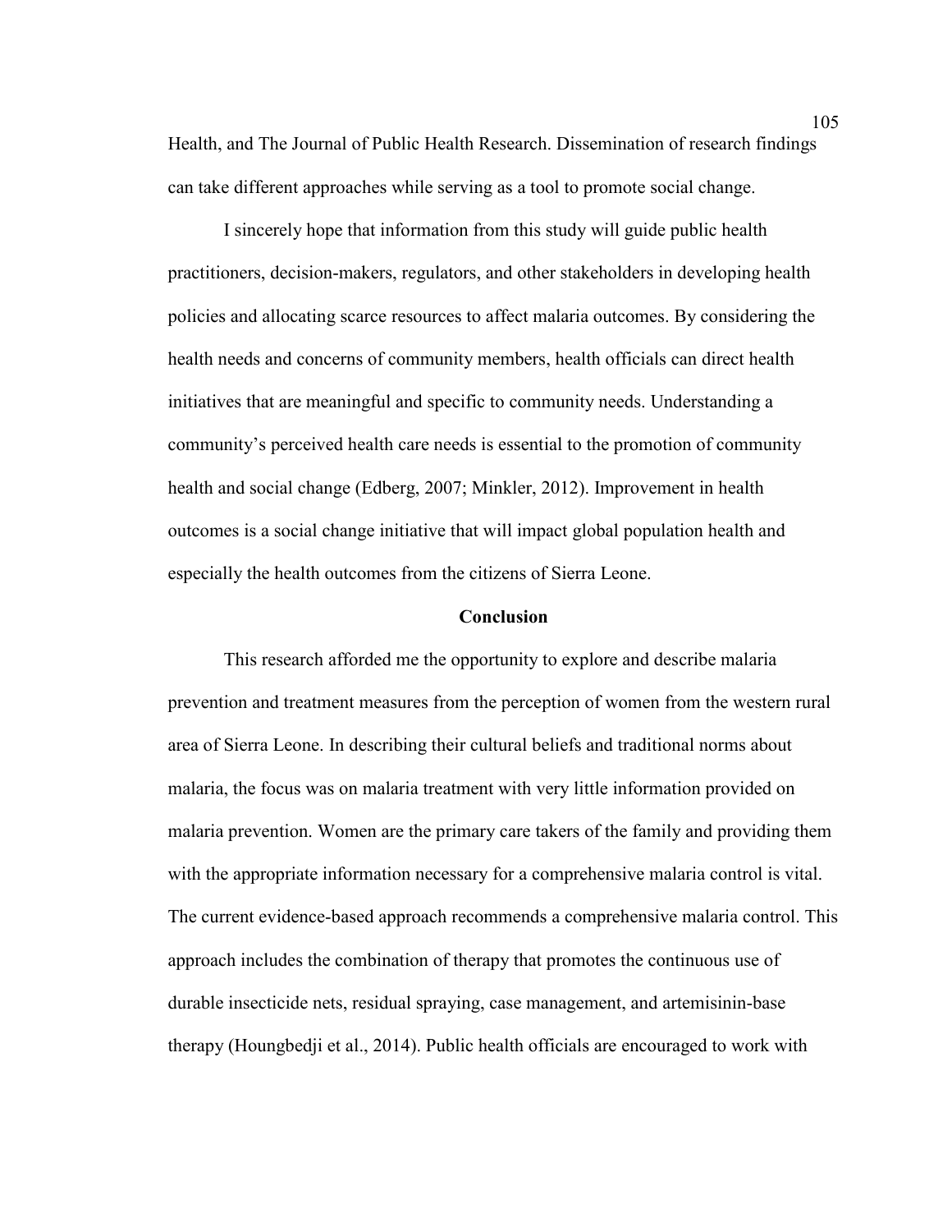Health, and The Journal of Public Health Research. Dissemination of research findings can take different approaches while serving as a tool to promote social change.

I sincerely hope that information from this study will guide public health practitioners, decision-makers, regulators, and other stakeholders in developing health policies and allocating scarce resources to affect malaria outcomes. By considering the health needs and concerns of community members, health officials can direct health initiatives that are meaningful and specific to community needs. Understanding a community's perceived health care needs is essential to the promotion of community health and social change (Edberg, 2007; Minkler, 2012). Improvement in health outcomes is a social change initiative that will impact global population health and especially the health outcomes from the citizens of Sierra Leone.

## Conclusion

This research afforded me the opportunity to explore and describe malaria prevention and treatment measures from the perception of women from the western rural area of Sierra Leone. In describing their cultural beliefs and traditional norms about malaria, the focus was on malaria treatment with very little information provided on malaria prevention. Women are the primary care takers of the family and providing them with the appropriate information necessary for a comprehensive malaria control is vital. The current evidence-based approach recommends a comprehensive malaria control. This approach includes the combination of therapy that promotes the continuous use of durable insecticide nets, residual spraying, case management, and artemisinin-base therapy (Houngbedji et al., 2014). Public health officials are encouraged to work with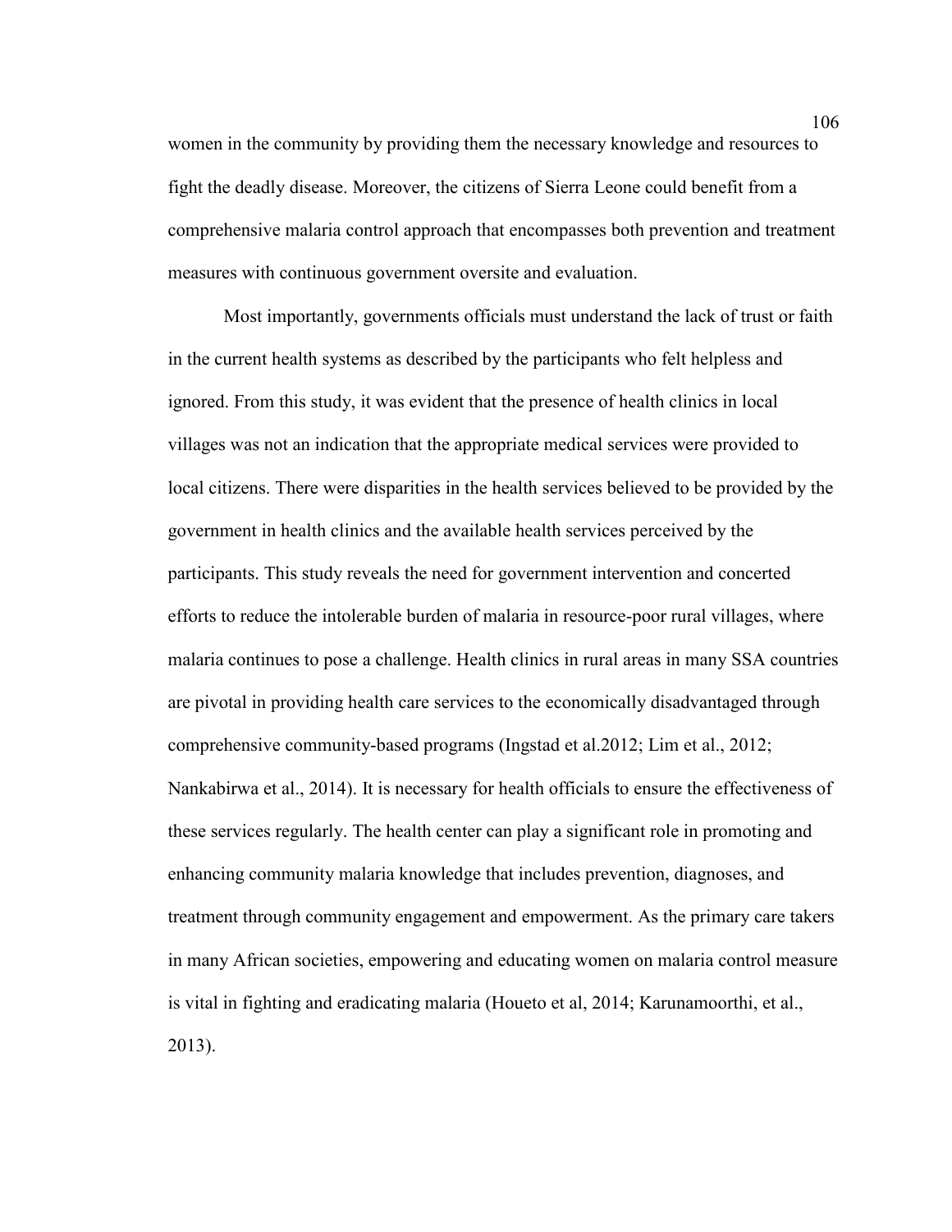women in the community by providing them the necessary knowledge and resources to fight the deadly disease. Moreover, the citizens of Sierra Leone could benefit from a comprehensive malaria control approach that encompasses both prevention and treatment measures with continuous government oversite and evaluation.

Most importantly, governments officials must understand the lack of trust or faith in the current health systems as described by the participants who felt helpless and ignored. From this study, it was evident that the presence of health clinics in local villages was not an indication that the appropriate medical services were provided to local citizens. There were disparities in the health services believed to be provided by the government in health clinics and the available health services perceived by the participants. This study reveals the need for government intervention and concerted efforts to reduce the intolerable burden of malaria in resource-poor rural villages, where malaria continues to pose a challenge. Health clinics in rural areas in many SSA countries are pivotal in providing health care services to the economically disadvantaged through comprehensive community-based programs (Ingstad et al.2012; Lim et al., 2012; Nankabirwa et al., 2014). It is necessary for health officials to ensure the effectiveness of these services regularly. The health center can play a significant role in promoting and enhancing community malaria knowledge that includes prevention, diagnoses, and treatment through community engagement and empowerment. As the primary care takers in many African societies, empowering and educating women on malaria control measure is vital in fighting and eradicating malaria (Houeto et al, 2014; Karunamoorthi, et al., 2013).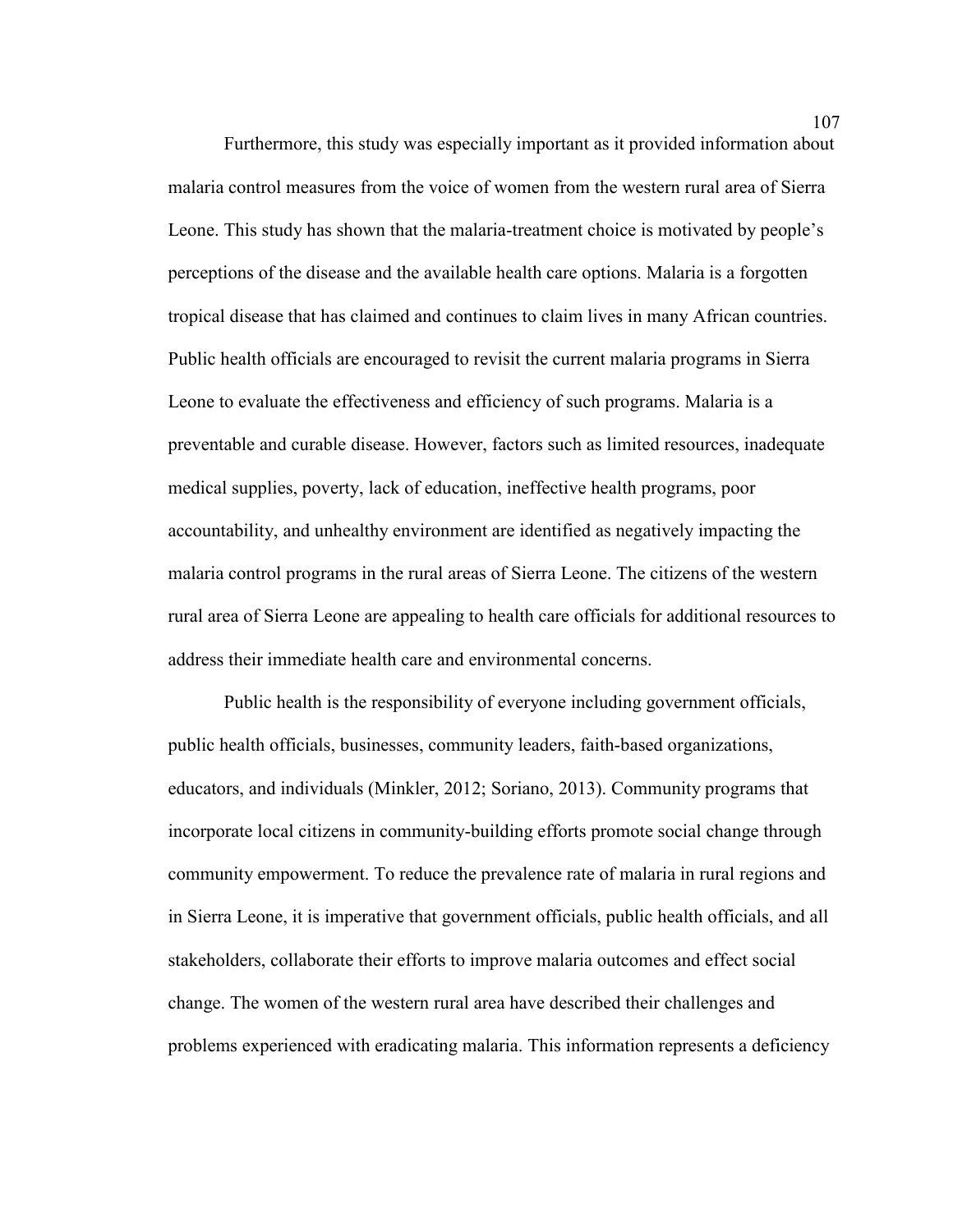Furthermore, this study was especially important as it provided information about malaria control measures from the voice of women from the western rural area of Sierra Leone. This study has shown that the malaria-treatment choice is motivated by people's perceptions of the disease and the available health care options. Malaria is a forgotten tropical disease that has claimed and continues to claim lives in many African countries. Public health officials are encouraged to revisit the current malaria programs in Sierra Leone to evaluate the effectiveness and efficiency of such programs. Malaria is a preventable and curable disease. However, factors such as limited resources, inadequate medical supplies, poverty, lack of education, ineffective health programs, poor accountability, and unhealthy environment are identified as negatively impacting the malaria control programs in the rural areas of Sierra Leone. The citizens of the western rural area of Sierra Leone are appealing to health care officials for additional resources to address their immediate health care and environmental concerns.

Public health is the responsibility of everyone including government officials, public health officials, businesses, community leaders, faith-based organizations, educators, and individuals (Minkler, 2012; Soriano, 2013). Community programs that incorporate local citizens in community-building efforts promote social change through community empowerment. To reduce the prevalence rate of malaria in rural regions and in Sierra Leone, it is imperative that government officials, public health officials, and all stakeholders, collaborate their efforts to improve malaria outcomes and effect social change. The women of the western rural area have described their challenges and problems experienced with eradicating malaria. This information represents a deficiency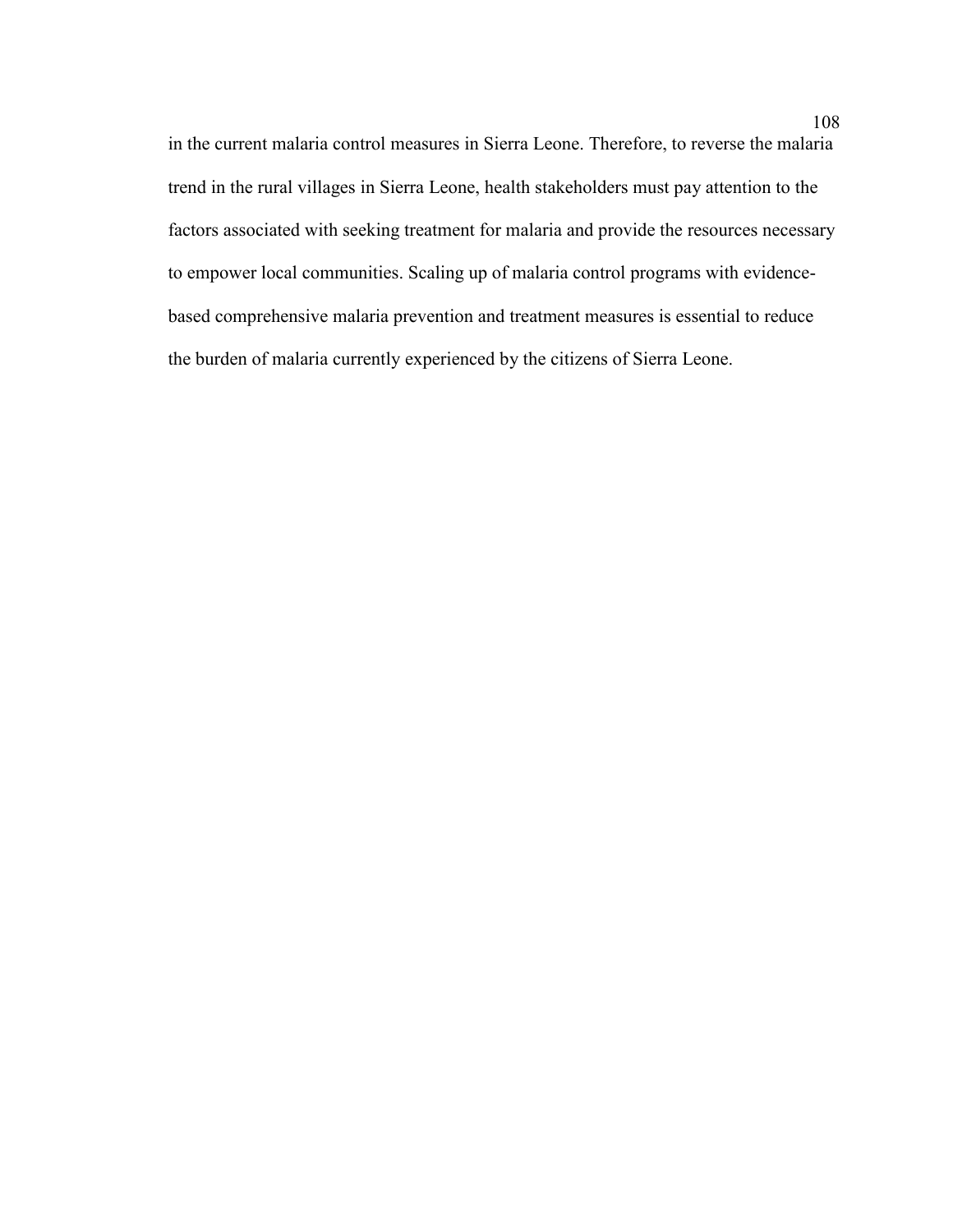in the current malaria control measures in Sierra Leone. Therefore, to reverse the malaria trend in the rural villages in Sierra Leone, health stakeholders must pay attention to the factors associated with seeking treatment for malaria and provide the resources necessary to empower local communities. Scaling up of malaria control programs with evidence-based comprehensive malaria prevention and treatment measures is essential to reduce the burden of malaria currently experienced by the citizens of Sierra Leone.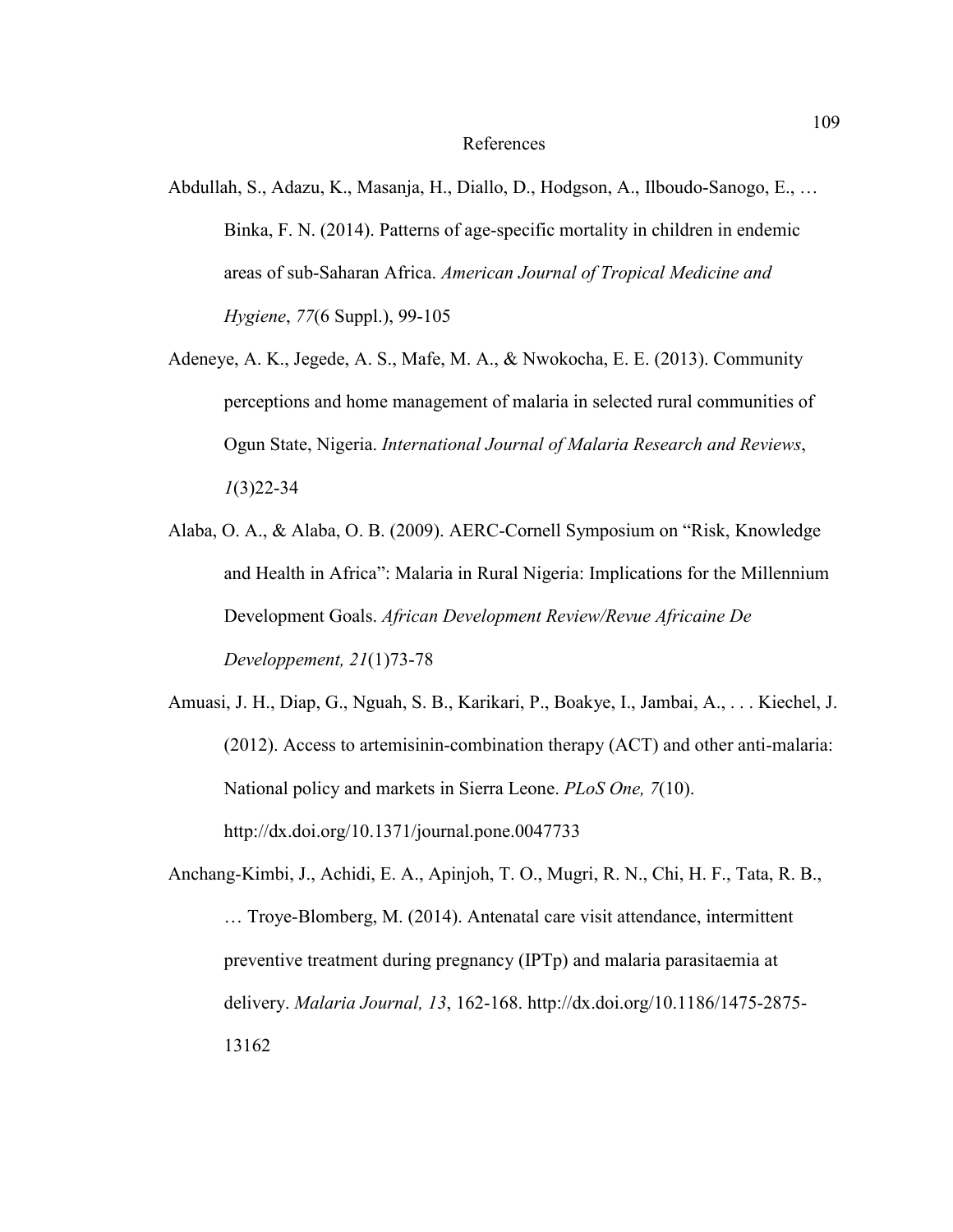# References

Abdullah, S., Adazu, K., Masanja, H., Diallo, D., Hodgson, A., Ilboudo-Sanogo, E., … Binka, F. N. (2014). Patterns of age-specific mortality in children in endemic areas of sub-Saharan Africa. *American Journal of Tropical Medicine and Hygiene*, *77*(6 Suppl.), 99-105

Adeneye, A. K., Jegede, A. S., Mafe, M. A., & Nwokocha, E. E. (2013). Community perceptions and home management of malaria in selected rural communities of Ogun State, Nigeria. *International Journal of Malaria Research and Reviews*, *1*(3)22-34

Alaba, O. A., & Alaba, O. B. (2009). AERC-Cornell Symposium on "Risk, Knowledge and Health in Africa": Malaria in Rural Nigeria: Implications for the Millennium Development Goals. *African Development Review/Revue Africaine De Developpement, 21*(1)73-78

Amuasi, J. H., Diap, G., Nguah, S. B., Karikari, P., Boakye, I., Jambai, A., . . . Kiechel, J. (2012). Access to artemisinin-combination therapy (ACT) and other anti-malaria: National policy and markets in Sierra Leone. *PLoS One, 7*(10). http://dx.doi.org/10.1371/journal.pone.0047733

Anchang-Kimbi, J., Achidi, E. A., Apinjoh, T. O., Mugri, R. N., Chi, H. F., Tata, R. B., … Troye-Blomberg, M. (2014). Antenatal care visit attendance, intermittent preventive treatment during pregnancy (IPTp) and malaria parasitaemia at delivery. *Malaria Journal, 13*, 162-168. http://dx.doi.org/10.1186/1475-2875-13162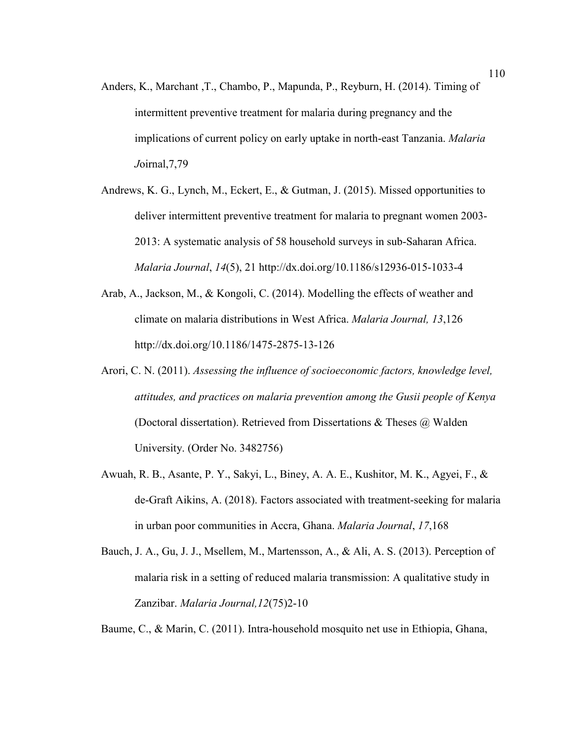Anders, K., Marchant ,T., Chambo, P., Mapunda, P., Reyburn, H. (2014). Timing of intermittent preventive treatment for malaria during pregnancy and the implications of current policy on early uptake in north-east Tanzania. *Malaria J*oirnal,7,79

Andrews, K. G., Lynch, M., Eckert, E., & Gutman, J. (2015). Missed opportunities to deliver intermittent preventive treatment for malaria to pregnant women 2003-2013: A systematic analysis of 58 household surveys in sub-Saharan Africa. *Malaria Journal*, *14*(5), 21 http://dx.doi.org/10.1186/s12936-015-1033-4

Arab, A., Jackson, M., & Kongoli, C. (2014). Modelling the effects of weather and climate on malaria distributions in West Africa. *Malaria Journal, 13*,126 http://dx.doi.org/10.1186/1475-2875-13-126

Arori, C. N. (2011). *Assessing the influence of socioeconomic factors, knowledge level, attitudes, and practices on malaria prevention among the Gusii people of Kenya* (Doctoral dissertation). Retrieved from Dissertations & Theses @ Walden University. (Order No. 3482756)

Awuah, R. B., Asante, P. Y., Sakyi, L., Biney, A. A. E., Kushitor, M. K., Agyei, F., & de-Graft Aikins, A. (2018). Factors associated with treatment-seeking for malaria in urban poor communities in Accra, Ghana. *Malaria Journal*, *17*,168

Bauch, J. A., Gu, J. J., Msellem, M., Martensson, A., & Ali, A. S. (2013). Perception of malaria risk in a setting of reduced malaria transmission: A qualitative study in Zanzibar. *Malaria Journal,12*(75)2-10

Baume, C., & Marin, C. (2011). Intra-household mosquito net use in Ethiopia, Ghana,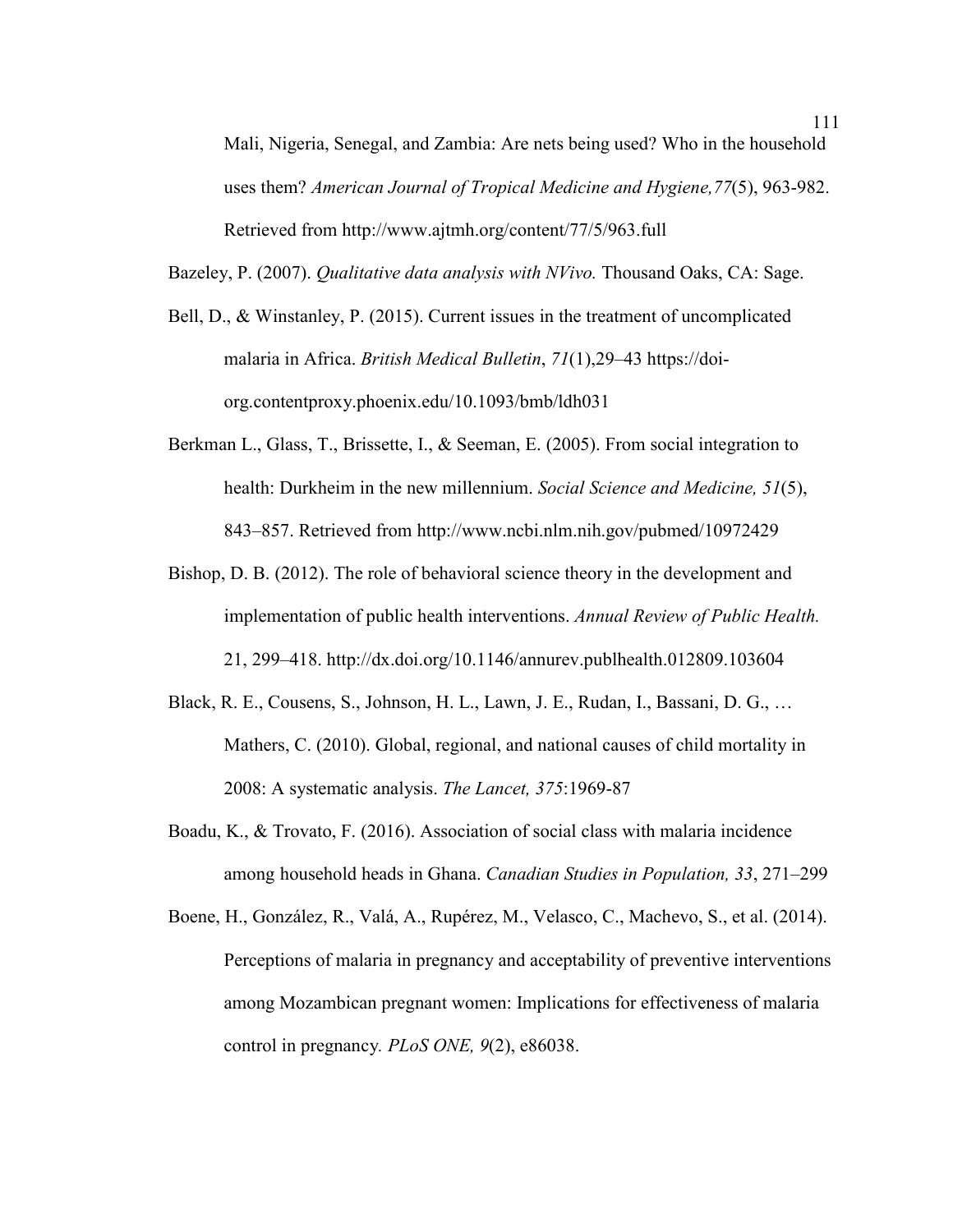Mali, Nigeria, Senegal, and Zambia: Are nets being used? Who in the household uses them? *American Journal of Tropical Medicine and Hygiene,77*(5), 963-982. Retrieved from http://www.ajtmh.org/content/77/5/963.full

Bazeley, P. (2007). *Qualitative data analysis with NVivo.* Thousand Oaks, CA: Sage.

Bell, D., & Winstanley, P. (2015). Current issues in the treatment of uncomplicated malaria in Africa. *British Medical Bulletin*, *71*(1),29–43 https://doi-org.contentproxy.phoenix.edu/10.1093/bmb/ldh031

Berkman L., Glass, T., Brissette, I., & Seeman, E. (2005). From social integration to health: Durkheim in the new millennium. *Social Science and Medicine, 51*(5), 843–857. Retrieved from http://www.ncbi.nlm.nih.gov/pubmed/10972429

Bishop, D. B. (2012). The role of behavioral science theory in the development and implementation of public health interventions. *Annual Review of Public Health.* 21, 299–418. http://dx.doi.org/10.1146/annurev.publhealth.012809.103604

Black, R. E., Cousens, S., Johnson, H. L., Lawn, J. E., Rudan, I., Bassani, D. G., … Mathers, C. (2010). Global, regional, and national causes of child mortality in 2008: A systematic analysis. *The Lancet, 375*:1969-87

Boadu, K., & Trovato, F. (2016). Association of social class with malaria incidence among household heads in Ghana. *Canadian Studies in Population, 33*, 271–299

Boene, H., González, R., Valá, A., Rupérez, M., Velasco, C., Machevo, S., et al. (2014). Perceptions of malaria in pregnancy and acceptability of preventive interventions among Mozambican pregnant women: Implications for effectiveness of malaria control in pregnancy. *PLoS ONE, 9*(2), e86038.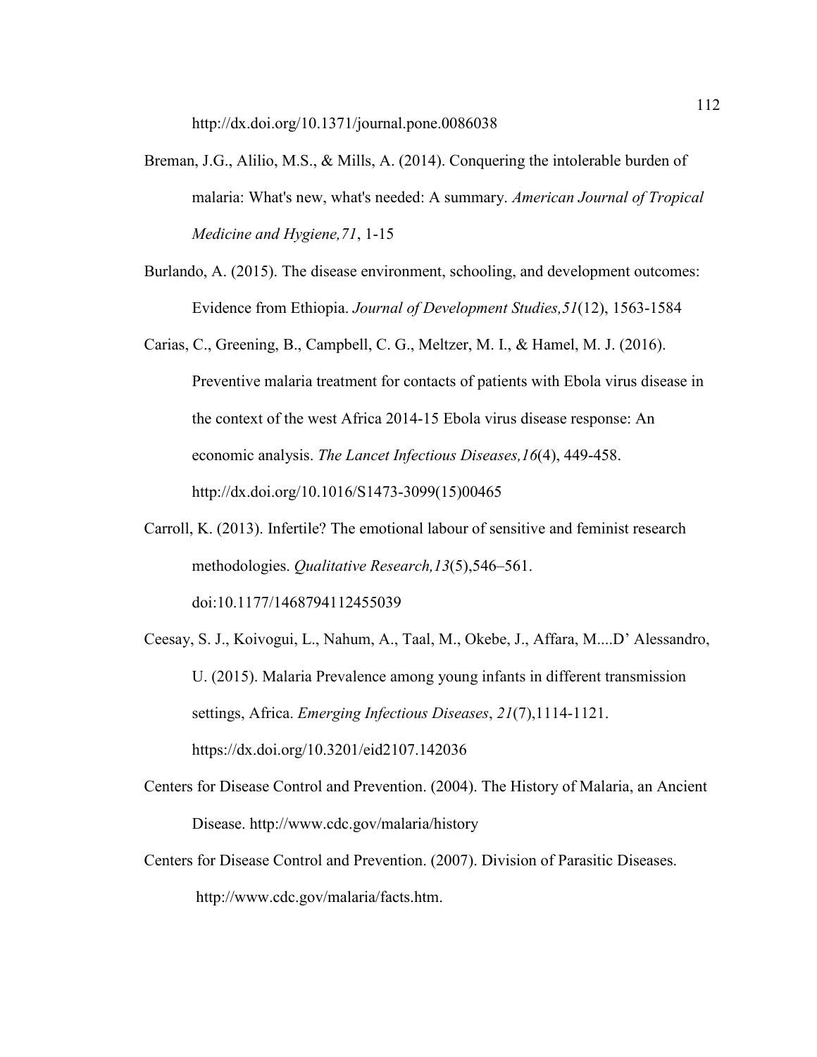http://dx.doi.org/10.1371/journal.pone.0086038

Breman, J.G., Alilio, M.S., & Mills, A. (2014). Conquering the intolerable burden of malaria: What's new, what's needed: A summary. *American Journal of Tropical Medicine and Hygiene,71*, 1-15

Burlando, A. (2015). The disease environment, schooling, and development outcomes: Evidence from Ethiopia. *Journal of Development Studies,51*(12), 1563-1584

Carias, C., Greening, B., Campbell, C. G., Meltzer, M. I., & Hamel, M. J. (2016). Preventive malaria treatment for contacts of patients with Ebola virus disease in the context of the west Africa 2014-15 Ebola virus disease response: An economic analysis. *The Lancet Infectious Diseases,16*(4), 449-458. http://dx.doi.org/10.1016/S1473-3099(15)00465

Carroll, K. (2013). Infertile? The emotional labour of sensitive and feminist research methodologies. *Qualitative Research,13*(5),546–561. doi:10.1177/1468794112455039

Ceesay, S. J., Koivogui, L., Nahum, A., Taal, M., Okebe, J., Affara, M....D' Alessandro, U. (2015). Malaria Prevalence among young infants in different transmission settings, Africa. *Emerging Infectious Diseases*, *21*(7),1114-1121. https://dx.doi.org/10.3201/eid2107.142036

Centers for Disease Control and Prevention. (2004). The History of Malaria, an Ancient Disease. http://www.cdc.gov/malaria/history

Centers for Disease Control and Prevention. (2007). Division of Parasitic Diseases. http://www.cdc.gov/malaria/facts.htm.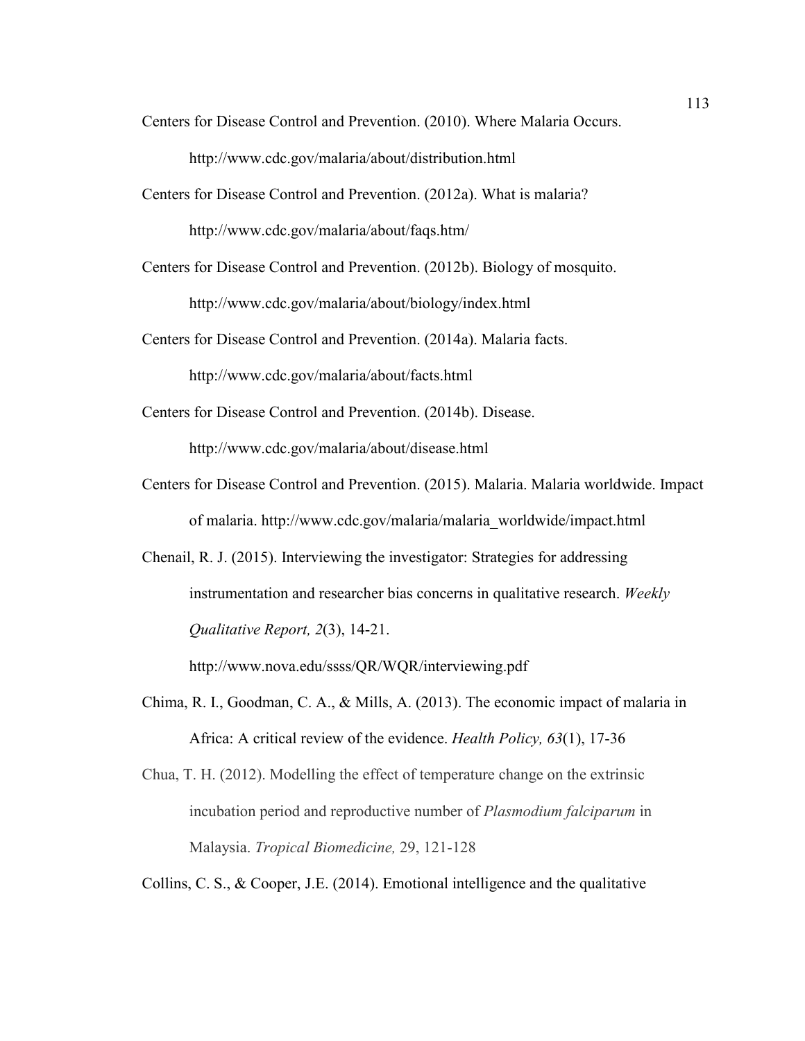Centers for Disease Control and Prevention. (2010). Where Malaria Occurs. http://www.cdc.gov/malaria/about/distribution.html

Centers for Disease Control and Prevention. (2012a). What is malaria? http://www.cdc.gov/malaria/about/faqs.htm/

Centers for Disease Control and Prevention. (2012b). Biology of mosquito. http://www.cdc.gov/malaria/about/biology/index.html

Centers for Disease Control and Prevention. (2014a). Malaria facts. http://www.cdc.gov/malaria/about/facts.html

Centers for Disease Control and Prevention. (2014b). Disease. http://www.cdc.gov/malaria/about/disease.html

Centers for Disease Control and Prevention. (2015). Malaria. Malaria worldwide. Impact of malaria. http://www.cdc.gov/malaria/malaria_worldwide/impact.html

Chenail, R. J. (2015). Interviewing the investigator: Strategies for addressing instrumentation and researcher bias concerns in qualitative research. *Weekly Qualitative Report, 2*(3), 14-21. http://www.nova.edu/ssss/QR/WQR/interviewing.pdf

Chima, R. I., Goodman, C. A., & Mills, A. (2013). The economic impact of malaria in Africa: A critical review of the evidence. *Health Policy, 63*(1), 17-36

Chua, T. H. (2012). Modelling the effect of temperature change on the extrinsic incubation period and reproductive number of *Plasmodium falciparum* in Malaysia. *Tropical Biomedicine,* 29, 121-128

Collins, C. S., & Cooper, J.E. (2014). Emotional intelligence and the qualitative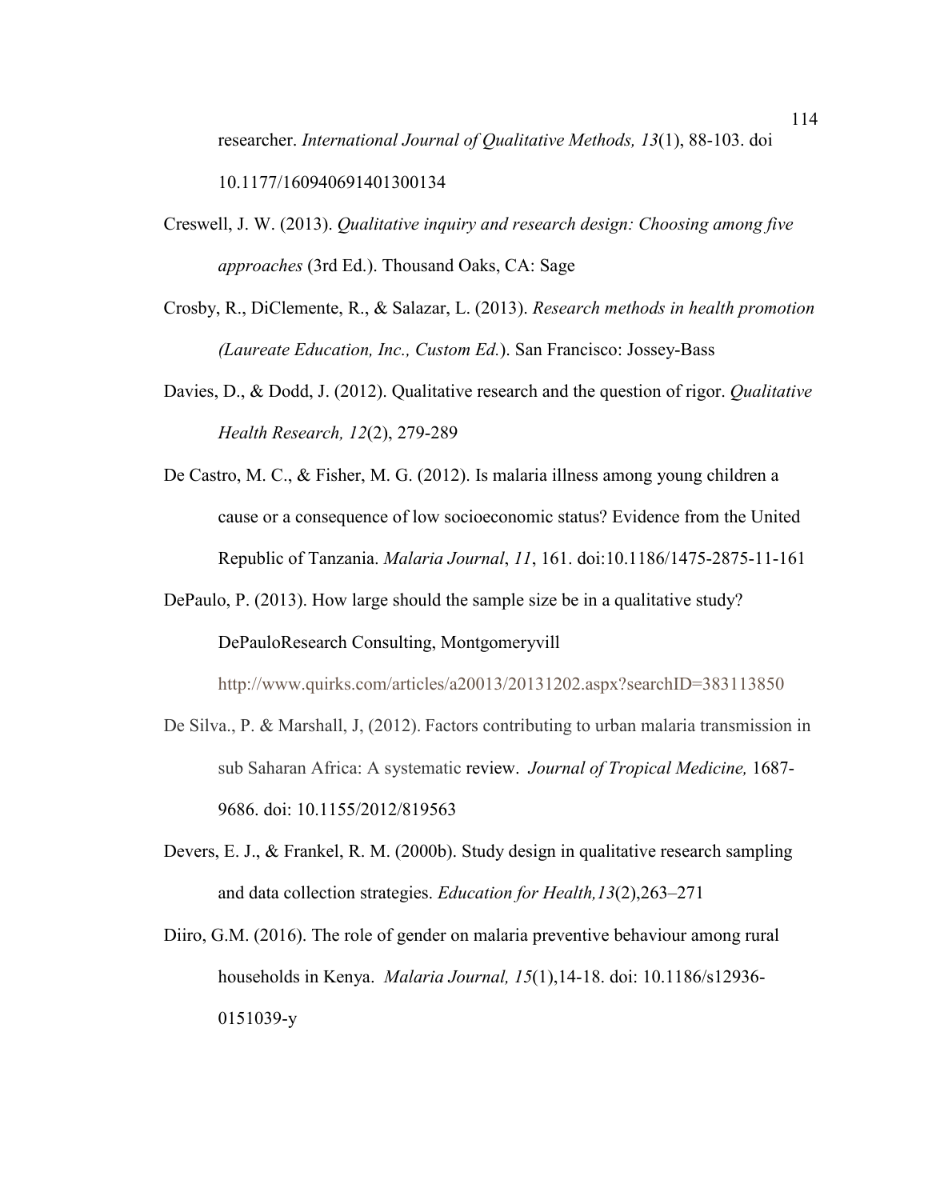researcher. *International Journal of Qualitative Methods, 13*(1), 88-103. doi 10.1177/160940691401300134

Creswell, J. W. (2013). *Qualitative inquiry and research design: Choosing among five approaches* (3rd Ed.). Thousand Oaks, CA: Sage

Crosby, R., DiClemente, R., & Salazar, L. (2013). *Research methods in health promotion (Laureate Education, Inc., Custom Ed.*). San Francisco: Jossey-Bass

Davies, D., & Dodd, J. (2012). Qualitative research and the question of rigor. *Qualitative Health Research, 12*(2), 279-289

De Castro, M. C., & Fisher, M. G. (2012). Is malaria illness among young children a cause or a consequence of low socioeconomic status? Evidence from the United Republic of Tanzania. *Malaria Journal*, *11*, 161. doi:10.1186/1475-2875-11-161

DePaulo, P. (2013). How large should the sample size be in a qualitative study? DePauloResearch Consulting, Montgomeryvill http://www.quirks.com/articles/a20013/20131202.aspx?searchID=383113850

De Silva., P. & Marshall, J, (2012). Factors contributing to urban malaria transmission in sub Saharan Africa: A systematic review. *Journal of Tropical Medicine,* 1687-9686. doi: 10.1155/2012/819563

Devers, E. J., & Frankel, R. M. (2000b). Study design in qualitative research sampling and data collection strategies. *Education for Health,13*(2),263–271

Diiro, G.M. (2016). The role of gender on malaria preventive behaviour among rural households in Kenya. *Malaria Journal, 15*(1),14-18. doi: 10.1186/s12936-0151039-y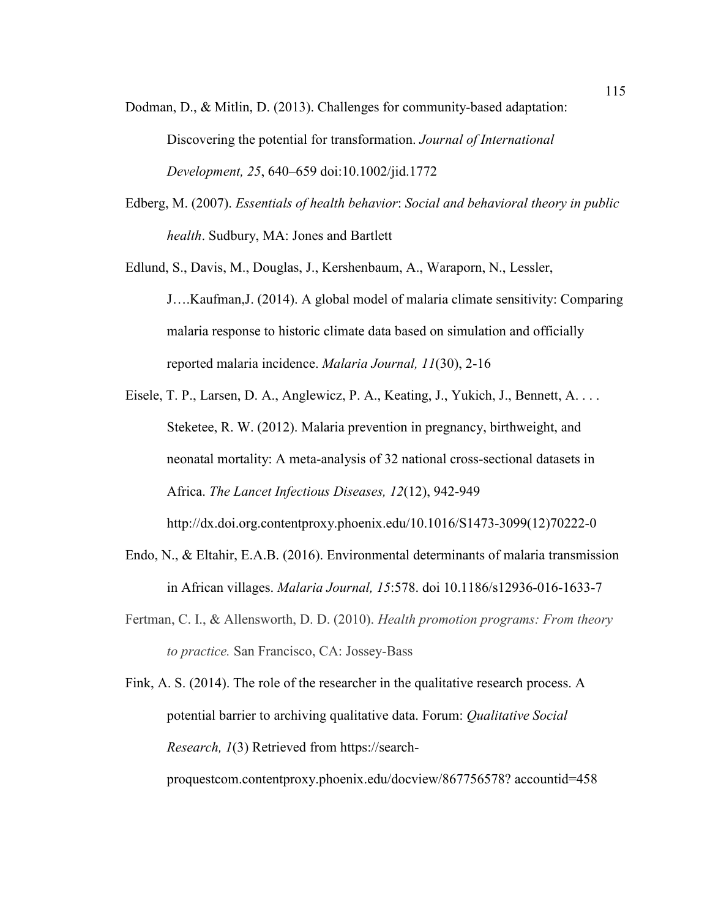Dodman, D., & Mitlin, D. (2013). Challenges for community-based adaptation: Discovering the potential for transformation. *Journal of International Development, 25*, 640–659 doi:10.1002/jid.1772

Edberg, M. (2007). *Essentials of health behavior*: *Social and behavioral theory in public health*. Sudbury, MA: Jones and Bartlett

Edlund, S., Davis, M., Douglas, J., Kershenbaum, A., Waraporn, N., Lessler, J….Kaufman,J. (2014). A global model of malaria climate sensitivity: Comparing malaria response to historic climate data based on simulation and officially reported malaria incidence. *Malaria Journal, 11*(30), 2-16

Eisele, T. P., Larsen, D. A., Anglewicz, P. A., Keating, J., Yukich, J., Bennett, A. . . . Steketee, R. W. (2012). Malaria prevention in pregnancy, birthweight, and neonatal mortality: A meta-analysis of 32 national cross-sectional datasets in Africa. *The Lancet Infectious Diseases, 12*(12), 942-949 http://dx.doi.org.contentproxy.phoenix.edu/10.1016/S1473-3099(12)70222-0

Endo, N., & Eltahir, E.A.B. (2016). Environmental determinants of malaria transmission in African villages. *Malaria Journal, 15*:578. doi 10.1186/s12936-016-1633-7

Fertman, C. I., & Allensworth, D. D. (2010). *Health promotion programs: From theory to practice.* San Francisco, CA: Jossey-Bass

Fink, A. S. (2014). The role of the researcher in the qualitative research process. A potential barrier to archiving qualitative data. Forum: *Qualitative Social Research, 1*(3) Retrieved from https://search-proquestcom.contentproxy.phoenix.edu/docview/867756578? accountid=458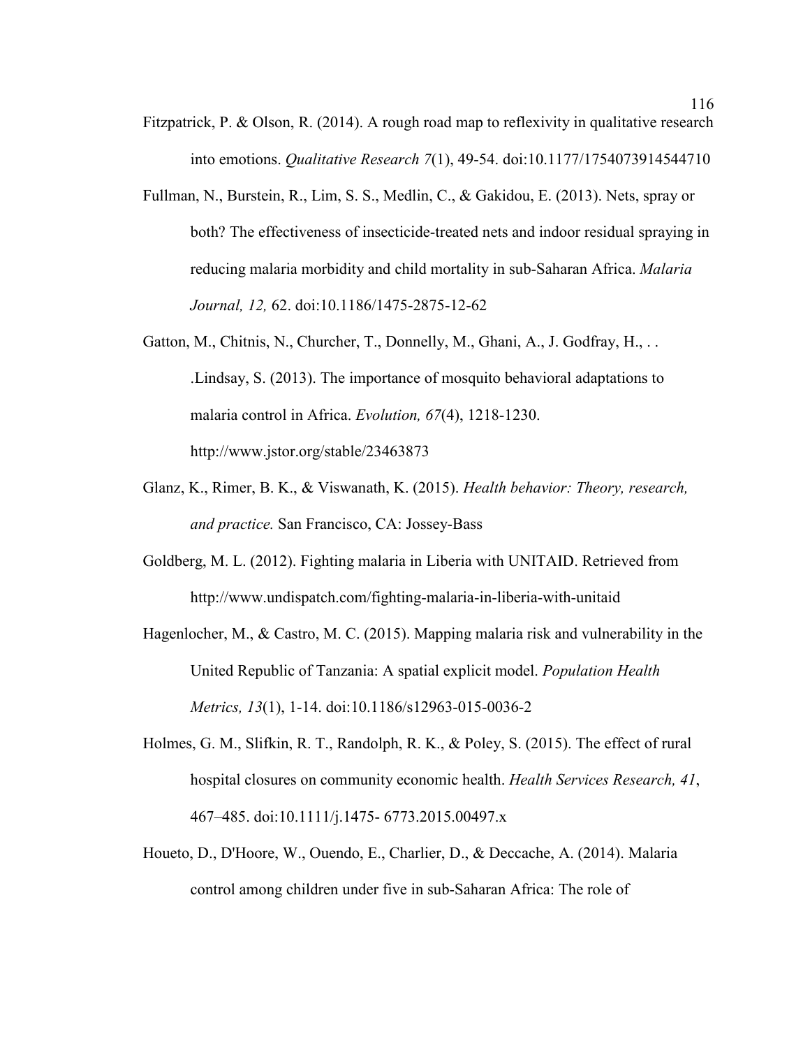Fitzpatrick, P. & Olson, R. (2014). A rough road map to reflexivity in qualitative research into emotions. *Qualitative Research 7*(1), 49-54. doi:10.1177/1754073914544710

Fullman, N., Burstein, R., Lim, S. S., Medlin, C., & Gakidou, E. (2013). Nets, spray or both? The effectiveness of insecticide-treated nets and indoor residual spraying in reducing malaria morbidity and child mortality in sub-Saharan Africa. *Malaria Journal, 12,* 62. doi:10.1186/1475-2875-12-62

Gatton, M., Chitnis, N., Churcher, T., Donnelly, M., Ghani, A., J. Godfray, H., . . .Lindsay, S. (2013). The importance of mosquito behavioral adaptations to malaria control in Africa. *Evolution, 67*(4), 1218-1230. http://www.jstor.org/stable/23463873

Glanz, K., Rimer, B. K., & Viswanath, K. (2015). *Health behavior: Theory, research, and practice.* San Francisco, CA: Jossey-Bass

Goldberg, M. L. (2012). Fighting malaria in Liberia with UNITAID. Retrieved from http://www.undispatch.com/fighting-malaria-in-liberia-with-unitaid

Hagenlocher, M., & Castro, M. C. (2015). Mapping malaria risk and vulnerability in the United Republic of Tanzania: A spatial explicit model. *Population Health Metrics, 13*(1), 1-14. doi:10.1186/s12963-015-0036-2

Holmes, G. M., Slifkin, R. T., Randolph, R. K., & Poley, S. (2015). The effect of rural hospital closures on community economic health. *Health Services Research, 41*, 467–485. doi:10.1111/j.1475- 6773.2015.00497.x

Houeto, D., D'Hoore, W., Ouendo, E., Charlier, D., & Deccache, A. (2014). Malaria control among children under five in sub-Saharan Africa: The role of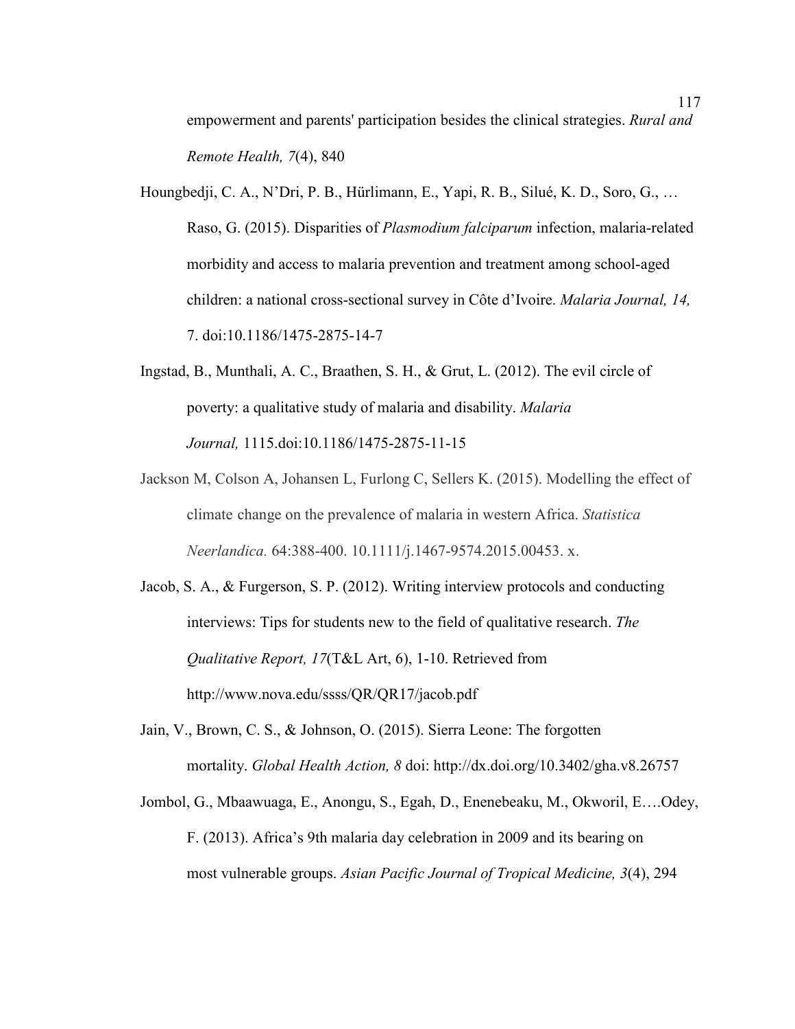empowerment and parents' participation besides the clinical strategies. *Rural and Remote Health, 7*(4), 840

Houngbedji, C. A., N'Dri, P. B., Hürlimann, E., Yapi, R. B., Silué, K. D., Soro, G., … Raso, G. (2015). Disparities of *Plasmodium falciparum* infection, malaria-related morbidity and access to malaria prevention and treatment among school-aged children: a national cross-sectional survey in Côte d'Ivoire. *Malaria Journal, 14,* 7. doi:10.1186/1475-2875-14-7

Ingstad, B., Munthali, A. C., Braathen, S. H., & Grut, L. (2012). The evil circle of poverty: a qualitative study of malaria and disability. *Malaria Journal,* 1115.doi:10.1186/1475-2875-11-15

Jackson M, Colson A, Johansen L, Furlong C, Sellers K. (2015). Modelling the effect of climate change on the prevalence of malaria in western Africa. *Statistica Neerlandica.* 64:388-400. 10.1111/j.1467-9574.2015.00453. x.

Jacob, S. A., & Furgerson, S. P. (2012). Writing interview protocols and conducting interviews: Tips for students new to the field of qualitative research. *The Qualitative Report, 17*(T&L Art, 6), 1-10. Retrieved from http://www.nova.edu/ssss/QR/QR17/jacob.pdf

Jain, V., Brown, C. S., & Johnson, O. (2015). Sierra Leone: The forgotten mortality. *Global Health Action, 8* doi: http://dx.doi.org/10.3402/gha.v8.26757

Jombol, G., Mbaawuaga, E., Anongu, S., Egah, D., Enenebeaku, M., Okworil, E….Odey, F. (2013). Africa's 9th malaria day celebration in 2009 and its bearing on most vulnerable groups. *Asian Pacific Journal of Tropical Medicine, 3*(4), 294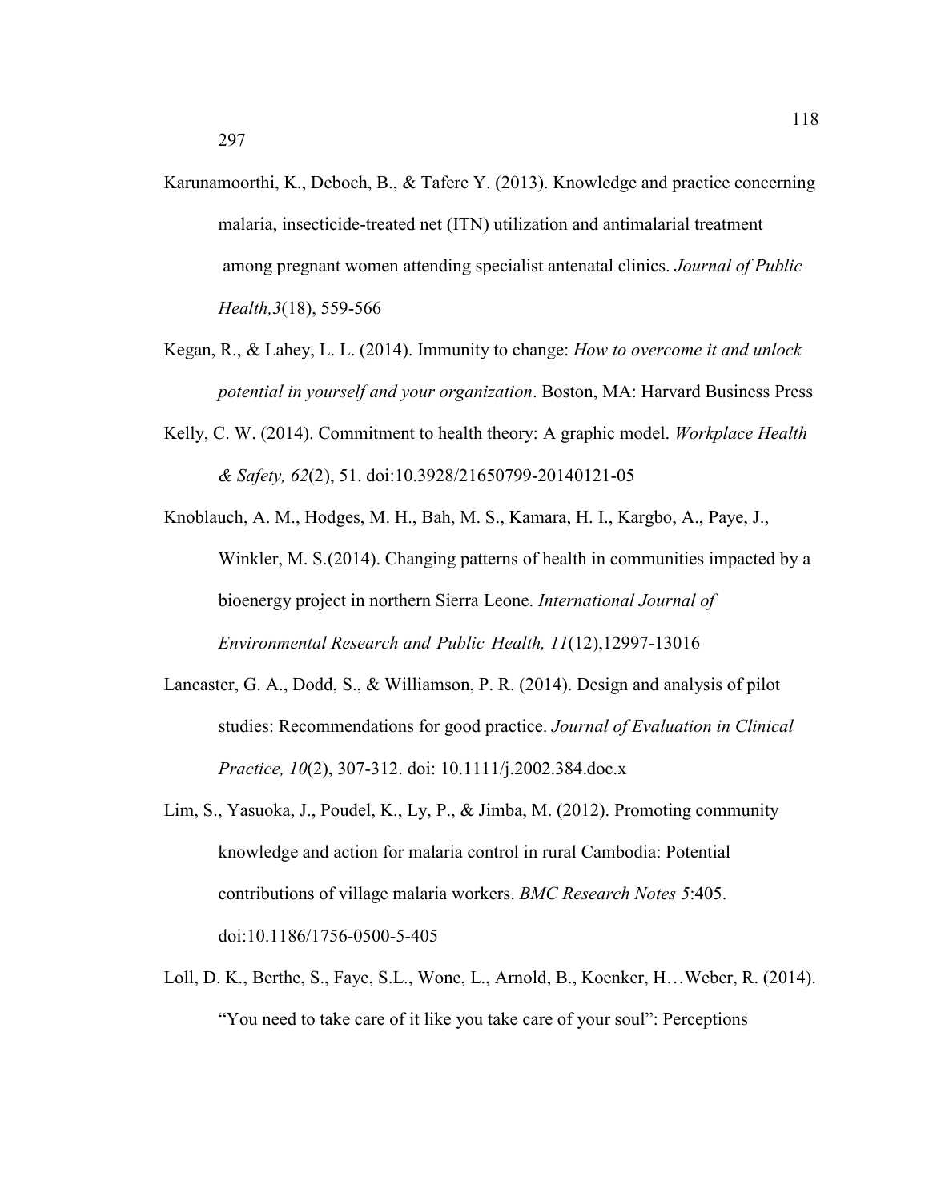297

Karunamoorthi, K., Deboch, B., & Tafere Y. (2013). Knowledge and practice concerning malaria, insecticide-treated net (ITN) utilization and antimalarial treatment among pregnant women attending specialist antenatal clinics. *Journal of Public Health,3*(18), 559-566

Kegan, R., & Lahey, L. L. (2014). Immunity to change: *How to overcome it and unlock potential in yourself and your organization*. Boston, MA: Harvard Business Press

Kelly, C. W. (2014). Commitment to health theory: A graphic model. *Workplace Health & Safety, 62*(2), 51. doi:10.3928/21650799-20140121-05

Knoblauch, A. M., Hodges, M. H., Bah, M. S., Kamara, H. I., Kargbo, A., Paye, J., Winkler, M. S.(2014). Changing patterns of health in communities impacted by a bioenergy project in northern Sierra Leone. *International Journal of Environmental Research and Public Health, 11*(12),12997-13016

Lancaster, G. A., Dodd, S., & Williamson, P. R. (2014). Design and analysis of pilot studies: Recommendations for good practice. *Journal of Evaluation in Clinical Practice, 10*(2), 307-312. doi: 10.1111/j.2002.384.doc.x

Lim, S., Yasuoka, J., Poudel, K., Ly, P., & Jimba, M. (2012). Promoting community knowledge and action for malaria control in rural Cambodia: Potential contributions of village malaria workers. *BMC Research Notes 5*:405. doi:10.1186/1756-0500-5-405

Loll, D. K., Berthe, S., Faye, S.L., Wone, L., Arnold, B., Koenker, H…Weber, R. (2014). "You need to take care of it like you take care of your soul": Perceptions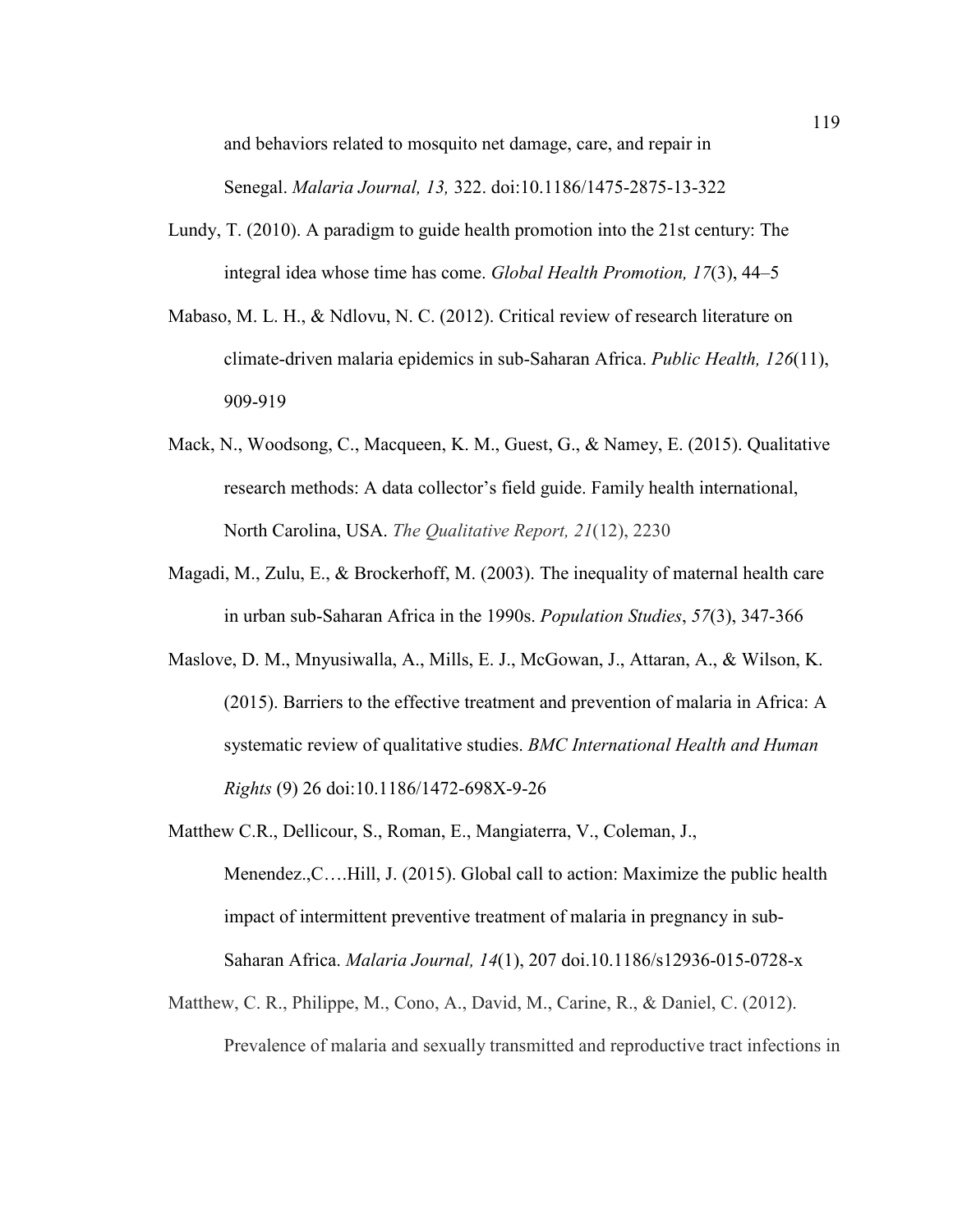and behaviors related to mosquito net damage, care, and repair in Senegal. *Malaria Journal, 13,* 322. doi:10.1186/1475-2875-13-322

Lundy, T. (2010). A paradigm to guide health promotion into the 21st century: The integral idea whose time has come. *Global Health Promotion, 17*(3), 44–5

Mabaso, M. L. H., & Ndlovu, N. C. (2012). Critical review of research literature on climate-driven malaria epidemics in sub-Saharan Africa. *Public Health, 126*(11), 909-919

Mack, N., Woodsong, C., Macqueen, K. M., Guest, G., & Namey, E. (2015). Qualitative research methods: A data collector's field guide. Family health international, North Carolina, USA. *The Qualitative Report, 21*(12), 2230

Magadi, M., Zulu, E., & Brockerhoff, M. (2003). The inequality of maternal health care in urban sub-Saharan Africa in the 1990s. *Population Studies*, *57*(3), 347-366

Maslove, D. M., Mnyusiwalla, A., Mills, E. J., McGowan, J., Attaran, A., & Wilson, K. (2015). Barriers to the effective treatment and prevention of malaria in Africa: A systematic review of qualitative studies. *BMC International Health and Human Rights* (9) 26 doi:10.1186/1472-698X-9-26

Matthew C.R., Dellicour, S., Roman, E., Mangiaterra, V., Coleman, J., Menendez.,C….Hill, J. (2015). Global call to action: Maximize the public health impact of intermittent preventive treatment of malaria in pregnancy in sub-Saharan Africa. *Malaria Journal, 14*(1), 207 doi.10.1186/s12936-015-0728-x

Matthew, C. R., Philippe, M., Cono, A., David, M., Carine, R., & Daniel, C. (2012). Prevalence of malaria and sexually transmitted and reproductive tract infections in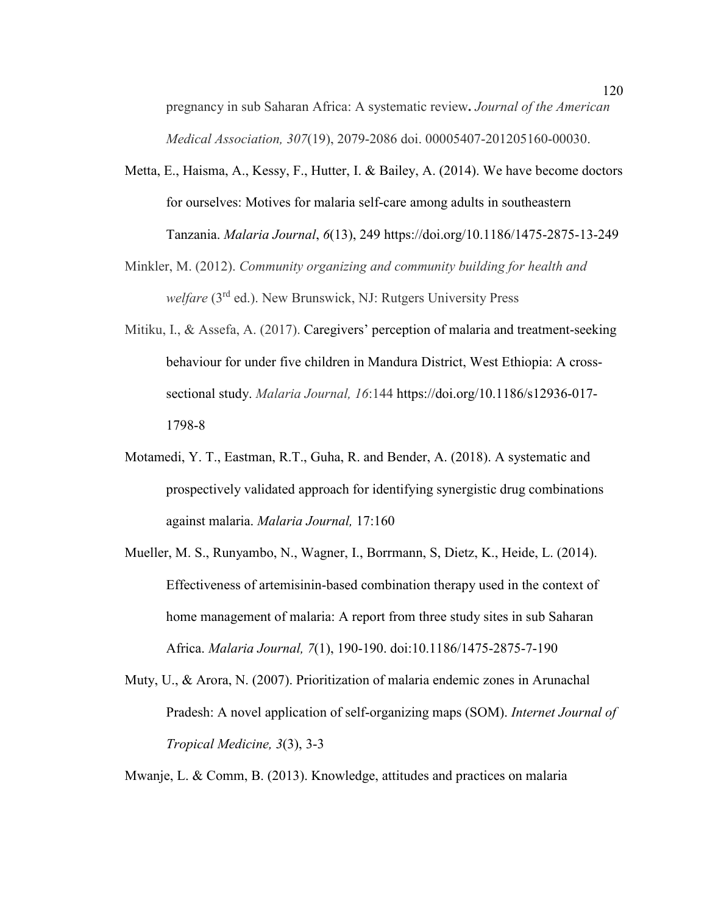pregnancy in sub Saharan Africa: A systematic review**.** *Journal of the American Medical Association, 307*(19), 2079-2086 doi. 00005407-201205160-00030.

Metta, E., Haisma, A., Kessy, F., Hutter, I. & Bailey, A. (2014). We have become doctors for ourselves: Motives for malaria self-care among adults in southeastern Tanzania. *Malaria Journal*, *6*(13), 249 https://doi.org/10.1186/1475-2875-13-249

Minkler, M. (2012). *Community organizing and community building for health and welfare* (3rd ed.). New Brunswick, NJ: Rutgers University Press

Mitiku, I., & Assefa, A. (2017). Caregivers' perception of malaria and treatment-seeking behaviour for under five children in Mandura District, West Ethiopia: A cross-sectional study. *Malaria Journal, 16*:144 https://doi.org/10.1186/s12936-017-1798-8

Motamedi, Y. T., Eastman, R.T., Guha, R. and Bender, A. (2018). A systematic and prospectively validated approach for identifying synergistic drug combinations against malaria. *Malaria Journal,* 17:160

Mueller, M. S., Runyambo, N., Wagner, I., Borrmann, S, Dietz, K., Heide, L. (2014). Effectiveness of artemisinin-based combination therapy used in the context of home management of malaria: A report from three study sites in sub Saharan Africa. *Malaria Journal, 7*(1), 190-190. doi:10.1186/1475-2875-7-190

Muty, U., & Arora, N. (2007). Prioritization of malaria endemic zones in Arunachal Pradesh: A novel application of self-organizing maps (SOM). *Internet Journal of Tropical Medicine, 3*(3), 3-3

Mwanje, L. & Comm, B. (2013). Knowledge, attitudes and practices on malaria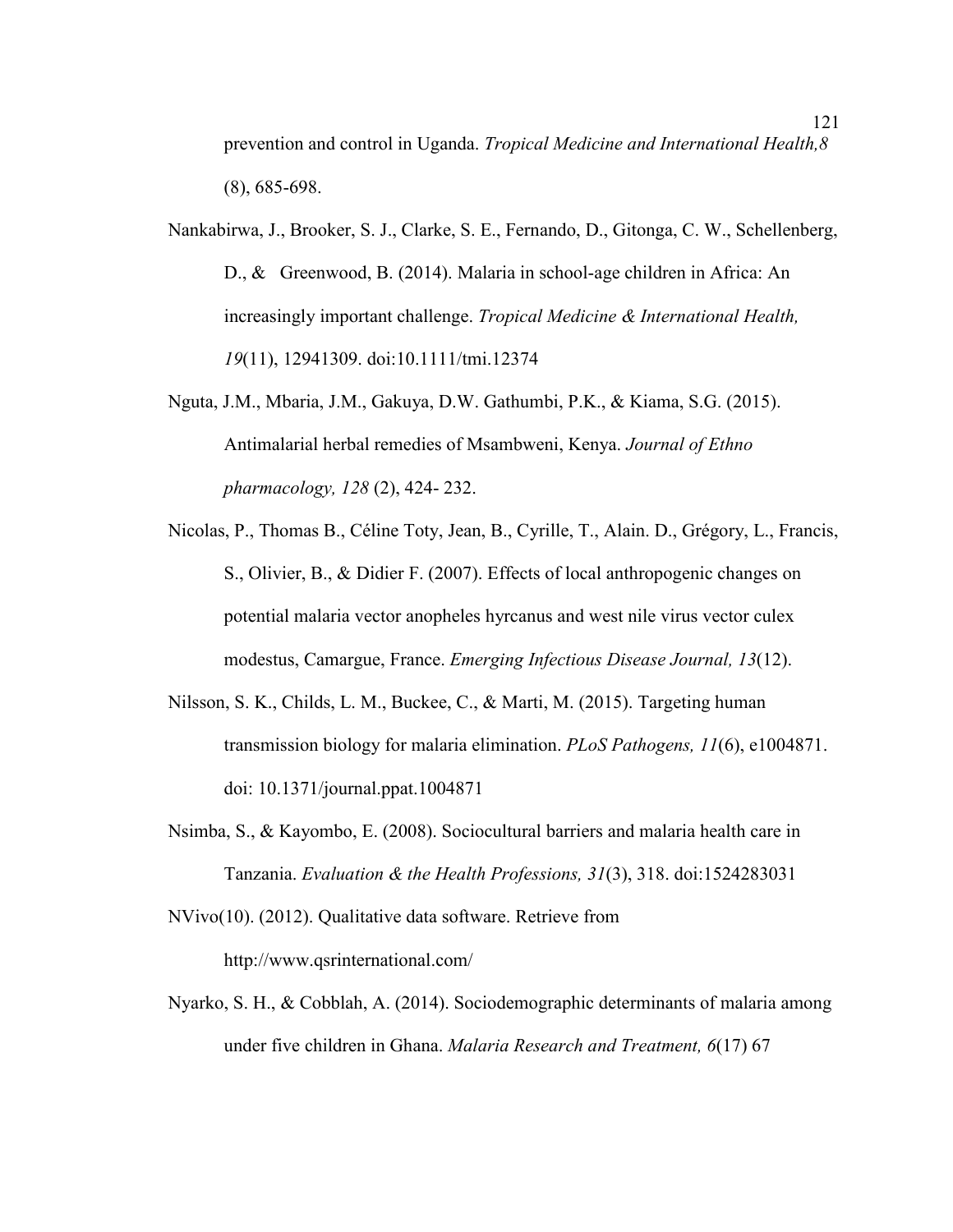prevention and control in Uganda. *Tropical Medicine and International Health,8* (8), 685-698.

Nankabirwa, J., Brooker, S. J., Clarke, S. E., Fernando, D., Gitonga, C. W., Schellenberg, D., & Greenwood, B. (2014). Malaria in school-age children in Africa: An increasingly important challenge. *Tropical Medicine & International Health, 19*(11), 12941309. doi:10.1111/tmi.12374

Nguta, J.M., Mbaria, J.M., Gakuya, D.W. Gathumbi, P.K., & Kiama, S.G. (2015). Antimalarial herbal remedies of Msambweni, Kenya. *Journal of Ethno pharmacology, 128* (2), 424- 232.

Nicolas, P., Thomas B., Céline Toty, Jean, B., Cyrille, T., Alain. D., Grégory, L., Francis, S., Olivier, B., & Didier F. (2007). Effects of local anthropogenic changes on potential malaria vector anopheles hyrcanus and west nile virus vector culex modestus, Camargue, France. *Emerging Infectious Disease Journal, 13*(12).

Nilsson, S. K., Childs, L. M., Buckee, C., & Marti, M. (2015). Targeting human transmission biology for malaria elimination. *PLoS Pathogens, 11*(6), e1004871. doi: 10.1371/journal.ppat.1004871

Nsimba, S., & Kayombo, E. (2008). Sociocultural barriers and malaria health care in Tanzania. *Evaluation & the Health Professions, 31*(3), 318. doi:1524283031

NVivo(10). (2012). Qualitative data software. Retrieve from http://www.qsrinternational.com/

Nyarko, S. H., & Cobblah, A. (2014). Sociodemographic determinants of malaria among under five children in Ghana. *Malaria Research and Treatment, 6*(17) 67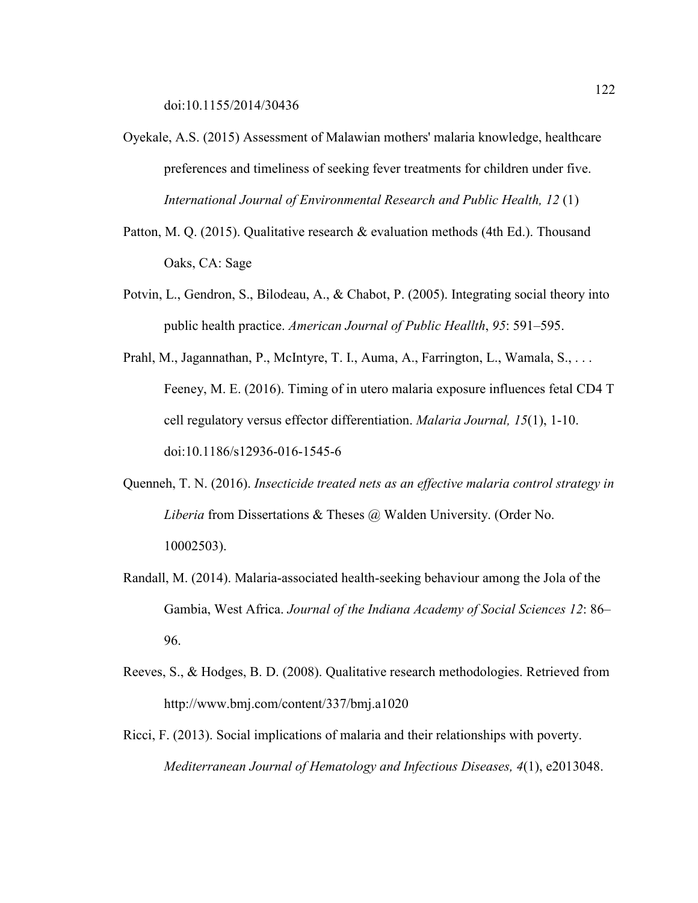doi:10.1155/2014/30436

Oyekale, A.S. (2015) Assessment of Malawian mothers' malaria knowledge, healthcare preferences and timeliness of seeking fever treatments for children under five. *International Journal of Environmental Research and Public Health, 12* (1)

Patton, M. Q. (2015). Qualitative research & evaluation methods (4th Ed.). Thousand Oaks, CA: Sage

Potvin, L., Gendron, S., Bilodeau, A., & Chabot, P. (2005). Integrating social theory into public health practice. *American Journal of Public Heallth*, *95*: 591–595.

Prahl, M., Jagannathan, P., McIntyre, T. I., Auma, A., Farrington, L., Wamala, S., . . . Feeney, M. E. (2016). Timing of in utero malaria exposure influences fetal CD4 T cell regulatory versus effector differentiation. *Malaria Journal, 15*(1), 1-10. doi:10.1186/s12936-016-1545-6

Quenneh, T. N. (2016). *Insecticide treated nets as an effective malaria control strategy in Liberia* from Dissertations & Theses @ Walden University. (Order No. 10002503).

Randall, M. (2014). Malaria-associated health-seeking behaviour among the Jola of the Gambia, West Africa. *Journal of the Indiana Academy of Social Sciences 12*: 86–96.

Reeves, S., & Hodges, B. D. (2008). Qualitative research methodologies. Retrieved from http://www.bmj.com/content/337/bmj.a1020

Ricci, F. (2013). Social implications of malaria and their relationships with poverty. *Mediterranean Journal of Hematology and Infectious Diseases, 4*(1), e2013048.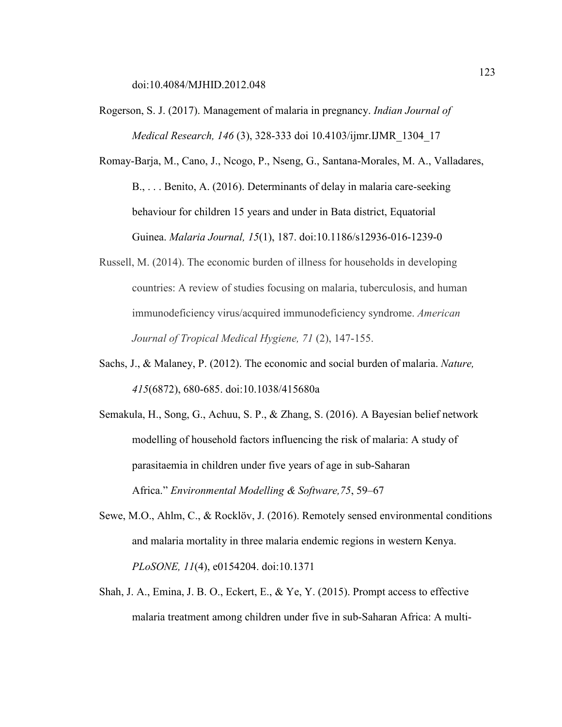doi:10.4084/MJHID.2012.048

Rogerson, S. J. (2017). Management of malaria in pregnancy. *Indian Journal of Medical Research, 146* (3), 328-333 doi 10.4103/ijmr.IJMR_1304_17

Romay-Barja, M., Cano, J., Ncogo, P., Nseng, G., Santana-Morales, M. A., Valladares, B., . . . Benito, A. (2016). Determinants of delay in malaria care-seeking behaviour for children 15 years and under in Bata district, Equatorial Guinea. *Malaria Journal, 15*(1), 187. doi:10.1186/s12936-016-1239-0

Russell, M. (2014). The economic burden of illness for households in developing countries: A review of studies focusing on malaria, tuberculosis, and human immunodeficiency virus/acquired immunodeficiency syndrome. *American Journal of Tropical Medical Hygiene, 71* (2), 147-155.

Sachs, J., & Malaney, P. (2012). The economic and social burden of malaria. *Nature, 415*(6872), 680-685. doi:10.1038/415680a

Semakula, H., Song, G., Achuu, S. P., & Zhang, S. (2016). A Bayesian belief network modelling of household factors influencing the risk of malaria: A study of parasitaemia in children under five years of age in sub-Saharan Africa." *Environmental Modelling & Software,75*, 59–67

Sewe, M.O., Ahlm, C., & Rocklöv, J. (2016). Remotely sensed environmental conditions and malaria mortality in three malaria endemic regions in western Kenya. *PLoSONE, 11*(4), e0154204. doi:10.1371

Shah, J. A., Emina, J. B. O., Eckert, E., & Ye, Y. (2015). Prompt access to effective malaria treatment among children under five in sub-Saharan Africa: A multi-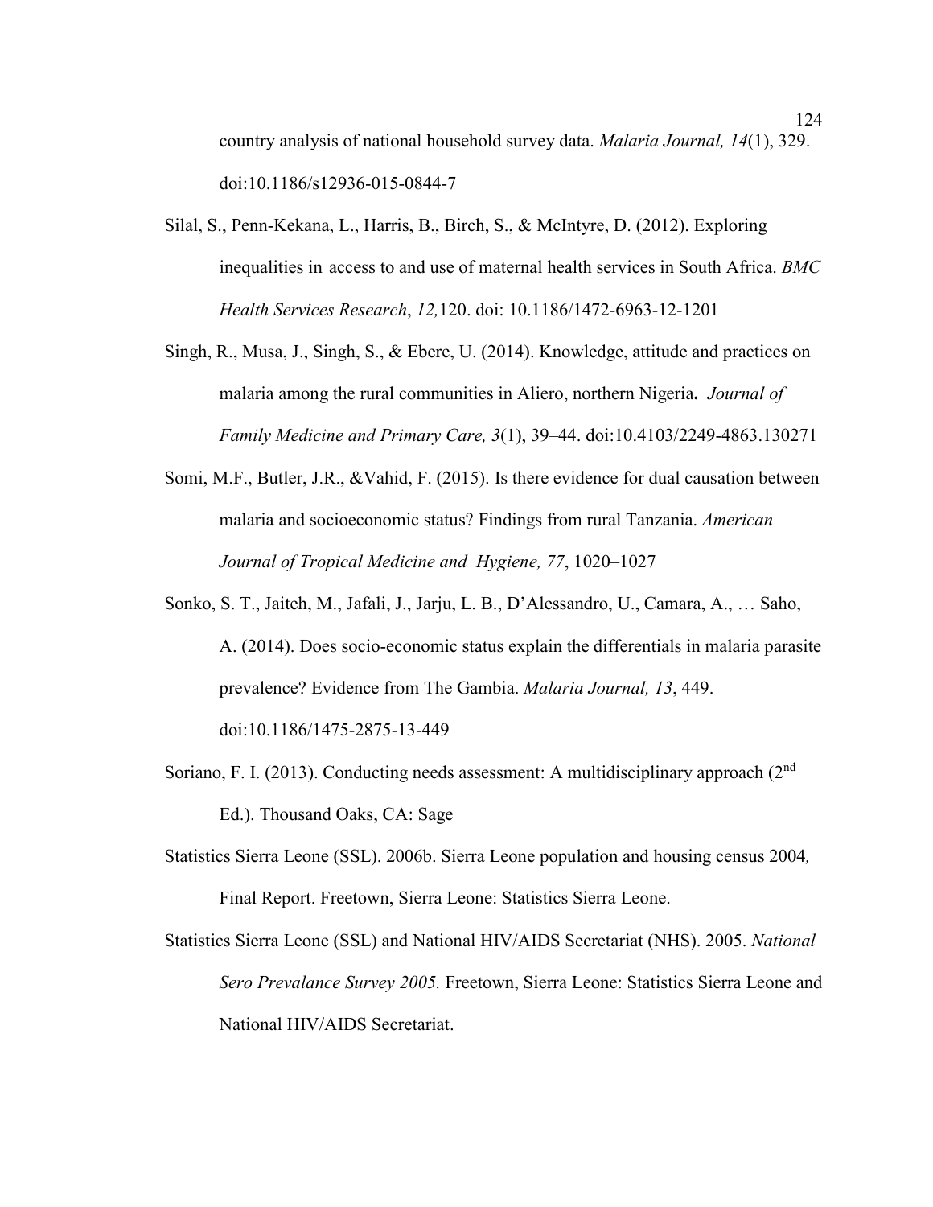country analysis of national household survey data. *Malaria Journal, 14*(1), 329. doi:10.1186/s12936-015-0844-7

Silal, S., Penn-Kekana, L., Harris, B., Birch, S., & McIntyre, D. (2012). Exploring inequalities in access to and use of maternal health services in South Africa. *BMC Health Services Research*, *12,*120. doi: 10.1186/1472-6963-12-1201

Singh, R., Musa, J., Singh, S., & Ebere, U. (2014). Knowledge, attitude and practices on malaria among the rural communities in Aliero, northern Nigeria**.** *Journal of Family Medicine and Primary Care, 3*(1), 39–44. doi:10.4103/2249-4863.130271

Somi, M.F., Butler, J.R., &Vahid, F. (2015). Is there evidence for dual causation between malaria and socioeconomic status? Findings from rural Tanzania. *American Journal of Tropical Medicine and Hygiene, 77*, 1020–1027

Sonko, S. T., Jaiteh, M., Jafali, J., Jarju, L. B., D'Alessandro, U., Camara, A., … Saho, A. (2014). Does socio-economic status explain the differentials in malaria parasite prevalence? Evidence from The Gambia. *Malaria Journal, 13*, 449. doi:10.1186/1475-2875-13-449

Soriano, F. I. (2013). Conducting needs assessment: A multidisciplinary approach (2nd Ed.). Thousand Oaks, CA: Sage

Statistics Sierra Leone (SSL). 2006b. Sierra Leone population and housing census 2004*,* Final Report. Freetown, Sierra Leone: Statistics Sierra Leone.

Statistics Sierra Leone (SSL) and National HIV/AIDS Secretariat (NHS). 2005. *National Sero Prevalance Survey 2005.* Freetown, Sierra Leone: Statistics Sierra Leone and National HIV/AIDS Secretariat.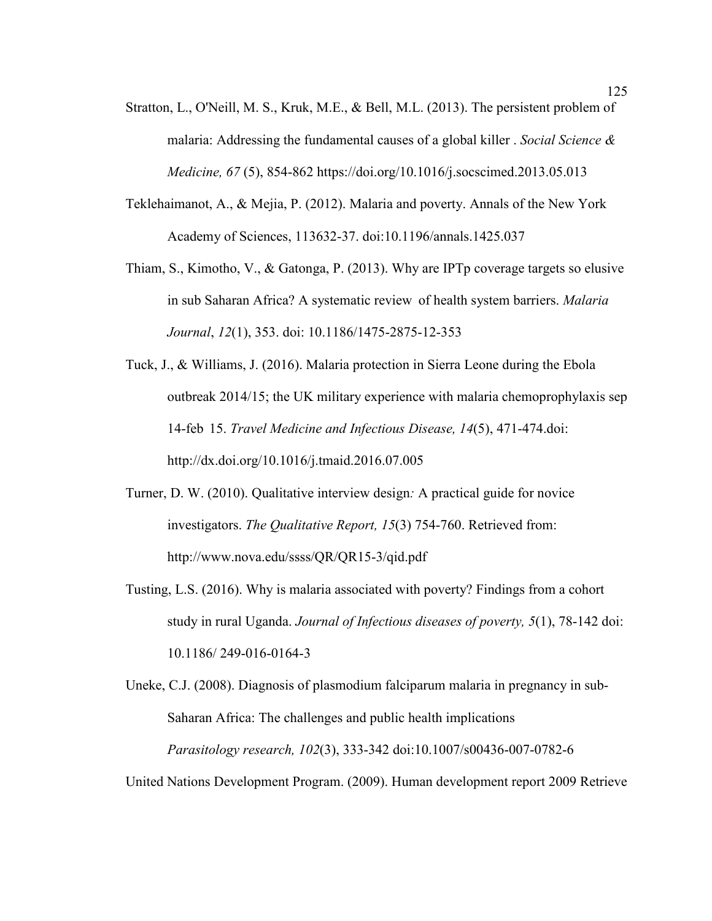Stratton, L., O'Neill, M. S., Kruk, M.E., & Bell, M.L. (2013). The persistent problem of malaria: Addressing the fundamental causes of a global killer . *Social Science & Medicine, 67* (5), 854-862 https://doi.org/10.1016/j.socscimed.2013.05.013

Teklehaimanot, A., & Mejia, P. (2012). Malaria and poverty. Annals of the New York Academy of Sciences, 113632-37. doi:10.1196/annals.1425.037

Thiam, S., Kimotho, V., & Gatonga, P. (2013). Why are IPTp coverage targets so elusive in sub Saharan Africa? A systematic review of health system barriers. *Malaria Journal*, *12*(1), 353. doi: 10.1186/1475-2875-12-353

Tuck, J., & Williams, J. (2016). Malaria protection in Sierra Leone during the Ebola outbreak 2014/15; the UK military experience with malaria chemoprophylaxis sep 14-feb 15. *Travel Medicine and Infectious Disease, 14*(5), 471-474.doi: http://dx.doi.org/10.1016/j.tmaid.2016.07.005

Turner, D. W. (2010). Qualitative interview design*:* A practical guide for novice investigators. *The Qualitative Report, 15*(3) 754-760. Retrieved from: http://www.nova.edu/ssss/QR/QR15-3/qid.pdf

Tusting, L.S. (2016). Why is malaria associated with poverty? Findings from a cohort study in rural Uganda. *Journal of Infectious diseases of poverty, 5*(1), 78-142 doi: 10.1186/ 249-016-0164-3

Uneke, C.J. (2008). Diagnosis of plasmodium falciparum malaria in pregnancy in sub-Saharan Africa: The challenges and public health implications *Parasitology research, 102*(3), 333-342 doi:10.1007/s00436-007-0782-6

United Nations Development Program. (2009). Human development report 2009 Retrieve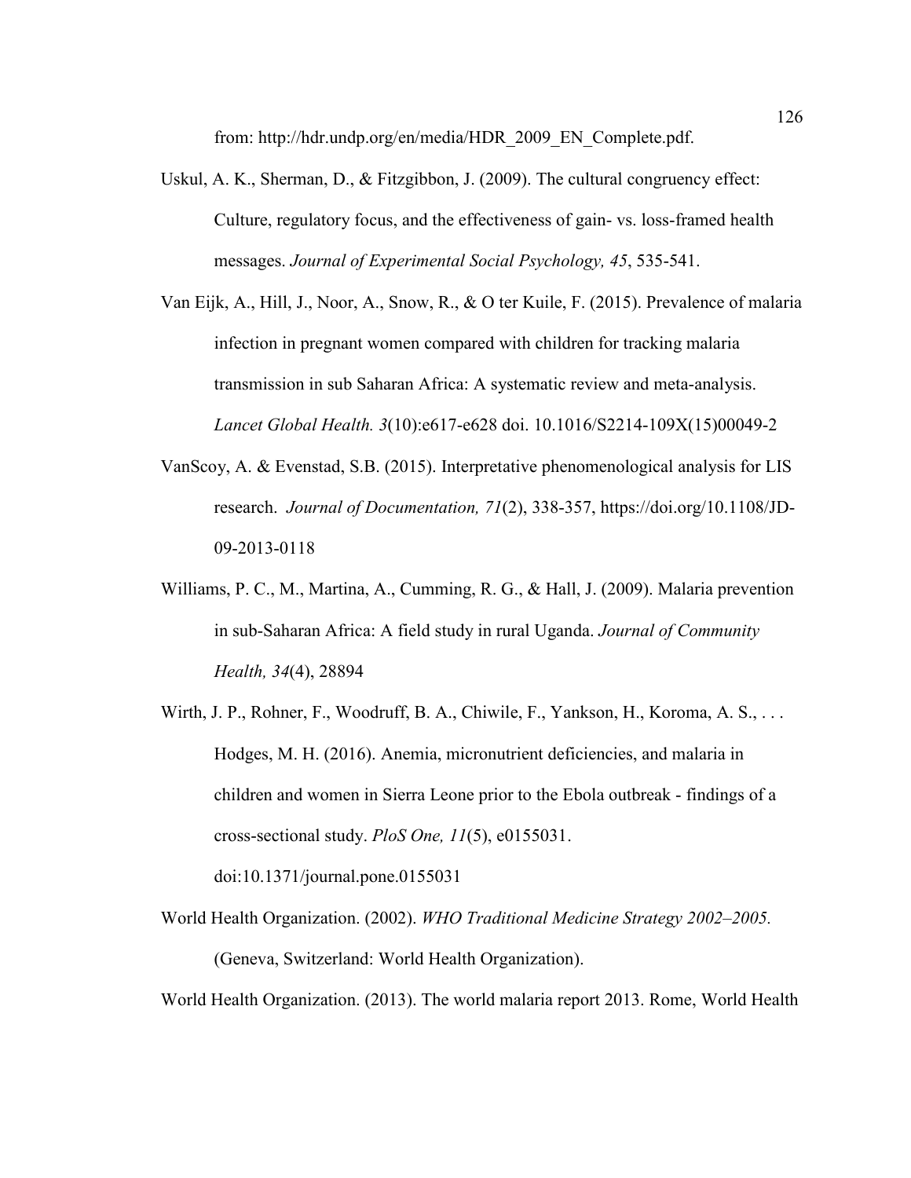from: http://hdr.undp.org/en/media/HDR_2009_EN_Complete.pdf.

Uskul, A. K., Sherman, D., & Fitzgibbon, J. (2009). The cultural congruency effect: Culture, regulatory focus, and the effectiveness of gain- vs. loss-framed health messages. *Journal of Experimental Social Psychology, 45*, 535-541.

Van Eijk, A., Hill, J., Noor, A., Snow, R., & O ter Kuile, F. (2015). Prevalence of malaria infection in pregnant women compared with children for tracking malaria transmission in sub Saharan Africa: A systematic review and meta-analysis. *Lancet Global Health. 3*(10):e617-e628 doi. 10.1016/S2214-109X(15)00049-2

VanScoy, A. & Evenstad, S.B. (2015). Interpretative phenomenological analysis for LIS research. *Journal of Documentation, 71*(2), 338-357, https://doi.org/10.1108/JD-09-2013-0118

Williams, P. C., M., Martina, A., Cumming, R. G., & Hall, J. (2009). Malaria prevention in sub-Saharan Africa: A field study in rural Uganda. *Journal of Community Health, 34*(4), 28894

Wirth, J. P., Rohner, F., Woodruff, B. A., Chiwile, F., Yankson, H., Koroma, A. S., . . . Hodges, M. H. (2016). Anemia, micronutrient deficiencies, and malaria in children and women in Sierra Leone prior to the Ebola outbreak - findings of a cross-sectional study. *PloS One, 11*(5), e0155031. doi:10.1371/journal.pone.0155031

World Health Organization. (2002). *WHO Traditional Medicine Strategy 2002–2005.* (Geneva, Switzerland: World Health Organization).

World Health Organization. (2013). The world malaria report 2013. Rome, World Health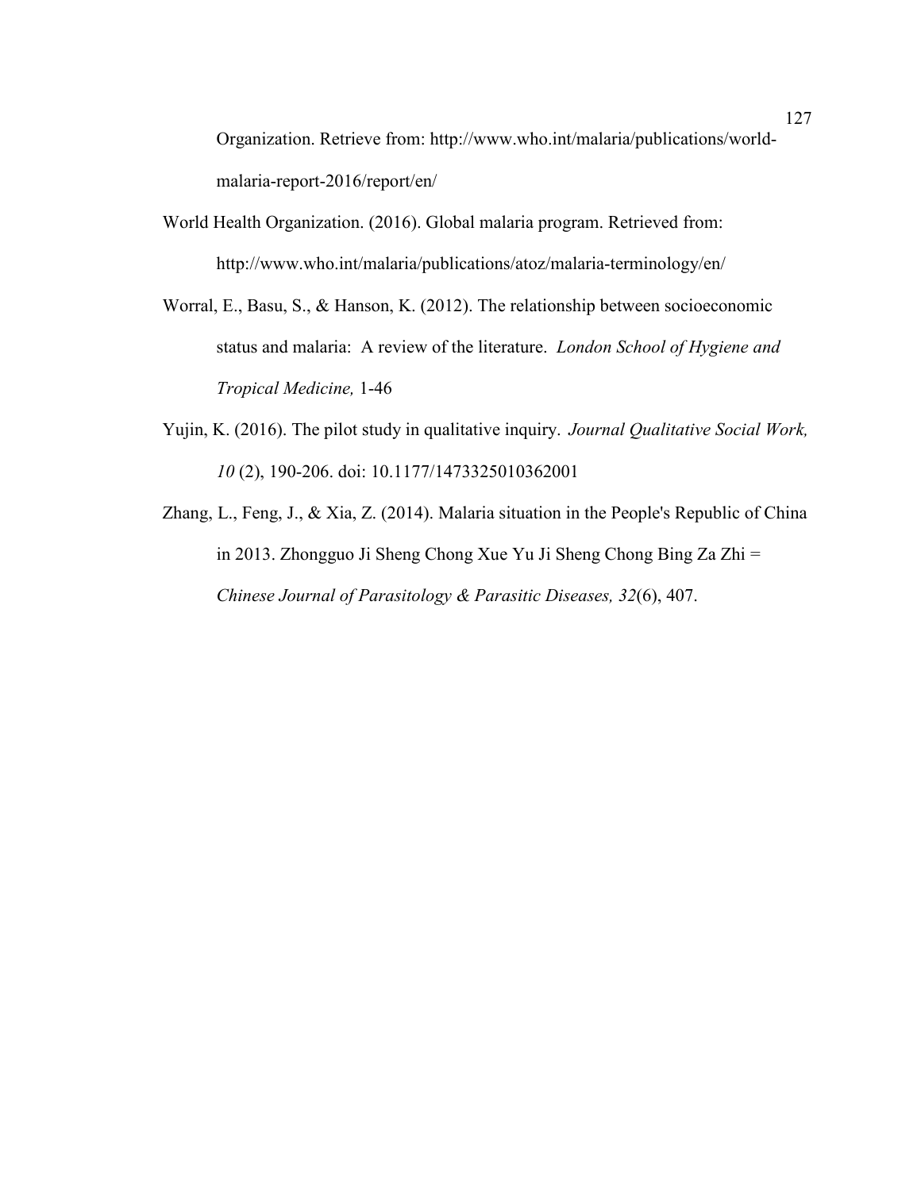Organization. Retrieve from: http://www.who.int/malaria/publications/world-malaria-report-2016/report/en/

World Health Organization. (2016). Global malaria program. Retrieved from: http://www.who.int/malaria/publications/atoz/malaria-terminology/en/

Worral, E., Basu, S., & Hanson, K. (2012). The relationship between socioeconomic status and malaria: A review of the literature. *London School of Hygiene and Tropical Medicine,* 1-46

Yujin, K. (2016). The pilot study in qualitative inquiry. *Journal Qualitative Social Work, 10* (2), 190-206. doi: 10.1177/1473325010362001

Zhang, L., Feng, J., & Xia, Z. (2014). Malaria situation in the People's Republic of China in 2013. Zhongguo Ji Sheng Chong Xue Yu Ji Sheng Chong Bing Za Zhi = *Chinese Journal of Parasitology & Parasitic Diseases, 32*(6), 407.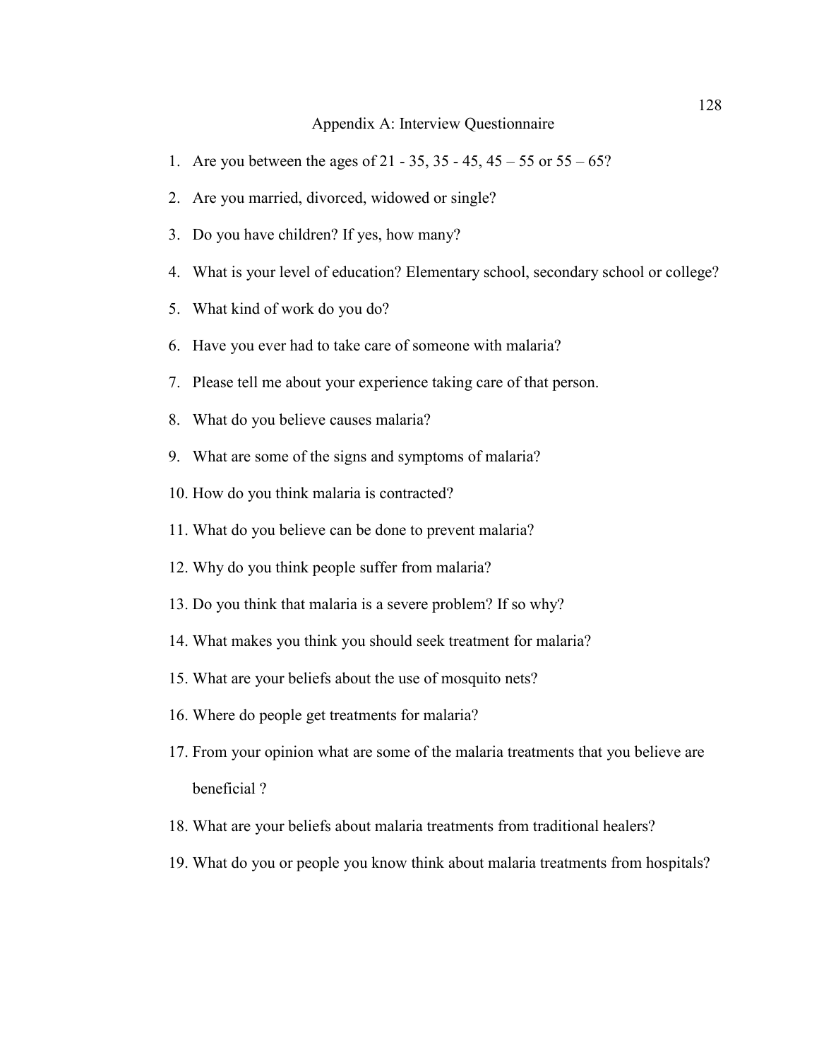## Appendix A: Interview Questionnaire

1. Are you between the ages of 21 - 35, 35 - 45, 45 – 55 or 55 – 65?
2. Are you married, divorced, widowed or single?
3. Do you have children? If yes, how many?
4. What is your level of education? Elementary school, secondary school or college?
5. What kind of work do you do?
6. Have you ever had to take care of someone with malaria?
7. Please tell me about your experience taking care of that person.
8. What do you believe causes malaria?
9. What are some of the signs and symptoms of malaria?
10. How do you think malaria is contracted?
11. What do you believe can be done to prevent malaria?
12. Why do you think people suffer from malaria?
13. Do you think that malaria is a severe problem? If so why?
14. What makes you think you should seek treatment for malaria?
15. What are your beliefs about the use of mosquito nets?
16. Where do people get treatments for malaria?
17. From your opinion what are some of the malaria treatments that you believe are beneficial ?
18. What are your beliefs about malaria treatments from traditional healers?
19. What do you or people you know think about malaria treatments from hospitals?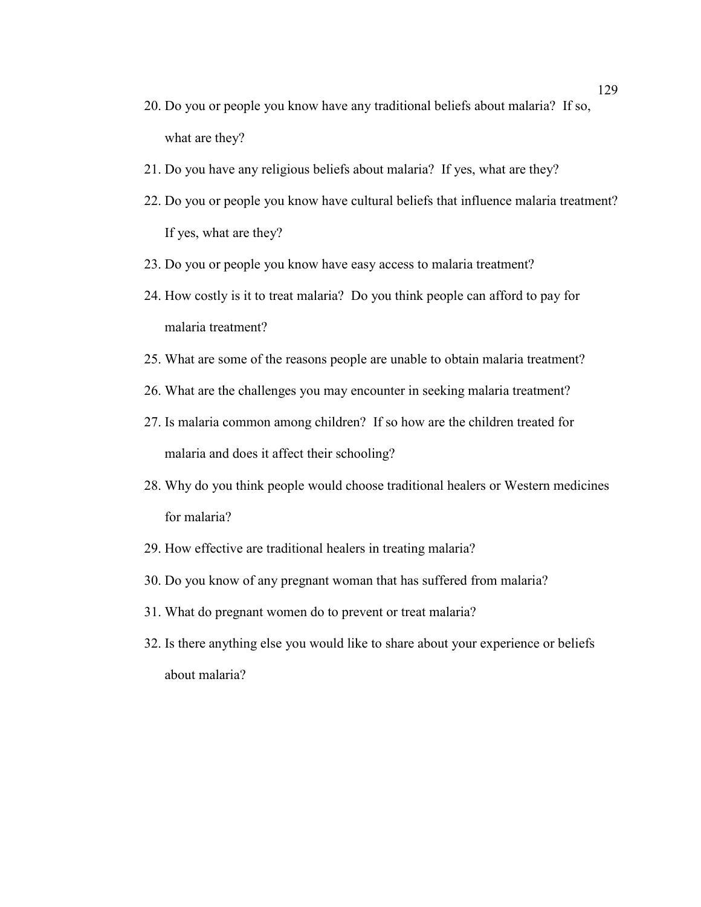20. Do you or people you know have any traditional beliefs about malaria? If so, what are they?
21. Do you have any religious beliefs about malaria? If yes, what are they?
22. Do you or people you know have cultural beliefs that influence malaria treatment? If yes, what are they?
23. Do you or people you know have easy access to malaria treatment?
24. How costly is it to treat malaria? Do you think people can afford to pay for malaria treatment?
25. What are some of the reasons people are unable to obtain malaria treatment?
26. What are the challenges you may encounter in seeking malaria treatment?
27. Is malaria common among children? If so how are the children treated for malaria and does it affect their schooling?
28. Why do you think people would choose traditional healers or Western medicines for malaria?
29. How effective are traditional healers in treating malaria?
30. Do you know of any pregnant woman that has suffered from malaria?
31. What do pregnant women do to prevent or treat malaria?
32. Is there anything else you would like to share about your experience or beliefs about malaria?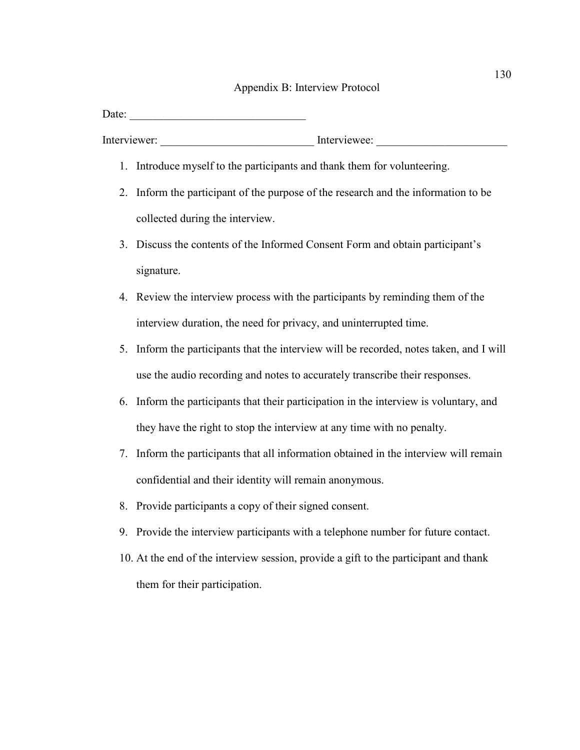# Appendix B: Interview Protocol

Date: _______________________________

Interviewer: ___________________________ Interviewee: _______________________

1. Introduce myself to the participants and thank them for volunteering.
2. Inform the participant of the purpose of the research and the information to be collected during the interview.
3. Discuss the contents of the Informed Consent Form and obtain participant's signature.
4. Review the interview process with the participants by reminding them of the interview duration, the need for privacy, and uninterrupted time.
5. Inform the participants that the interview will be recorded, notes taken, and I will use the audio recording and notes to accurately transcribe their responses.
6. Inform the participants that their participation in the interview is voluntary, and they have the right to stop the interview at any time with no penalty.
7. Inform the participants that all information obtained in the interview will remain confidential and their identity will remain anonymous.
8. Provide participants a copy of their signed consent.
9. Provide the interview participants with a telephone number for future contact.
10. At the end of the interview session, provide a gift to the participant and thank them for their participation.